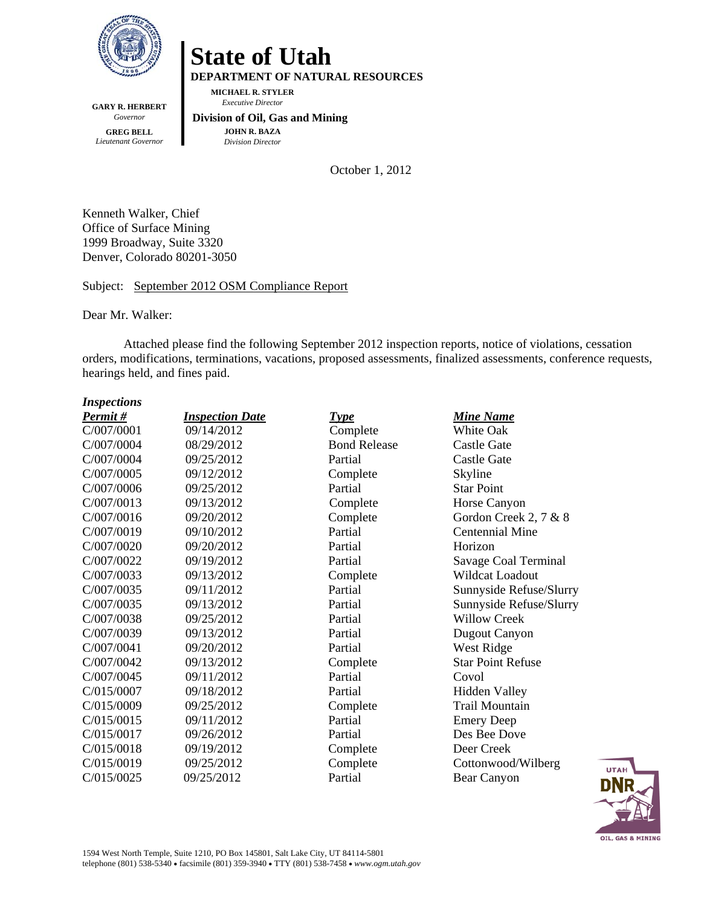# State of Utah

**DEPARTMENT OF NATURAL RESOURCES**

**MICHAEL R. STYLER**
*Executive Director*

**Division of Oil, Gas and Mining**

**JOHN R. BAZA**
*Division Director*

**GARY R. HERBERT**
*Governor*

**GREG BELL**
*Lieutenant Governor*

October 1, 2012

Kenneth Walker, Chief
Office of Surface Mining
1999 Broadway, Suite 3320
Denver, Colorado 80201-3050

Subject: September 2012 OSM Compliance Report

Dear Mr. Walker:

Attached please find the following September 2012 inspection reports, notice of violations, cessation orders, modifications, terminations, vacations, proposed assessments, finalized assessments, conference requests, hearings held, and fines paid.

***Inspections***

| *Permit #* | *Inspection Date* | *Type* | *Mine Name* |
|---|---|---|---|
| C/007/0001 | 09/14/2012 | Complete | White Oak |
| C/007/0004 | 08/29/2012 | Bond Release | Castle Gate |
| C/007/0004 | 09/25/2012 | Partial | Castle Gate |
| C/007/0005 | 09/12/2012 | Complete | Skyline |
| C/007/0006 | 09/25/2012 | Partial | Star Point |
| C/007/0013 | 09/13/2012 | Complete | Horse Canyon |
| C/007/0016 | 09/20/2012 | Complete | Gordon Creek 2, 7 & 8 |
| C/007/0019 | 09/10/2012 | Partial | Centennial Mine |
| C/007/0020 | 09/20/2012 | Partial | Horizon |
| C/007/0022 | 09/19/2012 | Partial | Savage Coal Terminal |
| C/007/0033 | 09/13/2012 | Complete | Wildcat Loadout |
| C/007/0035 | 09/11/2012 | Partial | Sunnyside Refuse/Slurry |
| C/007/0035 | 09/13/2012 | Partial | Sunnyside Refuse/Slurry |
| C/007/0038 | 09/25/2012 | Partial | Willow Creek |
| C/007/0039 | 09/13/2012 | Partial | Dugout Canyon |
| C/007/0041 | 09/20/2012 | Partial | West Ridge |
| C/007/0042 | 09/13/2012 | Complete | Star Point Refuse |
| C/007/0045 | 09/11/2012 | Partial | Covol |
| C/015/0007 | 09/18/2012 | Partial | Hidden Valley |
| C/015/0009 | 09/25/2012 | Complete | Trail Mountain |
| C/015/0015 | 09/11/2012 | Partial | Emery Deep |
| C/015/0017 | 09/26/2012 | Partial | Des Bee Dove |
| C/015/0018 | 09/19/2012 | Complete | Deer Creek |
| C/015/0019 | 09/25/2012 | Complete | Cottonwood/Wilberg |
| C/015/0025 | 09/25/2012 | Partial | Bear Canyon |

1594 West North Temple, Suite 1210, PO Box 145801, Salt Lake City, UT 84114-5801
telephone (801) 538-5340 • facsimile (801) 359-3940 • TTY (801) 538-7458 • *www.ogm.utah.gov*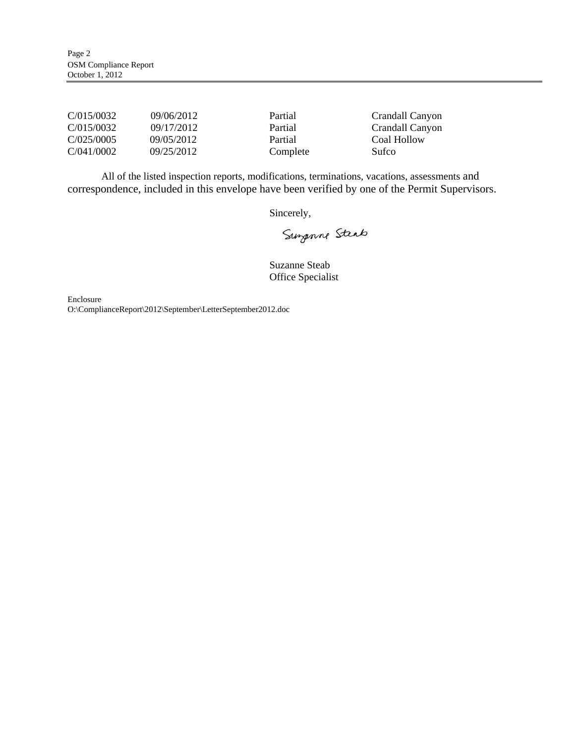| | | | |
|---|---|---|---|
| C/015/0032 | 09/06/2012 | Partial | Crandall Canyon |
| C/015/0032 | 09/17/2012 | Partial | Crandall Canyon |
| C/025/0005 | 09/05/2012 | Partial | Coal Hollow |
| C/041/0002 | 09/25/2012 | Complete | Sufco |

All of the listed inspection reports, modifications, terminations, vacations, assessments and correspondence, included in this envelope have been verified by one of the Permit Supervisors.

Sincerely,

Suzanne Steab

Suzanne Steab
Office Specialist

Enclosure
O:\ComplianceReport\2012\September\LetterSeptember2012.doc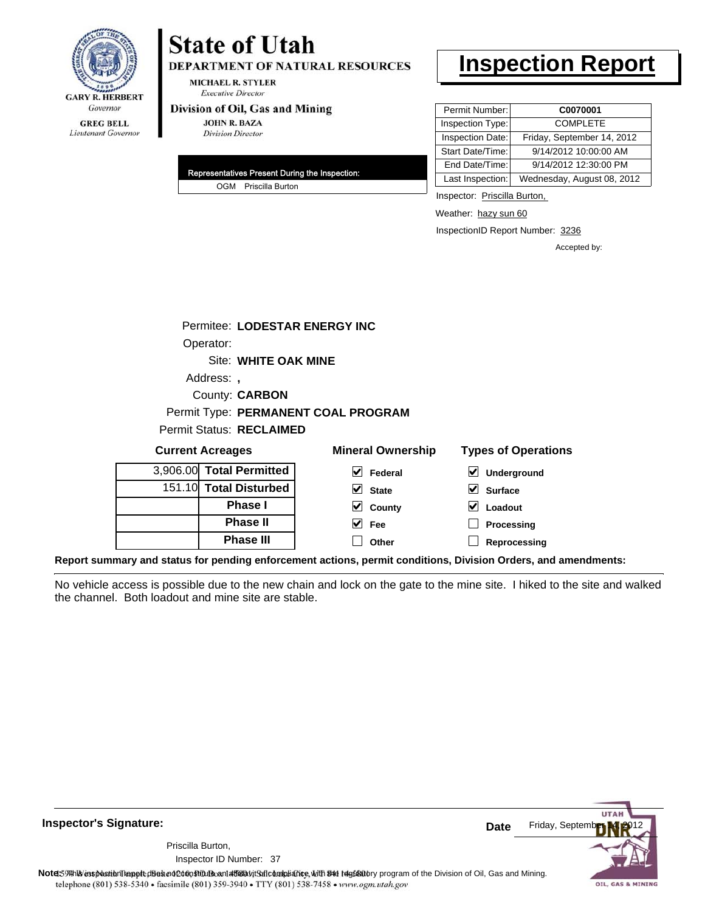GARY R. HERBERT
*Governor*

GREG BELL
*Lieutenant Governor*

# State of Utah

**DEPARTMENT OF NATURAL RESOURCES**

MICHAEL R. STYLER
*Executive Director*

**Division of Oil, Gas and Mining**

JOHN R. BAZA
*Division Director*

# Inspection Report

| Permit Number: | **C0070001** |
|---|---|
| Inspection Type: | COMPLETE |
| Inspection Date: | Friday, September 14, 2012 |
| Start Date/Time: | 9/14/2012 10:00:00 AM |
| End Date/Time: | 9/14/2012 12:30:00 PM |
| Last Inspection: | Wednesday, August 08, 2012 |

| Representatives Present During the Inspection: |
|---|
| OGM Priscilla Burton |

Inspector: Priscilla Burton,

Weather: hazy sun 60

InspectionID Report Number: 3236

Accepted by:

Permitee: **LODESTAR ENERGY INC**
Operator:
Site: **WHITE OAK MINE**
Address: **,**
County: **CARBON**
Permit Type: **PERMANENT COAL PROGRAM**
Permit Status: **RECLAIMED**

**Current Acreages**

| | |
|---|---|
| 3,906.00 | **Total Permitted** |
| 151.10 | **Total Disturbed** |
| | **Phase I** |
| | **Phase II** |
| | **Phase III** |

**Mineral Ownership**

- [x] Federal
- [x] State
- [x] County
- [x] Fee
- [ ] Other

**Types of Operations**

- [x] Underground
- [x] Surface
- [x] Loadout
- [ ] Processing
- [ ] Reprocessing

**Report summary and status for pending enforcement actions, permit conditions, Division Orders, and amendments:**

No vehicle access is possible due to the new chain and lock on the gate to the mine site. I hiked to the site and walked the channel. Both loadout and mine site are stable.

**Inspector's Signature:**

Priscilla Burton,
Inspector ID Number: 37

**Date** Friday, September 14, 2012

**Note:** This inspection report does not constitute an affidavit of compliance with the regulatory program of the Division of Oil, Gas and Mining.

1594 West North Temple, Suite 1210, PO Box 145801, Salt Lake City, UT 84114-5801
telephone (801) 538-5340 • facsimile (801) 359-3940 • TTY (801) 538-7458 • www.ogm.utah.gov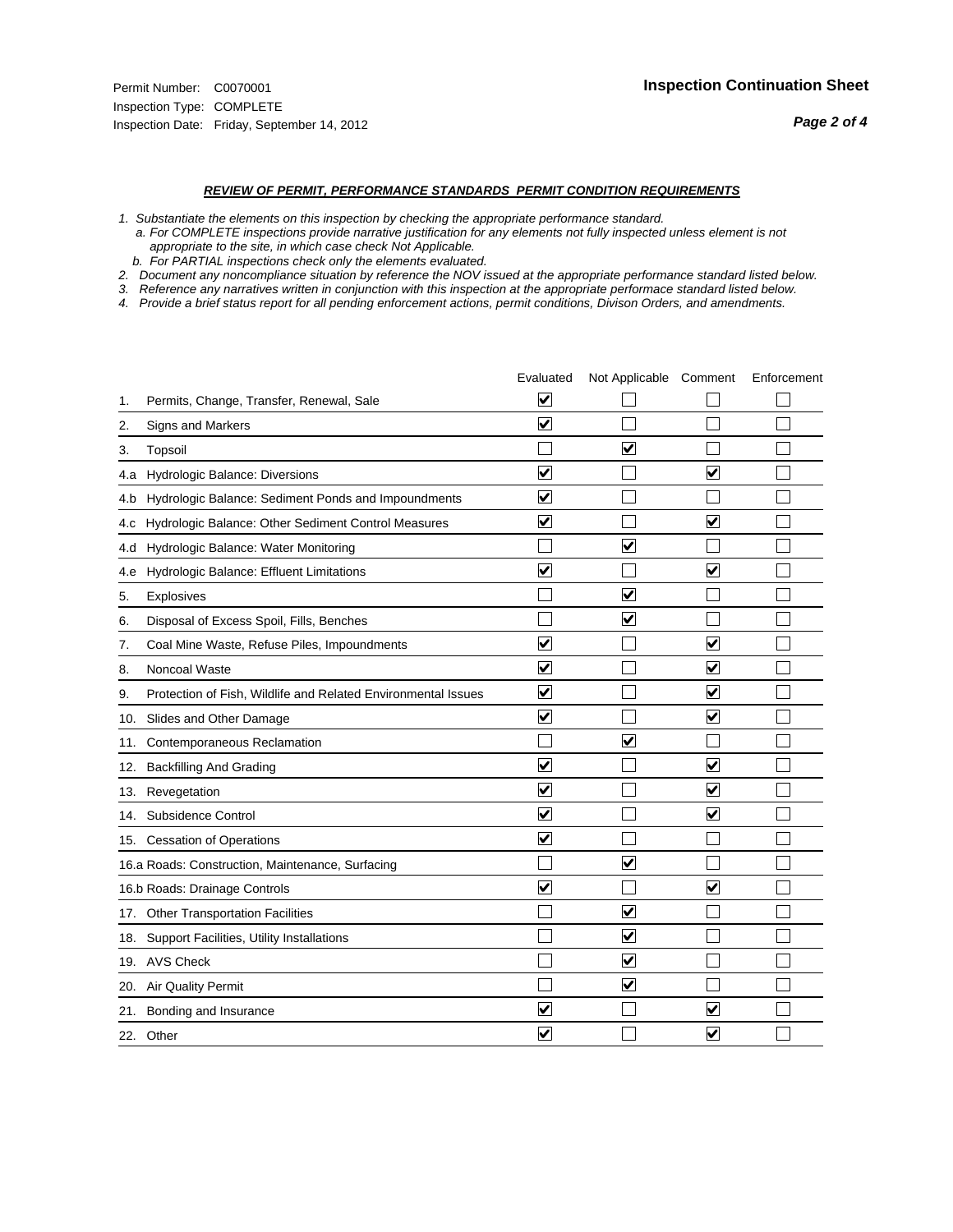Permit Number: C0070001
Inspection Type: COMPLETE
Inspection Date: Friday, September 14, 2012

**Inspection Continuation Sheet**

***REVIEW OF PERMIT, PERFORMANCE STANDARDS PERMIT CONDITION REQUIREMENTS***

*1. Substantiate the elements on this inspection by checking the appropriate performance standard.*
*a. For COMPLETE inspections provide narrative justification for any elements not fully inspected unless element is not appropriate to the site, in which case check Not Applicable.*
*b. For PARTIAL inspections check only the elements evaluated.*
*2. Document any noncompliance situation by reference the NOV issued at the appropriate performance standard listed below.*
*3. Reference any narratives written in conjunction with this inspection at the appropriate performace standard listed below.*
*4. Provide a brief status report for all pending enforcement actions, permit conditions, Divison Orders, and amendments.*

| | Evaluated | Not Applicable | Comment | Enforcement |
|---|---|---|---|---|
| 1. Permits, Change, Transfer, Renewal, Sale | ☑ | ☐ | ☐ | ☐ |
| 2. Signs and Markers | ☑ | ☐ | ☐ | ☐ |
| 3. Topsoil | ☐ | ☑ | ☐ | ☐ |
| 4.a Hydrologic Balance: Diversions | ☑ | ☐ | ☑ | ☐ |
| 4.b Hydrologic Balance: Sediment Ponds and Impoundments | ☑ | ☐ | ☐ | ☐ |
| 4.c Hydrologic Balance: Other Sediment Control Measures | ☑ | ☐ | ☑ | ☐ |
| 4.d Hydrologic Balance: Water Monitoring | ☐ | ☑ | ☐ | ☐ |
| 4.e Hydrologic Balance: Effluent Limitations | ☑ | ☐ | ☑ | ☐ |
| 5. Explosives | ☐ | ☑ | ☐ | ☐ |
| 6. Disposal of Excess Spoil, Fills, Benches | ☐ | ☑ | ☐ | ☐ |
| 7. Coal Mine Waste, Refuse Piles, Impoundments | ☑ | ☐ | ☑ | ☐ |
| 8. Noncoal Waste | ☑ | ☐ | ☑ | ☐ |
| 9. Protection of Fish, Wildlife and Related Environmental Issues | ☑ | ☐ | ☑ | ☐ |
| 10. Slides and Other Damage | ☑ | ☐ | ☑ | ☐ |
| 11. Contemporaneous Reclamation | ☐ | ☑ | ☐ | ☐ |
| 12. Backfilling And Grading | ☑ | ☐ | ☑ | ☐ |
| 13. Revegetation | ☑ | ☐ | ☑ | ☐ |
| 14. Subsidence Control | ☑ | ☐ | ☑ | ☐ |
| 15. Cessation of Operations | ☑ | ☐ | ☐ | ☐ |
| 16.a Roads: Construction, Maintenance, Surfacing | ☐ | ☑ | ☐ | ☐ |
| 16.b Roads: Drainage Controls | ☑ | ☐ | ☑ | ☐ |
| 17. Other Transportation Facilities | ☐ | ☑ | ☐ | ☐ |
| 18. Support Facilities, Utility Installations | ☐ | ☑ | ☐ | ☐ |
| 19. AVS Check | ☐ | ☑ | ☐ | ☐ |
| 20. Air Quality Permit | ☐ | ☑ | ☐ | ☐ |
| 21. Bonding and Insurance | ☑ | ☐ | ☑ | ☐ |
| 22. Other | ☑ | ☐ | ☑ | ☐ |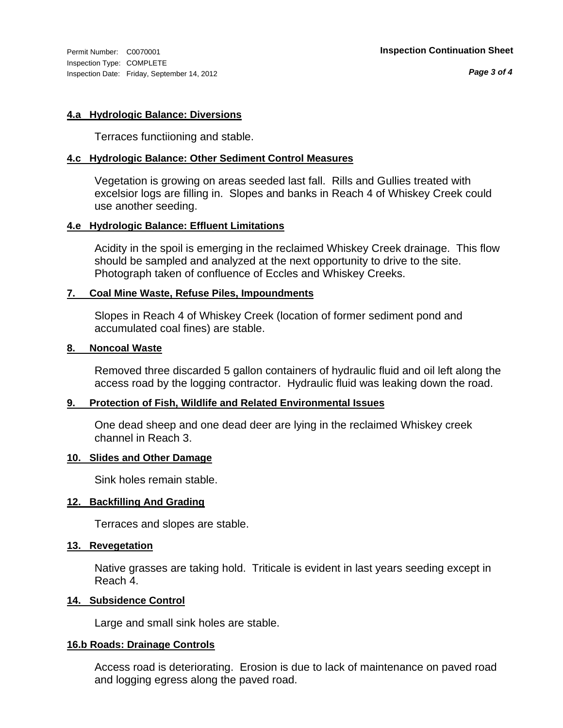#### 4.a Hydrologic Balance: Diversions

Terraces functiioning and stable.

#### 4.c Hydrologic Balance: Other Sediment Control Measures

Vegetation is growing on areas seeded last fall. Rills and Gullies treated with excelsior logs are filling in. Slopes and banks in Reach 4 of Whiskey Creek could use another seeding.

#### 4.e Hydrologic Balance: Effluent Limitations

Acidity in the spoil is emerging in the reclaimed Whiskey Creek drainage. This flow should be sampled and analyzed at the next opportunity to drive to the site. Photograph taken of confluence of Eccles and Whiskey Creeks.

#### 7. Coal Mine Waste, Refuse Piles, Impoundments

Slopes in Reach 4 of Whiskey Creek (location of former sediment pond and accumulated coal fines) are stable.

#### 8. Noncoal Waste

Removed three discarded 5 gallon containers of hydraulic fluid and oil left along the access road by the logging contractor. Hydraulic fluid was leaking down the road.

#### 9. Protection of Fish, Wildlife and Related Environmental Issues

One dead sheep and one dead deer are lying in the reclaimed Whiskey creek channel in Reach 3.

#### 10. Slides and Other Damage

Sink holes remain stable.

#### 12. Backfilling And Grading

Terraces and slopes are stable.

#### 13. Revegetation

Native grasses are taking hold. Triticale is evident in last years seeding except in Reach 4.

#### 14. Subsidence Control

Large and small sink holes are stable.

#### 16.b Roads: Drainage Controls

Access road is deteriorating. Erosion is due to lack of maintenance on paved road and logging egress along the paved road.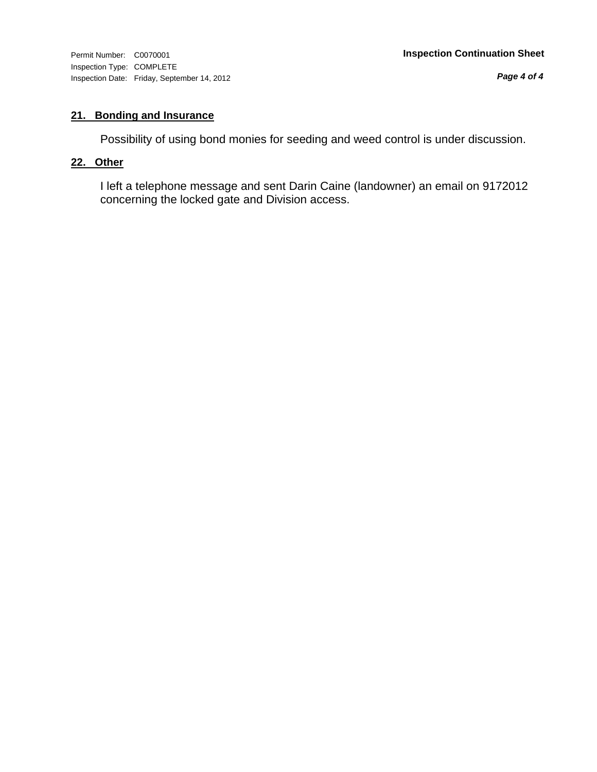## 21. Bonding and Insurance

Possibility of using bond monies for seeding and weed control is under discussion.

## 22. Other

I left a telephone message and sent Darin Caine (landowner) an email on 9172012 concerning the locked gate and Division access.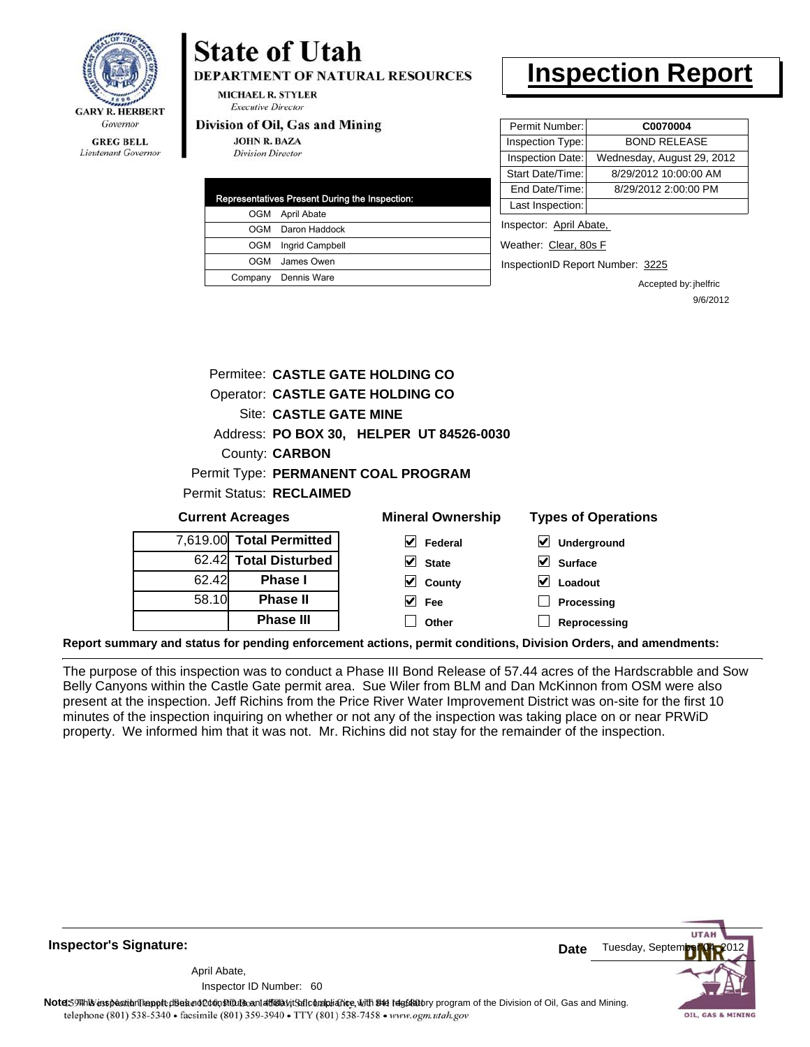# State of Utah

**DEPARTMENT OF NATURAL RESOURCES**

MICHAEL R. STYLER
*Executive Director*

**Division of Oil, Gas and Mining**

JOHN R. BAZA
*Division Director*

GARY R. HERBERT
*Governor*

GREG BELL
*Lieutenant Governor*

# Inspection Report

| Representatives Present During the Inspection: | |
|---|---|
| OGM | April Abate |
| OGM | Daron Haddock |
| OGM | Ingrid Campbell |
| OGM | James Owen |
| Company | Dennis Ware |

| | |
|---|---|
| Permit Number: | **C0070004** |
| Inspection Type: | BOND RELEASE |
| Inspection Date: | Wednesday, August 29, 2012 |
| Start Date/Time: | 8/29/2012 10:00:00 AM |
| End Date/Time: | 8/29/2012 2:00:00 PM |
| Last Inspection: | |

Inspector: April Abate,

Weather: Clear, 80s F

InspectionID Report Number: 3225

Accepted by: jhelfric
9/6/2012

Permitee: **CASTLE GATE HOLDING CO**
Operator: **CASTLE GATE HOLDING CO**
Site: **CASTLE GATE MINE**
Address: **PO BOX 30, HELPER UT 84526-0030**
County: **CARBON**
Permit Type: **PERMANENT COAL PROGRAM**
Permit Status: **RECLAIMED**

**Current Acreages**

| | |
|---|---|
| 7,619.00 | **Total Permitted** |
| 62.42 | **Total Disturbed** |
| 62.42 | **Phase I** |
| 58.10 | **Phase II** |
| | **Phase III** |

**Mineral Ownership**

- [x] Federal
- [x] State
- [x] County
- [x] Fee
- [ ] Other

**Types of Operations**

- [x] Underground
- [x] Surface
- [x] Loadout
- [ ] Processing
- [ ] Reprocessing

**Report summary and status for pending enforcement actions, permit conditions, Division Orders, and amendments:**

The purpose of this inspection was to conduct a Phase III Bond Release of 57.44 acres of the Hardscrabble and Sow Belly Canyons within the Castle Gate permit area. Sue Wiler from BLM and Dan McKinnon from OSM were also present at the inspection. Jeff Richins from the Price River Water Improvement District was on-site for the first 10 minutes of the inspection inquiring on whether or not any of the inspection was taking place on or near PRWiD property. We informed him that it was not. Mr. Richins did not stay for the remainder of the inspection.

**Inspector's Signature:**

April Abate,
Inspector ID Number: 60

**Date** Tuesday, September 04, 2012

**Note:** This inspection report does not constitute an affidavit of compliance with the regulatory program of the Division of Oil, Gas and Mining.
telephone (801) 538-5340 • facsimile (801) 359-3940 • TTY (801) 538-7458 • www.ogm.utah.gov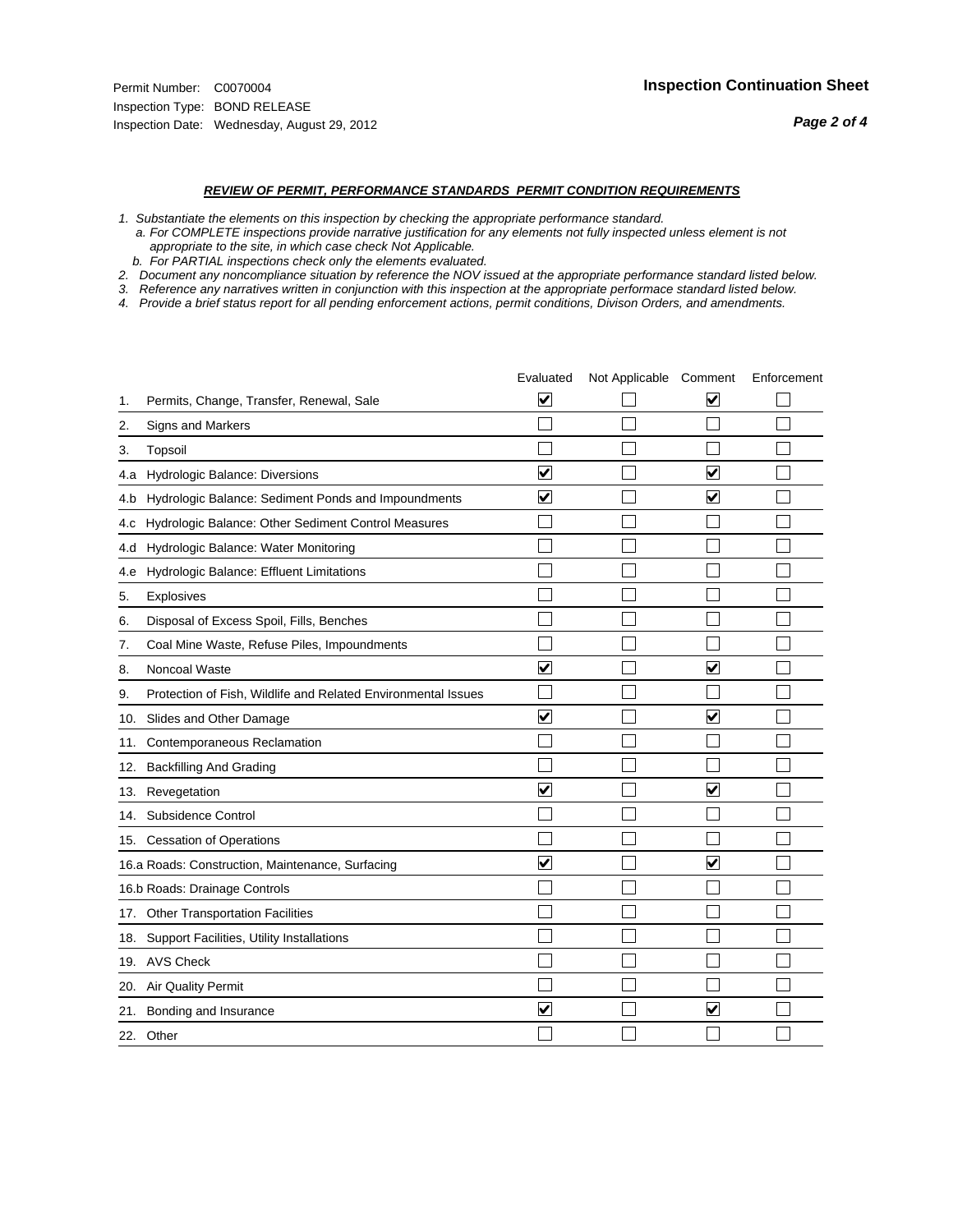Permit Number: C0070004
Inspection Type: BOND RELEASE
Inspection Date: Wednesday, August 29, 2012

**Inspection Continuation Sheet**

***REVIEW OF PERMIT, PERFORMANCE STANDARDS PERMIT CONDITION REQUIREMENTS***

*1. Substantiate the elements on this inspection by checking the appropriate performance standard.*
*a. For COMPLETE inspections provide narrative justification for any elements not fully inspected unless element is not appropriate to the site, in which case check Not Applicable.*
*b. For PARTIAL inspections check only the elements evaluated.*
*2. Document any noncompliance situation by reference the NOV issued at the appropriate performance standard listed below.*
*3. Reference any narratives written in conjunction with this inspection at the appropriate performace standard listed below.*
*4. Provide a brief status report for all pending enforcement actions, permit conditions, Divison Orders, and amendments.*

| | | Evaluated | Not Applicable | Comment | Enforcement |
|---|---|---|---|---|---|
| 1. | Permits, Change, Transfer, Renewal, Sale | ☑ | ☐ | ☑ | ☐ |
| 2. | Signs and Markers | ☐ | ☐ | ☐ | ☐ |
| 3. | Topsoil | ☐ | ☐ | ☐ | ☐ |
| 4.a | Hydrologic Balance: Diversions | ☑ | ☐ | ☑ | ☐ |
| 4.b | Hydrologic Balance: Sediment Ponds and Impoundments | ☑ | ☐ | ☑ | ☐ |
| 4.c | Hydrologic Balance: Other Sediment Control Measures | ☐ | ☐ | ☐ | ☐ |
| 4.d | Hydrologic Balance: Water Monitoring | ☐ | ☐ | ☐ | ☐ |
| 4.e | Hydrologic Balance: Effluent Limitations | ☐ | ☐ | ☐ | ☐ |
| 5. | Explosives | ☐ | ☐ | ☐ | ☐ |
| 6. | Disposal of Excess Spoil, Fills, Benches | ☐ | ☐ | ☐ | ☐ |
| 7. | Coal Mine Waste, Refuse Piles, Impoundments | ☐ | ☐ | ☐ | ☐ |
| 8. | Noncoal Waste | ☑ | ☐ | ☑ | ☐ |
| 9. | Protection of Fish, Wildlife and Related Environmental Issues | ☐ | ☐ | ☐ | ☐ |
| 10. | Slides and Other Damage | ☑ | ☐ | ☑ | ☐ |
| 11. | Contemporaneous Reclamation | ☐ | ☐ | ☐ | ☐ |
| 12. | Backfilling And Grading | ☐ | ☐ | ☐ | ☐ |
| 13. | Revegetation | ☑ | ☐ | ☑ | ☐ |
| 14. | Subsidence Control | ☐ | ☐ | ☐ | ☐ |
| 15. | Cessation of Operations | ☐ | ☐ | ☐ | ☐ |
| 16.a | Roads: Construction, Maintenance, Surfacing | ☑ | ☐ | ☑ | ☐ |
| 16.b | Roads: Drainage Controls | ☐ | ☐ | ☐ | ☐ |
| 17. | Other Transportation Facilities | ☐ | ☐ | ☐ | ☐ |
| 18. | Support Facilities, Utility Installations | ☐ | ☐ | ☐ | ☐ |
| 19. | AVS Check | ☐ | ☐ | ☐ | ☐ |
| 20. | Air Quality Permit | ☐ | ☐ | ☐ | ☐ |
| 21. | Bonding and Insurance | ☑ | ☐ | ☑ | ☐ |
| 22. | Other | ☐ | ☐ | ☐ | ☐ |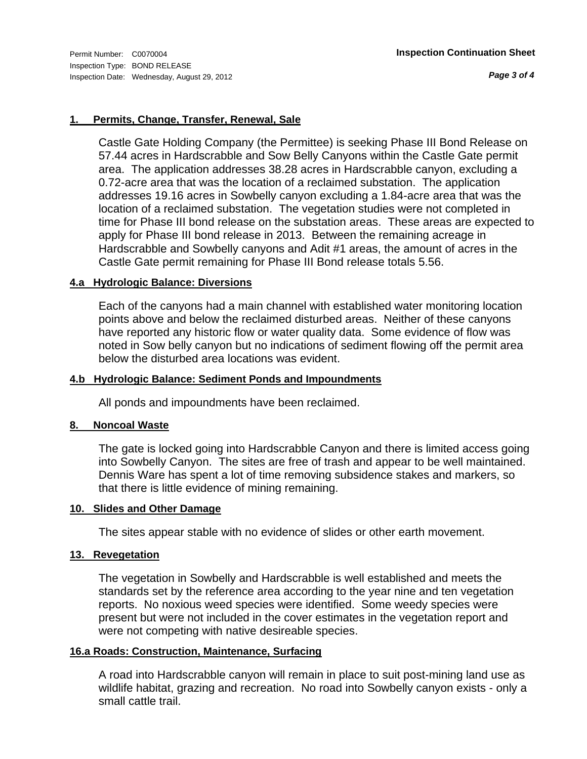Permit Number: C0070004
Inspection Type: BOND RELEASE
Inspection Date: Wednesday, August 29, 2012

**Inspection Continuation Sheet**

### 1. Permits, Change, Transfer, Renewal, Sale

Castle Gate Holding Company (the Permittee) is seeking Phase III Bond Release on 57.44 acres in Hardscrabble and Sow Belly Canyons within the Castle Gate permit area. The application addresses 38.28 acres in Hardscrabble canyon, excluding a 0.72-acre area that was the location of a reclaimed substation. The application addresses 19.16 acres in Sowbelly canyon excluding a 1.84-acre area that was the location of a reclaimed substation. The vegetation studies were not completed in time for Phase III bond release on the substation areas. These areas are expected to apply for Phase III bond release in 2013. Between the remaining acreage in Hardscrabble and Sowbelly canyons and Adit #1 areas, the amount of acres in the Castle Gate permit remaining for Phase III Bond release totals 5.56.

### 4.a Hydrologic Balance: Diversions

Each of the canyons had a main channel with established water monitoring location points above and below the reclaimed disturbed areas. Neither of these canyons have reported any historic flow or water quality data. Some evidence of flow was noted in Sow belly canyon but no indications of sediment flowing off the permit area below the disturbed area locations was evident.

### 4.b Hydrologic Balance: Sediment Ponds and Impoundments

All ponds and impoundments have been reclaimed.

### 8. Noncoal Waste

The gate is locked going into Hardscrabble Canyon and there is limited access going into Sowbelly Canyon. The sites are free of trash and appear to be well maintained. Dennis Ware has spent a lot of time removing subsidence stakes and markers, so that there is little evidence of mining remaining.

### 10. Slides and Other Damage

The sites appear stable with no evidence of slides or other earth movement.

### 13. Revegetation

The vegetation in Sowbelly and Hardscrabble is well established and meets the standards set by the reference area according to the year nine and ten vegetation reports. No noxious weed species were identified. Some weedy species were present but were not included in the cover estimates in the vegetation report and were not competing with native desireable species.

### 16.a Roads: Construction, Maintenance, Surfacing

A road into Hardscrabble canyon will remain in place to suit post-mining land use as wildlife habitat, grazing and recreation. No road into Sowbelly canyon exists - only a small cattle trail.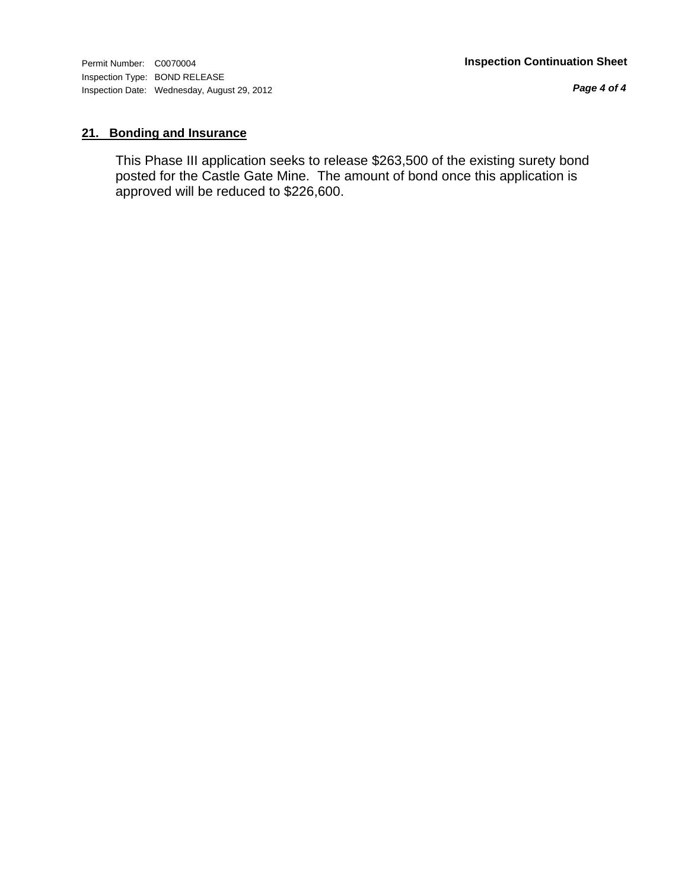## 21. Bonding and Insurance

This Phase III application seeks to release $263,500 of the existing surety bond posted for the Castle Gate Mine. The amount of bond once this application is approved will be reduced to $226,600.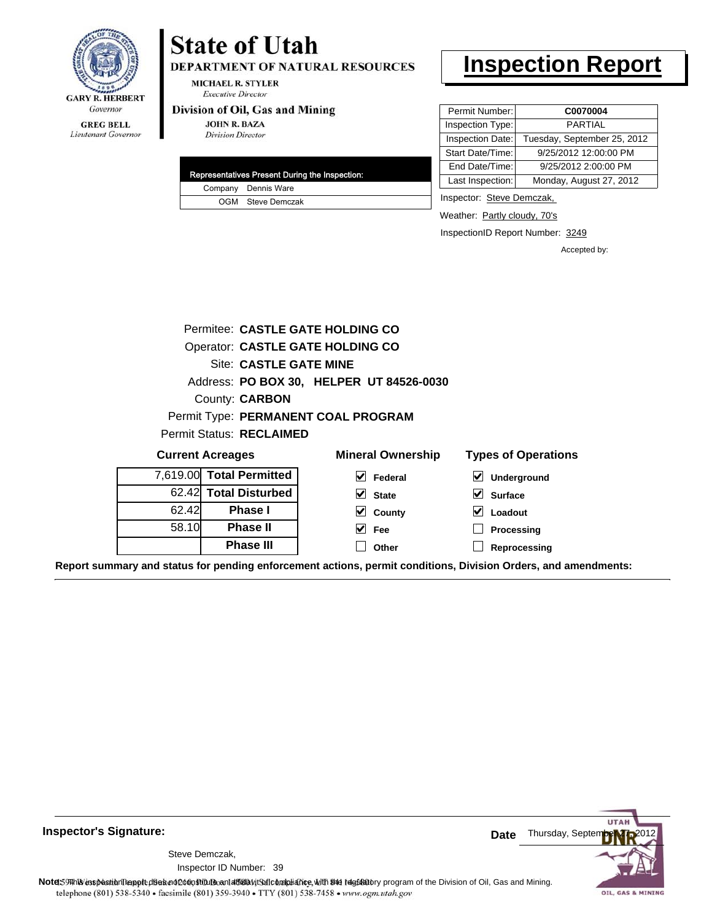# State of Utah

**DEPARTMENT OF NATURAL RESOURCES**

MICHAEL R. STYLER
*Executive Director*

**Division of Oil, Gas and Mining**

JOHN R. BAZA
*Division Director*

GARY R. HERBERT
*Governor*

GREG BELL
*Lieutenant Governor*

# Inspection Report

| | |
|---|---|
| Permit Number: | **C0070004** |
| Inspection Type: | PARTIAL |
| Inspection Date: | Tuesday, September 25, 2012 |
| Start Date/Time: | 9/25/2012 12:00:00 PM |
| End Date/Time: | 9/25/2012 2:00:00 PM |
| Last Inspection: | Monday, August 27, 2012 |

| Representatives Present During the Inspection: | |
|---|---|
| Company | Dennis Ware |
| OGM | Steve Demczak |

Inspector: Steve Demczak,

Weather: Partly cloudy, 70's

InspectionID Report Number: 3249

Accepted by:

Permitee: **CASTLE GATE HOLDING CO**

Operator: **CASTLE GATE HOLDING CO**

Site: **CASTLE GATE MINE**

Address: **PO BOX 30, HELPER UT 84526-0030**

County: **CARBON**

Permit Type: **PERMANENT COAL PROGRAM**

Permit Status: **RECLAIMED**

**Current Acreages**

| | |
|---|---|
| 7,619.00 | **Total Permitted** |
| 62.42 | **Total Disturbed** |
| 62.42 | **Phase I** |
| 58.10 | **Phase II** |
| | **Phase III** |

**Mineral Ownership**

- [x] Federal
- [x] State
- [x] County
- [x] Fee
- [ ] Other

**Types of Operations**

- [x] Underground
- [x] Surface
- [x] Loadout
- [ ] Processing
- [ ] Reprocessing

**Report summary and status for pending enforcement actions, permit conditions, Division Orders, and amendments:**

**Inspector's Signature:**

Steve Demczak,
Inspector ID Number: 39

**Date** Thursday, September 27, 2012

**Note:** This inspection report does not constitute an affidavit of compliance with the regulatory program of the Division of Oil, Gas and Mining.

telephone (801) 538-5340 • facsimile (801) 359-3940 • TTY (801) 538-7458 • www.ogm.utah.gov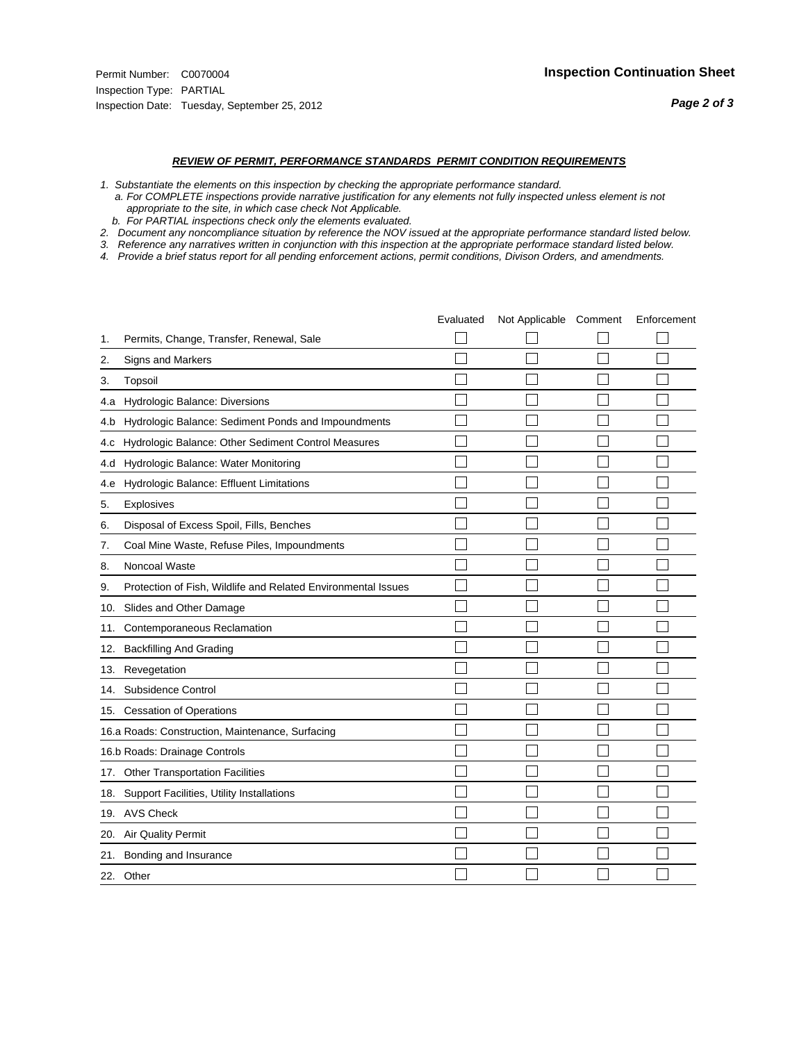Permit Number: C0070004
Inspection Type: PARTIAL
Inspection Date: Tuesday, September 25, 2012

**Inspection Continuation Sheet**

***REVIEW OF PERMIT, PERFORMANCE STANDARDS PERMIT CONDITION REQUIREMENTS***

*1. Substantiate the elements on this inspection by checking the appropriate performance standard.*
*a. For COMPLETE inspections provide narrative justification for any elements not fully inspected unless element is not appropriate to the site, in which case check Not Applicable.*
*b. For PARTIAL inspections check only the elements evaluated.*
*2. Document any noncompliance situation by reference the NOV issued at the appropriate performance standard listed below.*
*3. Reference any narratives written in conjunction with this inspection at the appropriate performace standard listed below.*
*4. Provide a brief status report for all pending enforcement actions, permit conditions, Divison Orders, and amendments.*

| | Evaluated | Not Applicable | Comment | Enforcement |
|---|---|---|---|---|
| 1. Permits, Change, Transfer, Renewal, Sale | ☐ | ☐ | ☐ | ☐ |
| 2. Signs and Markers | ☐ | ☐ | ☐ | ☐ |
| 3. Topsoil | ☐ | ☐ | ☐ | ☐ |
| 4.a Hydrologic Balance: Diversions | ☐ | ☐ | ☐ | ☐ |
| 4.b Hydrologic Balance: Sediment Ponds and Impoundments | ☐ | ☐ | ☐ | ☐ |
| 4.c Hydrologic Balance: Other Sediment Control Measures | ☐ | ☐ | ☐ | ☐ |
| 4.d Hydrologic Balance: Water Monitoring | ☐ | ☐ | ☐ | ☐ |
| 4.e Hydrologic Balance: Effluent Limitations | ☐ | ☐ | ☐ | ☐ |
| 5. Explosives | ☐ | ☐ | ☐ | ☐ |
| 6. Disposal of Excess Spoil, Fills, Benches | ☐ | ☐ | ☐ | ☐ |
| 7. Coal Mine Waste, Refuse Piles, Impoundments | ☐ | ☐ | ☐ | ☐ |
| 8. Noncoal Waste | ☐ | ☐ | ☐ | ☐ |
| 9. Protection of Fish, Wildlife and Related Environmental Issues | ☐ | ☐ | ☐ | ☐ |
| 10. Slides and Other Damage | ☐ | ☐ | ☐ | ☐ |
| 11. Contemporaneous Reclamation | ☐ | ☐ | ☐ | ☐ |
| 12. Backfilling And Grading | ☐ | ☐ | ☐ | ☐ |
| 13. Revegetation | ☐ | ☐ | ☐ | ☐ |
| 14. Subsidence Control | ☐ | ☐ | ☐ | ☐ |
| 15. Cessation of Operations | ☐ | ☐ | ☐ | ☐ |
| 16.a Roads: Construction, Maintenance, Surfacing | ☐ | ☐ | ☐ | ☐ |
| 16.b Roads: Drainage Controls | ☐ | ☐ | ☐ | ☐ |
| 17. Other Transportation Facilities | ☐ | ☐ | ☐ | ☐ |
| 18. Support Facilities, Utility Installations | ☐ | ☐ | ☐ | ☐ |
| 19. AVS Check | ☐ | ☐ | ☐ | ☐ |
| 20. Air Quality Permit | ☐ | ☐ | ☐ | ☐ |
| 21. Bonding and Insurance | ☐ | ☐ | ☐ | ☐ |
| 22. Other | ☐ | ☐ | ☐ | ☐ |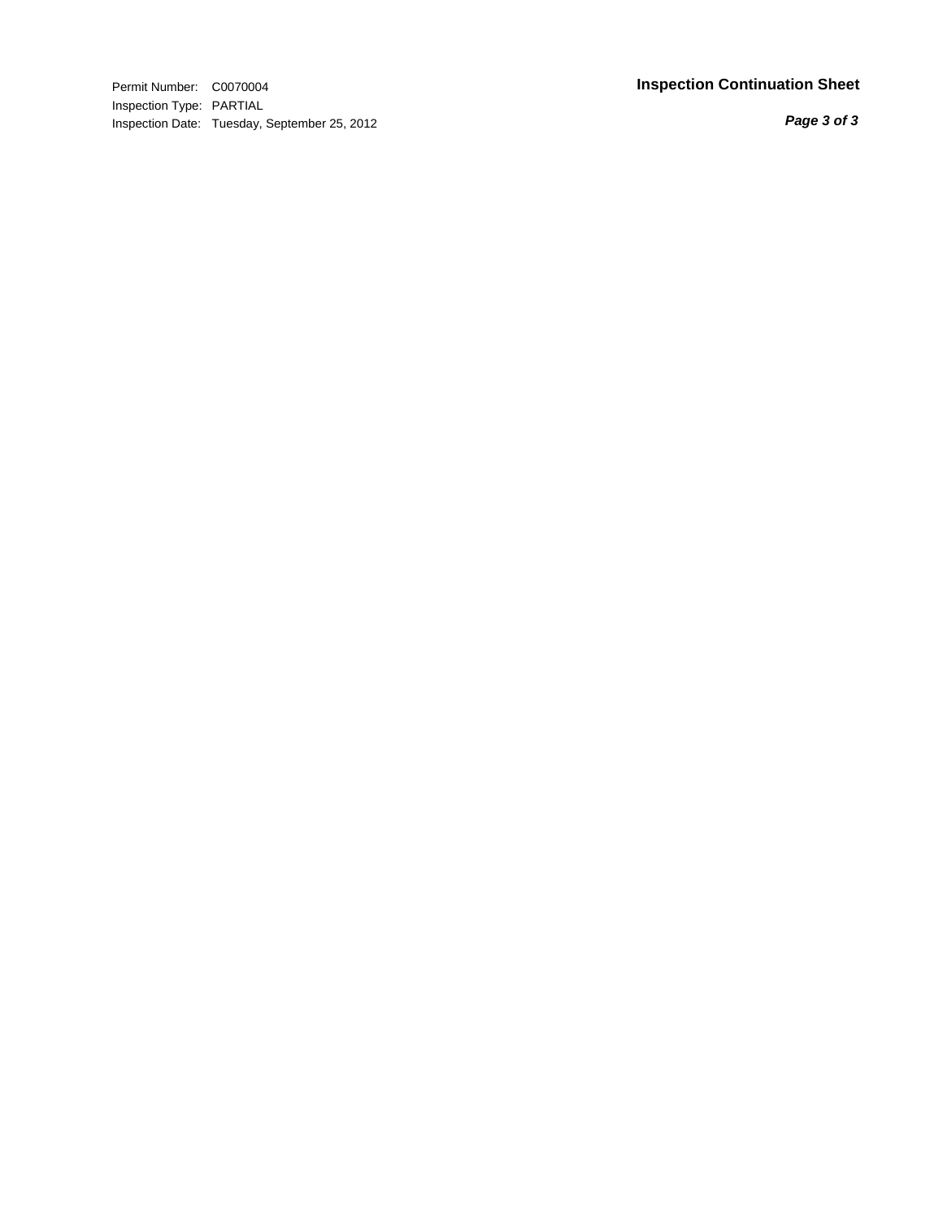Permit Number: C0070004
Inspection Type: PARTIAL
Inspection Date: Tuesday, September 25, 2012

## Inspection Continuation Sheet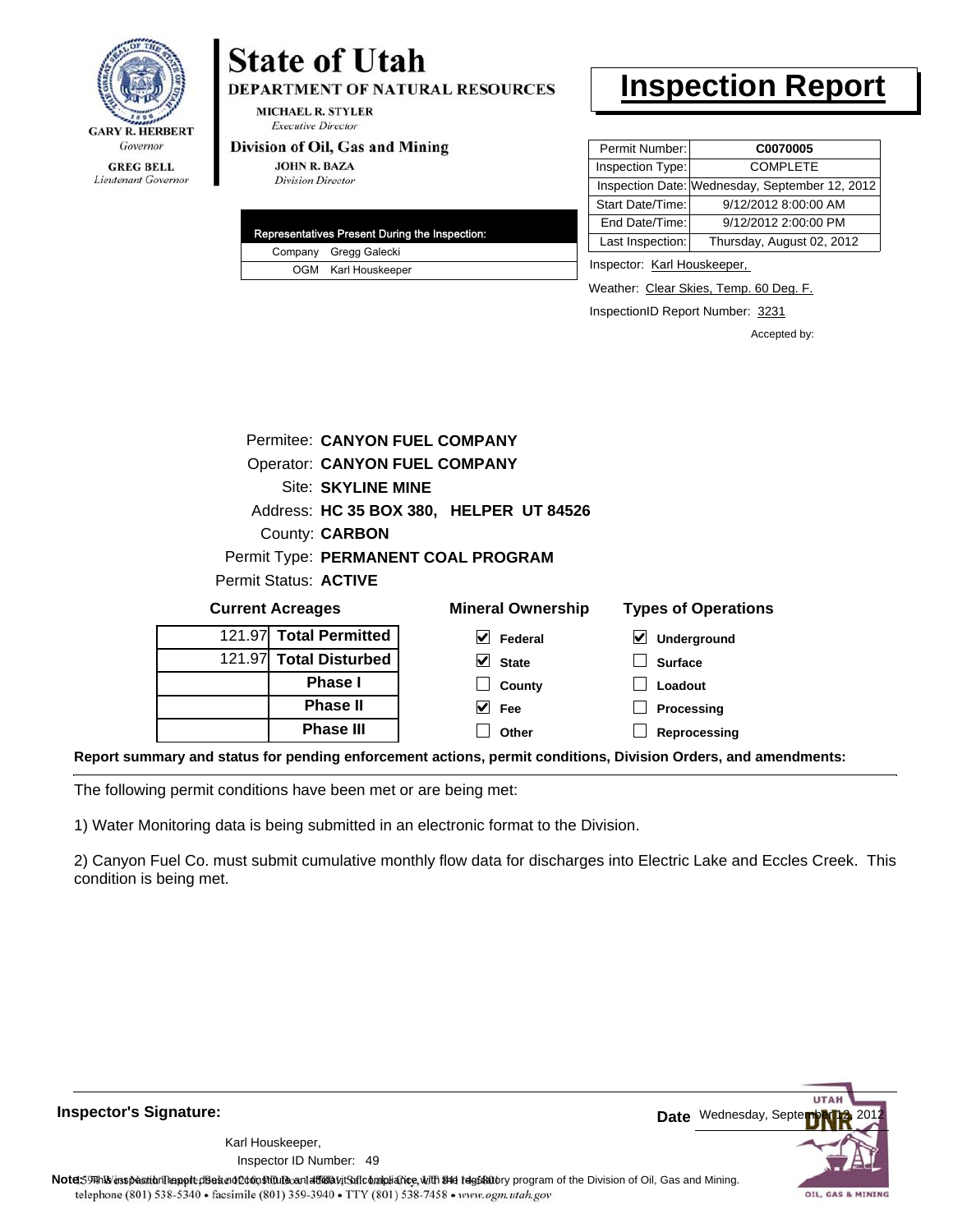**State of Utah**
**DEPARTMENT OF NATURAL RESOURCES**

MICHAEL R. STYLER
*Executive Director*

**Division of Oil, Gas and Mining**

JOHN R. BAZA
*Division Director*

GARY R. HERBERT
*Governor*

GREG BELL
*Lieutenant Governor*

# Inspection Report

| Permit Number: | **C0070005** |
|---|---|
| Inspection Type: | COMPLETE |
| Inspection Date: | Wednesday, September 12, 2012 |
| Start Date/Time: | 9/12/2012 8:00:00 AM |
| End Date/Time: | 9/12/2012 2:00:00 PM |
| Last Inspection: | Thursday, August 02, 2012 |

Inspector: Karl Houskeeper,

Weather: Clear Skies, Temp. 60 Deg. F.

InspectionID Report Number: 3231

Accepted by:

| Representatives Present During the Inspection: | |
|---|---|
| Company | Gregg Galecki |
| OGM | Karl Houskeeper |

Permitee: **CANYON FUEL COMPANY**
Operator: **CANYON FUEL COMPANY**
Site: **SKYLINE MINE**
Address: **HC 35 BOX 380, HELPER UT 84526**
County: **CARBON**
Permit Type: **PERMANENT COAL PROGRAM**
Permit Status: **ACTIVE**

**Current Acreages**

| | |
|---|---|
| 121.97 | **Total Permitted** |
| 121.97 | **Total Disturbed** |
| | **Phase I** |
| | **Phase II** |
| | **Phase III** |

**Mineral Ownership**

- [x] Federal
- [x] State
- [ ] County
- [x] Fee
- [ ] Other

**Types of Operations**

- [x] Underground
- [ ] Surface
- [ ] Loadout
- [ ] Processing
- [ ] Reprocessing

**Report summary and status for pending enforcement actions, permit conditions, Division Orders, and amendments:**

The following permit conditions have been met or are being met:

1) Water Monitoring data is being submitted in an electronic format to the Division.

2) Canyon Fuel Co. must submit cumulative monthly flow data for discharges into Electric Lake and Eccles Creek. This condition is being met.

**Inspector's Signature:**

Karl Houskeeper,
Inspector ID Number: 49

**Date** Wednesday, September 12, 2012

**Note:** This inspection report does not constitute an affidavit of compliance with the regulatory program of the Division of Oil, Gas and Mining.
telephone (801) 538-5340 • facsimile (801) 359-3940 • TTY (801) 538-7458 • www.ogm.utah.gov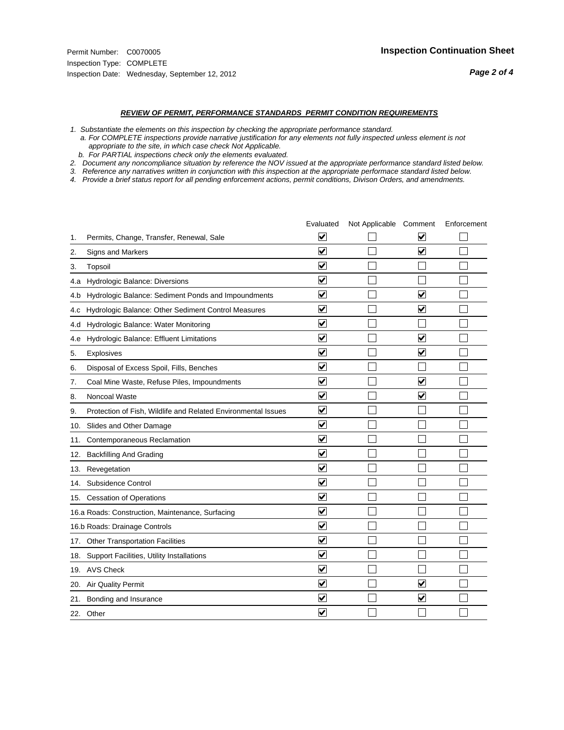Permit Number: C0070005
Inspection Type: COMPLETE
Inspection Date: Wednesday, September 12, 2012

## Inspection Continuation Sheet

***REVIEW OF PERMIT, PERFORMANCE STANDARDS PERMIT CONDITION REQUIREMENTS***

*1. Substantiate the elements on this inspection by checking the appropriate performance standard.*
*a. For COMPLETE inspections provide narrative justification for any elements not fully inspected unless element is not appropriate to the site, in which case check Not Applicable.*
*b. For PARTIAL inspections check only the elements evaluated.*
*2. Document any noncompliance situation by reference the NOV issued at the appropriate performance standard listed below.*
*3. Reference any narratives written in conjunction with this inspection at the appropriate performace standard listed below.*
*4. Provide a brief status report for all pending enforcement actions, permit conditions, Divison Orders, and amendments.*

| | Evaluated | Not Applicable | Comment | Enforcement |
|---|---|---|---|---|
| 1. Permits, Change, Transfer, Renewal, Sale | ☑ | ☐ | ☑ | ☐ |
| 2. Signs and Markers | ☑ | ☐ | ☑ | ☐ |
| 3. Topsoil | ☑ | ☐ | ☐ | ☐ |
| 4.a Hydrologic Balance: Diversions | ☑ | ☐ | ☐ | ☐ |
| 4.b Hydrologic Balance: Sediment Ponds and Impoundments | ☑ | ☐ | ☑ | ☐ |
| 4.c Hydrologic Balance: Other Sediment Control Measures | ☑ | ☐ | ☑ | ☐ |
| 4.d Hydrologic Balance: Water Monitoring | ☑ | ☐ | ☐ | ☐ |
| 4.e Hydrologic Balance: Effluent Limitations | ☑ | ☐ | ☑ | ☐ |
| 5. Explosives | ☑ | ☐ | ☑ | ☐ |
| 6. Disposal of Excess Spoil, Fills, Benches | ☑ | ☐ | ☐ | ☐ |
| 7. Coal Mine Waste, Refuse Piles, Impoundments | ☑ | ☐ | ☑ | ☐ |
| 8. Noncoal Waste | ☑ | ☐ | ☑ | ☐ |
| 9. Protection of Fish, Wildlife and Related Environmental Issues | ☑ | ☐ | ☐ | ☐ |
| 10. Slides and Other Damage | ☑ | ☐ | ☐ | ☐ |
| 11. Contemporaneous Reclamation | ☑ | ☐ | ☐ | ☐ |
| 12. Backfilling And Grading | ☑ | ☐ | ☐ | ☐ |
| 13. Revegetation | ☑ | ☐ | ☐ | ☐ |
| 14. Subsidence Control | ☑ | ☐ | ☐ | ☐ |
| 15. Cessation of Operations | ☑ | ☐ | ☐ | ☐ |
| 16.a Roads: Construction, Maintenance, Surfacing | ☑ | ☐ | ☐ | ☐ |
| 16.b Roads: Drainage Controls | ☑ | ☐ | ☐ | ☐ |
| 17. Other Transportation Facilities | ☑ | ☐ | ☐ | ☐ |
| 18. Support Facilities, Utility Installations | ☑ | ☐ | ☐ | ☐ |
| 19. AVS Check | ☑ | ☐ | ☐ | ☐ |
| 20. Air Quality Permit | ☑ | ☐ | ☑ | ☐ |
| 21. Bonding and Insurance | ☑ | ☐ | ☑ | ☐ |
| 22. Other | ☑ | ☐ | ☐ | ☐ |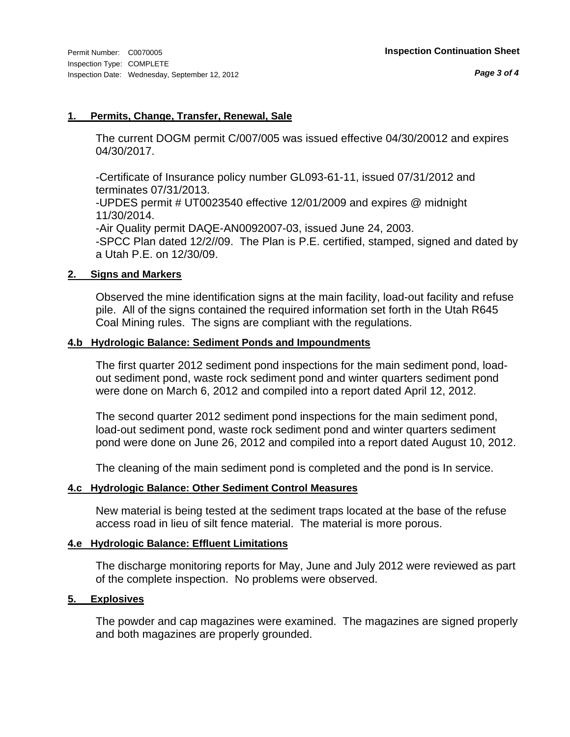Permit Number: C0070005
Inspection Type: COMPLETE
Inspection Date: Wednesday, September 12, 2012

**Inspection Continuation Sheet**

## 1. Permits, Change, Transfer, Renewal, Sale

The current DOGM permit C/007/005 was issued effective 04/30/20012 and expires 04/30/2017.

-Certificate of Insurance policy number GL093-61-11, issued 07/31/2012 and terminates 07/31/2013.
-UPDES permit # UT0023540 effective 12/01/2009 and expires @ midnight 11/30/2014.
-Air Quality permit DAQE-AN0092007-03, issued June 24, 2003.
-SPCC Plan dated 12/2//09. The Plan is P.E. certified, stamped, signed and dated by a Utah P.E. on 12/30/09.

## 2. Signs and Markers

Observed the mine identification signs at the main facility, load-out facility and refuse pile. All of the signs contained the required information set forth in the Utah R645 Coal Mining rules. The signs are compliant with the regulations.

## 4.b Hydrologic Balance: Sediment Ponds and Impoundments

The first quarter 2012 sediment pond inspections for the main sediment pond, load-out sediment pond, waste rock sediment pond and winter quarters sediment pond were done on March 6, 2012 and compiled into a report dated April 12, 2012.

The second quarter 2012 sediment pond inspections for the main sediment pond, load-out sediment pond, waste rock sediment pond and winter quarters sediment pond were done on June 26, 2012 and compiled into a report dated August 10, 2012.

The cleaning of the main sediment pond is completed and the pond is In service.

## 4.c Hydrologic Balance: Other Sediment Control Measures

New material is being tested at the sediment traps located at the base of the refuse access road in lieu of silt fence material. The material is more porous.

## 4.e Hydrologic Balance: Effluent Limitations

The discharge monitoring reports for May, June and July 2012 were reviewed as part of the complete inspection. No problems were observed.

## 5. Explosives

The powder and cap magazines were examined. The magazines are signed properly and both magazines are properly grounded.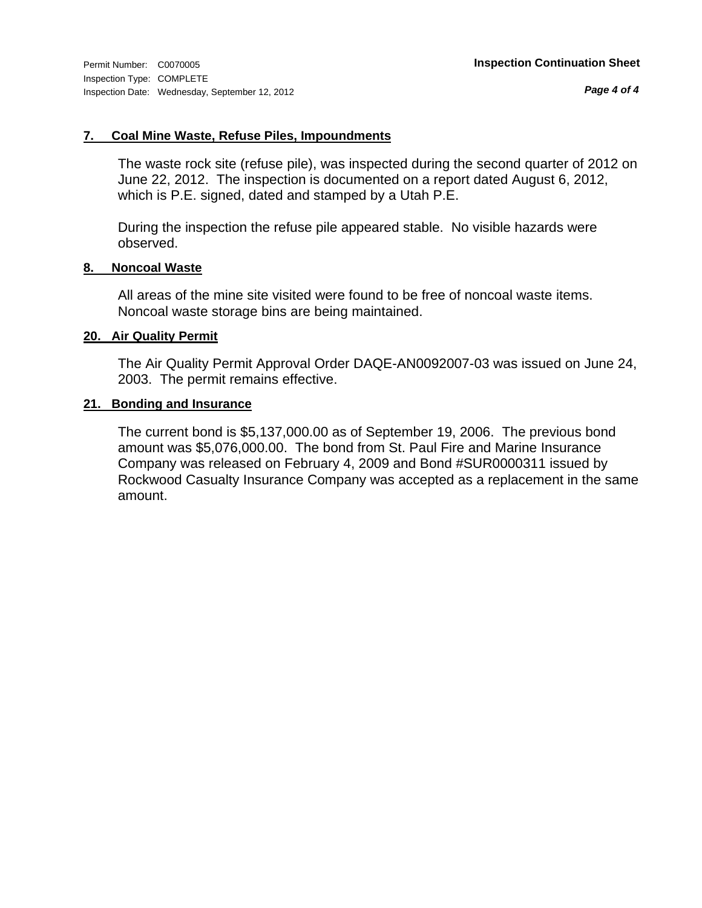### 7. Coal Mine Waste, Refuse Piles, Impoundments

The waste rock site (refuse pile), was inspected during the second quarter of 2012 on June 22, 2012. The inspection is documented on a report dated August 6, 2012, which is P.E. signed, dated and stamped by a Utah P.E.

During the inspection the refuse pile appeared stable. No visible hazards were observed.

### 8. Noncoal Waste

All areas of the mine site visited were found to be free of noncoal waste items. Noncoal waste storage bins are being maintained.

### 20. Air Quality Permit

The Air Quality Permit Approval Order DAQE-AN0092007-03 was issued on June 24, 2003. The permit remains effective.

### 21. Bonding and Insurance

The current bond is $5,137,000.00 as of September 19, 2006. The previous bond amount was $5,076,000.00. The bond from St. Paul Fire and Marine Insurance Company was released on February 4, 2009 and Bond #SUR0000311 issued by Rockwood Casualty Insurance Company was accepted as a replacement in the same amount.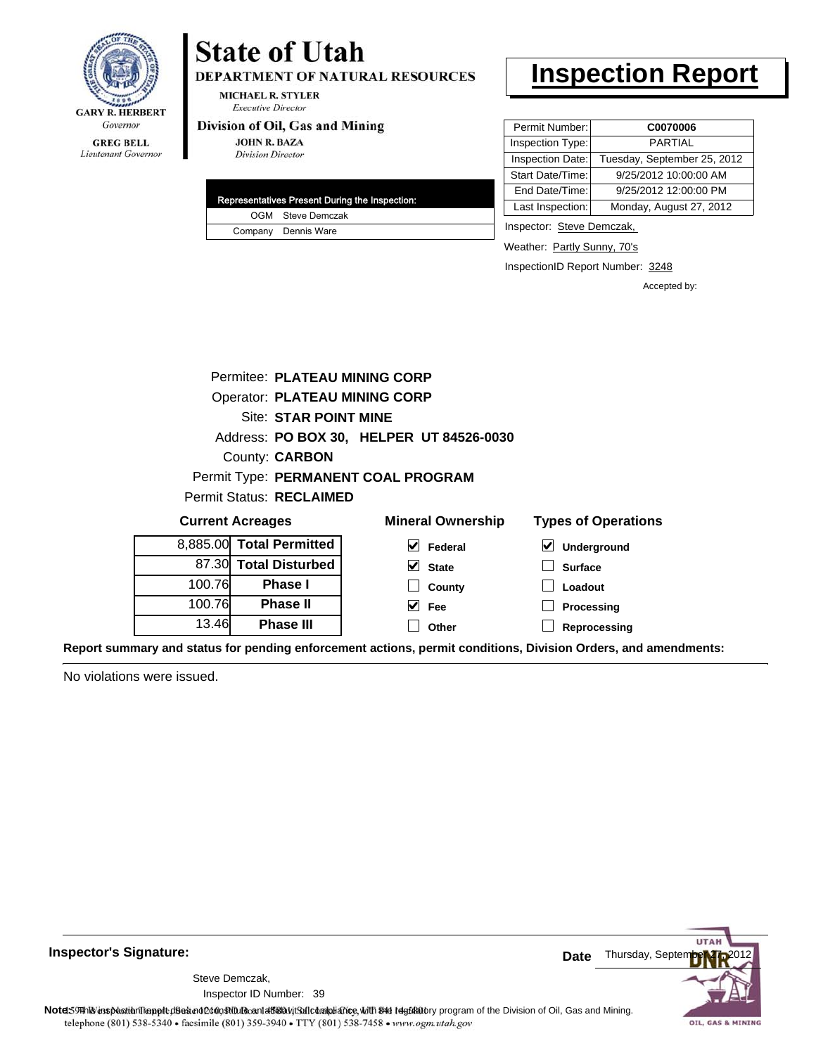**State of Utah**

**DEPARTMENT OF NATURAL RESOURCES**

MICHAEL R. STYLER
*Executive Director*

**Division of Oil, Gas and Mining**

JOHN R. BAZA
*Division Director*

GARY R. HERBERT
*Governor*

GREG BELL
*Lieutenant Governor*

# Inspection Report

| Permit Number: | **C0070006** |
|---|---|
| Inspection Type: | PARTIAL |
| Inspection Date: | Tuesday, September 25, 2012 |
| Start Date/Time: | 9/25/2012 10:00:00 AM |
| End Date/Time: | 9/25/2012 12:00:00 PM |
| Last Inspection: | Monday, August 27, 2012 |

| Representatives Present During the Inspection: | |
|---|---|
| OGM | Steve Demczak |
| Company | Dennis Ware |

Inspector: Steve Demczak,

Weather: Partly Sunny, 70's

InspectionID Report Number: 3248

Accepted by:

Permitee: **PLATEAU MINING CORP**
Operator: **PLATEAU MINING CORP**
Site: **STAR POINT MINE**
Address: **PO BOX 30, HELPER UT 84526-0030**
County: **CARBON**
Permit Type: **PERMANENT COAL PROGRAM**
Permit Status: **RECLAIMED**

**Current Acreages**

| | |
|---|---|
| 8,885.00 | **Total Permitted** |
| 87.30 | **Total Disturbed** |
| 100.76 | **Phase I** |
| 100.76 | **Phase II** |
| 13.46 | **Phase III** |

**Mineral Ownership**

- [x] Federal
- [x] State
- [ ] County
- [x] Fee
- [ ] Other

**Types of Operations**

- [x] Underground
- [ ] Surface
- [ ] Loadout
- [ ] Processing
- [ ] Reprocessing

**Report summary and status for pending enforcement actions, permit conditions, Division Orders, and amendments:**

No violations were issued.

**Inspector's Signature:**

Steve Demczak,
Inspector ID Number: 39

**Date** Thursday, September 27, 2012

**Note:** This inspection report does not constitute an affidavit of compliance with the regulatory program of the Division of Oil, Gas and Mining.

telephone (801) 538-5340 • facsimile (801) 359-3940 • TTY (801) 538-7458 • www.ogm.utah.gov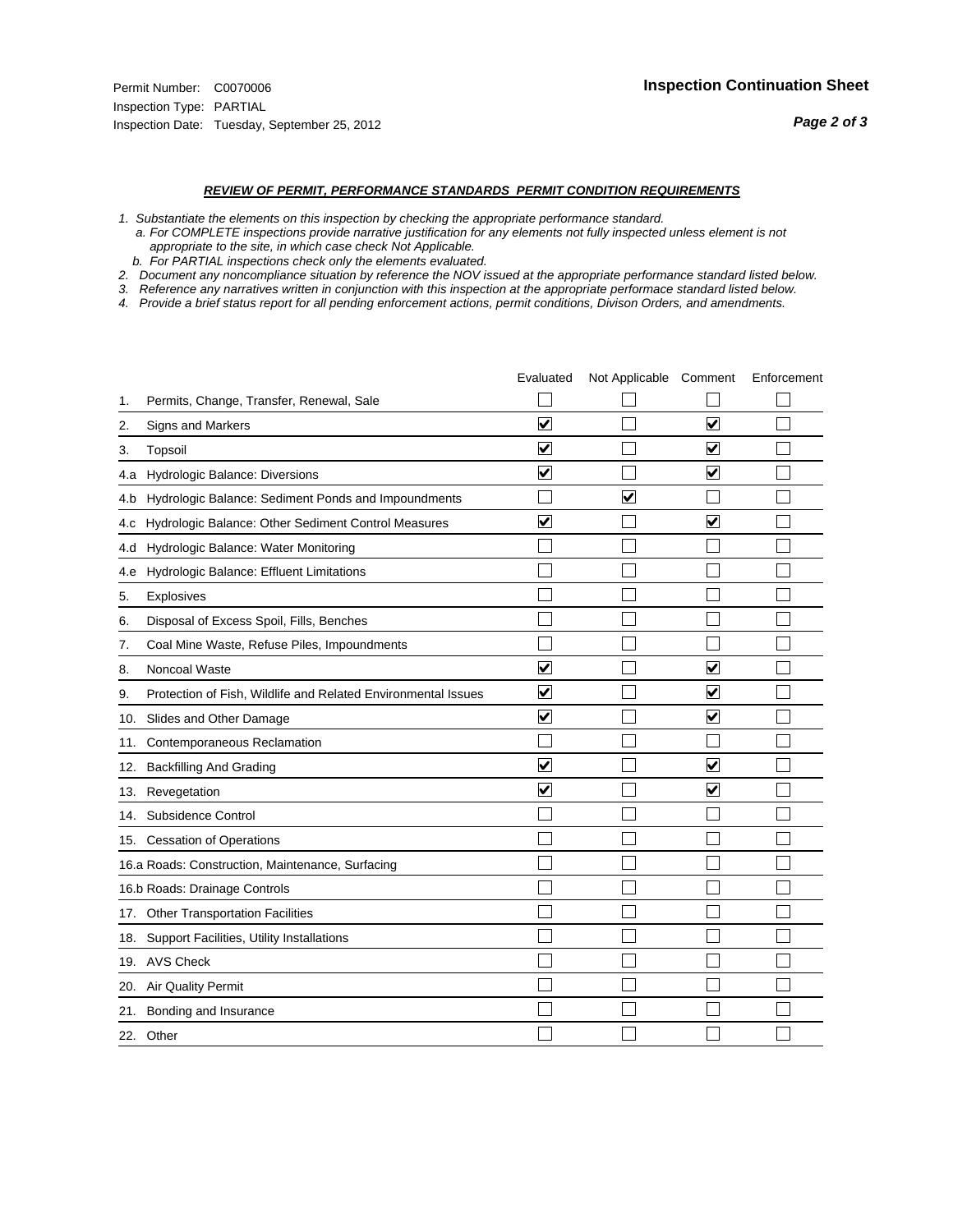Permit Number: C0070006
Inspection Type: PARTIAL
Inspection Date: Tuesday, September 25, 2012

## Inspection Continuation Sheet

***REVIEW OF PERMIT, PERFORMANCE STANDARDS PERMIT CONDITION REQUIREMENTS***

*1. Substantiate the elements on this inspection by checking the appropriate performance standard.*
*a. For COMPLETE inspections provide narrative justification for any elements not fully inspected unless element is not appropriate to the site, in which case check Not Applicable.*
*b. For PARTIAL inspections check only the elements evaluated.*
*2. Document any noncompliance situation by reference the NOV issued at the appropriate performance standard listed below.*
*3. Reference any narratives written in conjunction with this inspection at the appropriate performace standard listed below.*
*4. Provide a brief status report for all pending enforcement actions, permit conditions, Divison Orders, and amendments.*

| | Evaluated | Not Applicable | Comment | Enforcement |
|---|---|---|---|---|
| 1. Permits, Change, Transfer, Renewal, Sale | ☐ | ☐ | ☐ | ☐ |
| 2. Signs and Markers | ☑ | ☐ | ☑ | ☐ |
| 3. Topsoil | ☑ | ☐ | ☑ | ☐ |
| 4.a Hydrologic Balance: Diversions | ☑ | ☐ | ☑ | ☐ |
| 4.b Hydrologic Balance: Sediment Ponds and Impoundments | ☐ | ☑ | ☐ | ☐ |
| 4.c Hydrologic Balance: Other Sediment Control Measures | ☑ | ☐ | ☑ | ☐ |
| 4.d Hydrologic Balance: Water Monitoring | ☐ | ☐ | ☐ | ☐ |
| 4.e Hydrologic Balance: Effluent Limitations | ☐ | ☐ | ☐ | ☐ |
| 5. Explosives | ☐ | ☐ | ☐ | ☐ |
| 6. Disposal of Excess Spoil, Fills, Benches | ☐ | ☐ | ☐ | ☐ |
| 7. Coal Mine Waste, Refuse Piles, Impoundments | ☐ | ☐ | ☐ | ☐ |
| 8. Noncoal Waste | ☑ | ☐ | ☑ | ☐ |
| 9. Protection of Fish, Wildlife and Related Environmental Issues | ☑ | ☐ | ☑ | ☐ |
| 10. Slides and Other Damage | ☑ | ☐ | ☑ | ☐ |
| 11. Contemporaneous Reclamation | ☐ | ☐ | ☐ | ☐ |
| 12. Backfilling And Grading | ☑ | ☐ | ☑ | ☐ |
| 13. Revegetation | ☑ | ☐ | ☑ | ☐ |
| 14. Subsidence Control | ☐ | ☐ | ☐ | ☐ |
| 15. Cessation of Operations | ☐ | ☐ | ☐ | ☐ |
| 16.a Roads: Construction, Maintenance, Surfacing | ☐ | ☐ | ☐ | ☐ |
| 16.b Roads: Drainage Controls | ☐ | ☐ | ☐ | ☐ |
| 17. Other Transportation Facilities | ☐ | ☐ | ☐ | ☐ |
| 18. Support Facilities, Utility Installations | ☐ | ☐ | ☐ | ☐ |
| 19. AVS Check | ☐ | ☐ | ☐ | ☐ |
| 20. Air Quality Permit | ☐ | ☐ | ☐ | ☐ |
| 21. Bonding and Insurance | ☐ | ☐ | ☐ | ☐ |
| 22. Other | ☐ | ☐ | ☐ | ☐ |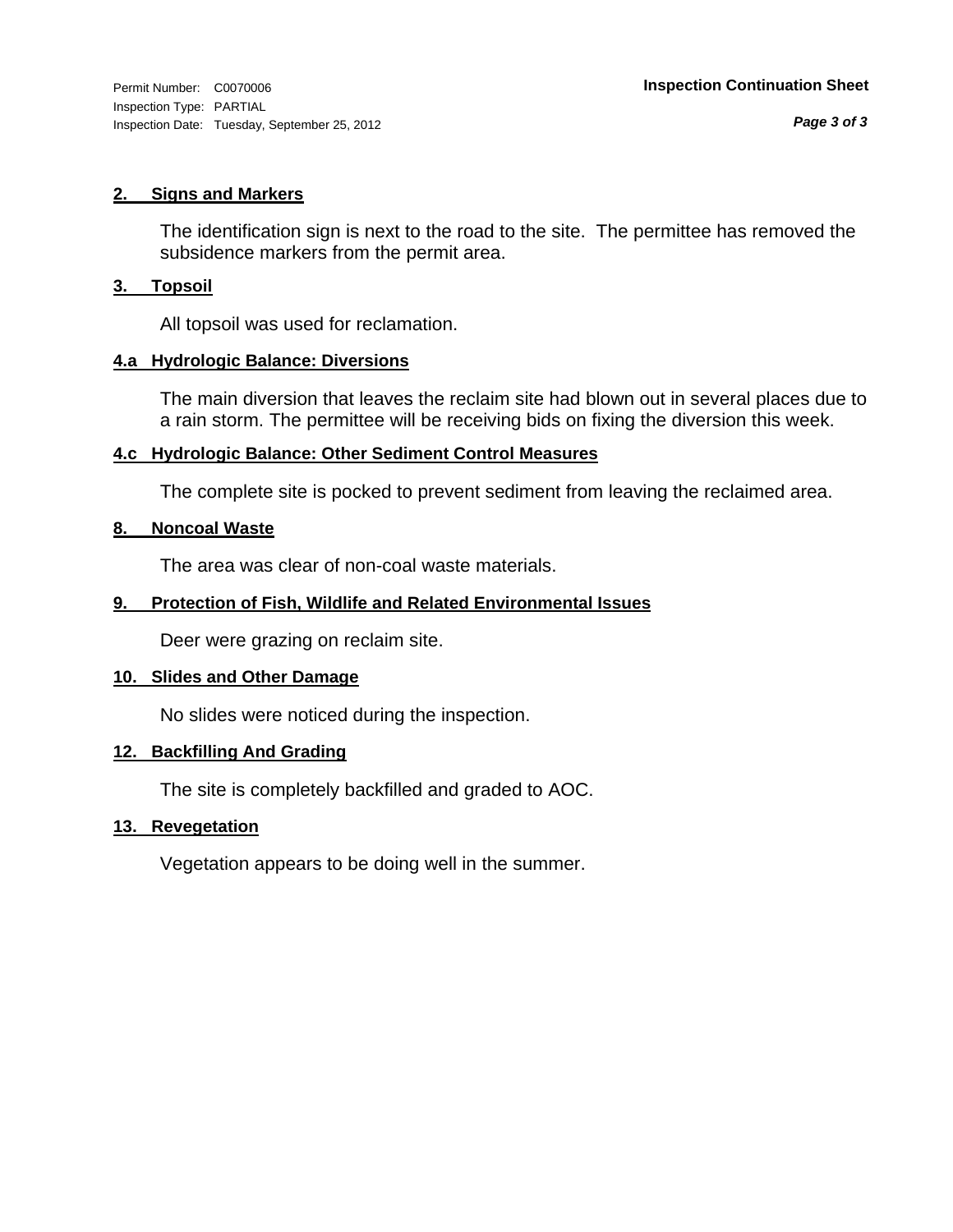**2. Signs and Markers**

The identification sign is next to the road to the site. The permittee has removed the subsidence markers from the permit area.

**3. Topsoil**

All topsoil was used for reclamation.

**4.a Hydrologic Balance: Diversions**

The main diversion that leaves the reclaim site had blown out in several places due to a rain storm. The permittee will be receiving bids on fixing the diversion this week.

**4.c Hydrologic Balance: Other Sediment Control Measures**

The complete site is pocked to prevent sediment from leaving the reclaimed area.

**8. Noncoal Waste**

The area was clear of non-coal waste materials.

**9. Protection of Fish, Wildlife and Related Environmental Issues**

Deer were grazing on reclaim site.

**10. Slides and Other Damage**

No slides were noticed during the inspection.

**12. Backfilling And Grading**

The site is completely backfilled and graded to AOC.

**13. Revegetation**

Vegetation appears to be doing well in the summer.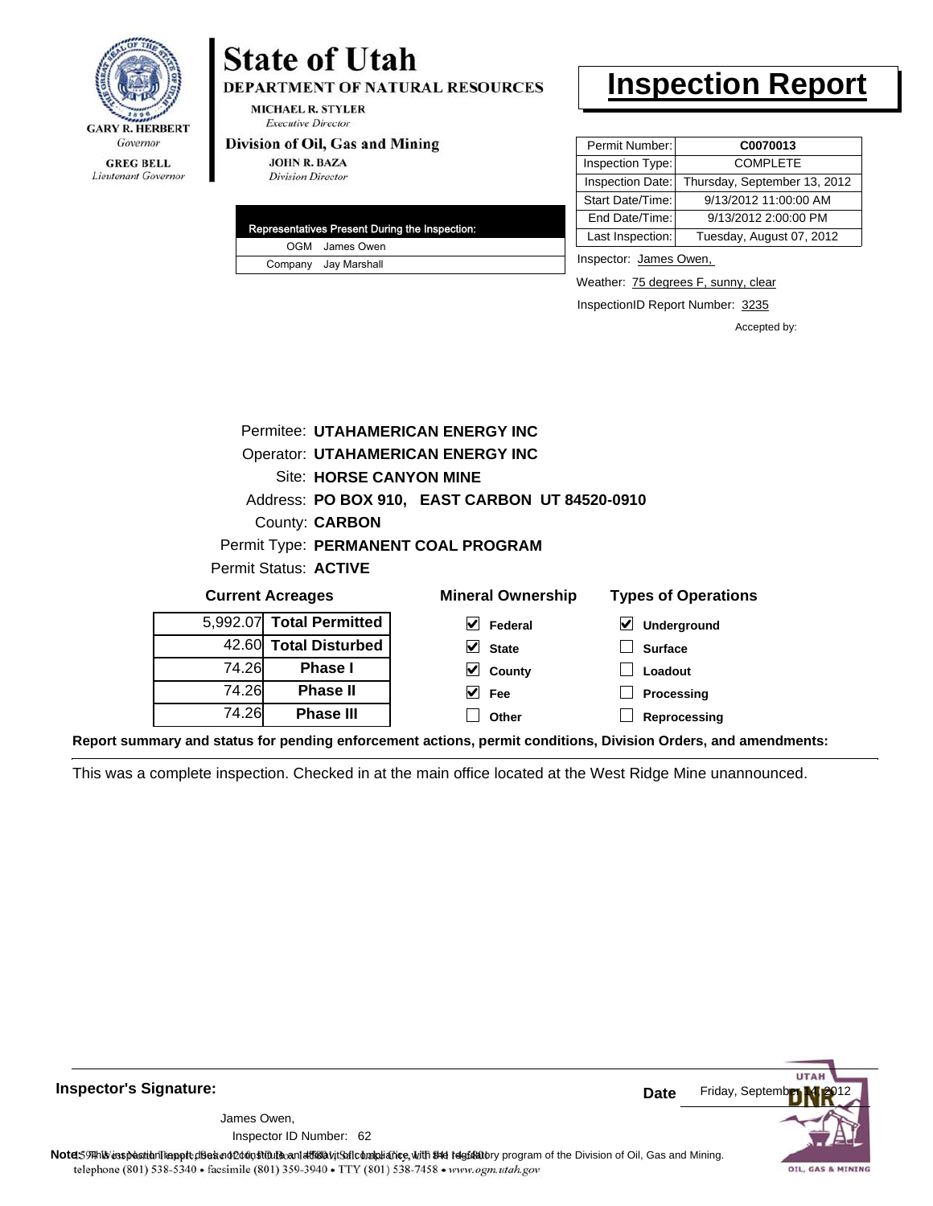**GARY R. HERBERT**
*Governor*

**GREG BELL**
*Lieutenant Governor*

# State of Utah

**DEPARTMENT OF NATURAL RESOURCES**

**MICHAEL R. STYLER**
*Executive Director*

**Division of Oil, Gas and Mining**

**JOHN R. BAZA**
*Division Director*

# Inspection Report

| Permit Number: | **C0070013** |
|---|---|
| Inspection Type: | COMPLETE |
| Inspection Date: | Thursday, September 13, 2012 |
| Start Date/Time: | 9/13/2012 11:00:00 AM |
| End Date/Time: | 9/13/2012 2:00:00 PM |
| Last Inspection: | Tuesday, August 07, 2012 |

| Representatives Present During the Inspection: | |
|---|---|
| OGM | James Owen |
| Company | Jay Marshall |

Inspector: James Owen,

Weather: 75 degrees F, sunny, clear

InspectionID Report Number: 3235

Accepted by:

Permitee: **UTAHAMERICAN ENERGY INC**
Operator: **UTAHAMERICAN ENERGY INC**
Site: **HORSE CANYON MINE**
Address: **PO BOX 910, EAST CARBON UT 84520-0910**
County: **CARBON**
Permit Type: **PERMANENT COAL PROGRAM**
Permit Status: **ACTIVE**

**Current Acreages**

| | |
|---|---|
| 5,992.07 | **Total Permitted** |
| 42.60 | **Total Disturbed** |
| 74.26 | **Phase I** |
| 74.26 | **Phase II** |
| 74.26 | **Phase III** |

**Mineral Ownership**

- [x] Federal
- [x] State
- [x] County
- [x] Fee
- [ ] Other

**Types of Operations**

- [x] Underground
- [ ] Surface
- [ ] Loadout
- [ ] Processing
- [ ] Reprocessing

**Report summary and status for pending enforcement actions, permit conditions, Division Orders, and amendments:**

This was a complete inspection. Checked in at the main office located at the West Ridge Mine unannounced.

**Inspector's Signature:**

James Owen,
Inspector ID Number: 62

**Date** Friday, September 14, 2012

**Note:** This inspection report does not constitute an affidavit of compliance with the regulatory program of the Division of Oil, Gas and Mining.
telephone (801) 538-5340 • facsimile (801) 359-3940 • TTY (801) 538-7458 • www.ogm.utah.gov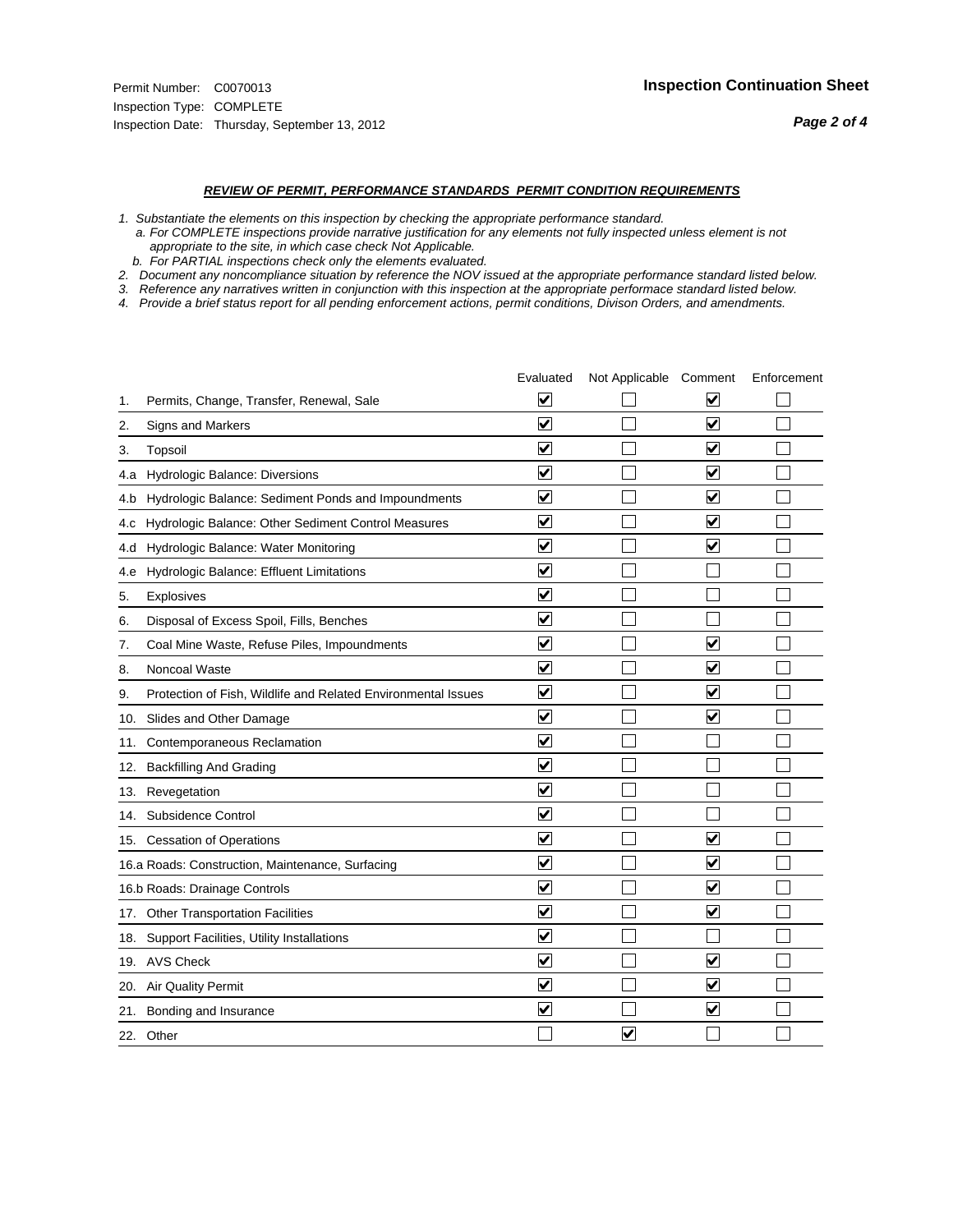Permit Number: C0070013
Inspection Type: COMPLETE
Inspection Date: Thursday, September 13, 2012

**Inspection Continuation Sheet**

***REVIEW OF PERMIT, PERFORMANCE STANDARDS PERMIT CONDITION REQUIREMENTS***

*1. Substantiate the elements on this inspection by checking the appropriate performance standard.*
*a. For COMPLETE inspections provide narrative justification for any elements not fully inspected unless element is not appropriate to the site, in which case check Not Applicable.*
*b. For PARTIAL inspections check only the elements evaluated.*
*2. Document any noncompliance situation by reference the NOV issued at the appropriate performance standard listed below.*
*3. Reference any narratives written in conjunction with this inspection at the appropriate performace standard listed below.*
*4. Provide a brief status report for all pending enforcement actions, permit conditions, Divison Orders, and amendments.*

| | | Evaluated | Not Applicable | Comment | Enforcement |
|---|---|---|---|---|---|
| 1. | Permits, Change, Transfer, Renewal, Sale | ☑ | ☐ | ☑ | ☐ |
| 2. | Signs and Markers | ☑ | ☐ | ☑ | ☐ |
| 3. | Topsoil | ☑ | ☐ | ☑ | ☐ |
| 4.a | Hydrologic Balance: Diversions | ☑ | ☐ | ☑ | ☐ |
| 4.b | Hydrologic Balance: Sediment Ponds and Impoundments | ☑ | ☐ | ☑ | ☐ |
| 4.c | Hydrologic Balance: Other Sediment Control Measures | ☑ | ☐ | ☑ | ☐ |
| 4.d | Hydrologic Balance: Water Monitoring | ☑ | ☐ | ☑ | ☐ |
| 4.e | Hydrologic Balance: Effluent Limitations | ☑ | ☐ | ☐ | ☐ |
| 5. | Explosives | ☑ | ☐ | ☐ | ☐ |
| 6. | Disposal of Excess Spoil, Fills, Benches | ☑ | ☐ | ☐ | ☐ |
| 7. | Coal Mine Waste, Refuse Piles, Impoundments | ☑ | ☐ | ☑ | ☐ |
| 8. | Noncoal Waste | ☑ | ☐ | ☑ | ☐ |
| 9. | Protection of Fish, Wildlife and Related Environmental Issues | ☑ | ☐ | ☑ | ☐ |
| 10. | Slides and Other Damage | ☑ | ☐ | ☑ | ☐ |
| 11. | Contemporaneous Reclamation | ☑ | ☐ | ☐ | ☐ |
| 12. | Backfilling And Grading | ☑ | ☐ | ☐ | ☐ |
| 13. | Revegetation | ☑ | ☐ | ☐ | ☐ |
| 14. | Subsidence Control | ☑ | ☐ | ☐ | ☐ |
| 15. | Cessation of Operations | ☑ | ☐ | ☑ | ☐ |
| 16.a | Roads: Construction, Maintenance, Surfacing | ☑ | ☐ | ☑ | ☐ |
| 16.b | Roads: Drainage Controls | ☑ | ☐ | ☑ | ☐ |
| 17. | Other Transportation Facilities | ☑ | ☐ | ☑ | ☐ |
| 18. | Support Facilities, Utility Installations | ☑ | ☐ | ☐ | ☐ |
| 19. | AVS Check | ☑ | ☐ | ☑ | ☐ |
| 20. | Air Quality Permit | ☑ | ☐ | ☑ | ☐ |
| 21. | Bonding and Insurance | ☑ | ☐ | ☑ | ☐ |
| 22. | Other | ☐ | ☑ | ☐ | ☐ |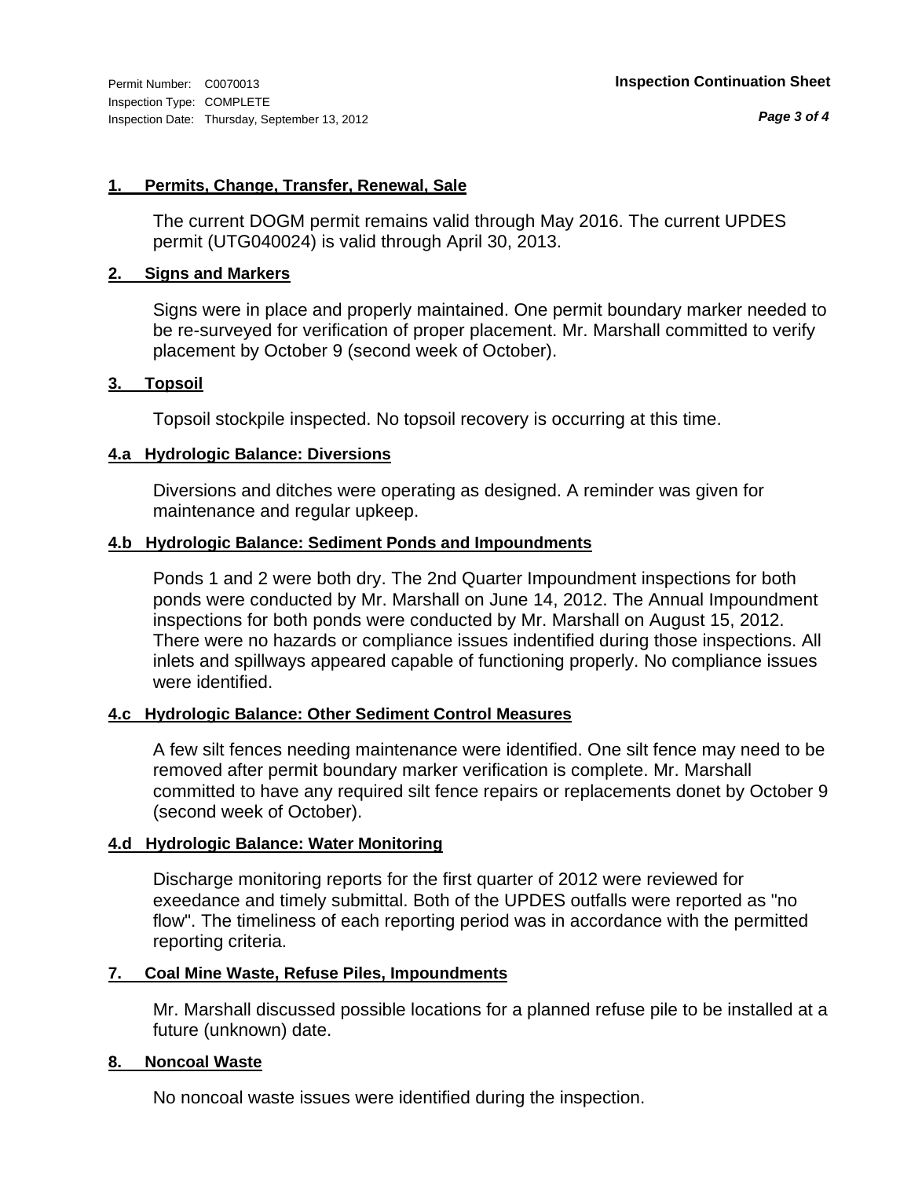Permit Number: C0070013
Inspection Type: COMPLETE
Inspection Date: Thursday, September 13, 2012

**Inspection Continuation Sheet**

### 1. Permits, Change, Transfer, Renewal, Sale

The current DOGM permit remains valid through May 2016. The current UPDES permit (UTG040024) is valid through April 30, 2013.

### 2. Signs and Markers

Signs were in place and properly maintained. One permit boundary marker needed to be re-surveyed for verification of proper placement. Mr. Marshall committed to verify placement by October 9 (second week of October).

### 3. Topsoil

Topsoil stockpile inspected. No topsoil recovery is occurring at this time.

### 4.a Hydrologic Balance: Diversions

Diversions and ditches were operating as designed. A reminder was given for maintenance and regular upkeep.

### 4.b Hydrologic Balance: Sediment Ponds and Impoundments

Ponds 1 and 2 were both dry. The 2nd Quarter Impoundment inspections for both ponds were conducted by Mr. Marshall on June 14, 2012. The Annual Impoundment inspections for both ponds were conducted by Mr. Marshall on August 15, 2012. There were no hazards or compliance issues indentified during those inspections. All inlets and spillways appeared capable of functioning properly. No compliance issues were identified.

### 4.c Hydrologic Balance: Other Sediment Control Measures

A few silt fences needing maintenance were identified. One silt fence may need to be removed after permit boundary marker verification is complete. Mr. Marshall committed to have any required silt fence repairs or replacements donet by October 9 (second week of October).

### 4.d Hydrologic Balance: Water Monitoring

Discharge monitoring reports for the first quarter of 2012 were reviewed for exeedance and timely submittal. Both of the UPDES outfalls were reported as "no flow". The timeliness of each reporting period was in accordance with the permitted reporting criteria.

### 7. Coal Mine Waste, Refuse Piles, Impoundments

Mr. Marshall discussed possible locations for a planned refuse pile to be installed at a future (unknown) date.

### 8. Noncoal Waste

No noncoal waste issues were identified during the inspection.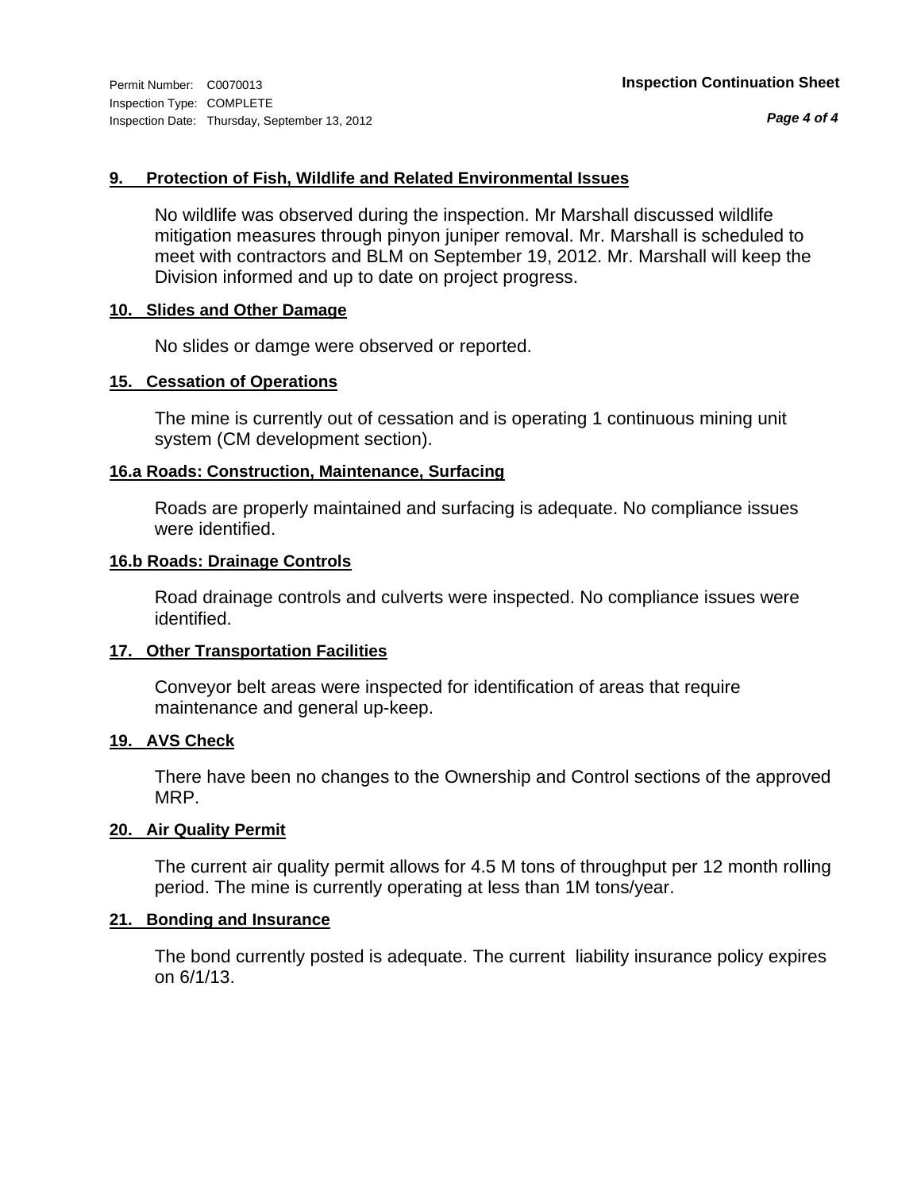#### 9. Protection of Fish, Wildlife and Related Environmental Issues

No wildlife was observed during the inspection. Mr Marshall discussed wildlife mitigation measures through pinyon juniper removal. Mr. Marshall is scheduled to meet with contractors and BLM on September 19, 2012. Mr. Marshall will keep the Division informed and up to date on project progress.

#### 10. Slides and Other Damage

No slides or damge were observed or reported.

#### 15. Cessation of Operations

The mine is currently out of cessation and is operating 1 continuous mining unit system (CM development section).

#### 16.a Roads: Construction, Maintenance, Surfacing

Roads are properly maintained and surfacing is adequate. No compliance issues were identified.

#### 16.b Roads: Drainage Controls

Road drainage controls and culverts were inspected. No compliance issues were identified.

#### 17. Other Transportation Facilities

Conveyor belt areas were inspected for identification of areas that require maintenance and general up-keep.

#### 19. AVS Check

There have been no changes to the Ownership and Control sections of the approved MRP.

#### 20. Air Quality Permit

The current air quality permit allows for 4.5 M tons of throughput per 12 month rolling period. The mine is currently operating at less than 1M tons/year.

#### 21. Bonding and Insurance

The bond currently posted is adequate. The current liability insurance policy expires on 6/1/13.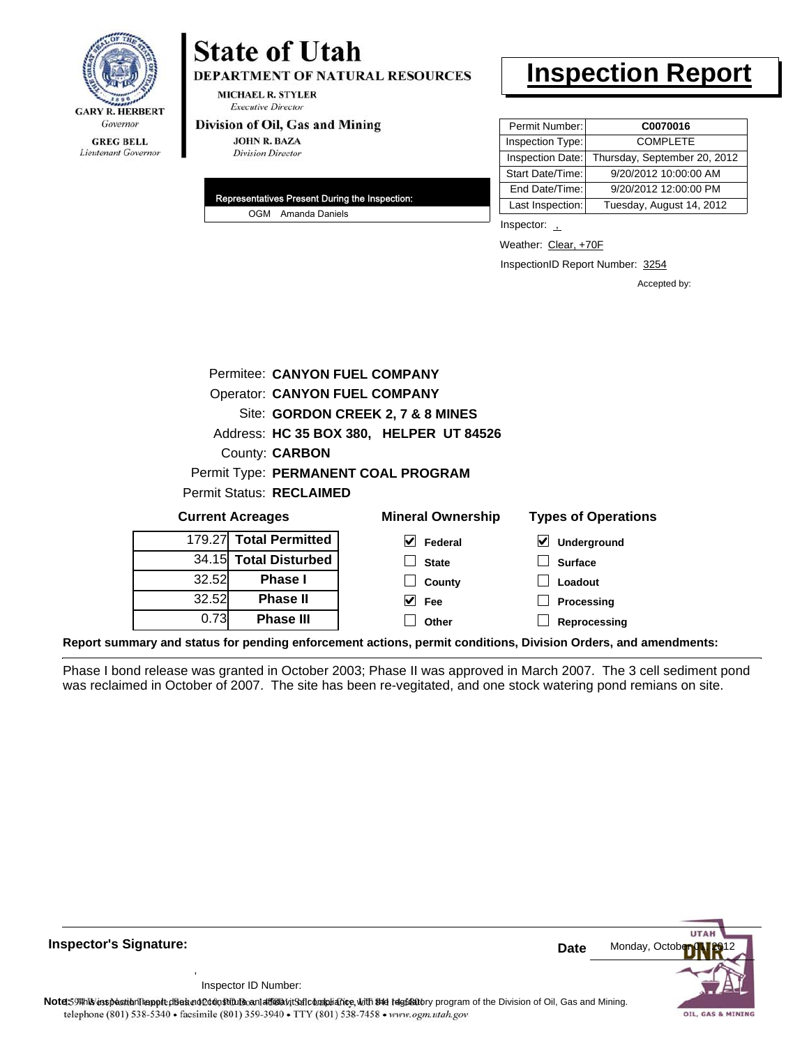GARY R. HERBERT
*Governor*

GREG BELL
*Lieutenant Governor*

# State of Utah

**DEPARTMENT OF NATURAL RESOURCES**

MICHAEL R. STYLER
*Executive Director*

**Division of Oil, Gas and Mining**

JOHN R. BAZA
*Division Director*

# Inspection Report

| | |
|---|---|
| Permit Number: | **C0070016** |
| Inspection Type: | COMPLETE |
| Inspection Date: | Thursday, September 20, 2012 |
| Start Date/Time: | 9/20/2012 10:00:00 AM |
| End Date/Time: | 9/20/2012 12:00:00 PM |
| Last Inspection: | Tuesday, August 14, 2012 |

**Representatives Present During the Inspection:**

OGM Amanda Daniels

Inspector: ,

Weather: Clear, +70F

InspectionID Report Number: 3254

Accepted by:

Permitee: **CANYON FUEL COMPANY**
Operator: **CANYON FUEL COMPANY**
Site: **GORDON CREEK 2, 7 & 8 MINES**
Address: **HC 35 BOX 380, HELPER UT 84526**
County: **CARBON**
Permit Type: **PERMANENT COAL PROGRAM**
Permit Status: **RECLAIMED**

**Current Acreages**

| | |
|---|---|
| 179.27 | **Total Permitted** |
| 34.15 | **Total Disturbed** |
| 32.52 | **Phase I** |
| 32.52 | **Phase II** |
| 0.73 | **Phase III** |

**Mineral Ownership**

- [x] Federal
- [ ] State
- [ ] County
- [x] Fee
- [ ] Other

**Types of Operations**

- [x] Underground
- [ ] Surface
- [ ] Loadout
- [ ] Processing
- [ ] Reprocessing

**Report summary and status for pending enforcement actions, permit conditions, Division Orders, and amendments:**

Phase I bond release was granted in October 2003; Phase II was approved in March 2007. The 3 cell sediment pond was reclaimed in October of 2007. The site has been re-vegitated, and one stock watering pond remians on site.

**Inspector's Signature:**

,

Inspector ID Number:

**Date** Monday, October 01, 2012

**Note:** This inspection report does not constitute an affidavit of compliance with the regulatory program of the Division of Oil, Gas and Mining.
telephone (801) 538-5340 • facsimile (801) 359-3940 • TTY (801) 538-7458 • www.ogm.utah.gov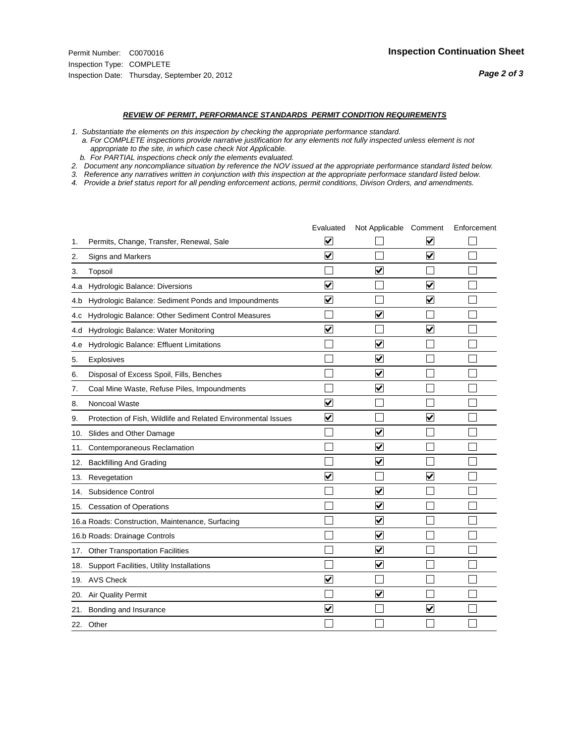Permit Number: C0070016
Inspection Type: COMPLETE
Inspection Date: Thursday, September 20, 2012

**Inspection Continuation Sheet**

## *REVIEW OF PERMIT, PERFORMANCE STANDARDS PERMIT CONDITION REQUIREMENTS*

*1. Substantiate the elements on this inspection by checking the appropriate performance standard.*
   *a. For COMPLETE inspections provide narrative justification for any elements not fully inspected unless element is not appropriate to the site, in which case check Not Applicable.*
   *b. For PARTIAL inspections check only the elements evaluated.*
*2. Document any noncompliance situation by reference the NOV issued at the appropriate performance standard listed below.*
*3. Reference any narratives written in conjunction with this inspection at the appropriate performace standard listed below.*
*4. Provide a brief status report for all pending enforcement actions, permit conditions, Divison Orders, and amendments.*

| | Evaluated | Not Applicable | Comment | Enforcement |
|---|---|---|---|---|
| 1. Permits, Change, Transfer, Renewal, Sale | ☑ | ☐ | ☑ | ☐ |
| 2. Signs and Markers | ☑ | ☐ | ☑ | ☐ |
| 3. Topsoil | ☐ | ☑ | ☐ | ☐ |
| 4.a Hydrologic Balance: Diversions | ☑ | ☐ | ☑ | ☐ |
| 4.b Hydrologic Balance: Sediment Ponds and Impoundments | ☑ | ☐ | ☑ | ☐ |
| 4.c Hydrologic Balance: Other Sediment Control Measures | ☐ | ☑ | ☐ | ☐ |
| 4.d Hydrologic Balance: Water Monitoring | ☑ | ☐ | ☑ | ☐ |
| 4.e Hydrologic Balance: Effluent Limitations | ☐ | ☑ | ☐ | ☐ |
| 5. Explosives | ☐ | ☑ | ☐ | ☐ |
| 6. Disposal of Excess Spoil, Fills, Benches | ☐ | ☑ | ☐ | ☐ |
| 7. Coal Mine Waste, Refuse Piles, Impoundments | ☐ | ☑ | ☐ | ☐ |
| 8. Noncoal Waste | ☑ | ☐ | ☐ | ☐ |
| 9. Protection of Fish, Wildlife and Related Environmental Issues | ☑ | ☐ | ☑ | ☐ |
| 10. Slides and Other Damage | ☐ | ☑ | ☐ | ☐ |
| 11. Contemporaneous Reclamation | ☐ | ☑ | ☐ | ☐ |
| 12. Backfilling And Grading | ☐ | ☑ | ☐ | ☐ |
| 13. Revegetation | ☑ | ☐ | ☑ | ☐ |
| 14. Subsidence Control | ☐ | ☑ | ☐ | ☐ |
| 15. Cessation of Operations | ☐ | ☑ | ☐ | ☐ |
| 16.a Roads: Construction, Maintenance, Surfacing | ☐ | ☑ | ☐ | ☐ |
| 16.b Roads: Drainage Controls | ☐ | ☑ | ☐ | ☐ |
| 17. Other Transportation Facilities | ☐ | ☑ | ☐ | ☐ |
| 18. Support Facilities, Utility Installations | ☐ | ☑ | ☐ | ☐ |
| 19. AVS Check | ☑ | ☐ | ☐ | ☐ |
| 20. Air Quality Permit | ☐ | ☑ | ☐ | ☐ |
| 21. Bonding and Insurance | ☑ | ☐ | ☑ | ☐ |
| 22. Other | ☐ | ☐ | ☐ | ☐ |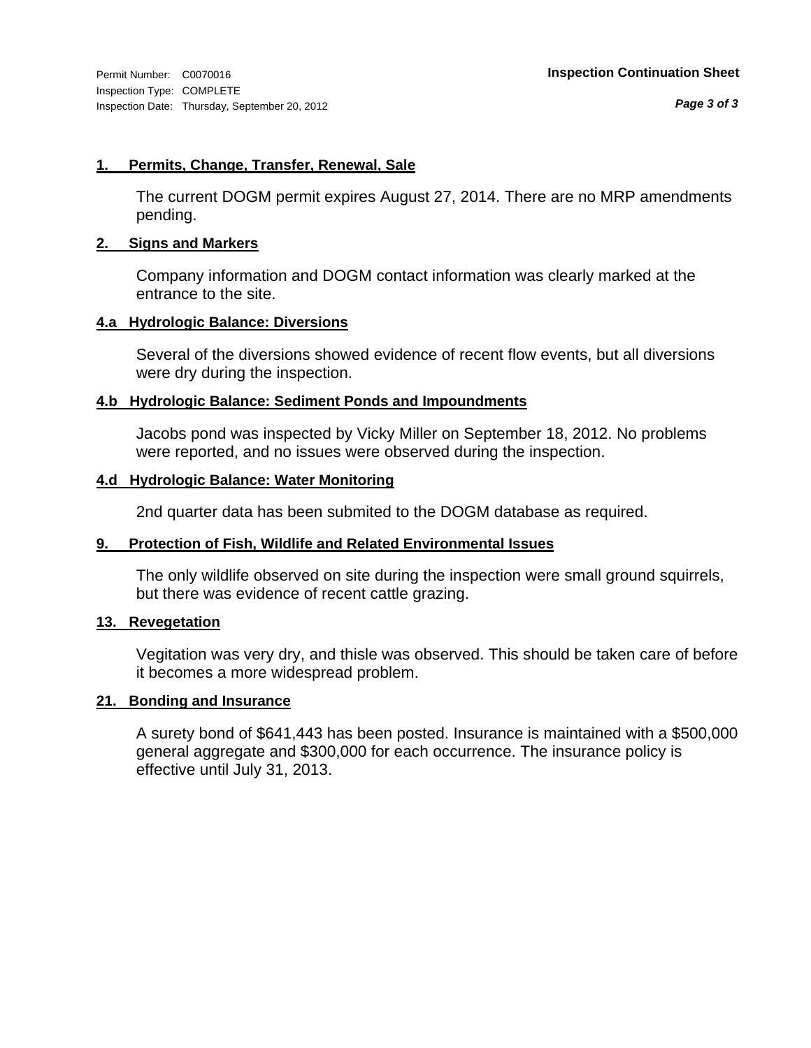Permit Number: C0070016
Inspection Type: COMPLETE
Inspection Date: Thursday, September 20, 2012

**Inspection Continuation Sheet**

### 1. Permits, Change, Transfer, Renewal, Sale

The current DOGM permit expires August 27, 2014. There are no MRP amendments pending.

### 2. Signs and Markers

Company information and DOGM contact information was clearly marked at the entrance to the site.

### 4.a Hydrologic Balance: Diversions

Several of the diversions showed evidence of recent flow events, but all diversions were dry during the inspection.

### 4.b Hydrologic Balance: Sediment Ponds and Impoundments

Jacobs pond was inspected by Vicky Miller on September 18, 2012. No problems were reported, and no issues were observed during the inspection.

### 4.d Hydrologic Balance: Water Monitoring

2nd quarter data has been submited to the DOGM database as required.

### 9. Protection of Fish, Wildlife and Related Environmental Issues

The only wildlife observed on site during the inspection were small ground squirrels, but there was evidence of recent cattle grazing.

### 13. Revegetation

Vegitation was very dry, and thisle was observed. This should be taken care of before it becomes a more widespread problem.

### 21. Bonding and Insurance

A surety bond of $641,443 has been posted. Insurance is maintained with a $500,000 general aggregate and $300,000 for each occurrence. The insurance policy is effective until July 31, 2013.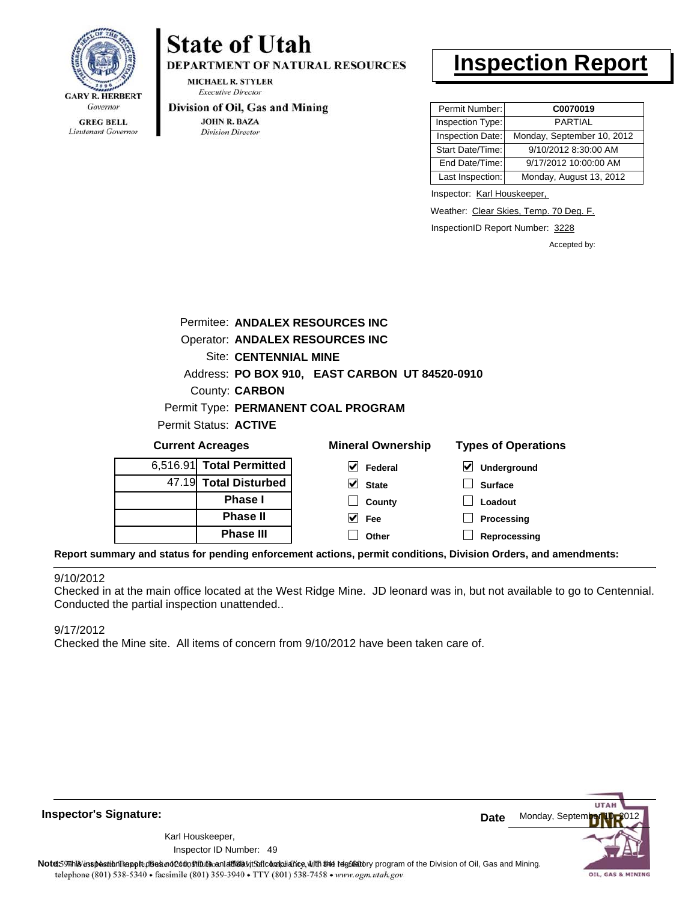**GARY R. HERBERT**
*Governor*

**GREG BELL**
*Lieutenant Governor*

# State of Utah

**DEPARTMENT OF NATURAL RESOURCES**

**MICHAEL R. STYLER**
*Executive Director*

**Division of Oil, Gas and Mining**

**JOHN R. BAZA**
*Division Director*

# Inspection Report

| | |
|---|---|
| Permit Number: | **C0070019** |
| Inspection Type: | PARTIAL |
| Inspection Date: | Monday, September 10, 2012 |
| Start Date/Time: | 9/10/2012 8:30:00 AM |
| End Date/Time: | 9/17/2012 10:00:00 AM |
| Last Inspection: | Monday, August 13, 2012 |

Inspector: Karl Houskeeper,

Weather: Clear Skies, Temp. 70 Deg. F.

InspectionID Report Number: 3228

Accepted by:

Permitee: **ANDALEX RESOURCES INC**
Operator: **ANDALEX RESOURCES INC**
Site: **CENTENNIAL MINE**
Address: **PO BOX 910, EAST CARBON UT 84520-0910**
County: **CARBON**
Permit Type: **PERMANENT COAL PROGRAM**
Permit Status: **ACTIVE**

**Current Acreages**

| | |
|---|---|
| 6,516.91 | **Total Permitted** |
| 47.19 | **Total Disturbed** |
| | **Phase I** |
| | **Phase II** |
| | **Phase III** |

**Mineral Ownership**

- [x] Federal
- [x] State
- [ ] County
- [x] Fee
- [ ] Other

**Types of Operations**

- [x] Underground
- [ ] Surface
- [ ] Loadout
- [ ] Processing
- [ ] Reprocessing

**Report summary and status for pending enforcement actions, permit conditions, Division Orders, and amendments:**

9/10/2012
Checked in at the main office located at the West Ridge Mine. JD leonard was in, but not available to go to Centennial. Conducted the partial inspection unattended..

9/17/2012
Checked the Mine site. All items of concern from 9/10/2012 have been taken care of.

**Inspector's Signature:**

Karl Houskeeper,
Inspector ID Number: 49

**Date** Monday, September 10, 2012

**Note:** This inspection report does not constitute an affidavit of compliance with the regulatory program of the Division of Oil, Gas and Mining.
telephone (801) 538-5340 • facsimile (801) 359-3940 • TTY (801) 538-7458 • www.ogm.utah.gov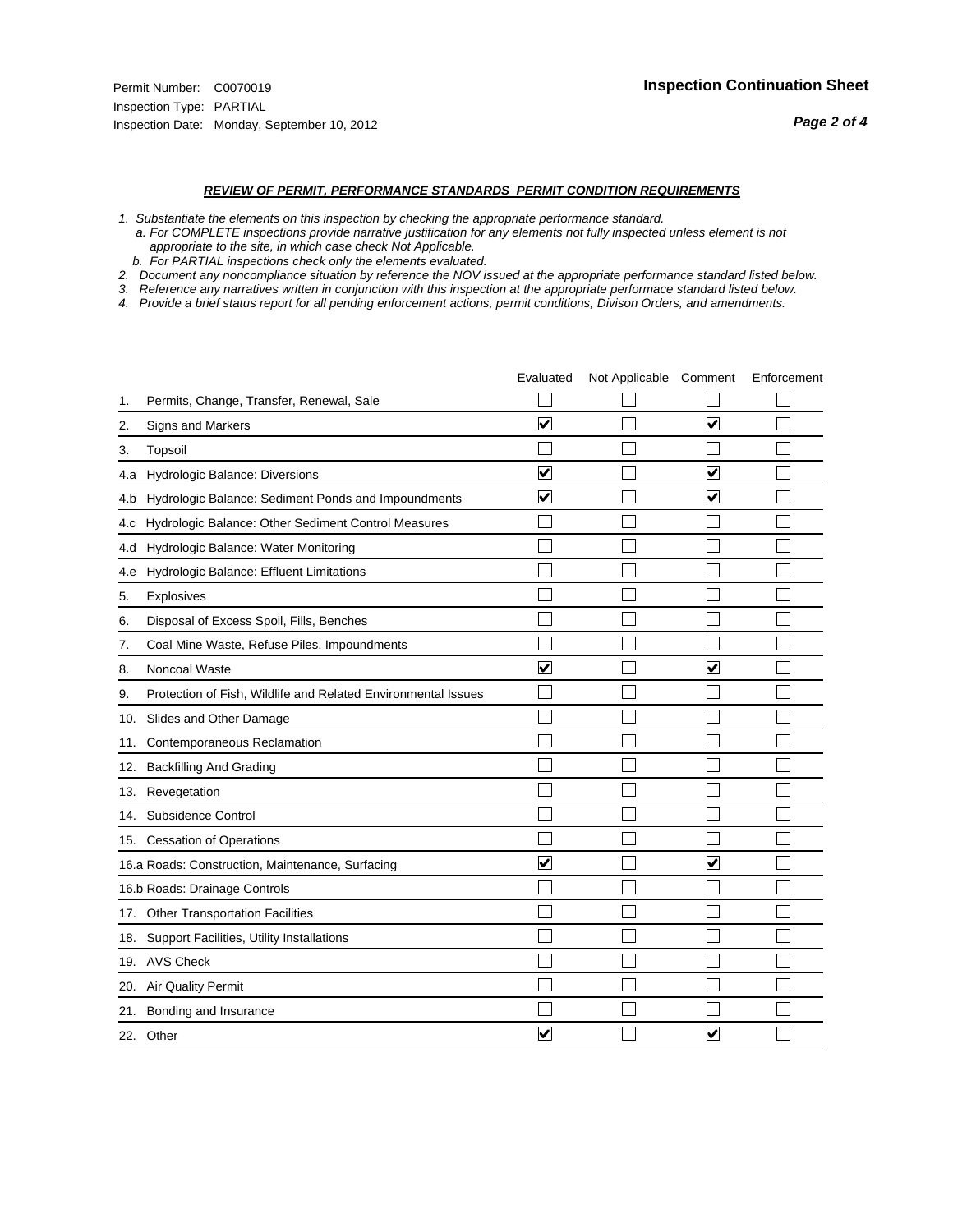Permit Number: C0070019
Inspection Type: PARTIAL
Inspection Date: Monday, September 10, 2012

## Inspection Continuation Sheet

### *REVIEW OF PERMIT, PERFORMANCE STANDARDS PERMIT CONDITION REQUIREMENTS*

*1. Substantiate the elements on this inspection by checking the appropriate performance standard.*
*a. For COMPLETE inspections provide narrative justification for any elements not fully inspected unless element is not appropriate to the site, in which case check Not Applicable.*
*b. For PARTIAL inspections check only the elements evaluated.*
*2. Document any noncompliance situation by reference the NOV issued at the appropriate performance standard listed below.*
*3. Reference any narratives written in conjunction with this inspection at the appropriate performace standard listed below.*
*4. Provide a brief status report for all pending enforcement actions, permit conditions, Divison Orders, and amendments.*

| | Evaluated | Not Applicable | Comment | Enforcement |
|---|---|---|---|---|
| 1. Permits, Change, Transfer, Renewal, Sale | ☐ | ☐ | ☐ | ☐ |
| 2. Signs and Markers | ☑ | ☐ | ☑ | ☐ |
| 3. Topsoil | ☐ | ☐ | ☐ | ☐ |
| 4.a Hydrologic Balance: Diversions | ☑ | ☐ | ☑ | ☐ |
| 4.b Hydrologic Balance: Sediment Ponds and Impoundments | ☑ | ☐ | ☑ | ☐ |
| 4.c Hydrologic Balance: Other Sediment Control Measures | ☐ | ☐ | ☐ | ☐ |
| 4.d Hydrologic Balance: Water Monitoring | ☐ | ☐ | ☐ | ☐ |
| 4.e Hydrologic Balance: Effluent Limitations | ☐ | ☐ | ☐ | ☐ |
| 5. Explosives | ☐ | ☐ | ☐ | ☐ |
| 6. Disposal of Excess Spoil, Fills, Benches | ☐ | ☐ | ☐ | ☐ |
| 7. Coal Mine Waste, Refuse Piles, Impoundments | ☐ | ☐ | ☐ | ☐ |
| 8. Noncoal Waste | ☑ | ☐ | ☑ | ☐ |
| 9. Protection of Fish, Wildlife and Related Environmental Issues | ☐ | ☐ | ☐ | ☐ |
| 10. Slides and Other Damage | ☐ | ☐ | ☐ | ☐ |
| 11. Contemporaneous Reclamation | ☐ | ☐ | ☐ | ☐ |
| 12. Backfilling And Grading | ☐ | ☐ | ☐ | ☐ |
| 13. Revegetation | ☐ | ☐ | ☐ | ☐ |
| 14. Subsidence Control | ☐ | ☐ | ☐ | ☐ |
| 15. Cessation of Operations | ☐ | ☐ | ☐ | ☐ |
| 16.a Roads: Construction, Maintenance, Surfacing | ☑ | ☐ | ☑ | ☐ |
| 16.b Roads: Drainage Controls | ☐ | ☐ | ☐ | ☐ |
| 17. Other Transportation Facilities | ☐ | ☐ | ☐ | ☐ |
| 18. Support Facilities, Utility Installations | ☐ | ☐ | ☐ | ☐ |
| 19. AVS Check | ☐ | ☐ | ☐ | ☐ |
| 20. Air Quality Permit | ☐ | ☐ | ☐ | ☐ |
| 21. Bonding and Insurance | ☐ | ☐ | ☐ | ☐ |
| 22. Other | ☑ | ☐ | ☑ | ☐ |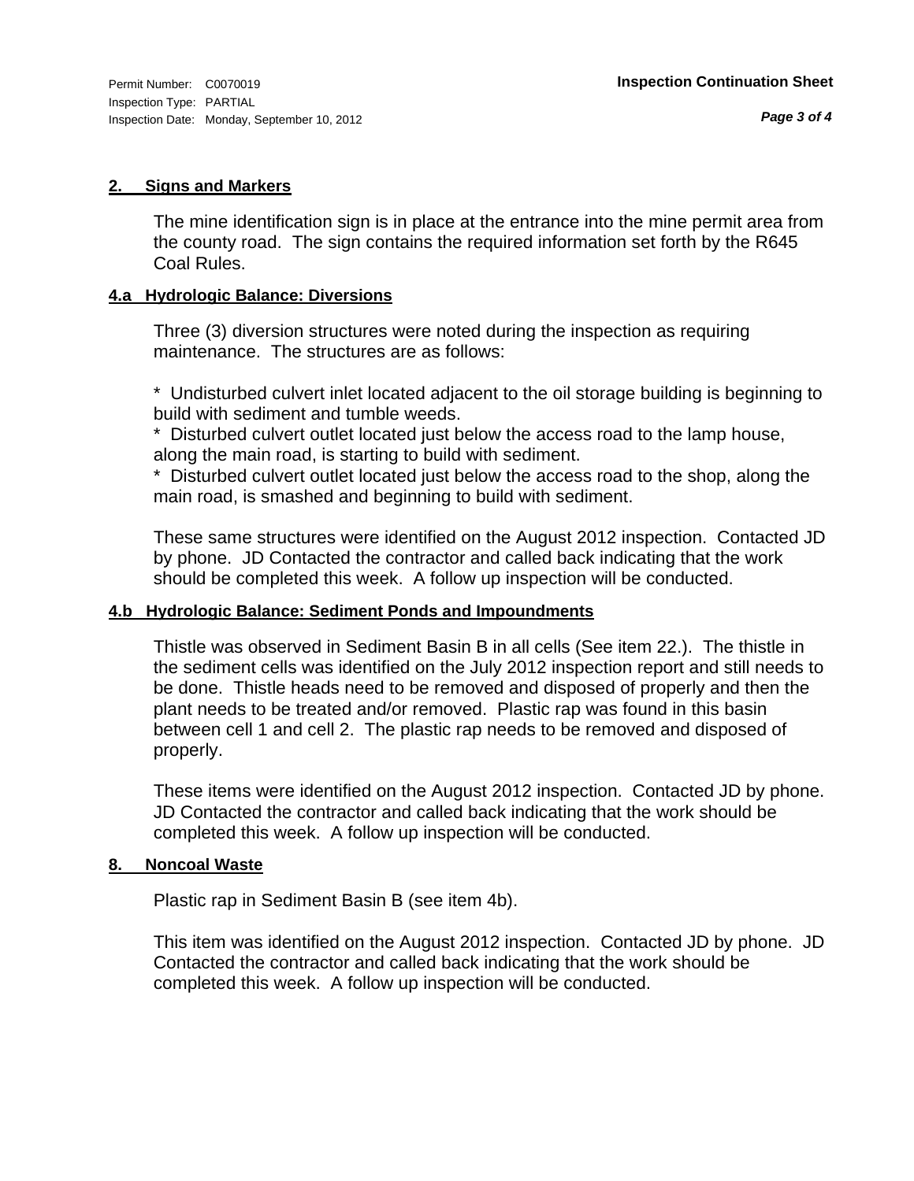## 2. Signs and Markers

The mine identification sign is in place at the entrance into the mine permit area from the county road. The sign contains the required information set forth by the R645 Coal Rules.

## 4.a Hydrologic Balance: Diversions

Three (3) diversion structures were noted during the inspection as requiring maintenance. The structures are as follows:

* Undisturbed culvert inlet located adjacent to the oil storage building is beginning to build with sediment and tumble weeds.
* Disturbed culvert outlet located just below the access road to the lamp house, along the main road, is starting to build with sediment.
* Disturbed culvert outlet located just below the access road to the shop, along the main road, is smashed and beginning to build with sediment.

These same structures were identified on the August 2012 inspection. Contacted JD by phone. JD Contacted the contractor and called back indicating that the work should be completed this week. A follow up inspection will be conducted.

## 4.b Hydrologic Balance: Sediment Ponds and Impoundments

Thistle was observed in Sediment Basin B in all cells (See item 22.). The thistle in the sediment cells was identified on the July 2012 inspection report and still needs to be done. Thistle heads need to be removed and disposed of properly and then the plant needs to be treated and/or removed. Plastic rap was found in this basin between cell 1 and cell 2. The plastic rap needs to be removed and disposed of properly.

These items were identified on the August 2012 inspection. Contacted JD by phone. JD Contacted the contractor and called back indicating that the work should be completed this week. A follow up inspection will be conducted.

## 8. Noncoal Waste

Plastic rap in Sediment Basin B (see item 4b).

This item was identified on the August 2012 inspection. Contacted JD by phone. JD Contacted the contractor and called back indicating that the work should be completed this week. A follow up inspection will be conducted.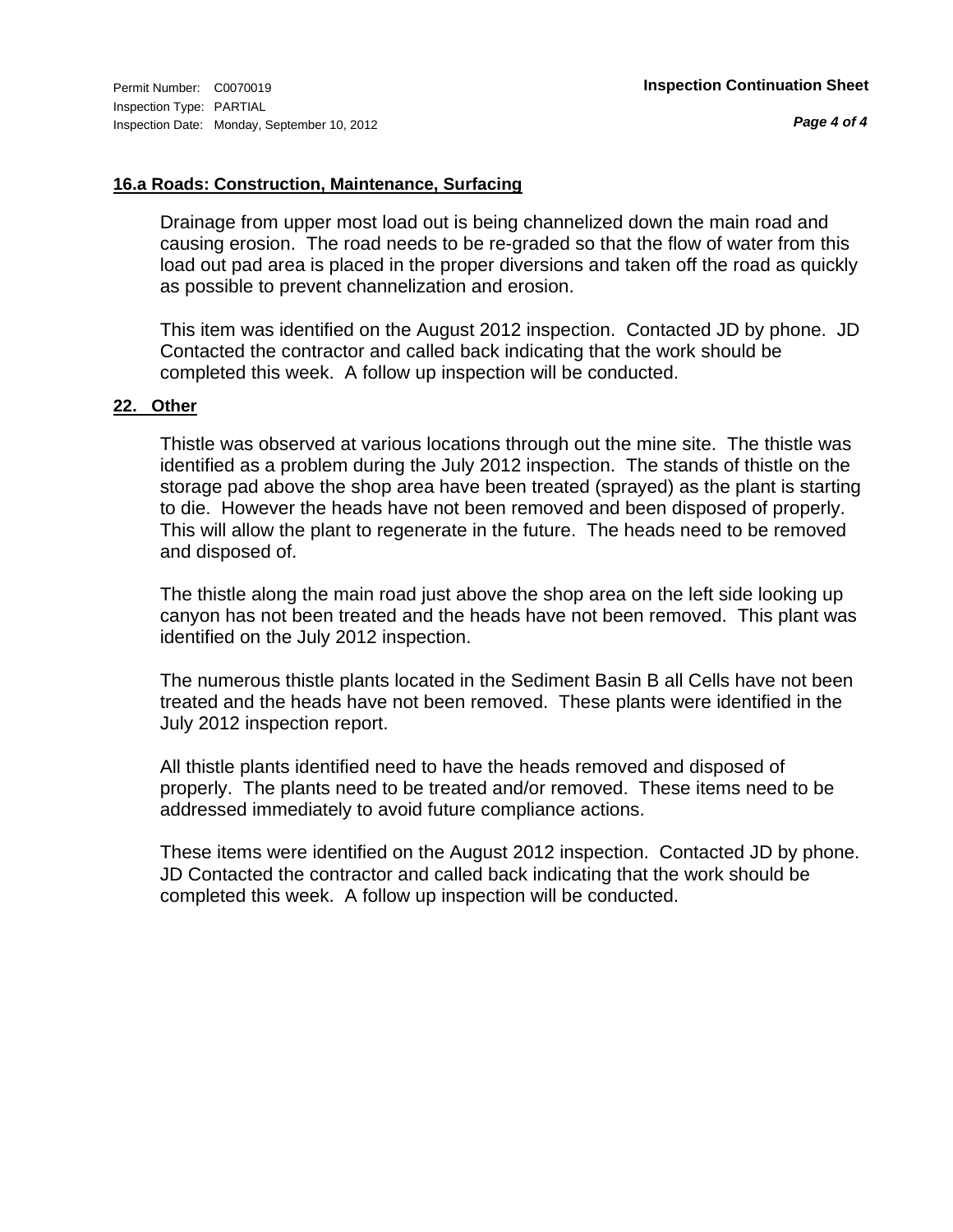Permit Number: C0070019
Inspection Type: PARTIAL
Inspection Date: Monday, September 10, 2012

**Inspection Continuation Sheet**

### 16.a Roads: Construction, Maintenance, Surfacing

Drainage from upper most load out is being channelized down the main road and causing erosion. The road needs to be re-graded so that the flow of water from this load out pad area is placed in the proper diversions and taken off the road as quickly as possible to prevent channelization and erosion.

This item was identified on the August 2012 inspection. Contacted JD by phone. JD Contacted the contractor and called back indicating that the work should be completed this week. A follow up inspection will be conducted.

### 22. Other

Thistle was observed at various locations through out the mine site. The thistle was identified as a problem during the July 2012 inspection. The stands of thistle on the storage pad above the shop area have been treated (sprayed) as the plant is starting to die. However the heads have not been removed and been disposed of properly. This will allow the plant to regenerate in the future. The heads need to be removed and disposed of.

The thistle along the main road just above the shop area on the left side looking up canyon has not been treated and the heads have not been removed. This plant was identified on the July 2012 inspection.

The numerous thistle plants located in the Sediment Basin B all Cells have not been treated and the heads have not been removed. These plants were identified in the July 2012 inspection report.

All thistle plants identified need to have the heads removed and disposed of properly. The plants need to be treated and/or removed. These items need to be addressed immediately to avoid future compliance actions.

These items were identified on the August 2012 inspection. Contacted JD by phone. JD Contacted the contractor and called back indicating that the work should be completed this week. A follow up inspection will be conducted.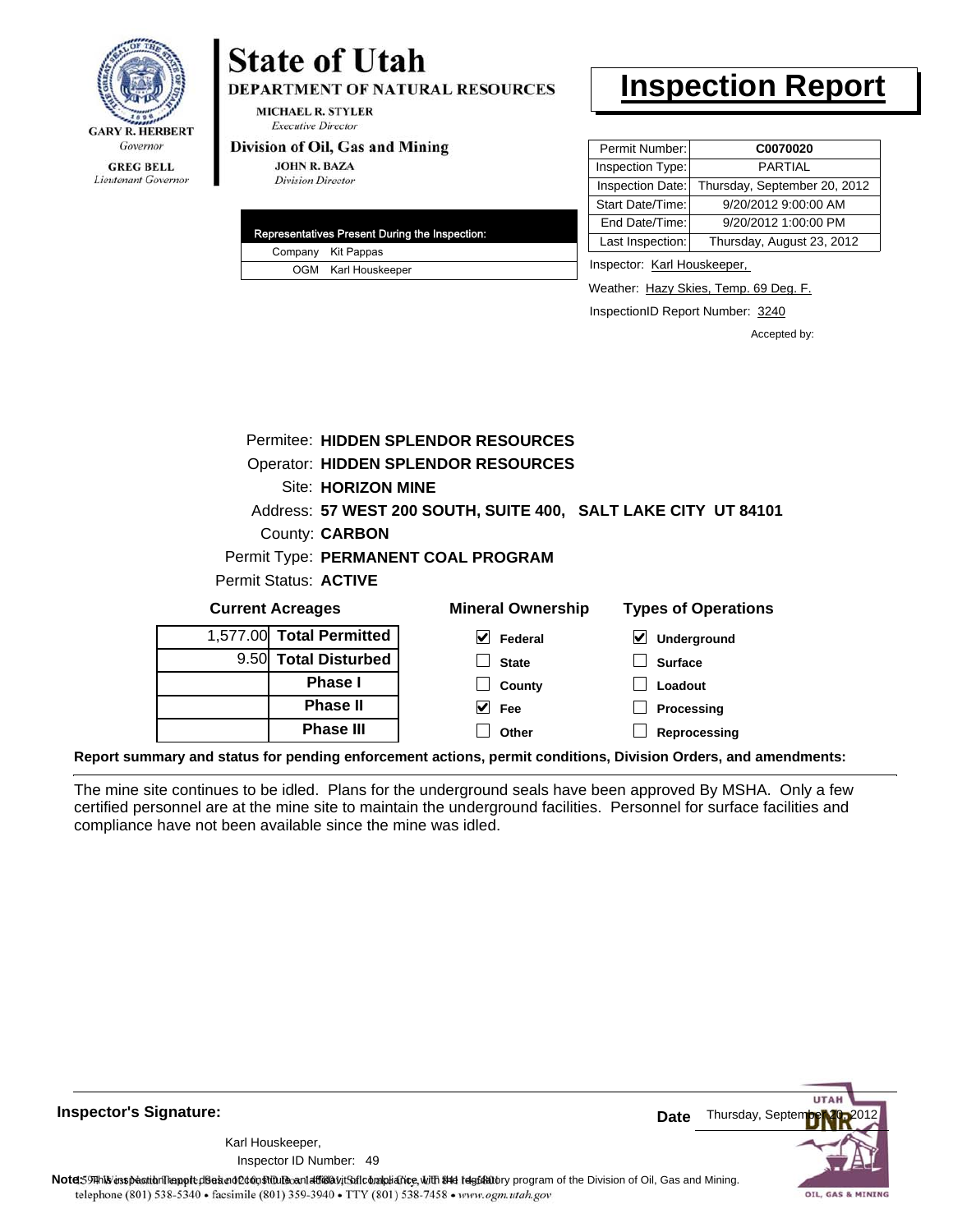GARY R. HERBERT
*Governor*

GREG BELL
*Lieutenant Governor*

# State of Utah

**DEPARTMENT OF NATURAL RESOURCES**

MICHAEL R. STYLER
*Executive Director*

**Division of Oil, Gas and Mining**

JOHN R. BAZA
*Division Director*

# Inspection Report

| Permit Number: | **C0070020** |
|---|---|
| Inspection Type: | PARTIAL |
| Inspection Date: | Thursday, September 20, 2012 |
| Start Date/Time: | 9/20/2012 9:00:00 AM |
| End Date/Time: | 9/20/2012 1:00:00 PM |
| Last Inspection: | Thursday, August 23, 2012 |

| Representatives Present During the Inspection: | |
|---|---|
| Company | Kit Pappas |
| OGM | Karl Houskeeper |

Inspector: Karl Houskeeper,

Weather: Hazy Skies, Temp. 69 Deg. F.

InspectionID Report Number: 3240

Accepted by:

Permitee: **HIDDEN SPLENDOR RESOURCES**
Operator: **HIDDEN SPLENDOR RESOURCES**
Site: **HORIZON MINE**
Address: **57 WEST 200 SOUTH, SUITE 400, SALT LAKE CITY UT 84101**
County: **CARBON**
Permit Type: **PERMANENT COAL PROGRAM**
Permit Status: **ACTIVE**

**Current Acreages**

| | |
|---|---|
| 1,577.00 | **Total Permitted** |
| 9.50 | **Total Disturbed** |
| | **Phase I** |
| | **Phase II** |
| | **Phase III** |

**Mineral Ownership**

- [x] Federal
- [ ] State
- [ ] County
- [x] Fee
- [ ] Other

**Types of Operations**

- [x] Underground
- [ ] Surface
- [ ] Loadout
- [ ] Processing
- [ ] Reprocessing

**Report summary and status for pending enforcement actions, permit conditions, Division Orders, and amendments:**

The mine site continues to be idled. Plans for the underground seals have been approved By MSHA. Only a few certified personnel are at the mine site to maintain the underground facilities. Personnel for surface facilities and compliance have not been available since the mine was idled.

**Inspector's Signature:**

Karl Houskeeper,
Inspector ID Number: 49

**Date** Thursday, September 20, 2012

**Note:** This inspection report does not constitute an affidavit of compliance with the regulatory program of the Division of Oil, Gas and Mining.

1594 West North Temple, Suite 1210, Box 145801, Salt Lake City, UT 84114-5801
telephone (801) 538-5340 • facsimile (801) 359-3940 • TTY (801) 538-7458 • www.ogm.utah.gov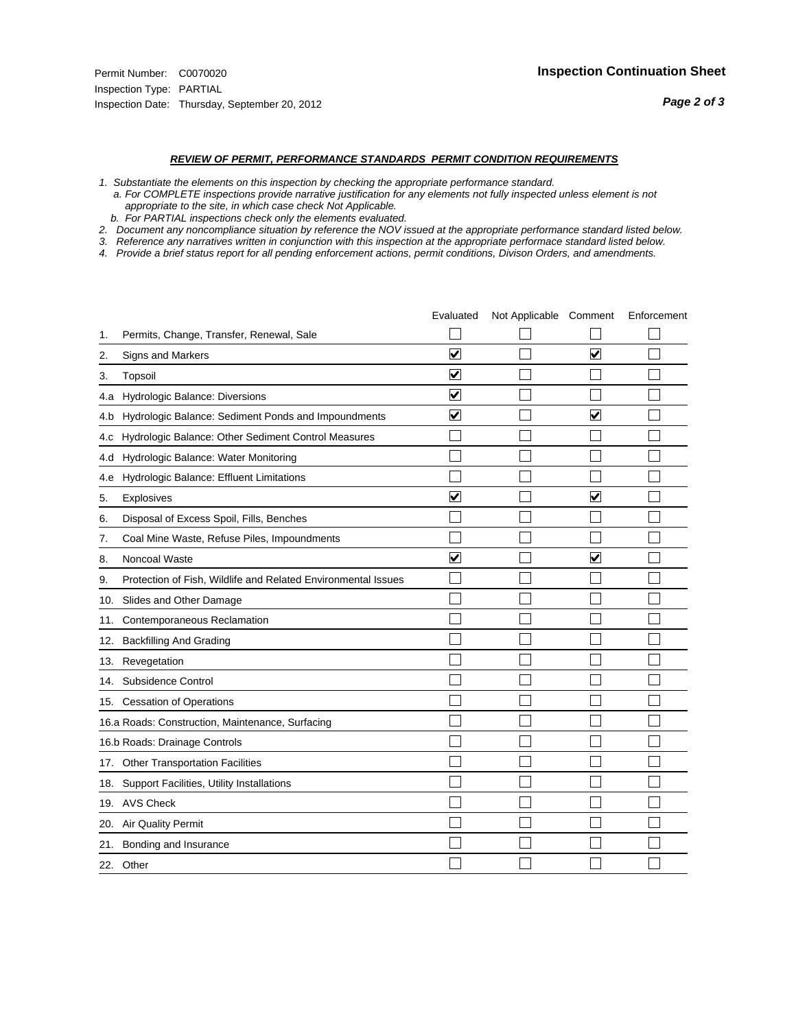Permit Number: C0070020
Inspection Type: PARTIAL
Inspection Date: Thursday, September 20, 2012

**Inspection Continuation Sheet**

***REVIEW OF PERMIT, PERFORMANCE STANDARDS PERMIT CONDITION REQUIREMENTS***

*1. Substantiate the elements on this inspection by checking the appropriate performance standard.*
*a. For COMPLETE inspections provide narrative justification for any elements not fully inspected unless element is not appropriate to the site, in which case check Not Applicable.*
*b. For PARTIAL inspections check only the elements evaluated.*
*2. Document any noncompliance situation by reference the NOV issued at the appropriate performance standard listed below.*
*3. Reference any narratives written in conjunction with this inspection at the appropriate performace standard listed below.*
*4. Provide a brief status report for all pending enforcement actions, permit conditions, Divison Orders, and amendments.*

| | Evaluated | Not Applicable | Comment | Enforcement |
|---|---|---|---|---|
| 1. Permits, Change, Transfer, Renewal, Sale | ☐ | ☐ | ☐ | ☐ |
| 2. Signs and Markers | ☑ | ☐ | ☑ | ☐ |
| 3. Topsoil | ☑ | ☐ | ☐ | ☐ |
| 4.a Hydrologic Balance: Diversions | ☑ | ☐ | ☐ | ☐ |
| 4.b Hydrologic Balance: Sediment Ponds and Impoundments | ☑ | ☐ | ☑ | ☐ |
| 4.c Hydrologic Balance: Other Sediment Control Measures | ☐ | ☐ | ☐ | ☐ |
| 4.d Hydrologic Balance: Water Monitoring | ☐ | ☐ | ☐ | ☐ |
| 4.e Hydrologic Balance: Effluent Limitations | ☐ | ☐ | ☐ | ☐ |
| 5. Explosives | ☑ | ☐ | ☑ | ☐ |
| 6. Disposal of Excess Spoil, Fills, Benches | ☐ | ☐ | ☐ | ☐ |
| 7. Coal Mine Waste, Refuse Piles, Impoundments | ☐ | ☐ | ☐ | ☐ |
| 8. Noncoal Waste | ☑ | ☐ | ☑ | ☐ |
| 9. Protection of Fish, Wildlife and Related Environmental Issues | ☐ | ☐ | ☐ | ☐ |
| 10. Slides and Other Damage | ☐ | ☐ | ☐ | ☐ |
| 11. Contemporaneous Reclamation | ☐ | ☐ | ☐ | ☐ |
| 12. Backfilling And Grading | ☐ | ☐ | ☐ | ☐ |
| 13. Revegetation | ☐ | ☐ | ☐ | ☐ |
| 14. Subsidence Control | ☐ | ☐ | ☐ | ☐ |
| 15. Cessation of Operations | ☐ | ☐ | ☐ | ☐ |
| 16.a Roads: Construction, Maintenance, Surfacing | ☐ | ☐ | ☐ | ☐ |
| 16.b Roads: Drainage Controls | ☐ | ☐ | ☐ | ☐ |
| 17. Other Transportation Facilities | ☐ | ☐ | ☐ | ☐ |
| 18. Support Facilities, Utility Installations | ☐ | ☐ | ☐ | ☐ |
| 19. AVS Check | ☐ | ☐ | ☐ | ☐ |
| 20. Air Quality Permit | ☐ | ☐ | ☐ | ☐ |
| 21. Bonding and Insurance | ☐ | ☐ | ☐ | ☐ |
| 22. Other | ☐ | ☐ | ☐ | ☐ |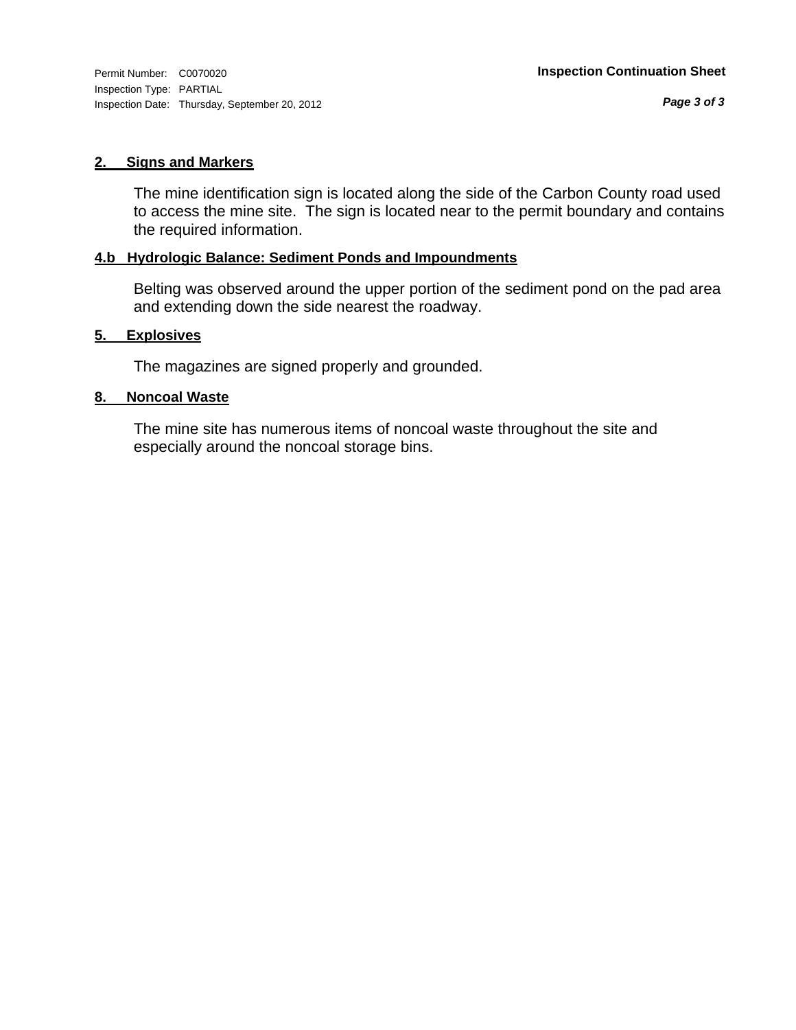Permit Number: C0070020
Inspection Type: PARTIAL
Inspection Date: Thursday, September 20, 2012

**Inspection Continuation Sheet**

### 2. Signs and Markers

The mine identification sign is located along the side of the Carbon County road used to access the mine site. The sign is located near to the permit boundary and contains the required information.

### 4.b Hydrologic Balance: Sediment Ponds and Impoundments

Belting was observed around the upper portion of the sediment pond on the pad area and extending down the side nearest the roadway.

### 5. Explosives

The magazines are signed properly and grounded.

### 8. Noncoal Waste

The mine site has numerous items of noncoal waste throughout the site and especially around the noncoal storage bins.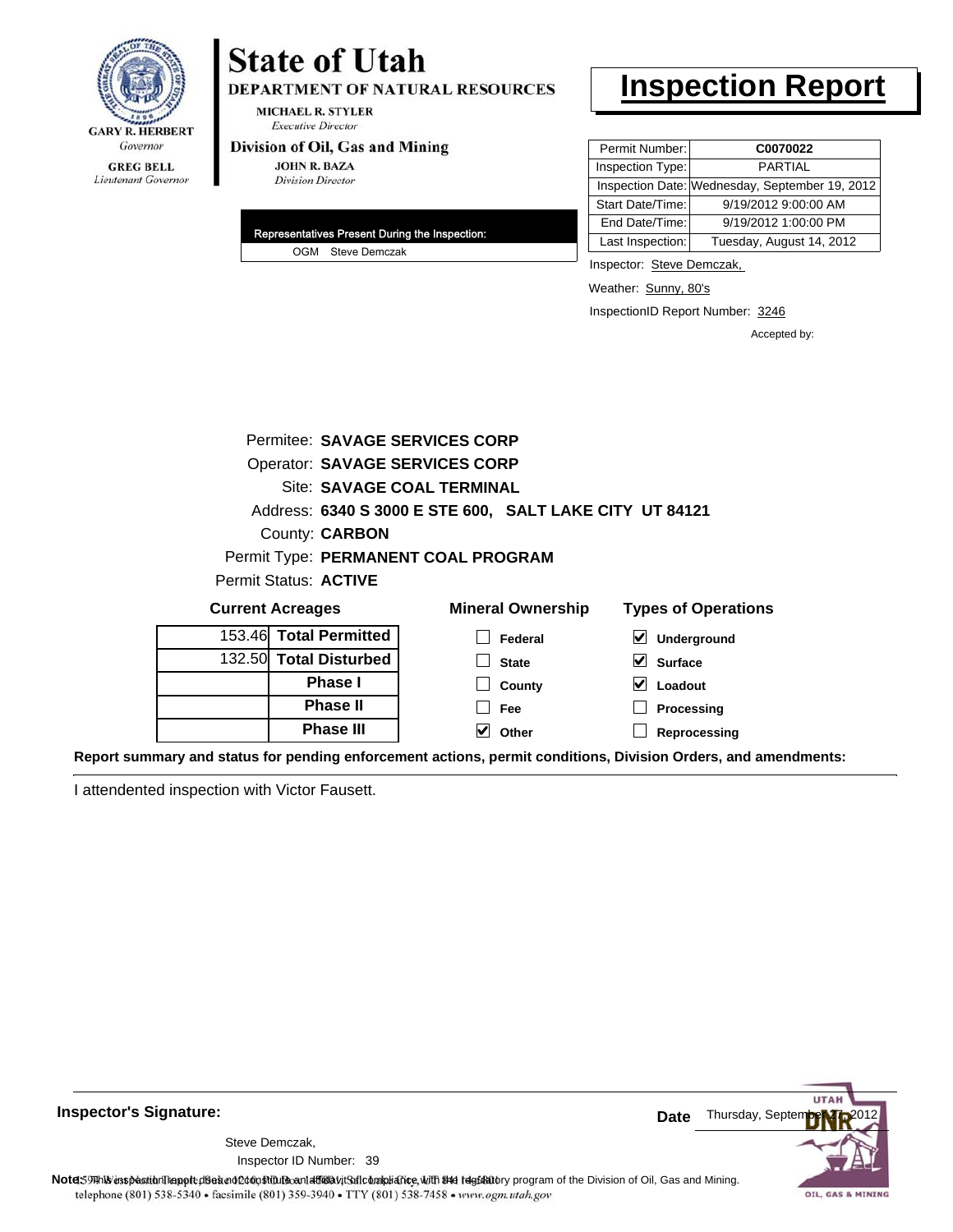GARY R. HERBERT
*Governor*

GREG BELL
*Lieutenant Governor*

# State of Utah

**DEPARTMENT OF NATURAL RESOURCES**

MICHAEL R. STYLER
*Executive Director*

**Division of Oil, Gas and Mining**

JOHN R. BAZA
*Division Director*

# Inspection Report

| | |
|---|---|
| Permit Number: | **C0070022** |
| Inspection Type: | PARTIAL |
| Inspection Date: | Wednesday, September 19, 2012 |
| Start Date/Time: | 9/19/2012 9:00:00 AM |
| End Date/Time: | 9/19/2012 1:00:00 PM |
| Last Inspection: | Tuesday, August 14, 2012 |

**Representatives Present During the Inspection:**

OGM Steve Demczak

Inspector: Steve Demczak,

Weather: Sunny, 80's

InspectionID Report Number: 3246

Accepted by:

Permitee: **SAVAGE SERVICES CORP**
Operator: **SAVAGE SERVICES CORP**
Site: **SAVAGE COAL TERMINAL**
Address: **6340 S 3000 E STE 600, SALT LAKE CITY UT 84121**
County: **CARBON**
Permit Type: **PERMANENT COAL PROGRAM**
Permit Status: **ACTIVE**

**Current Acreages**

| | |
|---|---|
| 153.46 | **Total Permitted** |
| 132.50 | **Total Disturbed** |
| | **Phase I** |
| | **Phase II** |
| | **Phase III** |

**Mineral Ownership**

- [ ] Federal
- [ ] State
- [ ] County
- [ ] Fee
- [x] Other

**Types of Operations**

- [x] Underground
- [x] Surface
- [x] Loadout
- [ ] Processing
- [ ] Reprocessing

**Report summary and status for pending enforcement actions, permit conditions, Division Orders, and amendments:**

I attendented inspection with Victor Fausett.

**Inspector's Signature:**

Steve Demczak,
Inspector ID Number: 39

**Date** Thursday, September 27, 2012

**Note:** This inspection report does not constitute an affidavit of compliance with the regulatory program of the Division of Oil, Gas and Mining.

telephone (801) 538-5340 • facsimile (801) 359-3940 • TTY (801) 538-7458 • www.ogm.utah.gov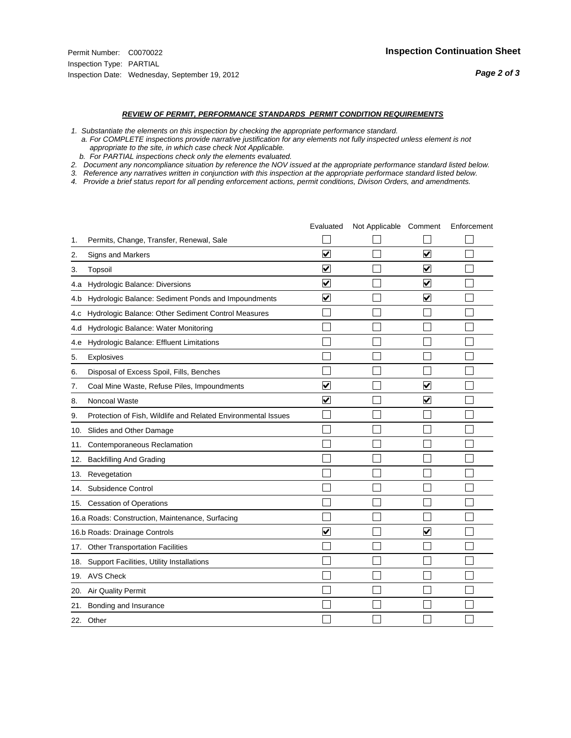Permit Number: C0070022
Inspection Type: PARTIAL
Inspection Date: Wednesday, September 19, 2012

**Inspection Continuation Sheet**

***REVIEW OF PERMIT, PERFORMANCE STANDARDS PERMIT CONDITION REQUIREMENTS***

*1. Substantiate the elements on this inspection by checking the appropriate performance standard.*
*a. For COMPLETE inspections provide narrative justification for any elements not fully inspected unless element is not appropriate to the site, in which case check Not Applicable.*
*b. For PARTIAL inspections check only the elements evaluated.*
*2. Document any noncompliance situation by reference the NOV issued at the appropriate performance standard listed below.*
*3. Reference any narratives written in conjunction with this inspection at the appropriate performace standard listed below.*
*4. Provide a brief status report for all pending enforcement actions, permit conditions, Divison Orders, and amendments.*

| | Evaluated | Not Applicable | Comment | Enforcement |
|---|---|---|---|---|
| 1. Permits, Change, Transfer, Renewal, Sale | ☐ | ☐ | ☐ | ☐ |
| 2. Signs and Markers | ☑ | ☐ | ☑ | ☐ |
| 3. Topsoil | ☑ | ☐ | ☑ | ☐ |
| 4.a Hydrologic Balance: Diversions | ☑ | ☐ | ☑ | ☐ |
| 4.b Hydrologic Balance: Sediment Ponds and Impoundments | ☑ | ☐ | ☑ | ☐ |
| 4.c Hydrologic Balance: Other Sediment Control Measures | ☐ | ☐ | ☐ | ☐ |
| 4.d Hydrologic Balance: Water Monitoring | ☐ | ☐ | ☐ | ☐ |
| 4.e Hydrologic Balance: Effluent Limitations | ☐ | ☐ | ☐ | ☐ |
| 5. Explosives | ☐ | ☐ | ☐ | ☐ |
| 6. Disposal of Excess Spoil, Fills, Benches | ☐ | ☐ | ☐ | ☐ |
| 7. Coal Mine Waste, Refuse Piles, Impoundments | ☑ | ☐ | ☑ | ☐ |
| 8. Noncoal Waste | ☑ | ☐ | ☑ | ☐ |
| 9. Protection of Fish, Wildlife and Related Environmental Issues | ☐ | ☐ | ☐ | ☐ |
| 10. Slides and Other Damage | ☐ | ☐ | ☐ | ☐ |
| 11. Contemporaneous Reclamation | ☐ | ☐ | ☐ | ☐ |
| 12. Backfilling And Grading | ☐ | ☐ | ☐ | ☐ |
| 13. Revegetation | ☐ | ☐ | ☐ | ☐ |
| 14. Subsidence Control | ☐ | ☐ | ☐ | ☐ |
| 15. Cessation of Operations | ☐ | ☐ | ☐ | ☐ |
| 16.a Roads: Construction, Maintenance, Surfacing | ☐ | ☐ | ☐ | ☐ |
| 16.b Roads: Drainage Controls | ☑ | ☐ | ☑ | ☐ |
| 17. Other Transportation Facilities | ☐ | ☐ | ☐ | ☐ |
| 18. Support Facilities, Utility Installations | ☐ | ☐ | ☐ | ☐ |
| 19. AVS Check | ☐ | ☐ | ☐ | ☐ |
| 20. Air Quality Permit | ☐ | ☐ | ☐ | ☐ |
| 21. Bonding and Insurance | ☐ | ☐ | ☐ | ☐ |
| 22. Other | ☐ | ☐ | ☐ | ☐ |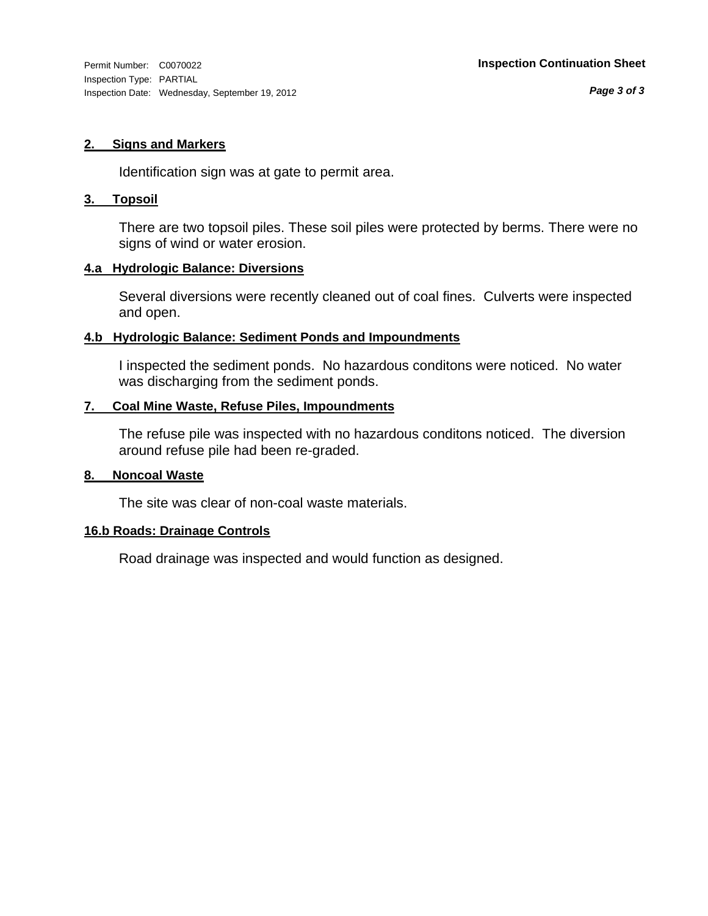Permit Number: C0070022
Inspection Type: PARTIAL
Inspection Date: Wednesday, September 19, 2012

**Inspection Continuation Sheet**

## 2. Signs and Markers

Identification sign was at gate to permit area.

## 3. Topsoil

There are two topsoil piles. These soil piles were protected by berms. There were no signs of wind or water erosion.

## 4.a Hydrologic Balance: Diversions

Several diversions were recently cleaned out of coal fines. Culverts were inspected and open.

## 4.b Hydrologic Balance: Sediment Ponds and Impoundments

I inspected the sediment ponds. No hazardous conditons were noticed. No water was discharging from the sediment ponds.

## 7. Coal Mine Waste, Refuse Piles, Impoundments

The refuse pile was inspected with no hazardous conditons noticed. The diversion around refuse pile had been re-graded.

## 8. Noncoal Waste

The site was clear of non-coal waste materials.

## 16.b Roads: Drainage Controls

Road drainage was inspected and would function as designed.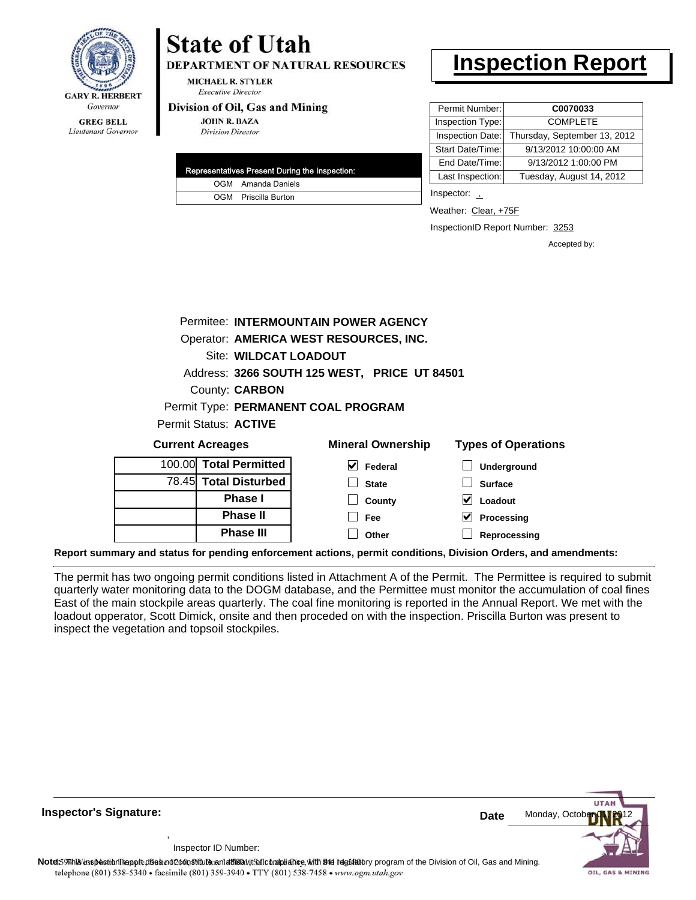**GARY R. HERBERT**
*Governor*

**GREG BELL**
*Lieutenant Governor*

# State of Utah

**DEPARTMENT OF NATURAL RESOURCES**

**MICHAEL R. STYLER**
*Executive Director*

**Division of Oil, Gas and Mining**

**JOHN R. BAZA**
*Division Director*

# Inspection Report

| | |
|---|---|
| Permit Number: | **C0070033** |
| Inspection Type: | COMPLETE |
| Inspection Date: | Thursday, September 13, 2012 |
| Start Date/Time: | 9/13/2012 10:00:00 AM |
| End Date/Time: | 9/13/2012 1:00:00 PM |
| Last Inspection: | Tuesday, August 14, 2012 |

Inspector: ,

Weather: Clear, +75F

InspectionID Report Number: 3253

Accepted by:

| Representatives Present During the Inspection: | |
|---|---|
| OGM | Amanda Daniels |
| OGM | Priscilla Burton |

Permitee: **INTERMOUNTAIN POWER AGENCY**
Operator: **AMERICA WEST RESOURCES, INC.**
Site: **WILDCAT LOADOUT**
Address: **3266 SOUTH 125 WEST, PRICE UT 84501**
County: **CARBON**
Permit Type: **PERMANENT COAL PROGRAM**
Permit Status: **ACTIVE**

**Current Acreages**

| | |
|---|---|
| 100.00 | **Total Permitted** |
| 78.45 | **Total Disturbed** |
| | **Phase I** |
| | **Phase II** |
| | **Phase III** |

**Mineral Ownership**

- [x] Federal
- [ ] State
- [ ] County
- [ ] Fee
- [ ] Other

**Types of Operations**

- [ ] Underground
- [ ] Surface
- [x] Loadout
- [x] Processing
- [ ] Reprocessing

**Report summary and status for pending enforcement actions, permit conditions, Division Orders, and amendments:**

The permit has two ongoing permit conditions listed in Attachment A of the Permit. The Permittee is required to submit quarterly water monitoring data to the DOGM database, and the Permittee must monitor the accumulation of coal fines East of the main stockpile areas quarterly. The coal fine monitoring is reported in the Annual Report. We met with the loadout opperator, Scott Dimick, onsite and then proceded on with the inspection. Priscilla Burton was present to inspect the vegetation and topsoil stockpiles.

**Inspector's Signature:**

,

Inspector ID Number:

**Date** Monday, October 01, 2012

**Note:** This inspection report does not constitute an affidavit of compliance with the regulatory program of the Division of Oil, Gas and Mining.
telephone (801) 538-5340 • facsimile (801) 359-3940 • TTY (801) 538-7458 • www.ogm.utah.gov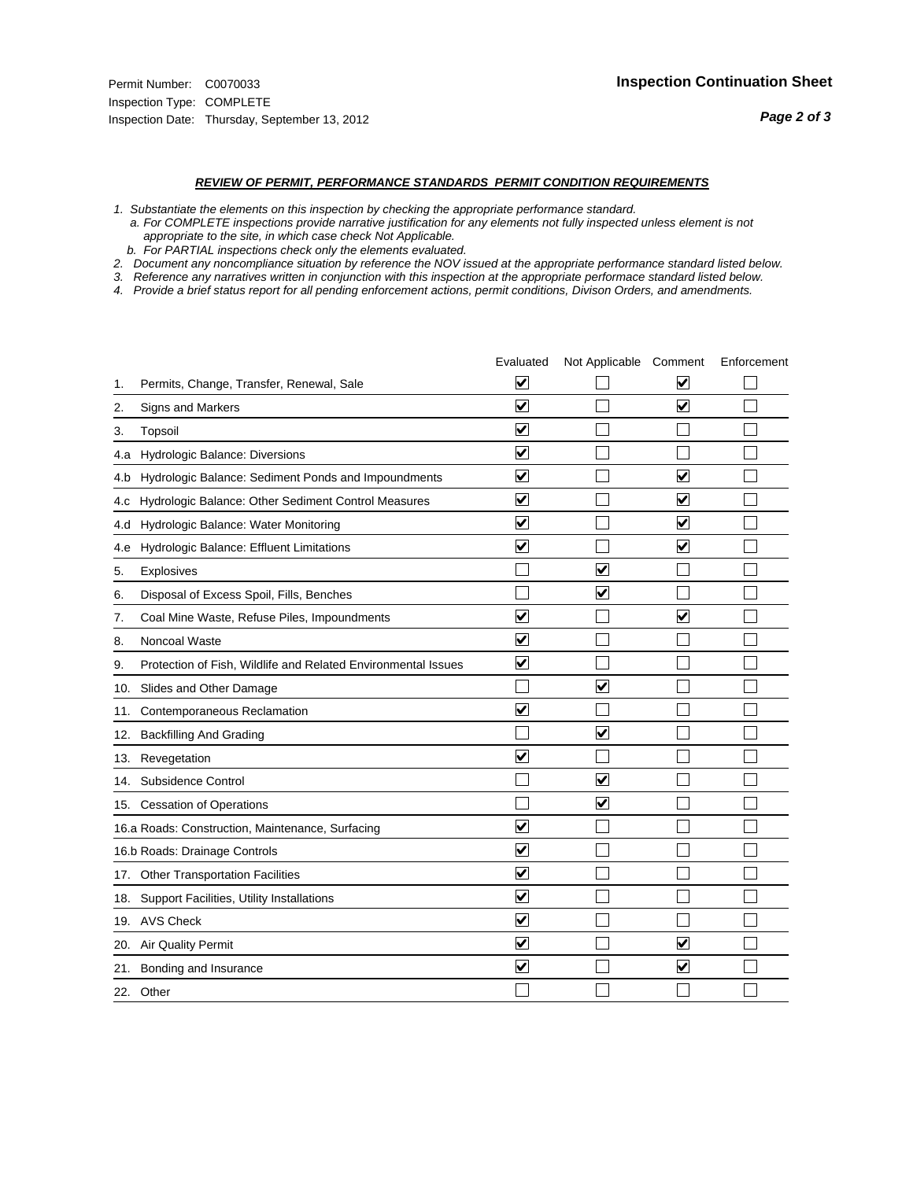Permit Number: C0070033
Inspection Type: COMPLETE
Inspection Date: Thursday, September 13, 2012

## Inspection Continuation Sheet

### *REVIEW OF PERMIT, PERFORMANCE STANDARDS PERMIT CONDITION REQUIREMENTS*

*1. Substantiate the elements on this inspection by checking the appropriate performance standard.*
*a. For COMPLETE inspections provide narrative justification for any elements not fully inspected unless element is not appropriate to the site, in which case check Not Applicable.*
*b. For PARTIAL inspections check only the elements evaluated.*
*2. Document any noncompliance situation by reference the NOV issued at the appropriate performance standard listed below.*
*3. Reference any narratives written in conjunction with this inspection at the appropriate performace standard listed below.*
*4. Provide a brief status report for all pending enforcement actions, permit conditions, Divison Orders, and amendments.*

| | | Evaluated | Not Applicable | Comment | Enforcement |
|---|---|---|---|---|---|
| 1. | Permits, Change, Transfer, Renewal, Sale | ☑ | ☐ | ☑ | ☐ |
| 2. | Signs and Markers | ☑ | ☐ | ☑ | ☐ |
| 3. | Topsoil | ☑ | ☐ | ☐ | ☐ |
| 4.a | Hydrologic Balance: Diversions | ☑ | ☐ | ☐ | ☐ |
| 4.b | Hydrologic Balance: Sediment Ponds and Impoundments | ☑ | ☐ | ☑ | ☐ |
| 4.c | Hydrologic Balance: Other Sediment Control Measures | ☑ | ☐ | ☑ | ☐ |
| 4.d | Hydrologic Balance: Water Monitoring | ☑ | ☐ | ☑ | ☐ |
| 4.e | Hydrologic Balance: Effluent Limitations | ☑ | ☐ | ☑ | ☐ |
| 5. | Explosives | ☐ | ☑ | ☐ | ☐ |
| 6. | Disposal of Excess Spoil, Fills, Benches | ☐ | ☑ | ☐ | ☐ |
| 7. | Coal Mine Waste, Refuse Piles, Impoundments | ☑ | ☐ | ☑ | ☐ |
| 8. | Noncoal Waste | ☑ | ☐ | ☐ | ☐ |
| 9. | Protection of Fish, Wildlife and Related Environmental Issues | ☑ | ☐ | ☐ | ☐ |
| 10. | Slides and Other Damage | ☐ | ☑ | ☐ | ☐ |
| 11. | Contemporaneous Reclamation | ☑ | ☐ | ☐ | ☐ |
| 12. | Backfilling And Grading | ☐ | ☑ | ☐ | ☐ |
| 13. | Revegetation | ☑ | ☐ | ☐ | ☐ |
| 14. | Subsidence Control | ☐ | ☑ | ☐ | ☐ |
| 15. | Cessation of Operations | ☐ | ☑ | ☐ | ☐ |
| 16.a | Roads: Construction, Maintenance, Surfacing | ☑ | ☐ | ☐ | ☐ |
| 16.b | Roads: Drainage Controls | ☑ | ☐ | ☐ | ☐ |
| 17. | Other Transportation Facilities | ☑ | ☐ | ☐ | ☐ |
| 18. | Support Facilities, Utility Installations | ☑ | ☐ | ☐ | ☐ |
| 19. | AVS Check | ☑ | ☐ | ☐ | ☐ |
| 20. | Air Quality Permit | ☑ | ☐ | ☑ | ☐ |
| 21. | Bonding and Insurance | ☑ | ☐ | ☑ | ☐ |
| 22. | Other | ☐ | ☐ | ☐ | ☐ |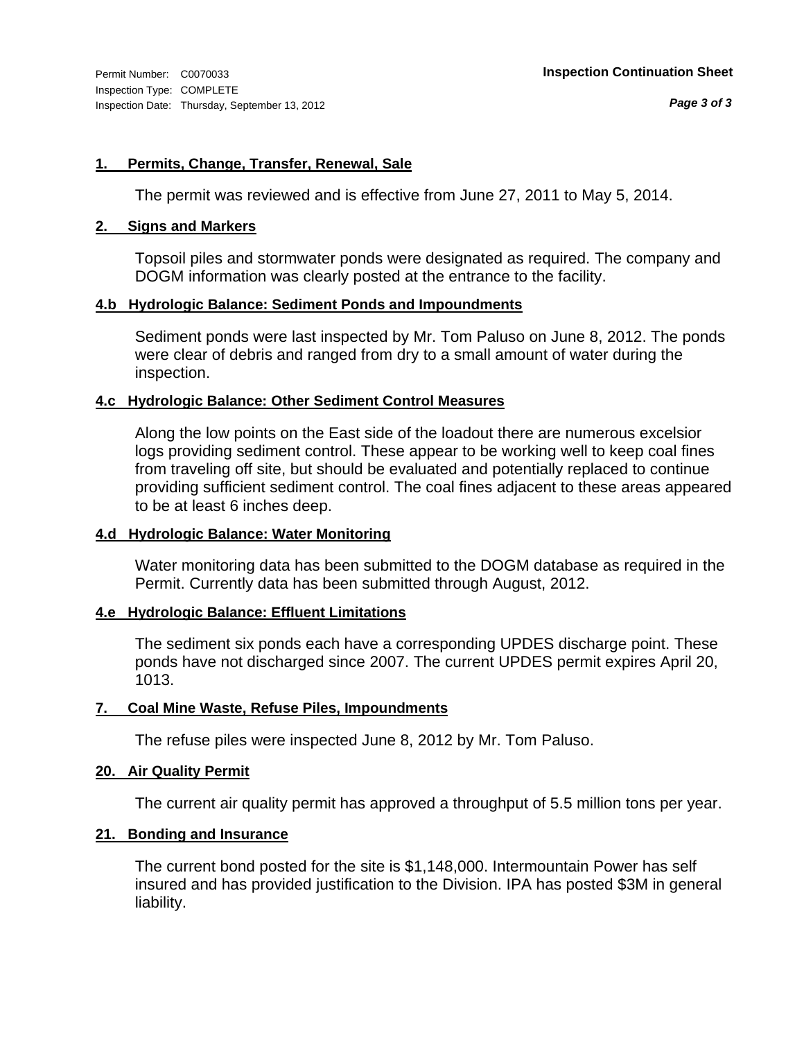Permit Number: C0070033
Inspection Type: COMPLETE
Inspection Date: Thursday, September 13, 2012

**Inspection Continuation Sheet**

### 1. Permits, Change, Transfer, Renewal, Sale

The permit was reviewed and is effective from June 27, 2011 to May 5, 2014.

### 2. Signs and Markers

Topsoil piles and stormwater ponds were designated as required. The company and DOGM information was clearly posted at the entrance to the facility.

### 4.b Hydrologic Balance: Sediment Ponds and Impoundments

Sediment ponds were last inspected by Mr. Tom Paluso on June 8, 2012. The ponds were clear of debris and ranged from dry to a small amount of water during the inspection.

### 4.c Hydrologic Balance: Other Sediment Control Measures

Along the low points on the East side of the loadout there are numerous excelsior logs providing sediment control. These appear to be working well to keep coal fines from traveling off site, but should be evaluated and potentially replaced to continue providing sufficient sediment control. The coal fines adjacent to these areas appeared to be at least 6 inches deep.

### 4.d Hydrologic Balance: Water Monitoring

Water monitoring data has been submitted to the DOGM database as required in the Permit. Currently data has been submitted through August, 2012.

### 4.e Hydrologic Balance: Effluent Limitations

The sediment six ponds each have a corresponding UPDES discharge point. These ponds have not discharged since 2007. The current UPDES permit expires April 20, 1013.

### 7. Coal Mine Waste, Refuse Piles, Impoundments

The refuse piles were inspected June 8, 2012 by Mr. Tom Paluso.

### 20. Air Quality Permit

The current air quality permit has approved a throughput of 5.5 million tons per year.

### 21. Bonding and Insurance

The current bond posted for the site is $1,148,000. Intermountain Power has self insured and has provided justification to the Division. IPA has posted $3M in general liability.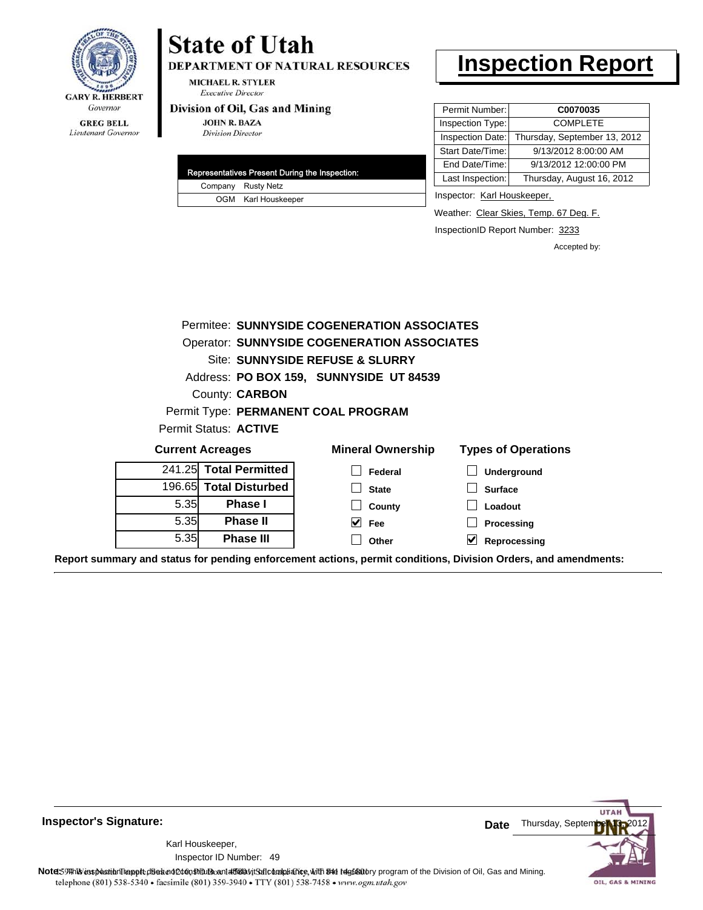GARY R. HERBERT
*Governor*

GREG BELL
*Lieutenant Governor*

# State of Utah

**DEPARTMENT OF NATURAL RESOURCES**

MICHAEL R. STYLER
*Executive Director*

**Division of Oil, Gas and Mining**

JOHN R. BAZA
*Division Director*

# Inspection Report

| Permit Number: | **C0070035** |
|---|---|
| Inspection Type: | COMPLETE |
| Inspection Date: | Thursday, September 13, 2012 |
| Start Date/Time: | 9/13/2012 8:00:00 AM |
| End Date/Time: | 9/13/2012 12:00:00 PM |
| Last Inspection: | Thursday, August 16, 2012 |

Inspector: Karl Houskeeper,

Weather: Clear Skies, Temp. 67 Deg. F.

InspectionID Report Number: 3233

Accepted by:

| Representatives Present During the Inspection: | |
|---|---|
| Company | Rusty Netz |
| OGM | Karl Houskeeper |

Permitee: **SUNNYSIDE COGENERATION ASSOCIATES**
Operator: **SUNNYSIDE COGENERATION ASSOCIATES**
Site: **SUNNYSIDE REFUSE & SLURRY**
Address: **PO BOX 159, SUNNYSIDE UT 84539**
County: **CARBON**
Permit Type: **PERMANENT COAL PROGRAM**
Permit Status: **ACTIVE**

**Current Acreages**

| | |
|---|---|
| 241.25 | **Total Permitted** |
| 196.65 | **Total Disturbed** |
| 5.35 | **Phase I** |
| 5.35 | **Phase II** |
| 5.35 | **Phase III** |

**Mineral Ownership**

- [ ] Federal
- [ ] State
- [ ] County
- [x] Fee
- [ ] Other

**Types of Operations**

- [ ] Underground
- [ ] Surface
- [ ] Loadout
- [ ] Processing
- [x] Reprocessing

**Report summary and status for pending enforcement actions, permit conditions, Division Orders, and amendments:**

**Inspector's Signature:**

Karl Houskeeper,
Inspector ID Number: 49

**Date** Thursday, September 13, 2012

**Note:** This inspection report does not constitute an affidavit of compliance with the regulatory program of the Division of Oil, Gas and Mining.

telephone (801) 538-5340 • facsimile (801) 359-3940 • TTY (801) 538-7458 • www.ogm.utah.gov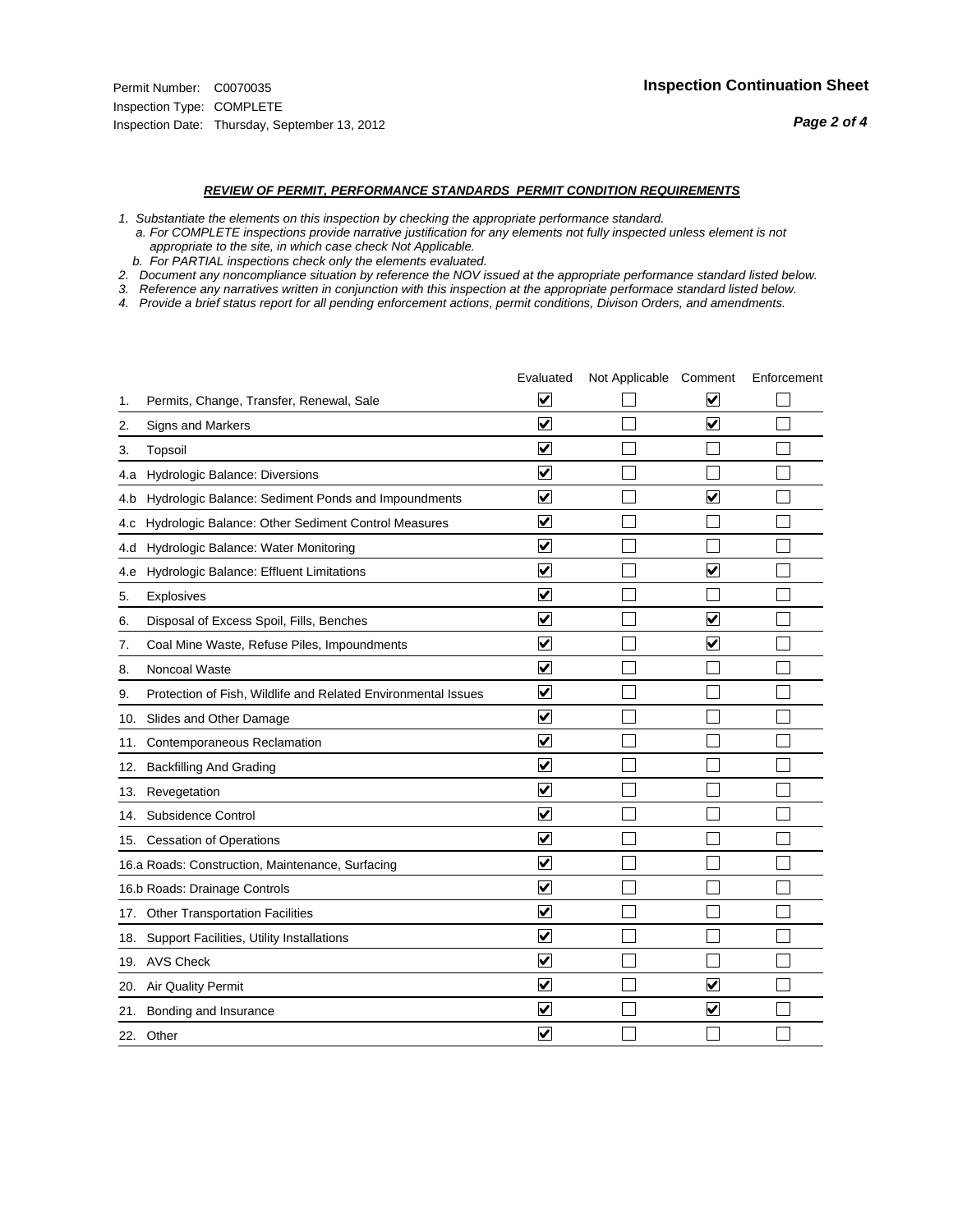Permit Number: C0070035
Inspection Type: COMPLETE
Inspection Date: Thursday, September 13, 2012

## Inspection Continuation Sheet

### *REVIEW OF PERMIT, PERFORMANCE STANDARDS PERMIT CONDITION REQUIREMENTS*

*1. Substantiate the elements on this inspection by checking the appropriate performance standard.*
*a. For COMPLETE inspections provide narrative justification for any elements not fully inspected unless element is not appropriate to the site, in which case check Not Applicable.*
*b. For PARTIAL inspections check only the elements evaluated.*
*2. Document any noncompliance situation by reference the NOV issued at the appropriate performance standard listed below.*
*3. Reference any narratives written in conjunction with this inspection at the appropriate performace standard listed below.*
*4. Provide a brief status report for all pending enforcement actions, permit conditions, Divison Orders, and amendments.*

| | Evaluated | Not Applicable | Comment | Enforcement |
|---|---|---|---|---|
| 1. Permits, Change, Transfer, Renewal, Sale | ☑ | ☐ | ☑ | ☐ |
| 2. Signs and Markers | ☑ | ☐ | ☑ | ☐ |
| 3. Topsoil | ☑ | ☐ | ☐ | ☐ |
| 4.a Hydrologic Balance: Diversions | ☑ | ☐ | ☐ | ☐ |
| 4.b Hydrologic Balance: Sediment Ponds and Impoundments | ☑ | ☐ | ☑ | ☐ |
| 4.c Hydrologic Balance: Other Sediment Control Measures | ☑ | ☐ | ☐ | ☐ |
| 4.d Hydrologic Balance: Water Monitoring | ☑ | ☐ | ☐ | ☐ |
| 4.e Hydrologic Balance: Effluent Limitations | ☑ | ☐ | ☑ | ☐ |
| 5. Explosives | ☑ | ☐ | ☐ | ☐ |
| 6. Disposal of Excess Spoil, Fills, Benches | ☑ | ☐ | ☑ | ☐ |
| 7. Coal Mine Waste, Refuse Piles, Impoundments | ☑ | ☐ | ☑ | ☐ |
| 8. Noncoal Waste | ☑ | ☐ | ☐ | ☐ |
| 9. Protection of Fish, Wildlife and Related Environmental Issues | ☑ | ☐ | ☐ | ☐ |
| 10. Slides and Other Damage | ☑ | ☐ | ☐ | ☐ |
| 11. Contemporaneous Reclamation | ☑ | ☐ | ☐ | ☐ |
| 12. Backfilling And Grading | ☑ | ☐ | ☐ | ☐ |
| 13. Revegetation | ☑ | ☐ | ☐ | ☐ |
| 14. Subsidence Control | ☑ | ☐ | ☐ | ☐ |
| 15. Cessation of Operations | ☑ | ☐ | ☐ | ☐ |
| 16.a Roads: Construction, Maintenance, Surfacing | ☑ | ☐ | ☐ | ☐ |
| 16.b Roads: Drainage Controls | ☑ | ☐ | ☐ | ☐ |
| 17. Other Transportation Facilities | ☑ | ☐ | ☐ | ☐ |
| 18. Support Facilities, Utility Installations | ☑ | ☐ | ☐ | ☐ |
| 19. AVS Check | ☑ | ☐ | ☐ | ☐ |
| 20. Air Quality Permit | ☑ | ☐ | ☑ | ☐ |
| 21. Bonding and Insurance | ☑ | ☐ | ☑ | ☐ |
| 22. Other | ☑ | ☐ | ☐ | ☐ |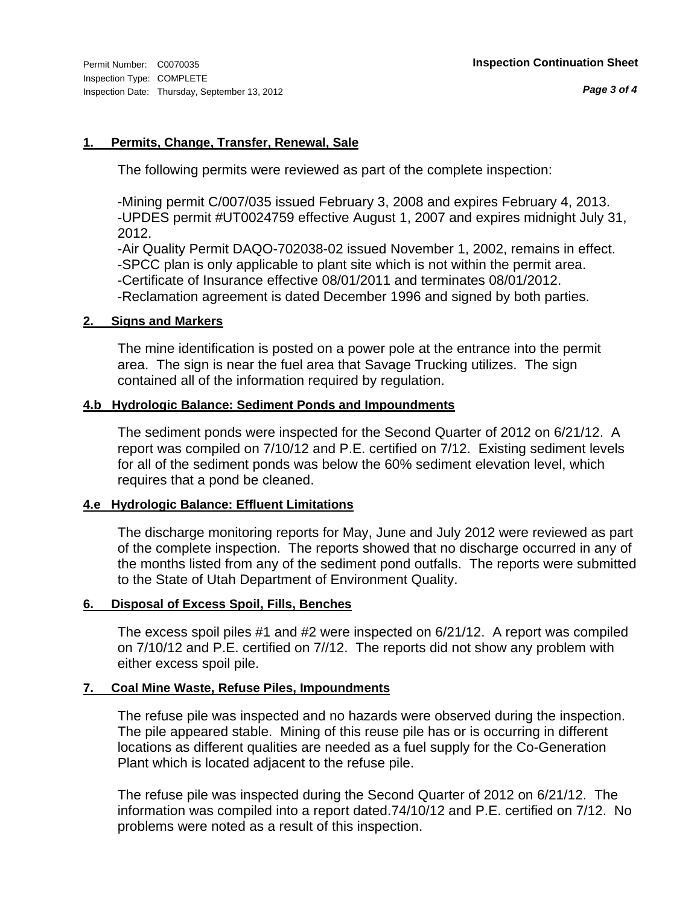Permit Number: C0070035
Inspection Type: COMPLETE
Inspection Date: Thursday, September 13, 2012

**Inspection Continuation Sheet**

### 1. Permits, Change, Transfer, Renewal, Sale

The following permits were reviewed as part of the complete inspection:

-Mining permit C/007/035 issued February 3, 2008 and expires February 4, 2013.
-UPDES permit #UT0024759 effective August 1, 2007 and expires midnight July 31, 2012.
-Air Quality Permit DAQO-702038-02 issued November 1, 2002, remains in effect.
-SPCC plan is only applicable to plant site which is not within the permit area.
-Certificate of Insurance effective 08/01/2011 and terminates 08/01/2012.
-Reclamation agreement is dated December 1996 and signed by both parties.

### 2. Signs and Markers

The mine identification is posted on a power pole at the entrance into the permit area. The sign is near the fuel area that Savage Trucking utilizes. The sign contained all of the information required by regulation.

### 4.b Hydrologic Balance: Sediment Ponds and Impoundments

The sediment ponds were inspected for the Second Quarter of 2012 on 6/21/12. A report was compiled on 7/10/12 and P.E. certified on 7/12. Existing sediment levels for all of the sediment ponds was below the 60% sediment elevation level, which requires that a pond be cleaned.

### 4.e Hydrologic Balance: Effluent Limitations

The discharge monitoring reports for May, June and July 2012 were reviewed as part of the complete inspection. The reports showed that no discharge occurred in any of the months listed from any of the sediment pond outfalls. The reports were submitted to the State of Utah Department of Environment Quality.

### 6. Disposal of Excess Spoil, Fills, Benches

The excess spoil piles #1 and #2 were inspected on 6/21/12. A report was compiled on 7/10/12 and P.E. certified on 7//12. The reports did not show any problem with either excess spoil pile.

### 7. Coal Mine Waste, Refuse Piles, Impoundments

The refuse pile was inspected and no hazards were observed during the inspection. The pile appeared stable. Mining of this reuse pile has or is occurring in different locations as different qualities are needed as a fuel supply for the Co-Generation Plant which is located adjacent to the refuse pile.

The refuse pile was inspected during the Second Quarter of 2012 on 6/21/12. The information was compiled into a report dated.74/10/12 and P.E. certified on 7/12. No problems were noted as a result of this inspection.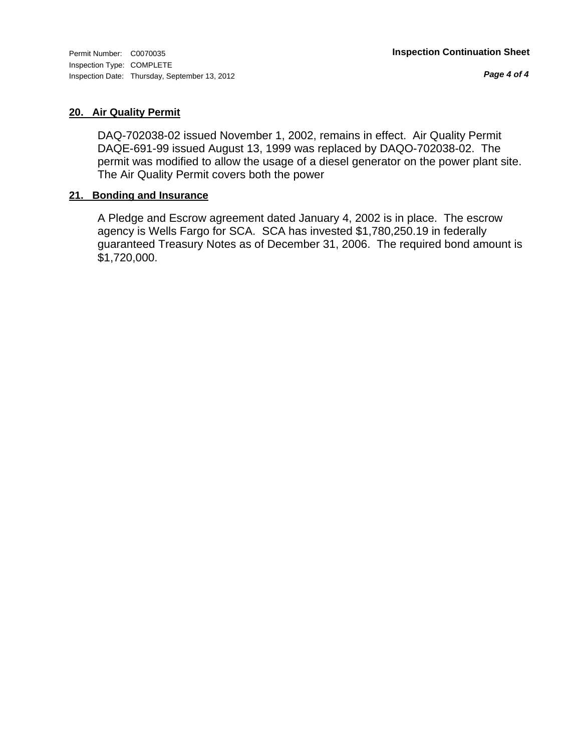Permit Number: C0070035
Inspection Type: COMPLETE
Inspection Date: Thursday, September 13, 2012

**Inspection Continuation Sheet**

#### 20. Air Quality Permit

DAQ-702038-02 issued November 1, 2002, remains in effect. Air Quality Permit DAQE-691-99 issued August 13, 1999 was replaced by DAQO-702038-02. The permit was modified to allow the usage of a diesel generator on the power plant site. The Air Quality Permit covers both the power

#### 21. Bonding and Insurance

A Pledge and Escrow agreement dated January 4, 2002 is in place. The escrow agency is Wells Fargo for SCA. SCA has invested $1,780,250.19 in federally guaranteed Treasury Notes as of December 31, 2006. The required bond amount is $1,720,000.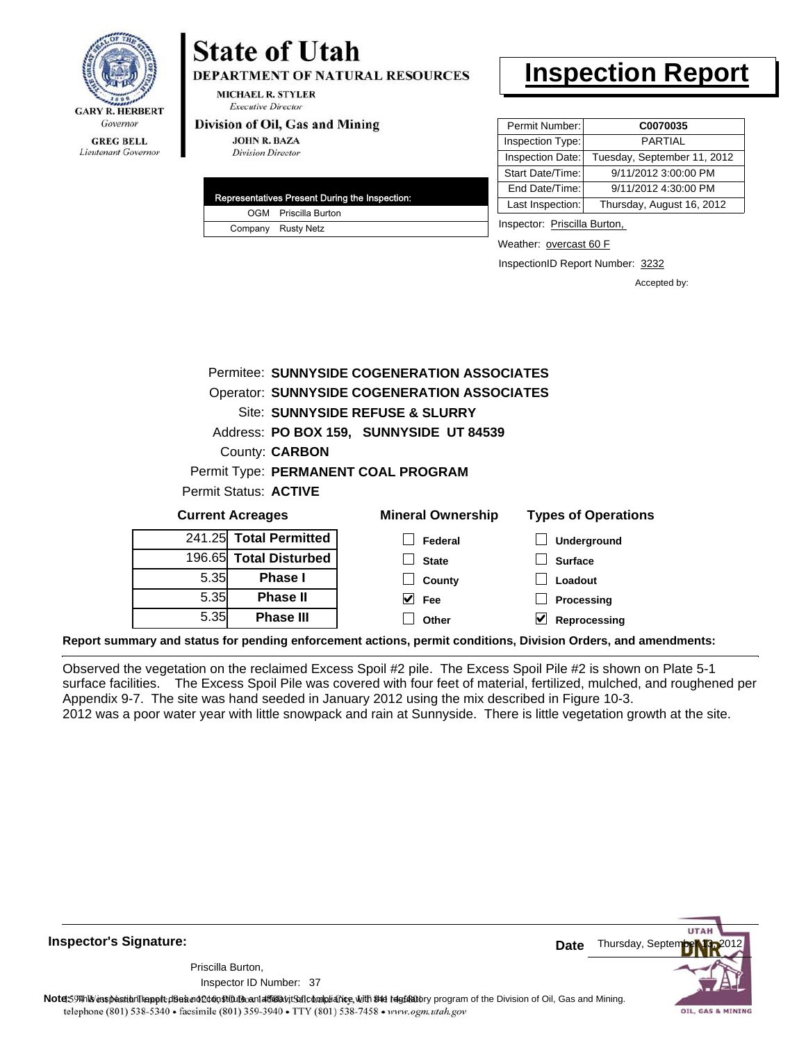GARY R. HERBERT
Governor

GREG BELL
Lieutenant Governor

# State of Utah

**DEPARTMENT OF NATURAL RESOURCES**

MICHAEL R. STYLER
*Executive Director*

**Division of Oil, Gas and Mining**

JOHN R. BAZA
*Division Director*

# Inspection Report

| Permit Number: | **C0070035** |
|---|---|
| Inspection Type: | PARTIAL |
| Inspection Date: | Tuesday, September 11, 2012 |
| Start Date/Time: | 9/11/2012 3:00:00 PM |
| End Date/Time: | 9/11/2012 4:30:00 PM |
| Last Inspection: | Thursday, August 16, 2012 |

| Representatives Present During the Inspection: | |
|---|---|
| OGM | Priscilla Burton |
| Company | Rusty Netz |

Inspector: Priscilla Burton,

Weather: overcast 60 F

InspectionID Report Number: 3232

Accepted by:

Permitee: **SUNNYSIDE COGENERATION ASSOCIATES**
Operator: **SUNNYSIDE COGENERATION ASSOCIATES**
Site: **SUNNYSIDE REFUSE & SLURRY**
Address: **PO BOX 159, SUNNYSIDE UT 84539**
County: **CARBON**
Permit Type: **PERMANENT COAL PROGRAM**
Permit Status: **ACTIVE**

**Current Acreages**

| | |
|---|---|
| 241.25 | **Total Permitted** |
| 196.65 | **Total Disturbed** |
| 5.35 | **Phase I** |
| 5.35 | **Phase II** |
| 5.35 | **Phase III** |

**Mineral Ownership**

- [ ] Federal
- [ ] State
- [ ] County
- [x] Fee
- [ ] Other

**Types of Operations**

- [ ] Underground
- [ ] Surface
- [ ] Loadout
- [ ] Processing
- [x] Reprocessing

**Report summary and status for pending enforcement actions, permit conditions, Division Orders, and amendments:**

Observed the vegetation on the reclaimed Excess Spoil #2 pile. The Excess Spoil Pile #2 is shown on Plate 5-1 surface facilities. The Excess Spoil Pile was covered with four feet of material, fertilized, mulched, and roughened per Appendix 9-7. The site was hand seeded in January 2012 using the mix described in Figure 10-3.
2012 was a poor water year with little snowpack and rain at Sunnyside. There is little vegetation growth at the site.

**Inspector's Signature:**

Priscilla Burton,
Inspector ID Number: 37

**Date** Thursday, September 13, 2012

**Note:** This inspection report does not constitute an affidavit of compliance with the regulatory program of the Division of Oil, Gas and Mining.
telephone (801) 538-5340 • facsimile (801) 359-3940 • TTY (801) 538-7458 • www.ogm.utah.gov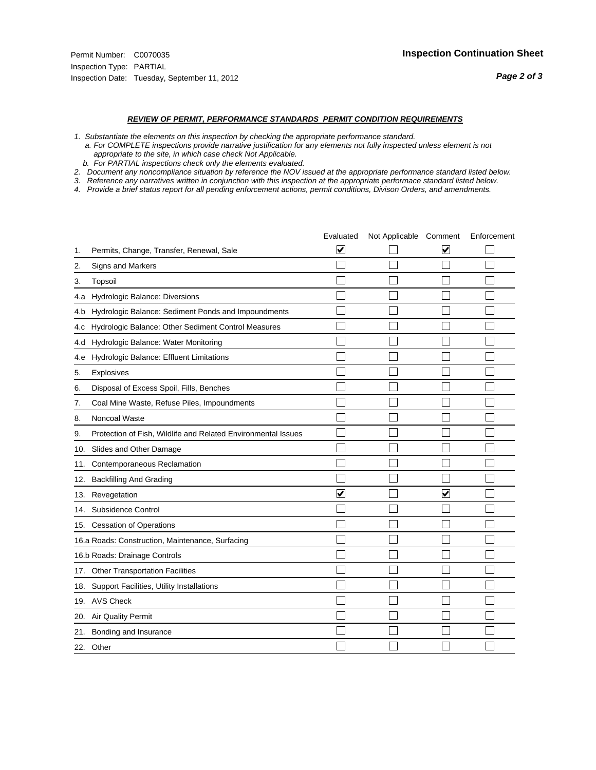Permit Number: C0070035
Inspection Type: PARTIAL
Inspection Date: Tuesday, September 11, 2012

**Inspection Continuation Sheet**

***REVIEW OF PERMIT, PERFORMANCE STANDARDS PERMIT CONDITION REQUIREMENTS***

*1. Substantiate the elements on this inspection by checking the appropriate performance standard.*
*a. For COMPLETE inspections provide narrative justification for any elements not fully inspected unless element is not appropriate to the site, in which case check Not Applicable.*
*b. For PARTIAL inspections check only the elements evaluated.*
*2. Document any noncompliance situation by reference the NOV issued at the appropriate performance standard listed below.*
*3. Reference any narratives written in conjunction with this inspection at the appropriate performace standard listed below.*
*4. Provide a brief status report for all pending enforcement actions, permit conditions, Divison Orders, and amendments.*

| | Evaluated | Not Applicable | Comment | Enforcement |
|---|---|---|---|---|
| 1. Permits, Change, Transfer, Renewal, Sale | ☑ | ☐ | ☑ | ☐ |
| 2. Signs and Markers | ☐ | ☐ | ☐ | ☐ |
| 3. Topsoil | ☐ | ☐ | ☐ | ☐ |
| 4.a Hydrologic Balance: Diversions | ☐ | ☐ | ☐ | ☐ |
| 4.b Hydrologic Balance: Sediment Ponds and Impoundments | ☐ | ☐ | ☐ | ☐ |
| 4.c Hydrologic Balance: Other Sediment Control Measures | ☐ | ☐ | ☐ | ☐ |
| 4.d Hydrologic Balance: Water Monitoring | ☐ | ☐ | ☐ | ☐ |
| 4.e Hydrologic Balance: Effluent Limitations | ☐ | ☐ | ☐ | ☐ |
| 5. Explosives | ☐ | ☐ | ☐ | ☐ |
| 6. Disposal of Excess Spoil, Fills, Benches | ☐ | ☐ | ☐ | ☐ |
| 7. Coal Mine Waste, Refuse Piles, Impoundments | ☐ | ☐ | ☐ | ☐ |
| 8. Noncoal Waste | ☐ | ☐ | ☐ | ☐ |
| 9. Protection of Fish, Wildlife and Related Environmental Issues | ☐ | ☐ | ☐ | ☐ |
| 10. Slides and Other Damage | ☐ | ☐ | ☐ | ☐ |
| 11. Contemporaneous Reclamation | ☐ | ☐ | ☐ | ☐ |
| 12. Backfilling And Grading | ☐ | ☐ | ☐ | ☐ |
| 13. Revegetation | ☑ | ☐ | ☑ | ☐ |
| 14. Subsidence Control | ☐ | ☐ | ☐ | ☐ |
| 15. Cessation of Operations | ☐ | ☐ | ☐ | ☐ |
| 16.a Roads: Construction, Maintenance, Surfacing | ☐ | ☐ | ☐ | ☐ |
| 16.b Roads: Drainage Controls | ☐ | ☐ | ☐ | ☐ |
| 17. Other Transportation Facilities | ☐ | ☐ | ☐ | ☐ |
| 18. Support Facilities, Utility Installations | ☐ | ☐ | ☐ | ☐ |
| 19. AVS Check | ☐ | ☐ | ☐ | ☐ |
| 20. Air Quality Permit | ☐ | ☐ | ☐ | ☐ |
| 21. Bonding and Insurance | ☐ | ☐ | ☐ | ☐ |
| 22. Other | ☐ | ☐ | ☐ | ☐ |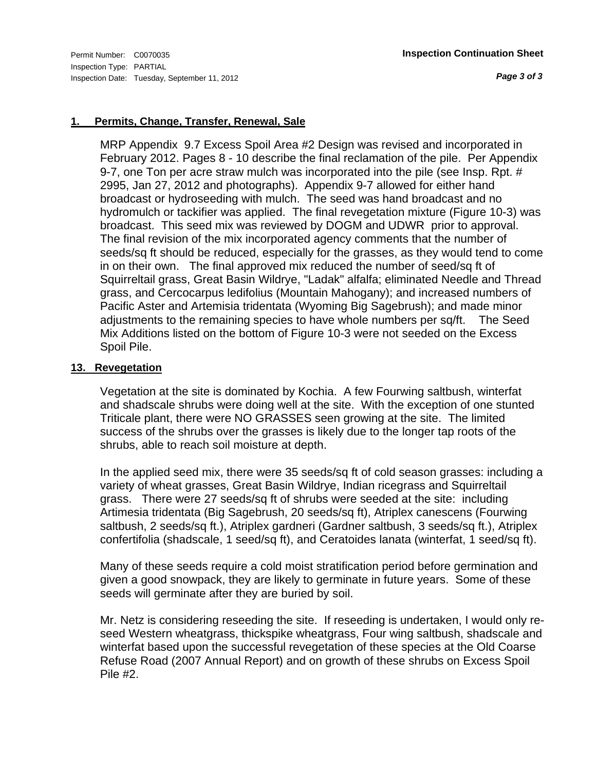## 1. Permits, Change, Transfer, Renewal, Sale

MRP Appendix 9.7 Excess Spoil Area #2 Design was revised and incorporated in February 2012. Pages 8 - 10 describe the final reclamation of the pile. Per Appendix 9-7, one Ton per acre straw mulch was incorporated into the pile (see Insp. Rpt. # 2995, Jan 27, 2012 and photographs). Appendix 9-7 allowed for either hand broadcast or hydroseeding with mulch. The seed was hand broadcast and no hydromulch or tackifier was applied. The final revegetation mixture (Figure 10-3) was broadcast. This seed mix was reviewed by DOGM and UDWR prior to approval. The final revision of the mix incorporated agency comments that the number of seeds/sq ft should be reduced, especially for the grasses, as they would tend to come in on their own. The final approved mix reduced the number of seed/sq ft of Squirreltail grass, Great Basin Wildrye, "Ladak" alfalfa; eliminated Needle and Thread grass, and Cercocarpus ledifolius (Mountain Mahogany); and increased numbers of Pacific Aster and Artemisia tridentata (Wyoming Big Sagebrush); and made minor adjustments to the remaining species to have whole numbers per sq/ft. The Seed Mix Additions listed on the bottom of Figure 10-3 were not seeded on the Excess Spoil Pile.

## 13. Revegetation

Vegetation at the site is dominated by Kochia. A few Fourwing saltbush, winterfat and shadscale shrubs were doing well at the site. With the exception of one stunted Triticale plant, there were NO GRASSES seen growing at the site. The limited success of the shrubs over the grasses is likely due to the longer tap roots of the shrubs, able to reach soil moisture at depth.

In the applied seed mix, there were 35 seeds/sq ft of cold season grasses: including a variety of wheat grasses, Great Basin Wildrye, Indian ricegrass and Squirreltail grass. There were 27 seeds/sq ft of shrubs were seeded at the site: including Artimesia tridentata (Big Sagebrush, 20 seeds/sq ft), Atriplex canescens (Fourwing saltbush, 2 seeds/sq ft.), Atriplex gardneri (Gardner saltbush, 3 seeds/sq ft.), Atriplex confertifolia (shadscale, 1 seed/sq ft), and Ceratoides lanata (winterfat, 1 seed/sq ft).

Many of these seeds require a cold moist stratification period before germination and given a good snowpack, they are likely to germinate in future years. Some of these seeds will germinate after they are buried by soil.

Mr. Netz is considering reseeding the site. If reseeding is undertaken, I would only re-seed Western wheatgrass, thickspike wheatgrass, Four wing saltbush, shadscale and winterfat based upon the successful revegetation of these species at the Old Coarse Refuse Road (2007 Annual Report) and on growth of these shrubs on Excess Spoil Pile #2.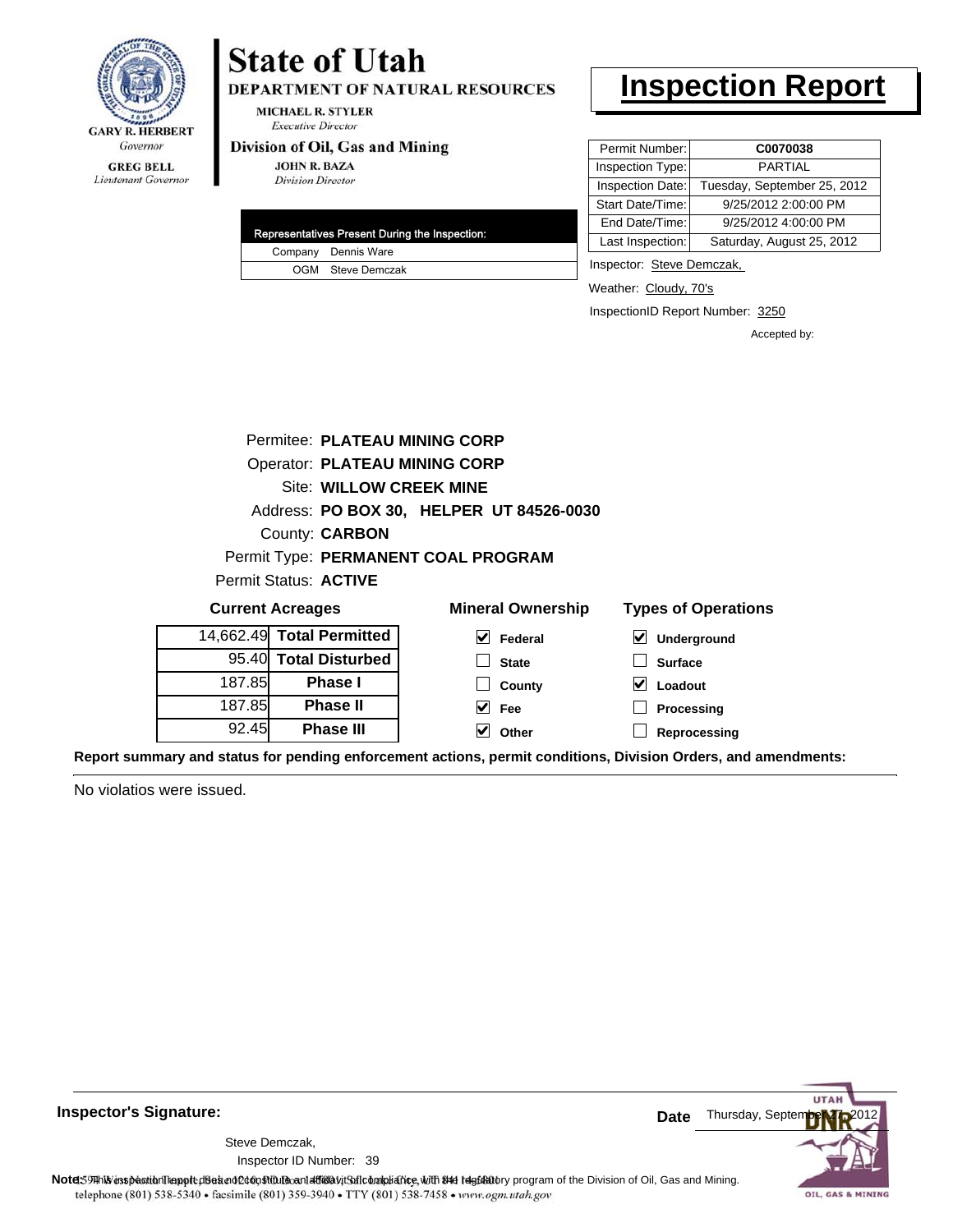GARY R. HERBERT
*Governor*

GREG BELL
*Lieutenant Governor*

# State of Utah

**DEPARTMENT OF NATURAL RESOURCES**

MICHAEL R. STYLER
*Executive Director*

**Division of Oil, Gas and Mining**

JOHN R. BAZA
*Division Director*

# Inspection Report

| Permit Number: | **C0070038** |
|---|---|
| Inspection Type: | PARTIAL |
| Inspection Date: | Tuesday, September 25, 2012 |
| Start Date/Time: | 9/25/2012 2:00:00 PM |
| End Date/Time: | 9/25/2012 4:00:00 PM |
| Last Inspection: | Saturday, August 25, 2012 |

| Representatives Present During the Inspection: | |
|---|---|
| Company | Dennis Ware |
| OGM | Steve Demczak |

Inspector: Steve Demczak,

Weather: Cloudy, 70's

InspectionID Report Number: 3250

Accepted by:

Permitee: **PLATEAU MINING CORP**
Operator: **PLATEAU MINING CORP**
Site: **WILLOW CREEK MINE**
Address: **PO BOX 30, HELPER UT 84526-0030**
County: **CARBON**
Permit Type: **PERMANENT COAL PROGRAM**
Permit Status: **ACTIVE**

**Current Acreages**

| | |
|---|---|
| 14,662.49 | **Total Permitted** |
| 95.40 | **Total Disturbed** |
| 187.85 | **Phase I** |
| 187.85 | **Phase II** |
| 92.45 | **Phase III** |

**Mineral Ownership**

- [x] Federal
- [ ] State
- [ ] County
- [x] Fee
- [x] Other

**Types of Operations**

- [x] Underground
- [ ] Surface
- [x] Loadout
- [ ] Processing
- [ ] Reprocessing

**Report summary and status for pending enforcement actions, permit conditions, Division Orders, and amendments:**

No violatios were issued.

**Inspector's Signature:**

Steve Demczak,
Inspector ID Number: 39

**Date** Thursday, September 27, 2012

**Note:** This inspection report does not constitute an affidavit of compliance with the regulatory program of the Division of Oil, Gas and Mining.
telephone (801) 538-5340 • facsimile (801) 359-3940 • TTY (801) 538-7458 • www.ogm.utah.gov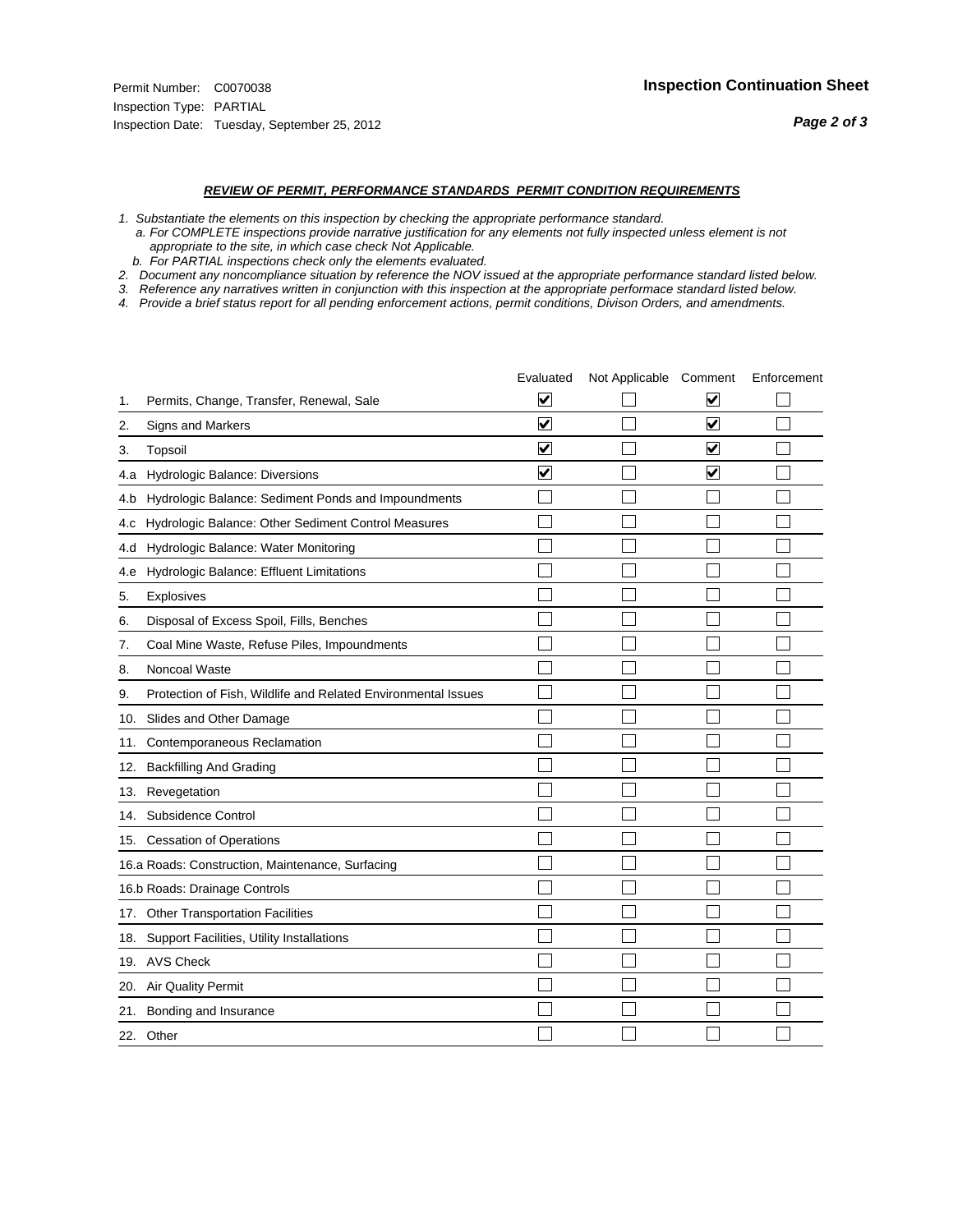Permit Number: C0070038

Inspection Type: PARTIAL

Inspection Date: Tuesday, September 25, 2012

**Inspection Continuation Sheet**

***REVIEW OF PERMIT, PERFORMANCE STANDARDS PERMIT CONDITION REQUIREMENTS***

*1. Substantiate the elements on this inspection by checking the appropriate performance standard.*
*a. For COMPLETE inspections provide narrative justification for any elements not fully inspected unless element is not appropriate to the site, in which case check Not Applicable.*
*b. For PARTIAL inspections check only the elements evaluated.*
*2. Document any noncompliance situation by reference the NOV issued at the appropriate performance standard listed below.*
*3. Reference any narratives written in conjunction with this inspection at the appropriate performace standard listed below.*
*4. Provide a brief status report for all pending enforcement actions, permit conditions, Divison Orders, and amendments.*

| | Evaluated | Not Applicable | Comment | Enforcement |
|---|---|---|---|---|
| 1. Permits, Change, Transfer, Renewal, Sale | ☑ | ☐ | ☑ | ☐ |
| 2. Signs and Markers | ☑ | ☐ | ☑ | ☐ |
| 3. Topsoil | ☑ | ☐ | ☑ | ☐ |
| 4.a Hydrologic Balance: Diversions | ☑ | ☐ | ☑ | ☐ |
| 4.b Hydrologic Balance: Sediment Ponds and Impoundments | ☐ | ☐ | ☐ | ☐ |
| 4.c Hydrologic Balance: Other Sediment Control Measures | ☐ | ☐ | ☐ | ☐ |
| 4.d Hydrologic Balance: Water Monitoring | ☐ | ☐ | ☐ | ☐ |
| 4.e Hydrologic Balance: Effluent Limitations | ☐ | ☐ | ☐ | ☐ |
| 5. Explosives | ☐ | ☐ | ☐ | ☐ |
| 6. Disposal of Excess Spoil, Fills, Benches | ☐ | ☐ | ☐ | ☐ |
| 7. Coal Mine Waste, Refuse Piles, Impoundments | ☐ | ☐ | ☐ | ☐ |
| 8. Noncoal Waste | ☐ | ☐ | ☐ | ☐ |
| 9. Protection of Fish, Wildlife and Related Environmental Issues | ☐ | ☐ | ☐ | ☐ |
| 10. Slides and Other Damage | ☐ | ☐ | ☐ | ☐ |
| 11. Contemporaneous Reclamation | ☐ | ☐ | ☐ | ☐ |
| 12. Backfilling And Grading | ☐ | ☐ | ☐ | ☐ |
| 13. Revegetation | ☐ | ☐ | ☐ | ☐ |
| 14. Subsidence Control | ☐ | ☐ | ☐ | ☐ |
| 15. Cessation of Operations | ☐ | ☐ | ☐ | ☐ |
| 16.a Roads: Construction, Maintenance, Surfacing | ☐ | ☐ | ☐ | ☐ |
| 16.b Roads: Drainage Controls | ☐ | ☐ | ☐ | ☐ |
| 17. Other Transportation Facilities | ☐ | ☐ | ☐ | ☐ |
| 18. Support Facilities, Utility Installations | ☐ | ☐ | ☐ | ☐ |
| 19. AVS Check | ☐ | ☐ | ☐ | ☐ |
| 20. Air Quality Permit | ☐ | ☐ | ☐ | ☐ |
| 21. Bonding and Insurance | ☐ | ☐ | ☐ | ☐ |
| 22. Other | ☐ | ☐ | ☐ | ☐ |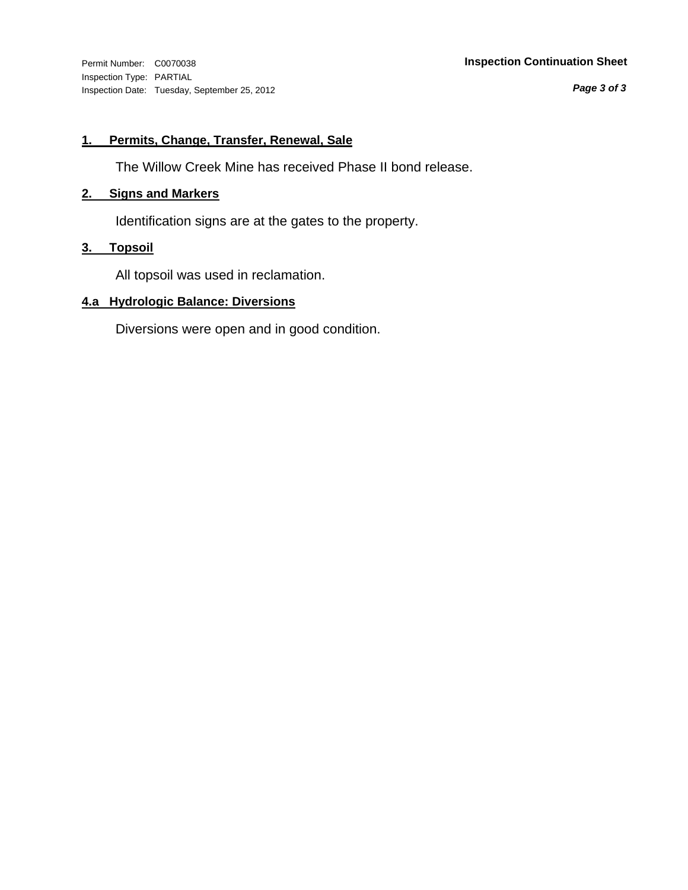Permit Number: C0070038
Inspection Type: PARTIAL
Inspection Date: Tuesday, September 25, 2012

**Inspection Continuation Sheet**

## 1. Permits, Change, Transfer, Renewal, Sale

The Willow Creek Mine has received Phase II bond release.

## 2. Signs and Markers

Identification signs are at the gates to the property.

## 3. Topsoil

All topsoil was used in reclamation.

## 4.a Hydrologic Balance: Diversions

Diversions were open and in good condition.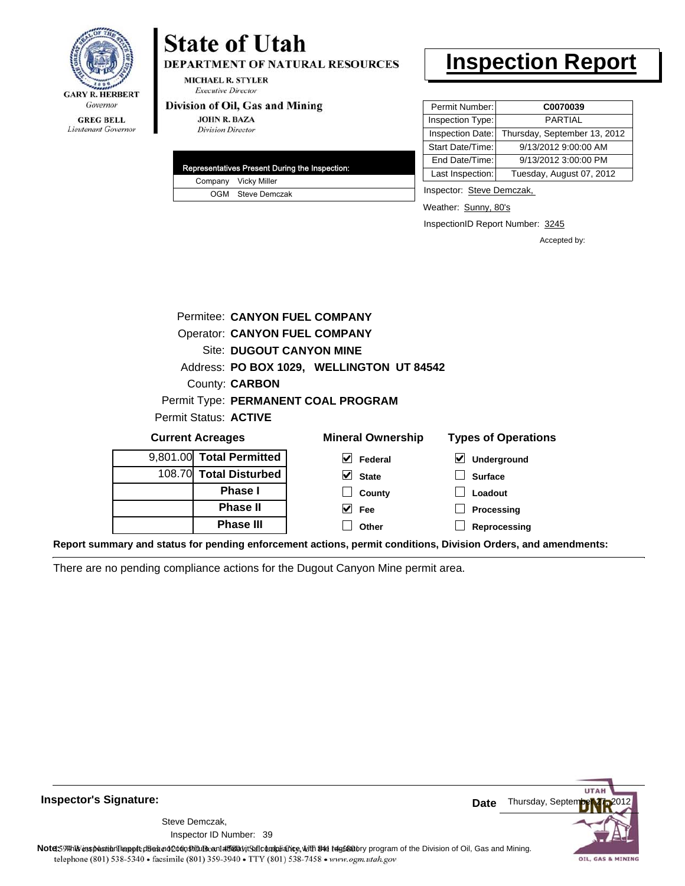GARY R. HERBERT
*Governor*

GREG BELL
*Lieutenant Governor*

# State of Utah

**DEPARTMENT OF NATURAL RESOURCES**

MICHAEL R. STYLER
*Executive Director*

**Division of Oil, Gas and Mining**

JOHN R. BAZA
*Division Director*

# Inspection Report

| Permit Number: | C0070039 |
|---|---|
| Inspection Type: | PARTIAL |
| Inspection Date: | Thursday, September 13, 2012 |
| Start Date/Time: | 9/13/2012 9:00:00 AM |
| End Date/Time: | 9/13/2012 3:00:00 PM |
| Last Inspection: | Tuesday, August 07, 2012 |

| Representatives Present During the Inspection: | |
|---|---|
| Company | Vicky Miller |
| OGM | Steve Demczak |

Inspector: Steve Demczak,

Weather: Sunny, 80's

InspectionID Report Number: 3245

Accepted by:

Permitee: **CANYON FUEL COMPANY**
Operator: **CANYON FUEL COMPANY**
Site: **DUGOUT CANYON MINE**
Address: **PO BOX 1029, WELLINGTON UT 84542**
County: **CARBON**
Permit Type: **PERMANENT COAL PROGRAM**
Permit Status: **ACTIVE**

**Current Acreages**

| | |
|---|---|
| 9,801.00 | **Total Permitted** |
| 108.70 | **Total Disturbed** |
| | **Phase I** |
| | **Phase II** |
| | **Phase III** |

**Mineral Ownership**

- [x] Federal
- [x] State
- [ ] County
- [x] Fee
- [ ] Other

**Types of Operations**

- [x] Underground
- [ ] Surface
- [ ] Loadout
- [ ] Processing
- [ ] Reprocessing

**Report summary and status for pending enforcement actions, permit conditions, Division Orders, and amendments:**

There are no pending compliance actions for the Dugout Canyon Mine permit area.

**Inspector's Signature:**

Steve Demczak,
Inspector ID Number: 39

**Date** Thursday, September 27, 2012

**Note:** This inspection report does not constitute an affidavit of compliance with the regulatory program of the Division of Oil, Gas and Mining.

telephone (801) 538-5340 • facsimile (801) 359-3940 • TTY (801) 538-7458 • www.ogm.utah.gov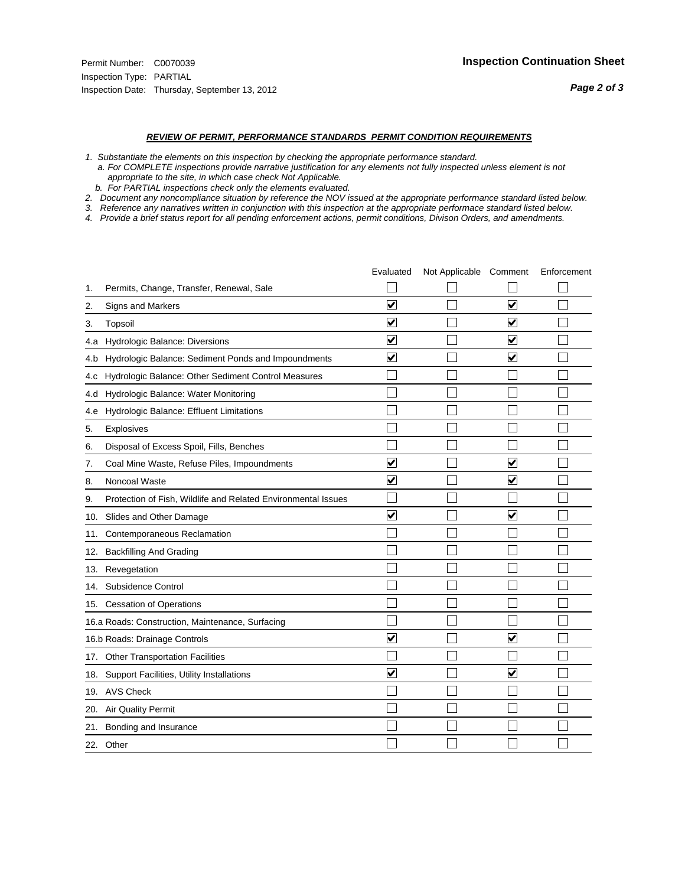Permit Number: C0070039
Inspection Type: PARTIAL
Inspection Date: Thursday, September 13, 2012

## Inspection Continuation Sheet

***REVIEW OF PERMIT, PERFORMANCE STANDARDS PERMIT CONDITION REQUIREMENTS***

*1. Substantiate the elements on this inspection by checking the appropriate performance standard.*
*a. For COMPLETE inspections provide narrative justification for any elements not fully inspected unless element is not appropriate to the site, in which case check Not Applicable.*
*b. For PARTIAL inspections check only the elements evaluated.*
*2. Document any noncompliance situation by reference the NOV issued at the appropriate performance standard listed below.*
*3. Reference any narratives written in conjunction with this inspection at the appropriate performace standard listed below.*
*4. Provide a brief status report for all pending enforcement actions, permit conditions, Divison Orders, and amendments.*

| | Evaluated | Not Applicable | Comment | Enforcement |
|---|---|---|---|---|
| 1. Permits, Change, Transfer, Renewal, Sale | ☐ | ☐ | ☐ | ☐ |
| 2. Signs and Markers | ☑ | ☐ | ☑ | ☐ |
| 3. Topsoil | ☑ | ☐ | ☑ | ☐ |
| 4.a Hydrologic Balance: Diversions | ☑ | ☐ | ☑ | ☐ |
| 4.b Hydrologic Balance: Sediment Ponds and Impoundments | ☑ | ☐ | ☑ | ☐ |
| 4.c Hydrologic Balance: Other Sediment Control Measures | ☐ | ☐ | ☐ | ☐ |
| 4.d Hydrologic Balance: Water Monitoring | ☐ | ☐ | ☐ | ☐ |
| 4.e Hydrologic Balance: Effluent Limitations | ☐ | ☐ | ☐ | ☐ |
| 5. Explosives | ☐ | ☐ | ☐ | ☐ |
| 6. Disposal of Excess Spoil, Fills, Benches | ☐ | ☐ | ☐ | ☐ |
| 7. Coal Mine Waste, Refuse Piles, Impoundments | ☑ | ☐ | ☑ | ☐ |
| 8. Noncoal Waste | ☑ | ☐ | ☑ | ☐ |
| 9. Protection of Fish, Wildlife and Related Environmental Issues | ☐ | ☐ | ☐ | ☐ |
| 10. Slides and Other Damage | ☑ | ☐ | ☑ | ☐ |
| 11. Contemporaneous Reclamation | ☐ | ☐ | ☐ | ☐ |
| 12. Backfilling And Grading | ☐ | ☐ | ☐ | ☐ |
| 13. Revegetation | ☐ | ☐ | ☐ | ☐ |
| 14. Subsidence Control | ☐ | ☐ | ☐ | ☐ |
| 15. Cessation of Operations | ☐ | ☐ | ☐ | ☐ |
| 16.a Roads: Construction, Maintenance, Surfacing | ☐ | ☐ | ☐ | ☐ |
| 16.b Roads: Drainage Controls | ☑ | ☐ | ☑ | ☐ |
| 17. Other Transportation Facilities | ☐ | ☐ | ☐ | ☐ |
| 18. Support Facilities, Utility Installations | ☑ | ☐ | ☑ | ☐ |
| 19. AVS Check | ☐ | ☐ | ☐ | ☐ |
| 20. Air Quality Permit | ☐ | ☐ | ☐ | ☐ |
| 21. Bonding and Insurance | ☐ | ☐ | ☐ | ☐ |
| 22. Other | ☐ | ☐ | ☐ | ☐ |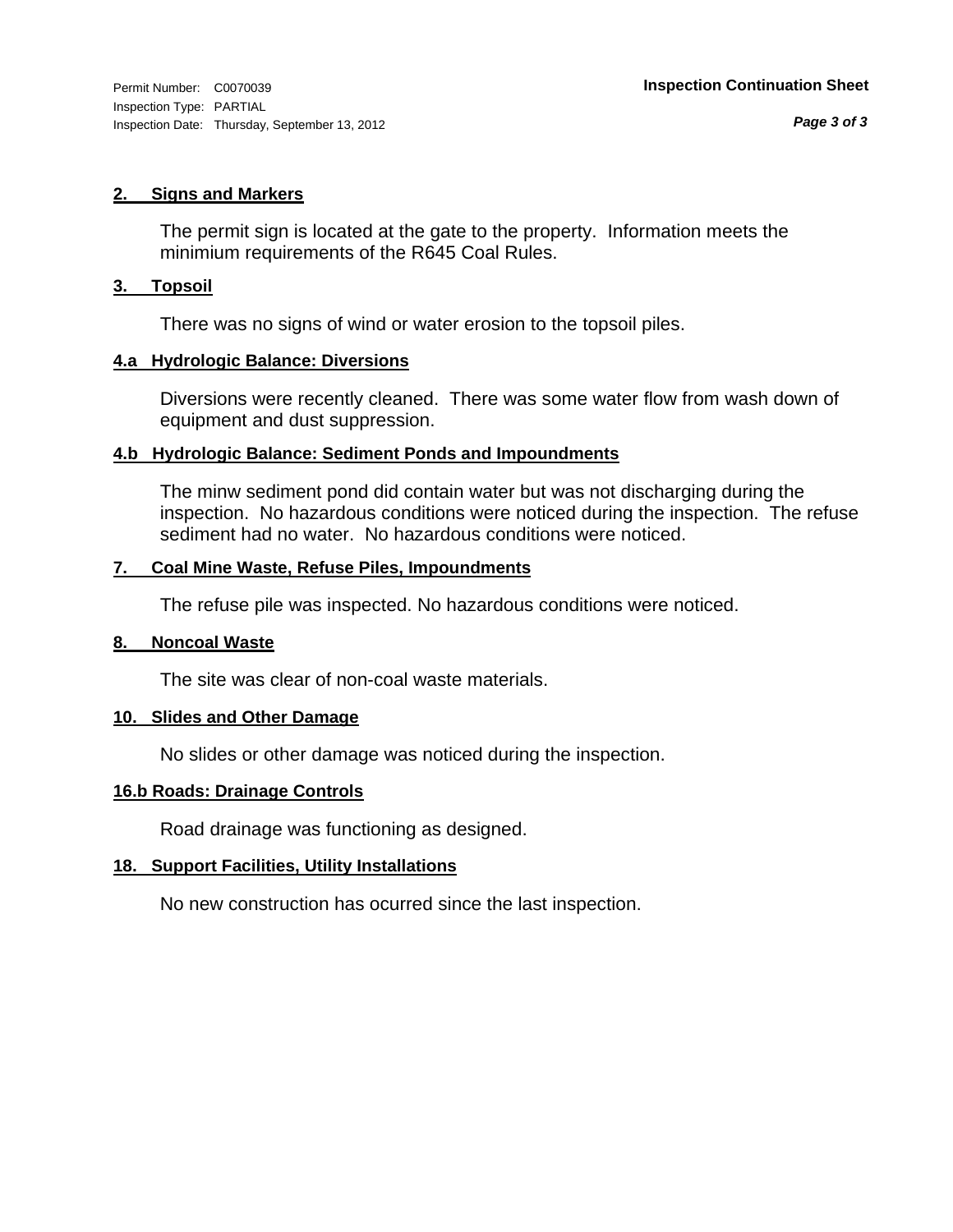Permit Number: C0070039
Inspection Type: PARTIAL
Inspection Date: Thursday, September 13, 2012

**Inspection Continuation Sheet**

### 2. Signs and Markers

The permit sign is located at the gate to the property. Information meets the minimium requirements of the R645 Coal Rules.

### 3. Topsoil

There was no signs of wind or water erosion to the topsoil piles.

### 4.a Hydrologic Balance: Diversions

Diversions were recently cleaned. There was some water flow from wash down of equipment and dust suppression.

### 4.b Hydrologic Balance: Sediment Ponds and Impoundments

The minw sediment pond did contain water but was not discharging during the inspection. No hazardous conditions were noticed during the inspection. The refuse sediment had no water. No hazardous conditions were noticed.

### 7. Coal Mine Waste, Refuse Piles, Impoundments

The refuse pile was inspected. No hazardous conditions were noticed.

### 8. Noncoal Waste

The site was clear of non-coal waste materials.

### 10. Slides and Other Damage

No slides or other damage was noticed during the inspection.

### 16.b Roads: Drainage Controls

Road drainage was functioning as designed.

### 18. Support Facilities, Utility Installations

No new construction has ocurred since the last inspection.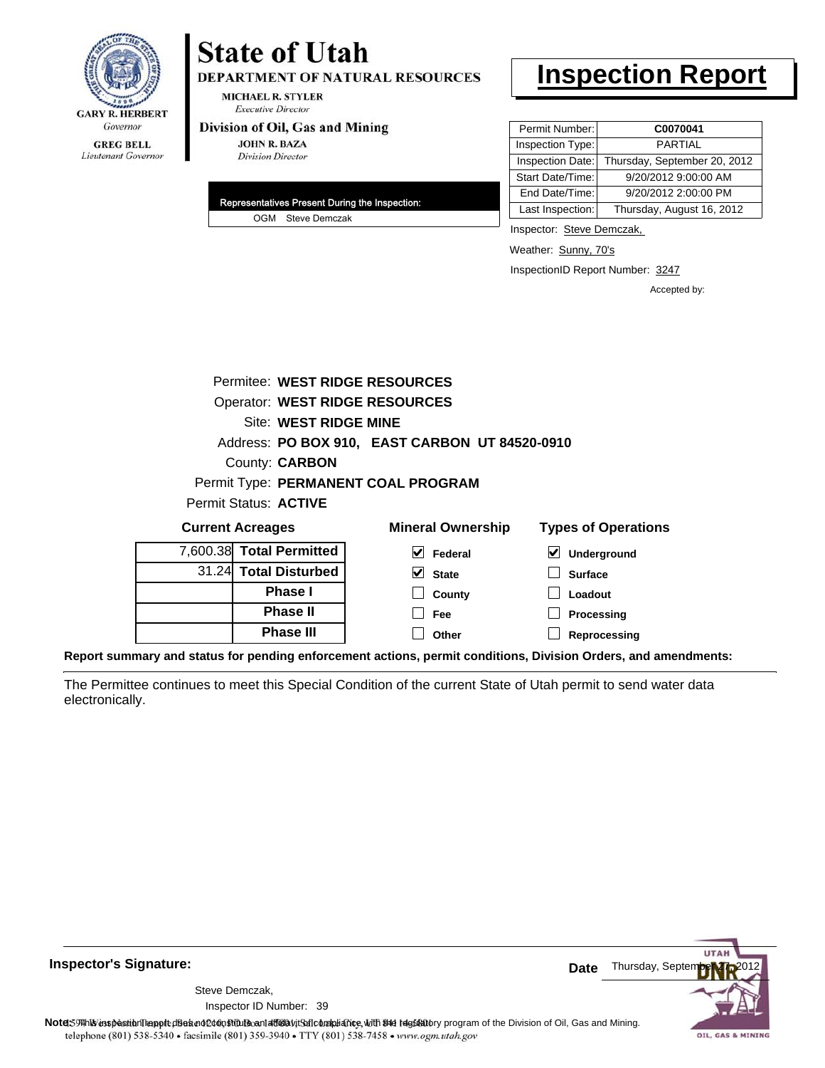GARY R. HERBERT
*Governor*

GREG BELL
*Lieutenant Governor*

# State of Utah

**DEPARTMENT OF NATURAL RESOURCES**

MICHAEL R. STYLER
*Executive Director*

**Division of Oil, Gas and Mining**

JOHN R. BAZA
*Division Director*

# Inspection Report

| Permit Number: | **C0070041** |
|---|---|
| Inspection Type: | PARTIAL |
| Inspection Date: | Thursday, September 20, 2012 |
| Start Date/Time: | 9/20/2012 9:00:00 AM |
| End Date/Time: | 9/20/2012 2:00:00 PM |
| Last Inspection: | Thursday, August 16, 2012 |

Inspector: Steve Demczak,

Weather: Sunny, 70's

InspectionID Report Number: 3247

Accepted by:

| Representatives Present During the Inspection: | |
|---|---|
| OGM | Steve Demczak |

Permitee: **WEST RIDGE RESOURCES**
Operator: **WEST RIDGE RESOURCES**
Site: **WEST RIDGE MINE**
Address: **PO BOX 910, EAST CARBON UT 84520-0910**
County: **CARBON**
Permit Type: **PERMANENT COAL PROGRAM**
Permit Status: **ACTIVE**

**Current Acreages**

| | |
|---|---|
| 7,600.38 | **Total Permitted** |
| 31.24 | **Total Disturbed** |
| | **Phase I** |
| | **Phase II** |
| | **Phase III** |

**Mineral Ownership**

- [x] Federal
- [x] State
- [ ] County
- [ ] Fee
- [ ] Other

**Types of Operations**

- [x] Underground
- [ ] Surface
- [ ] Loadout
- [ ] Processing
- [ ] Reprocessing

**Report summary and status for pending enforcement actions, permit conditions, Division Orders, and amendments:**

The Permittee continues to meet this Special Condition of the current State of Utah permit to send water data electronically.

**Inspector's Signature:**

Steve Demczak,
Inspector ID Number: 39

**Date** Thursday, September 27, 2012

**Note:** This inspection report does not constitute an affidavit of compliance with the regulatory program of the Division of Oil, Gas and Mining.

telephone (801) 538-5340 • facsimile (801) 359-3940 • TTY (801) 538-7458 • www.ogm.utah.gov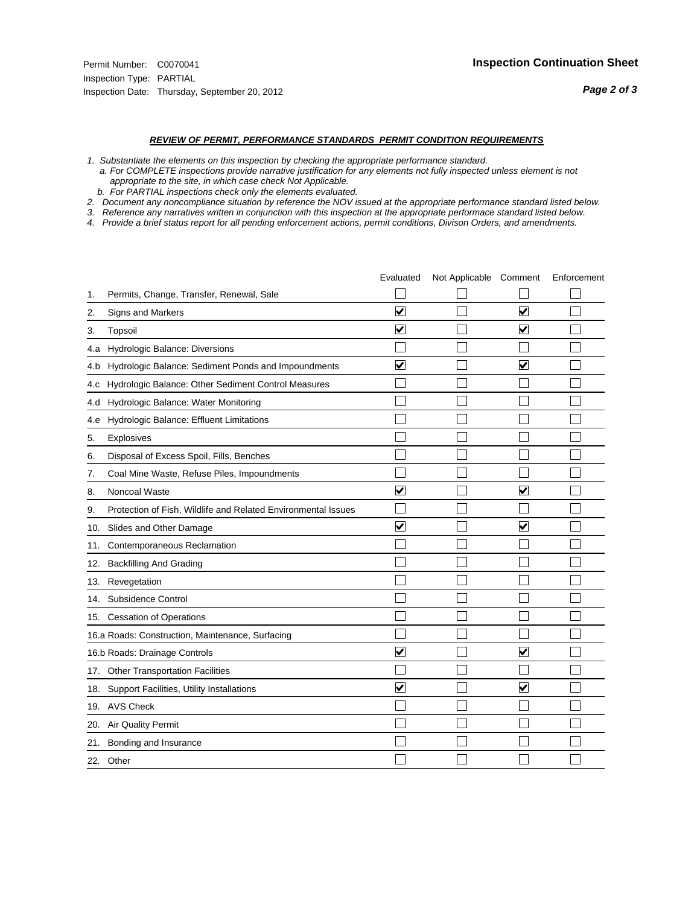Permit Number: C0070041
Inspection Type: PARTIAL
Inspection Date: Thursday, September 20, 2012

**Inspection Continuation Sheet**

***REVIEW OF PERMIT, PERFORMANCE STANDARDS PERMIT CONDITION REQUIREMENTS***

*1. Substantiate the elements on this inspection by checking the appropriate performance standard.*
*a. For COMPLETE inspections provide narrative justification for any elements not fully inspected unless element is not appropriate to the site, in which case check Not Applicable.*
*b. For PARTIAL inspections check only the elements evaluated.*
*2. Document any noncompliance situation by reference the NOV issued at the appropriate performance standard listed below.*
*3. Reference any narratives written in conjunction with this inspection at the appropriate performace standard listed below.*
*4. Provide a brief status report for all pending enforcement actions, permit conditions, Divison Orders, and amendments.*

| | Evaluated | Not Applicable | Comment | Enforcement |
|---|---|---|---|---|
| 1. Permits, Change, Transfer, Renewal, Sale | ☐ | ☐ | ☐ | ☐ |
| 2. Signs and Markers | ☑ | ☐ | ☑ | ☐ |
| 3. Topsoil | ☑ | ☐ | ☑ | ☐ |
| 4.a Hydrologic Balance: Diversions | ☐ | ☐ | ☐ | ☐ |
| 4.b Hydrologic Balance: Sediment Ponds and Impoundments | ☑ | ☐ | ☑ | ☐ |
| 4.c Hydrologic Balance: Other Sediment Control Measures | ☐ | ☐ | ☐ | ☐ |
| 4.d Hydrologic Balance: Water Monitoring | ☐ | ☐ | ☐ | ☐ |
| 4.e Hydrologic Balance: Effluent Limitations | ☐ | ☐ | ☐ | ☐ |
| 5. Explosives | ☐ | ☐ | ☐ | ☐ |
| 6. Disposal of Excess Spoil, Fills, Benches | ☐ | ☐ | ☐ | ☐ |
| 7. Coal Mine Waste, Refuse Piles, Impoundments | ☐ | ☐ | ☐ | ☐ |
| 8. Noncoal Waste | ☑ | ☐ | ☑ | ☐ |
| 9. Protection of Fish, Wildlife and Related Environmental Issues | ☐ | ☐ | ☐ | ☐ |
| 10. Slides and Other Damage | ☑ | ☐ | ☑ | ☐ |
| 11. Contemporaneous Reclamation | ☐ | ☐ | ☐ | ☐ |
| 12. Backfilling And Grading | ☐ | ☐ | ☐ | ☐ |
| 13. Revegetation | ☐ | ☐ | ☐ | ☐ |
| 14. Subsidence Control | ☐ | ☐ | ☐ | ☐ |
| 15. Cessation of Operations | ☐ | ☐ | ☐ | ☐ |
| 16.a Roads: Construction, Maintenance, Surfacing | ☐ | ☐ | ☐ | ☐ |
| 16.b Roads: Drainage Controls | ☑ | ☐ | ☑ | ☐ |
| 17. Other Transportation Facilities | ☐ | ☐ | ☐ | ☐ |
| 18. Support Facilities, Utility Installations | ☑ | ☐ | ☑ | ☐ |
| 19. AVS Check | ☐ | ☐ | ☐ | ☐ |
| 20. Air Quality Permit | ☐ | ☐ | ☐ | ☐ |
| 21. Bonding and Insurance | ☐ | ☐ | ☐ | ☐ |
| 22. Other | ☐ | ☐ | ☐ | ☐ |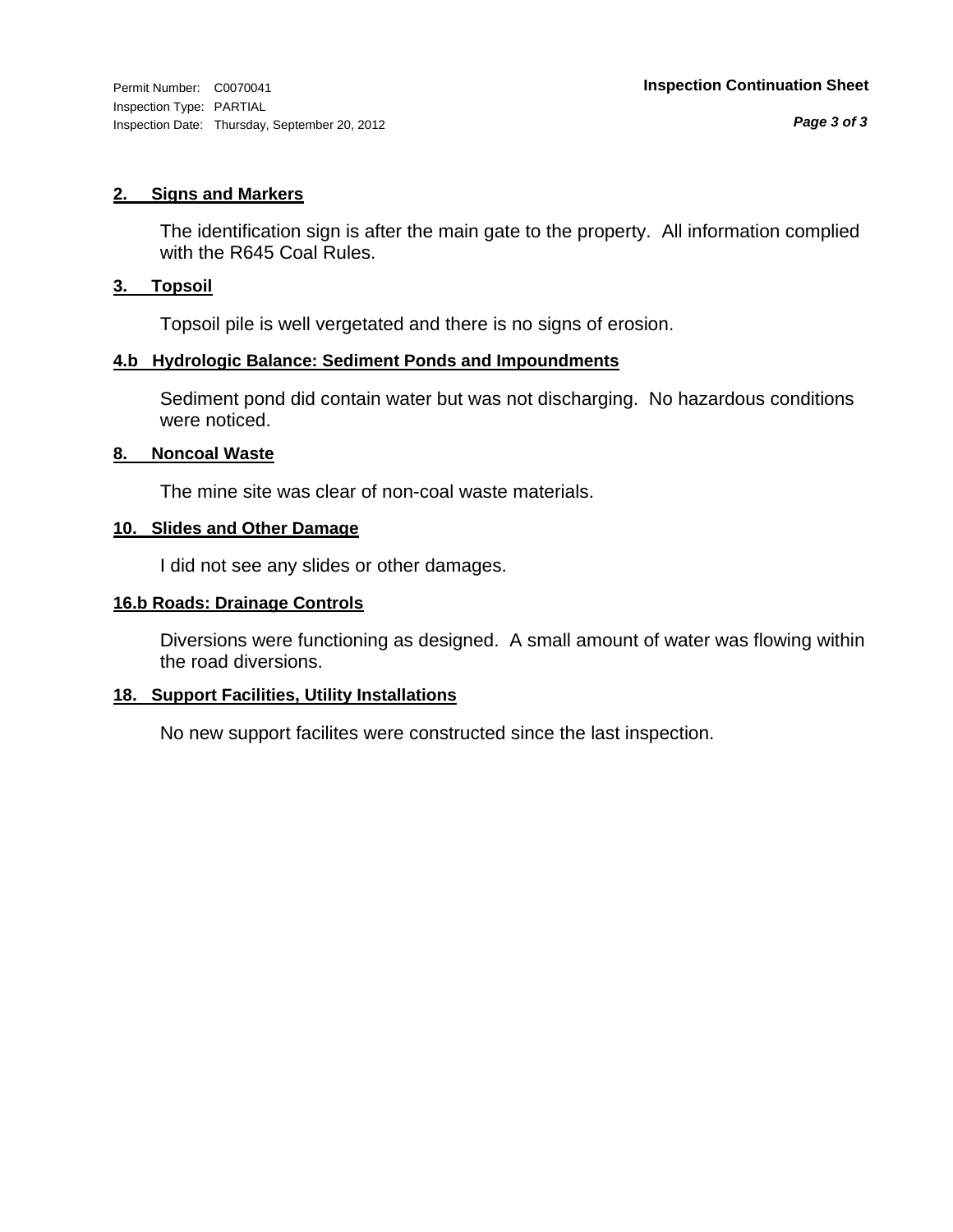Permit Number: C0070041
Inspection Type: PARTIAL
Inspection Date: Thursday, September 20, 2012

**Inspection Continuation Sheet**

## 2. Signs and Markers

The identification sign is after the main gate to the property. All information complied with the R645 Coal Rules.

## 3. Topsoil

Topsoil pile is well vergetated and there is no signs of erosion.

## 4.b Hydrologic Balance: Sediment Ponds and Impoundments

Sediment pond did contain water but was not discharging. No hazardous conditions were noticed.

## 8. Noncoal Waste

The mine site was clear of non-coal waste materials.

## 10. Slides and Other Damage

I did not see any slides or other damages.

## 16.b Roads: Drainage Controls

Diversions were functioning as designed. A small amount of water was flowing within the road diversions.

## 18. Support Facilities, Utility Installations

No new support facilites were constructed since the last inspection.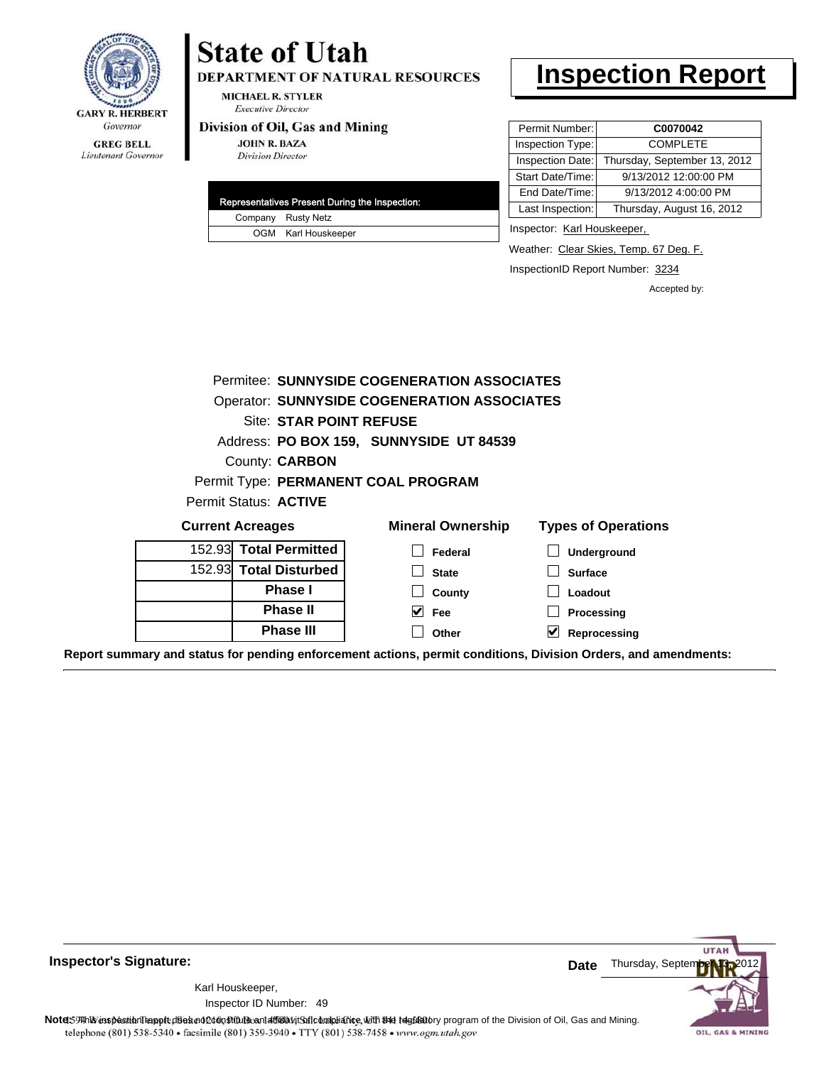GARY R. HERBERT
*Governor*

GREG BELL
*Lieutenant Governor*

# State of Utah

**DEPARTMENT OF NATURAL RESOURCES**

MICHAEL R. STYLER
*Executive Director*

**Division of Oil, Gas and Mining**

JOHN R. BAZA
*Division Director*

# Inspection Report

| Permit Number: | **C0070042** |
|---|---|
| Inspection Type: | COMPLETE |
| Inspection Date: | Thursday, September 13, 2012 |
| Start Date/Time: | 9/13/2012 12:00:00 PM |
| End Date/Time: | 9/13/2012 4:00:00 PM |
| Last Inspection: | Thursday, August 16, 2012 |

Inspector: Karl Houskeeper,

Weather: Clear Skies, Temp. 67 Deg. F.

InspectionID Report Number: 3234

Accepted by:

| Representatives Present During the Inspection: | |
|---|---|
| Company | Rusty Netz |
| OGM | Karl Houskeeper |

Permitee: **SUNNYSIDE COGENERATION ASSOCIATES**
Operator: **SUNNYSIDE COGENERATION ASSOCIATES**
Site: **STAR POINT REFUSE**
Address: **PO BOX 159, SUNNYSIDE UT 84539**
County: **CARBON**
Permit Type: **PERMANENT COAL PROGRAM**
Permit Status: **ACTIVE**

**Current Acreages**

| | |
|---|---|
| 152.93 | **Total Permitted** |
| 152.93 | **Total Disturbed** |
| | **Phase I** |
| | **Phase II** |
| | **Phase III** |

**Mineral Ownership**

- [ ] Federal
- [ ] State
- [ ] County
- [x] Fee
- [ ] Other

**Types of Operations**

- [ ] Underground
- [ ] Surface
- [ ] Loadout
- [ ] Processing
- [x] Reprocessing

**Report summary and status for pending enforcement actions, permit conditions, Division Orders, and amendments:**

---

**Inspector's Signature:**

Karl Houskeeper,
Inspector ID Number: 49

**Date** Thursday, September 13, 2012

**Note:** This inspection report does not constitute an affidavit of compliance with the regulatory program of the Division of Oil, Gas and Mining.

telephone (801) 538-5340 • facsimile (801) 359-3940 • TTY (801) 538-7458 • www.ogm.utah.gov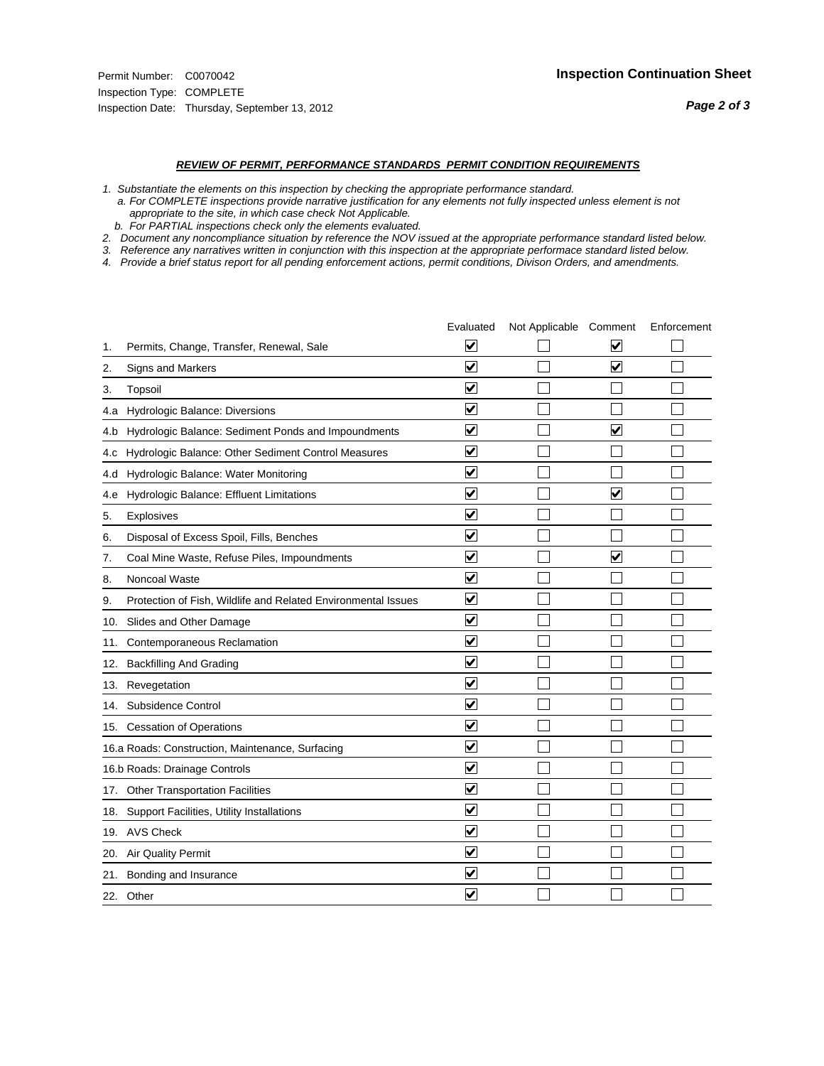Permit Number: C0070042
Inspection Type: COMPLETE
Inspection Date: Thursday, September 13, 2012

## Inspection Continuation Sheet

### REVIEW OF PERMIT, PERFORMANCE STANDARDS PERMIT CONDITION REQUIREMENTS

1. *Substantiate the elements on this inspection by checking the appropriate performance standard.*
   a. *For COMPLETE inspections provide narrative justification for any elements not fully inspected unless element is not appropriate to the site, in which case check Not Applicable.*
   b. *For PARTIAL inspections check only the elements evaluated.*
2. *Document any noncompliance situation by reference the NOV issued at the appropriate performance standard listed below.*
3. *Reference any narratives written in conjunction with this inspection at the appropriate performace standard listed below.*
4. *Provide a brief status report for all pending enforcement actions, permit conditions, Divison Orders, and amendments.*

| | | Evaluated | Not Applicable | Comment | Enforcement |
|---|---|---|---|---|---|
| 1. | Permits, Change, Transfer, Renewal, Sale | ☑ | ☐ | ☑ | ☐ |
| 2. | Signs and Markers | ☑ | ☐ | ☑ | ☐ |
| 3. | Topsoil | ☑ | ☐ | ☐ | ☐ |
| 4.a | Hydrologic Balance: Diversions | ☑ | ☐ | ☐ | ☐ |
| 4.b | Hydrologic Balance: Sediment Ponds and Impoundments | ☑ | ☐ | ☑ | ☐ |
| 4.c | Hydrologic Balance: Other Sediment Control Measures | ☑ | ☐ | ☐ | ☐ |
| 4.d | Hydrologic Balance: Water Monitoring | ☑ | ☐ | ☐ | ☐ |
| 4.e | Hydrologic Balance: Effluent Limitations | ☑ | ☐ | ☑ | ☐ |
| 5. | Explosives | ☑ | ☐ | ☐ | ☐ |
| 6. | Disposal of Excess Spoil, Fills, Benches | ☑ | ☐ | ☐ | ☐ |
| 7. | Coal Mine Waste, Refuse Piles, Impoundments | ☑ | ☐ | ☑ | ☐ |
| 8. | Noncoal Waste | ☑ | ☐ | ☐ | ☐ |
| 9. | Protection of Fish, Wildlife and Related Environmental Issues | ☑ | ☐ | ☐ | ☐ |
| 10. | Slides and Other Damage | ☑ | ☐ | ☐ | ☐ |
| 11. | Contemporaneous Reclamation | ☑ | ☐ | ☐ | ☐ |
| 12. | Backfilling And Grading | ☑ | ☐ | ☐ | ☐ |
| 13. | Revegetation | ☑ | ☐ | ☐ | ☐ |
| 14. | Subsidence Control | ☑ | ☐ | ☐ | ☐ |
| 15. | Cessation of Operations | ☑ | ☐ | ☐ | ☐ |
| 16.a | Roads: Construction, Maintenance, Surfacing | ☑ | ☐ | ☐ | ☐ |
| 16.b | Roads: Drainage Controls | ☑ | ☐ | ☐ | ☐ |
| 17. | Other Transportation Facilities | ☑ | ☐ | ☐ | ☐ |
| 18. | Support Facilities, Utility Installations | ☑ | ☐ | ☐ | ☐ |
| 19. | AVS Check | ☑ | ☐ | ☐ | ☐ |
| 20. | Air Quality Permit | ☑ | ☐ | ☐ | ☐ |
| 21. | Bonding and Insurance | ☑ | ☐ | ☐ | ☐ |
| 22. | Other | ☑ | ☐ | ☐ | ☐ |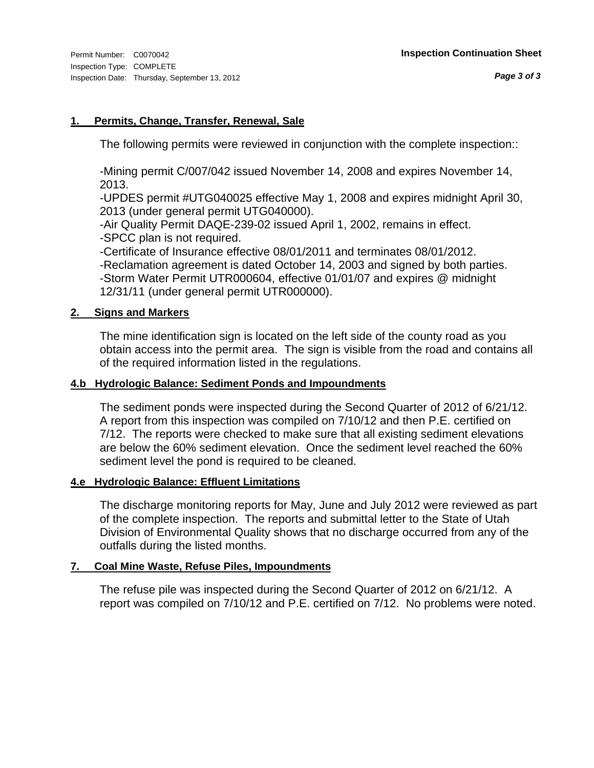## 1. Permits, Change, Transfer, Renewal, Sale

The following permits were reviewed in conjunction with the complete inspection::

-Mining permit C/007/042 issued November 14, 2008 and expires November 14, 2013.
-UPDES permit #UTG040025 effective May 1, 2008 and expires midnight April 30, 2013 (under general permit UTG040000).
-Air Quality Permit DAQE-239-02 issued April 1, 2002, remains in effect.
-SPCC plan is not required.
-Certificate of Insurance effective 08/01/2011 and terminates 08/01/2012.
-Reclamation agreement is dated October 14, 2003 and signed by both parties.
-Storm Water Permit UTR000604, effective 01/01/07 and expires @ midnight 12/31/11 (under general permit UTR000000).

## 2. Signs and Markers

The mine identification sign is located on the left side of the county road as you obtain access into the permit area. The sign is visible from the road and contains all of the required information listed in the regulations.

## 4.b Hydrologic Balance: Sediment Ponds and Impoundments

The sediment ponds were inspected during the Second Quarter of 2012 of 6/21/12. A report from this inspection was compiled on 7/10/12 and then P.E. certified on 7/12. The reports were checked to make sure that all existing sediment elevations are below the 60% sediment elevation. Once the sediment level reached the 60% sediment level the pond is required to be cleaned.

## 4.e Hydrologic Balance: Effluent Limitations

The discharge monitoring reports for May, June and July 2012 were reviewed as part of the complete inspection. The reports and submittal letter to the State of Utah Division of Environmental Quality shows that no discharge occurred from any of the outfalls during the listed months.

## 7. Coal Mine Waste, Refuse Piles, Impoundments

The refuse pile was inspected during the Second Quarter of 2012 on 6/21/12. A report was compiled on 7/10/12 and P.E. certified on 7/12. No problems were noted.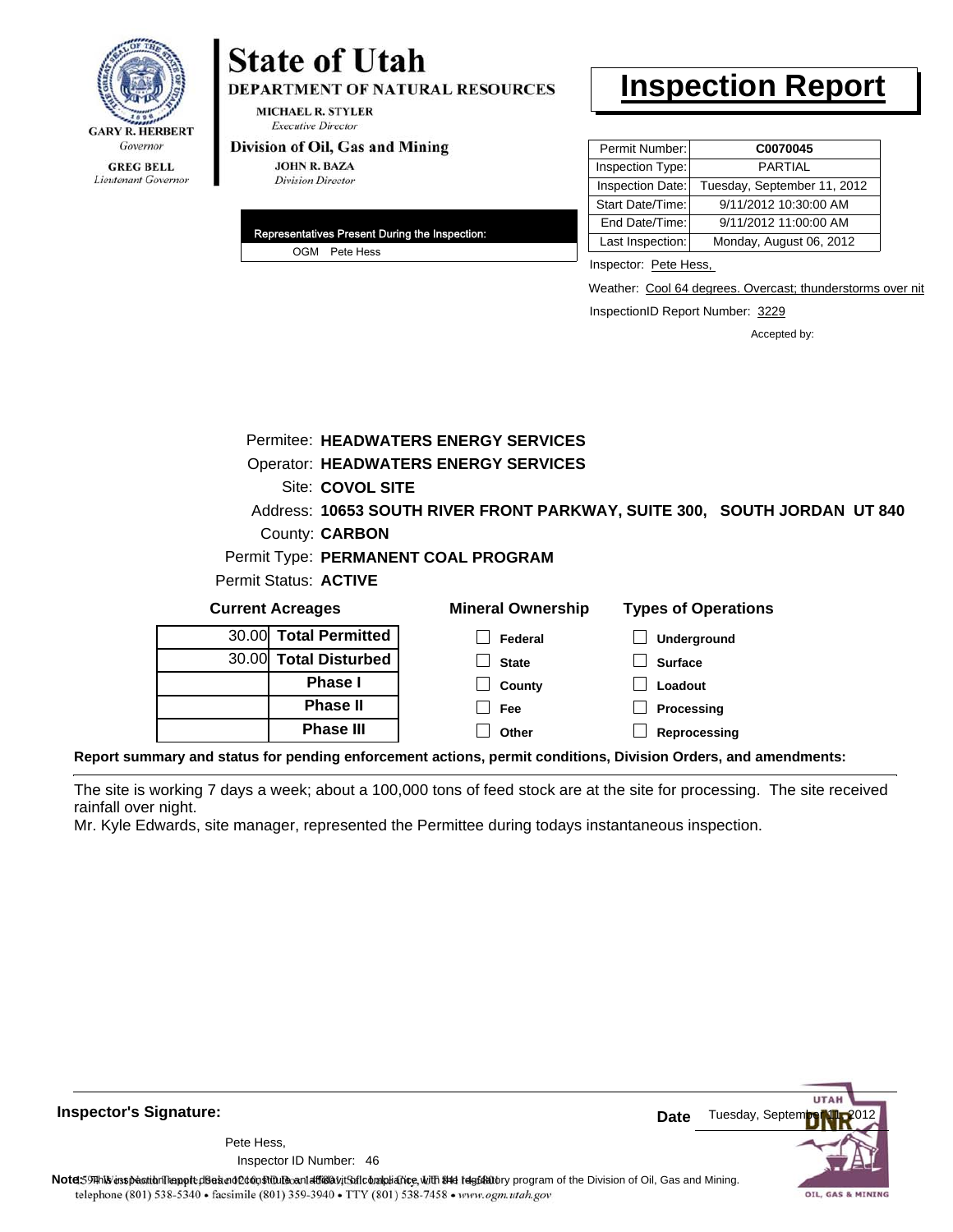**GARY R. HERBERT**
*Governor*

**GREG BELL**
*Lieutenant Governor*

# State of Utah

**DEPARTMENT OF NATURAL RESOURCES**

**MICHAEL R. STYLER**
*Executive Director*

**Division of Oil, Gas and Mining**

**JOHN R. BAZA**
*Division Director*

# Inspection Report

| Permit Number: | **C0070045** |
|---|---|
| Inspection Type: | PARTIAL |
| Inspection Date: | Tuesday, September 11, 2012 |
| Start Date/Time: | 9/11/2012 10:30:00 AM |
| End Date/Time: | 9/11/2012 11:00:00 AM |
| Last Inspection: | Monday, August 06, 2012 |

**Representatives Present During the Inspection:**

OGM Pete Hess

Inspector: Pete Hess,

Weather: Cool 64 degrees. Overcast; thunderstorms over nit

InspectionID Report Number: 3229

Accepted by:

Permitee: **HEADWATERS ENERGY SERVICES**
Operator: **HEADWATERS ENERGY SERVICES**
Site: **COVOL SITE**
Address: **10653 SOUTH RIVER FRONT PARKWAY, SUITE 300, SOUTH JORDAN UT 840**
County: **CARBON**
Permit Type: **PERMANENT COAL PROGRAM**
Permit Status: **ACTIVE**

**Current Acreages**

| | |
|---|---|
| 30.00 | **Total Permitted** |
| 30.00 | **Total Disturbed** |
| | **Phase I** |
| | **Phase II** |
| | **Phase III** |

**Mineral Ownership**

- ☐ Federal
- ☐ State
- ☐ County
- ☐ Fee
- ☐ Other

**Types of Operations**

- ☐ Underground
- ☐ Surface
- ☐ Loadout
- ☐ Processing
- ☐ Reprocessing

**Report summary and status for pending enforcement actions, permit conditions, Division Orders, and amendments:**

The site is working 7 days a week; about a 100,000 tons of feed stock are at the site for processing. The site received rainfall over night.
Mr. Kyle Edwards, site manager, represented the Permittee during todays instantaneous inspection.

**Inspector's Signature:**

Pete Hess,
Inspector ID Number: 46

**Date** Tuesday, September 11, 2012

**Note:** This inspection report does not constitute an affidavit of compliance with the regulatory program of the Division of Oil, Gas and Mining.
telephone (801) 538-5340 • facsimile (801) 359-3940 • TTY (801) 538-7458 • www.ogm.utah.gov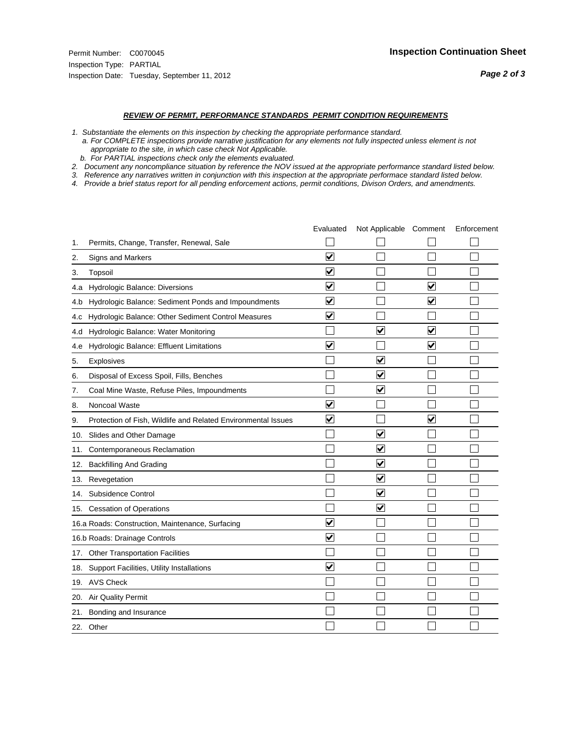Permit Number: C0070045
Inspection Type: PARTIAL
Inspection Date: Tuesday, September 11, 2012

**Inspection Continuation Sheet**

***REVIEW OF PERMIT, PERFORMANCE STANDARDS PERMIT CONDITION REQUIREMENTS***

*1. Substantiate the elements on this inspection by checking the appropriate performance standard.*
*a. For COMPLETE inspections provide narrative justification for any elements not fully inspected unless element is not appropriate to the site, in which case check Not Applicable.*
*b. For PARTIAL inspections check only the elements evaluated.*
*2. Document any noncompliance situation by reference the NOV issued at the appropriate performance standard listed below.*
*3. Reference any narratives written in conjunction with this inspection at the appropriate performace standard listed below.*
*4. Provide a brief status report for all pending enforcement actions, permit conditions, Divison Orders, and amendments.*

| | Evaluated | Not Applicable | Comment | Enforcement |
|---|---|---|---|---|
| 1. Permits, Change, Transfer, Renewal, Sale | ☐ | ☐ | ☐ | ☐ |
| 2. Signs and Markers | ☑ | ☐ | ☐ | ☐ |
| 3. Topsoil | ☑ | ☐ | ☐ | ☐ |
| 4.a Hydrologic Balance: Diversions | ☑ | ☐ | ☑ | ☐ |
| 4.b Hydrologic Balance: Sediment Ponds and Impoundments | ☑ | ☐ | ☑ | ☐ |
| 4.c Hydrologic Balance: Other Sediment Control Measures | ☑ | ☐ | ☐ | ☐ |
| 4.d Hydrologic Balance: Water Monitoring | ☐ | ☑ | ☑ | ☐ |
| 4.e Hydrologic Balance: Effluent Limitations | ☑ | ☐ | ☑ | ☐ |
| 5. Explosives | ☐ | ☑ | ☐ | ☐ |
| 6. Disposal of Excess Spoil, Fills, Benches | ☐ | ☑ | ☐ | ☐ |
| 7. Coal Mine Waste, Refuse Piles, Impoundments | ☐ | ☑ | ☐ | ☐ |
| 8. Noncoal Waste | ☑ | ☐ | ☐ | ☐ |
| 9. Protection of Fish, Wildlife and Related Environmental Issues | ☑ | ☐ | ☑ | ☐ |
| 10. Slides and Other Damage | ☐ | ☑ | ☐ | ☐ |
| 11. Contemporaneous Reclamation | ☐ | ☑ | ☐ | ☐ |
| 12. Backfilling And Grading | ☐ | ☑ | ☐ | ☐ |
| 13. Revegetation | ☐ | ☑ | ☐ | ☐ |
| 14. Subsidence Control | ☐ | ☑ | ☐ | ☐ |
| 15. Cessation of Operations | ☐ | ☑ | ☐ | ☐ |
| 16.a Roads: Construction, Maintenance, Surfacing | ☑ | ☐ | ☐ | ☐ |
| 16.b Roads: Drainage Controls | ☑ | ☐ | ☐ | ☐ |
| 17. Other Transportation Facilities | ☐ | ☐ | ☐ | ☐ |
| 18. Support Facilities, Utility Installations | ☑ | ☐ | ☐ | ☐ |
| 19. AVS Check | ☐ | ☐ | ☐ | ☐ |
| 20. Air Quality Permit | ☐ | ☐ | ☐ | ☐ |
| 21. Bonding and Insurance | ☐ | ☐ | ☐ | ☐ |
| 22. Other | ☐ | ☐ | ☐ | ☐ |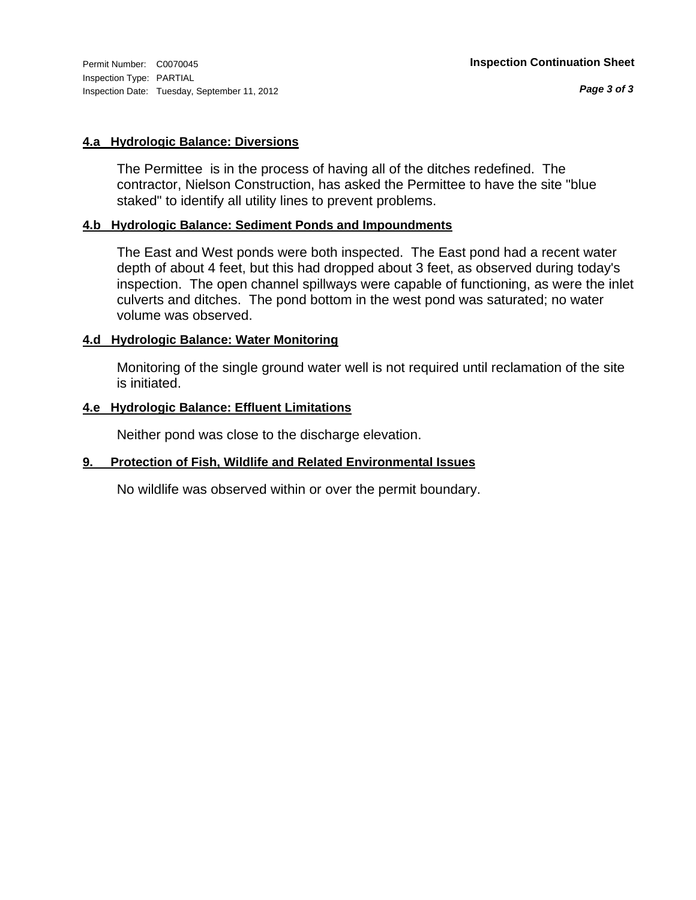#### 4.a Hydrologic Balance: Diversions

The Permittee is in the process of having all of the ditches redefined. The contractor, Nielson Construction, has asked the Permittee to have the site "blue staked" to identify all utility lines to prevent problems.

#### 4.b Hydrologic Balance: Sediment Ponds and Impoundments

The East and West ponds were both inspected. The East pond had a recent water depth of about 4 feet, but this had dropped about 3 feet, as observed during today's inspection. The open channel spillways were capable of functioning, as were the inlet culverts and ditches. The pond bottom in the west pond was saturated; no water volume was observed.

#### 4.d Hydrologic Balance: Water Monitoring

Monitoring of the single ground water well is not required until reclamation of the site is initiated.

#### 4.e Hydrologic Balance: Effluent Limitations

Neither pond was close to the discharge elevation.

#### 9. Protection of Fish, Wildlife and Related Environmental Issues

No wildlife was observed within or over the permit boundary.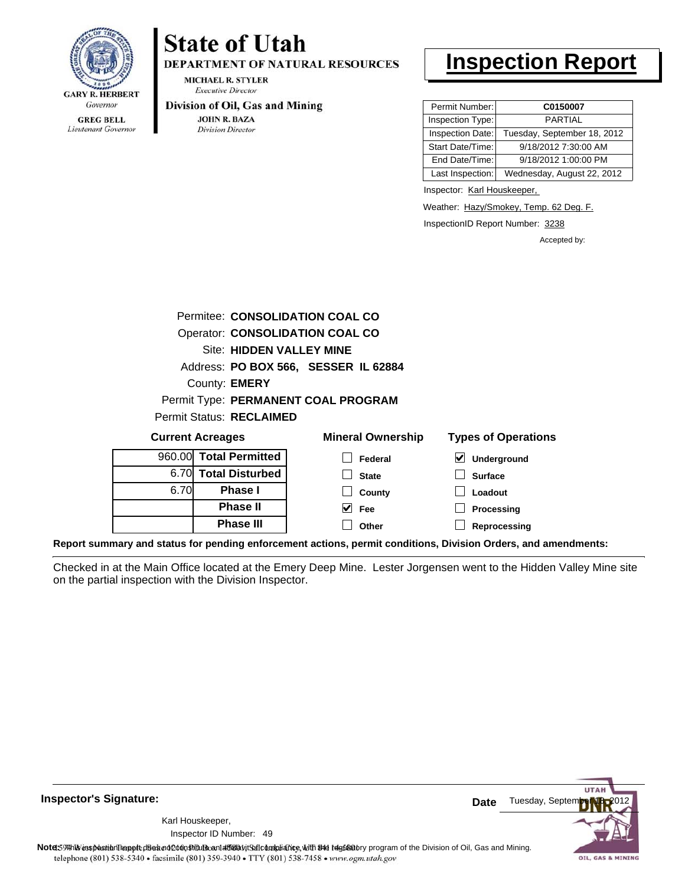**State of Utah**

**DEPARTMENT OF NATURAL RESOURCES**

MICHAEL R. STYLER
*Executive Director*

**Division of Oil, Gas and Mining**

JOHN R. BAZA
*Division Director*

GARY R. HERBERT
*Governor*

GREG BELL
*Lieutenant Governor*

# Inspection Report

| | |
|---|---|
| Permit Number: | **C0150007** |
| Inspection Type: | PARTIAL |
| Inspection Date: | Tuesday, September 18, 2012 |
| Start Date/Time: | 9/18/2012 7:30:00 AM |
| End Date/Time: | 9/18/2012 1:00:00 PM |
| Last Inspection: | Wednesday, August 22, 2012 |

Inspector: Karl Houskeeper,

Weather: Hazy/Smokey, Temp. 62 Deg. F.

InspectionID Report Number: 3238

Accepted by:

Permitee: **CONSOLIDATION COAL CO**
Operator: **CONSOLIDATION COAL CO**
Site: **HIDDEN VALLEY MINE**
Address: **PO BOX 566, SESSER IL 62884**
County: **EMERY**
Permit Type: **PERMANENT COAL PROGRAM**
Permit Status: **RECLAIMED**

**Current Acreages**

| | |
|---|---|
| 960.00 | **Total Permitted** |
| 6.70 | **Total Disturbed** |
| 6.70 | **Phase I** |
| | **Phase II** |
| | **Phase III** |

**Mineral Ownership**

- [ ] Federal
- [ ] State
- [ ] County
- [x] Fee
- [ ] Other

**Types of Operations**

- [x] Underground
- [ ] Surface
- [ ] Loadout
- [ ] Processing
- [ ] Reprocessing

**Report summary and status for pending enforcement actions, permit conditions, Division Orders, and amendments:**

Checked in at the Main Office located at the Emery Deep Mine. Lester Jorgensen went to the Hidden Valley Mine site on the partial inspection with the Division Inspector.

**Inspector's Signature:**

Karl Houskeeper,
Inspector ID Number: 49

**Date** Tuesday, September 18, 2012

**Note:** This inspection report does not constitute an affidavit of compliance with the regulatory program of the Division of Oil, Gas and Mining.
telephone (801) 538-5340 • facsimile (801) 359-3940 • TTY (801) 538-7458 • www.ogm.utah.gov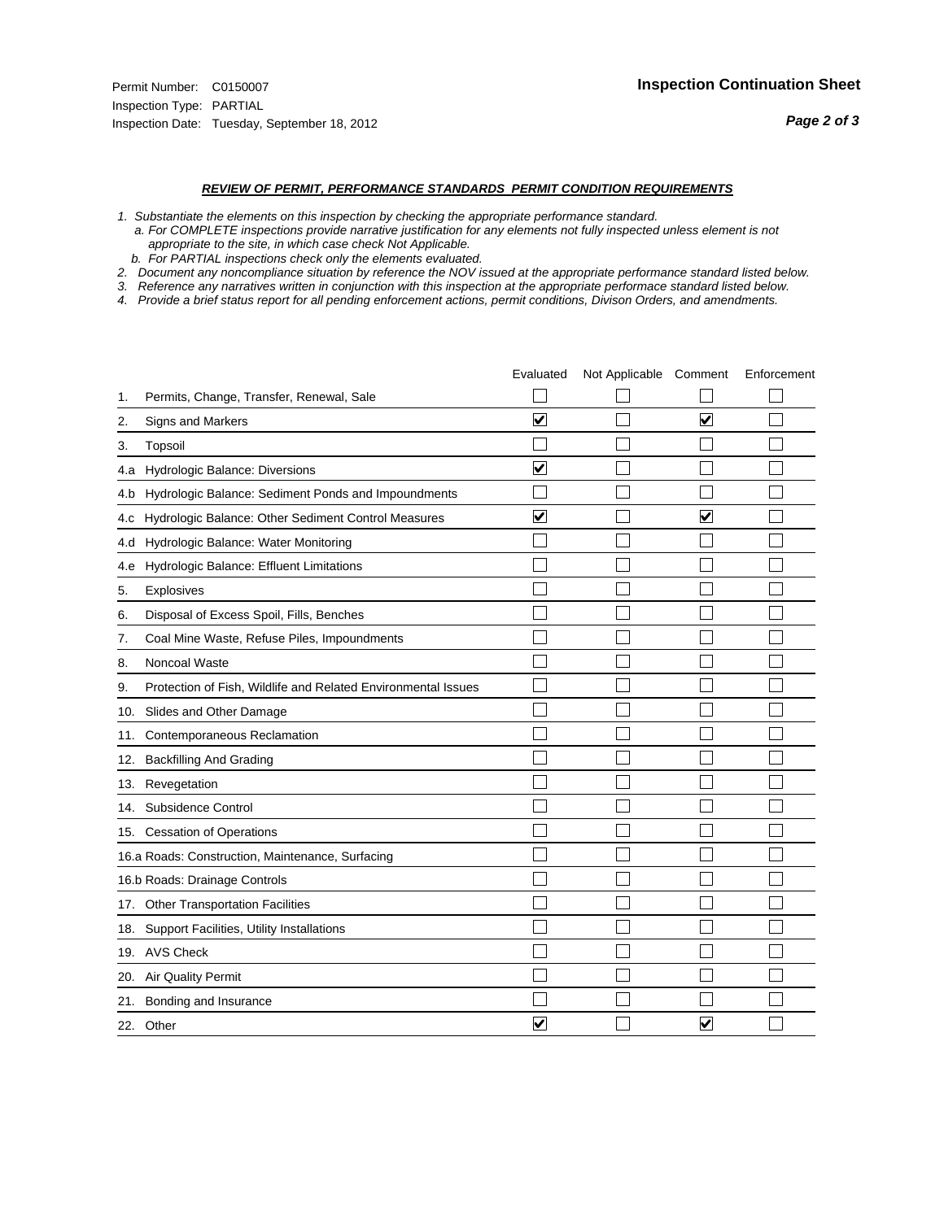Permit Number: C0150007
Inspection Type: PARTIAL
Inspection Date: Tuesday, September 18, 2012

**Inspection Continuation Sheet**

***REVIEW OF PERMIT, PERFORMANCE STANDARDS PERMIT CONDITION REQUIREMENTS***

*1. Substantiate the elements on this inspection by checking the appropriate performance standard.*
*a. For COMPLETE inspections provide narrative justification for any elements not fully inspected unless element is not appropriate to the site, in which case check Not Applicable.*
*b. For PARTIAL inspections check only the elements evaluated.*
*2. Document any noncompliance situation by reference the NOV issued at the appropriate performance standard listed below.*
*3. Reference any narratives written in conjunction with this inspection at the appropriate performace standard listed below.*
*4. Provide a brief status report for all pending enforcement actions, permit conditions, Divison Orders, and amendments.*

| | Evaluated | Not Applicable | Comment | Enforcement |
|---|---|---|---|---|
| 1. Permits, Change, Transfer, Renewal, Sale | ☐ | ☐ | ☐ | ☐ |
| 2. Signs and Markers | ☑ | ☐ | ☑ | ☐ |
| 3. Topsoil | ☐ | ☐ | ☐ | ☐ |
| 4.a Hydrologic Balance: Diversions | ☑ | ☐ | ☐ | ☐ |
| 4.b Hydrologic Balance: Sediment Ponds and Impoundments | ☐ | ☐ | ☐ | ☐ |
| 4.c Hydrologic Balance: Other Sediment Control Measures | ☑ | ☐ | ☑ | ☐ |
| 4.d Hydrologic Balance: Water Monitoring | ☐ | ☐ | ☐ | ☐ |
| 4.e Hydrologic Balance: Effluent Limitations | ☐ | ☐ | ☐ | ☐ |
| 5. Explosives | ☐ | ☐ | ☐ | ☐ |
| 6. Disposal of Excess Spoil, Fills, Benches | ☐ | ☐ | ☐ | ☐ |
| 7. Coal Mine Waste, Refuse Piles, Impoundments | ☐ | ☐ | ☐ | ☐ |
| 8. Noncoal Waste | ☐ | ☐ | ☐ | ☐ |
| 9. Protection of Fish, Wildlife and Related Environmental Issues | ☐ | ☐ | ☐ | ☐ |
| 10. Slides and Other Damage | ☐ | ☐ | ☐ | ☐ |
| 11. Contemporaneous Reclamation | ☐ | ☐ | ☐ | ☐ |
| 12. Backfilling And Grading | ☐ | ☐ | ☐ | ☐ |
| 13. Revegetation | ☐ | ☐ | ☐ | ☐ |
| 14. Subsidence Control | ☐ | ☐ | ☐ | ☐ |
| 15. Cessation of Operations | ☐ | ☐ | ☐ | ☐ |
| 16.a Roads: Construction, Maintenance, Surfacing | ☐ | ☐ | ☐ | ☐ |
| 16.b Roads: Drainage Controls | ☐ | ☐ | ☐ | ☐ |
| 17. Other Transportation Facilities | ☐ | ☐ | ☐ | ☐ |
| 18. Support Facilities, Utility Installations | ☐ | ☐ | ☐ | ☐ |
| 19. AVS Check | ☐ | ☐ | ☐ | ☐ |
| 20. Air Quality Permit | ☐ | ☐ | ☐ | ☐ |
| 21. Bonding and Insurance | ☐ | ☐ | ☐ | ☐ |
| 22. Other | ☑ | ☐ | ☑ | ☐ |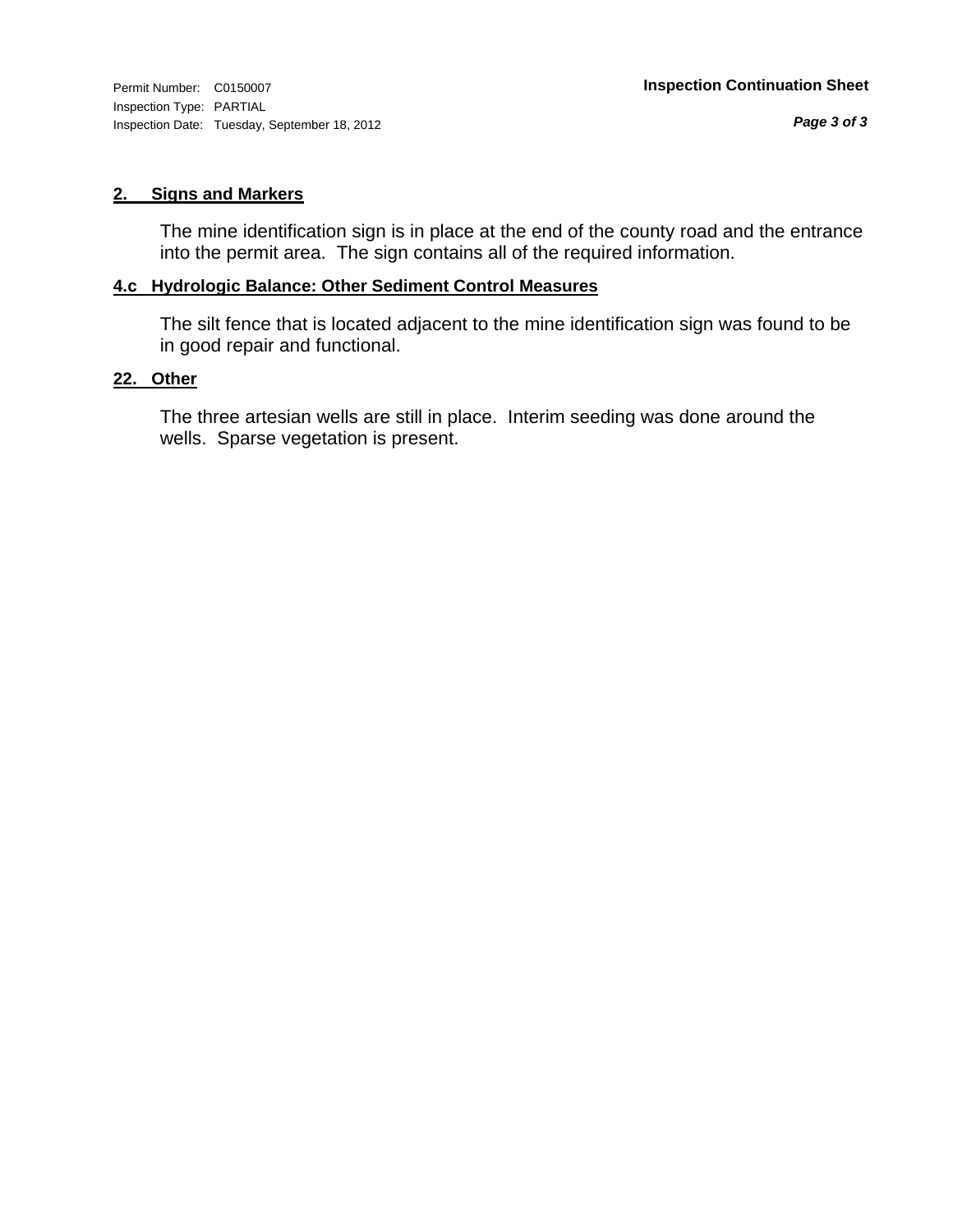Permit Number: C0150007
Inspection Type: PARTIAL
Inspection Date: Tuesday, September 18, 2012

**Inspection Continuation Sheet**

## 2. Signs and Markers

The mine identification sign is in place at the end of the county road and the entrance into the permit area. The sign contains all of the required information.

## 4.c Hydrologic Balance: Other Sediment Control Measures

The silt fence that is located adjacent to the mine identification sign was found to be in good repair and functional.

## 22. Other

The three artesian wells are still in place. Interim seeding was done around the wells. Sparse vegetation is present.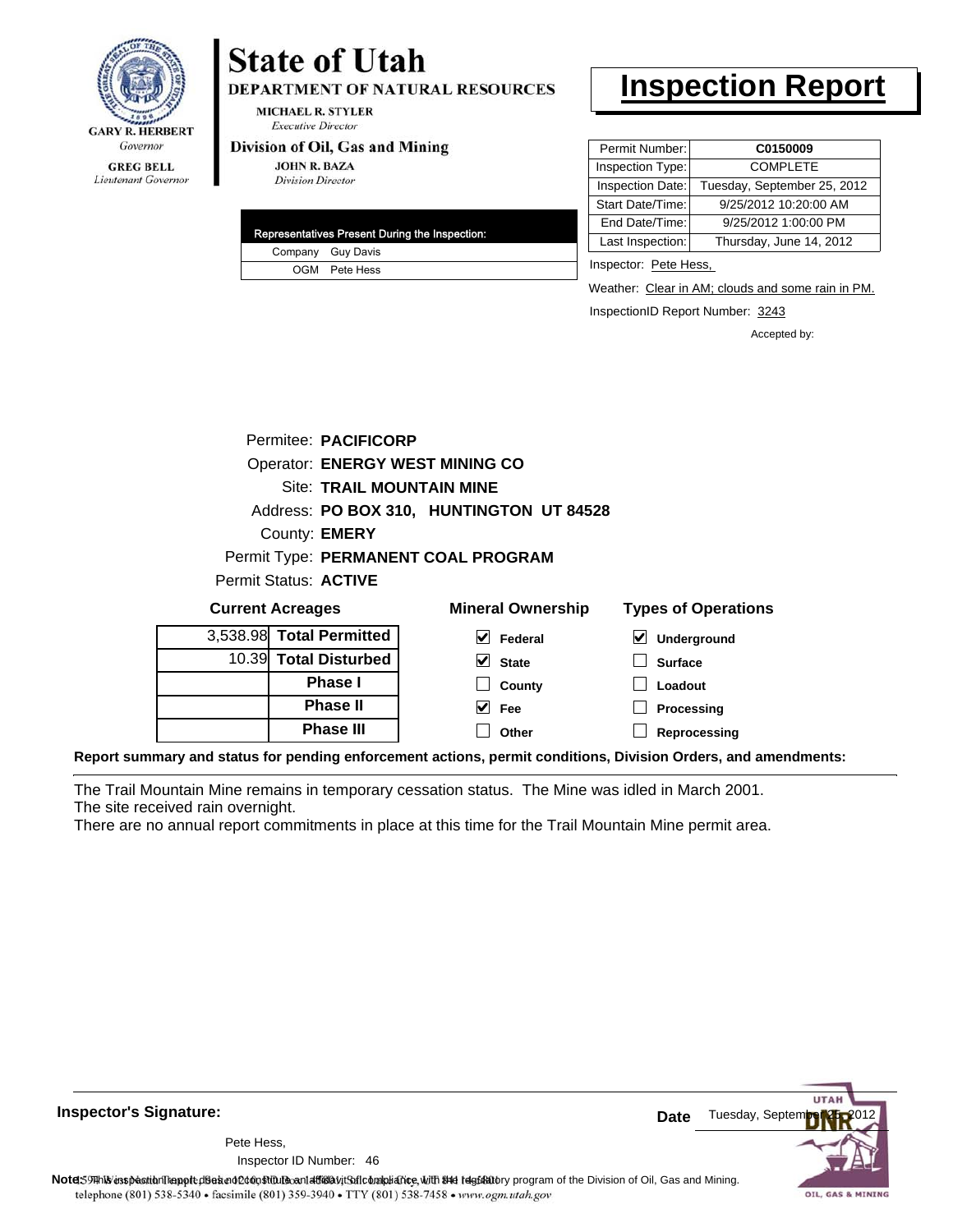GARY R. HERBERT
*Governor*

GREG BELL
*Lieutenant Governor*

# State of Utah

**DEPARTMENT OF NATURAL RESOURCES**

MICHAEL R. STYLER
*Executive Director*

**Division of Oil, Gas and Mining**

JOHN R. BAZA
*Division Director*

# Inspection Report

| Permit Number: | C0150009 |
|---|---|
| Inspection Type: | COMPLETE |
| Inspection Date: | Tuesday, September 25, 2012 |
| Start Date/Time: | 9/25/2012 10:20:00 AM |
| End Date/Time: | 9/25/2012 1:00:00 PM |
| Last Inspection: | Thursday, June 14, 2012 |

| Representatives Present During the Inspection: | |
|---|---|
| Company | Guy Davis |
| OGM | Pete Hess |

Inspector: Pete Hess,

Weather: Clear in AM; clouds and some rain in PM.

InspectionID Report Number: 3243

Accepted by:

Permitee: **PACIFICORP**

Operator: **ENERGY WEST MINING CO**

Site: **TRAIL MOUNTAIN MINE**

Address: **PO BOX 310, HUNTINGTON UT 84528**

County: **EMERY**

Permit Type: **PERMANENT COAL PROGRAM**

Permit Status: **ACTIVE**

**Current Acreages**

| | |
|---|---|
| 3,538.98 | **Total Permitted** |
| 10.39 | **Total Disturbed** |
| | **Phase I** |
| | **Phase II** |
| | **Phase III** |

**Mineral Ownership**

- [x] Federal
- [x] State
- [ ] County
- [x] Fee
- [ ] Other

**Types of Operations**

- [x] Underground
- [ ] Surface
- [ ] Loadout
- [ ] Processing
- [ ] Reprocessing

**Report summary and status for pending enforcement actions, permit conditions, Division Orders, and amendments:**

The Trail Mountain Mine remains in temporary cessation status. The Mine was idled in March 2001.
The site received rain overnight.
There are no annual report commitments in place at this time for the Trail Mountain Mine permit area.

**Inspector's Signature:**

Pete Hess,

Inspector ID Number: 46

**Date** Tuesday, September 25, 2012

**Note:** This inspection report does not constitute an affidavit of compliance with the regulatory program of the Division of Oil, Gas and Mining.

telephone (801) 538-5340 • facsimile (801) 359-3940 • TTY (801) 538-7458 • www.ogm.utah.gov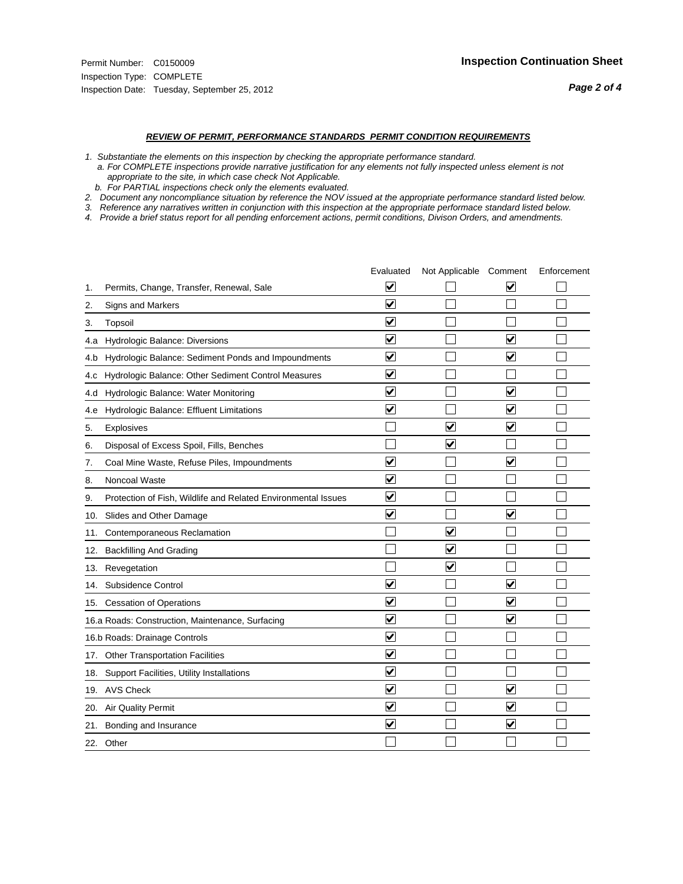Permit Number: C0150009
Inspection Type: COMPLETE
Inspection Date: Tuesday, September 25, 2012

## Inspection Continuation Sheet

***REVIEW OF PERMIT, PERFORMANCE STANDARDS PERMIT CONDITION REQUIREMENTS***

*1. Substantiate the elements on this inspection by checking the appropriate performance standard.*
*a. For COMPLETE inspections provide narrative justification for any elements not fully inspected unless element is not appropriate to the site, in which case check Not Applicable.*
*b. For PARTIAL inspections check only the elements evaluated.*
*2. Document any noncompliance situation by reference the NOV issued at the appropriate performance standard listed below.*
*3. Reference any narratives written in conjunction with this inspection at the appropriate performace standard listed below.*
*4. Provide a brief status report for all pending enforcement actions, permit conditions, Divison Orders, and amendments.*

| | Evaluated | Not Applicable | Comment | Enforcement |
|---|---|---|---|---|
| 1. Permits, Change, Transfer, Renewal, Sale | ☑ | ☐ | ☑ | ☐ |
| 2. Signs and Markers | ☑ | ☐ | ☐ | ☐ |
| 3. Topsoil | ☑ | ☐ | ☐ | ☐ |
| 4.a Hydrologic Balance: Diversions | ☑ | ☐ | ☑ | ☐ |
| 4.b Hydrologic Balance: Sediment Ponds and Impoundments | ☑ | ☐ | ☑ | ☐ |
| 4.c Hydrologic Balance: Other Sediment Control Measures | ☑ | ☐ | ☐ | ☐ |
| 4.d Hydrologic Balance: Water Monitoring | ☑ | ☐ | ☑ | ☐ |
| 4.e Hydrologic Balance: Effluent Limitations | ☑ | ☐ | ☑ | ☐ |
| 5. Explosives | ☐ | ☑ | ☑ | ☐ |
| 6. Disposal of Excess Spoil, Fills, Benches | ☐ | ☑ | ☐ | ☐ |
| 7. Coal Mine Waste, Refuse Piles, Impoundments | ☑ | ☐ | ☑ | ☐ |
| 8. Noncoal Waste | ☑ | ☐ | ☐ | ☐ |
| 9. Protection of Fish, Wildlife and Related Environmental Issues | ☑ | ☐ | ☐ | ☐ |
| 10. Slides and Other Damage | ☑ | ☐ | ☑ | ☐ |
| 11. Contemporaneous Reclamation | ☐ | ☑ | ☐ | ☐ |
| 12. Backfilling And Grading | ☐ | ☑ | ☐ | ☐ |
| 13. Revegetation | ☐ | ☑ | ☐ | ☐ |
| 14. Subsidence Control | ☑ | ☐ | ☑ | ☐ |
| 15. Cessation of Operations | ☑ | ☐ | ☑ | ☐ |
| 16.a Roads: Construction, Maintenance, Surfacing | ☑ | ☐ | ☑ | ☐ |
| 16.b Roads: Drainage Controls | ☑ | ☐ | ☐ | ☐ |
| 17. Other Transportation Facilities | ☑ | ☐ | ☐ | ☐ |
| 18. Support Facilities, Utility Installations | ☑ | ☐ | ☐ | ☐ |
| 19. AVS Check | ☑ | ☐ | ☑ | ☐ |
| 20. Air Quality Permit | ☑ | ☐ | ☑ | ☐ |
| 21. Bonding and Insurance | ☑ | ☐ | ☑ | ☐ |
| 22. Other | ☐ | ☐ | ☐ | ☐ |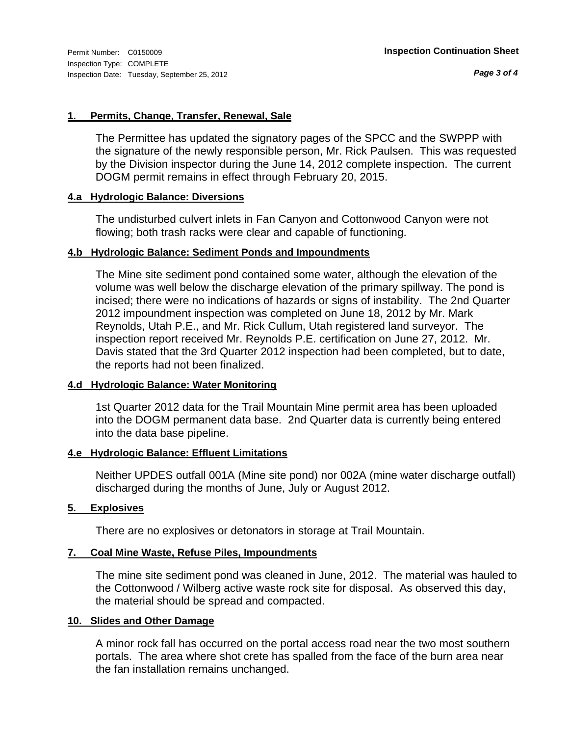Permit Number: C0150009
Inspection Type: COMPLETE
Inspection Date: Tuesday, September 25, 2012

**Inspection Continuation Sheet**

## 1. Permits, Change, Transfer, Renewal, Sale

The Permittee has updated the signatory pages of the SPCC and the SWPPP with the signature of the newly responsible person, Mr. Rick Paulsen. This was requested by the Division inspector during the June 14, 2012 complete inspection. The current DOGM permit remains in effect through February 20, 2015.

## 4.a Hydrologic Balance: Diversions

The undisturbed culvert inlets in Fan Canyon and Cottonwood Canyon were not flowing; both trash racks were clear and capable of functioning.

## 4.b Hydrologic Balance: Sediment Ponds and Impoundments

The Mine site sediment pond contained some water, although the elevation of the volume was well below the discharge elevation of the primary spillway. The pond is incised; there were no indications of hazards or signs of instability. The 2nd Quarter 2012 impoundment inspection was completed on June 18, 2012 by Mr. Mark Reynolds, Utah P.E., and Mr. Rick Cullum, Utah registered land surveyor. The inspection report received Mr. Reynolds P.E. certification on June 27, 2012. Mr. Davis stated that the 3rd Quarter 2012 inspection had been completed, but to date, the reports had not been finalized.

## 4.d Hydrologic Balance: Water Monitoring

1st Quarter 2012 data for the Trail Mountain Mine permit area has been uploaded into the DOGM permanent data base. 2nd Quarter data is currently being entered into the data base pipeline.

## 4.e Hydrologic Balance: Effluent Limitations

Neither UPDES outfall 001A (Mine site pond) nor 002A (mine water discharge outfall) discharged during the months of June, July or August 2012.

## 5. Explosives

There are no explosives or detonators in storage at Trail Mountain.

## 7. Coal Mine Waste, Refuse Piles, Impoundments

The mine site sediment pond was cleaned in June, 2012. The material was hauled to the Cottonwood / Wilberg active waste rock site for disposal. As observed this day, the material should be spread and compacted.

## 10. Slides and Other Damage

A minor rock fall has occurred on the portal access road near the two most southern portals. The area where shot crete has spalled from the face of the burn area near the fan installation remains unchanged.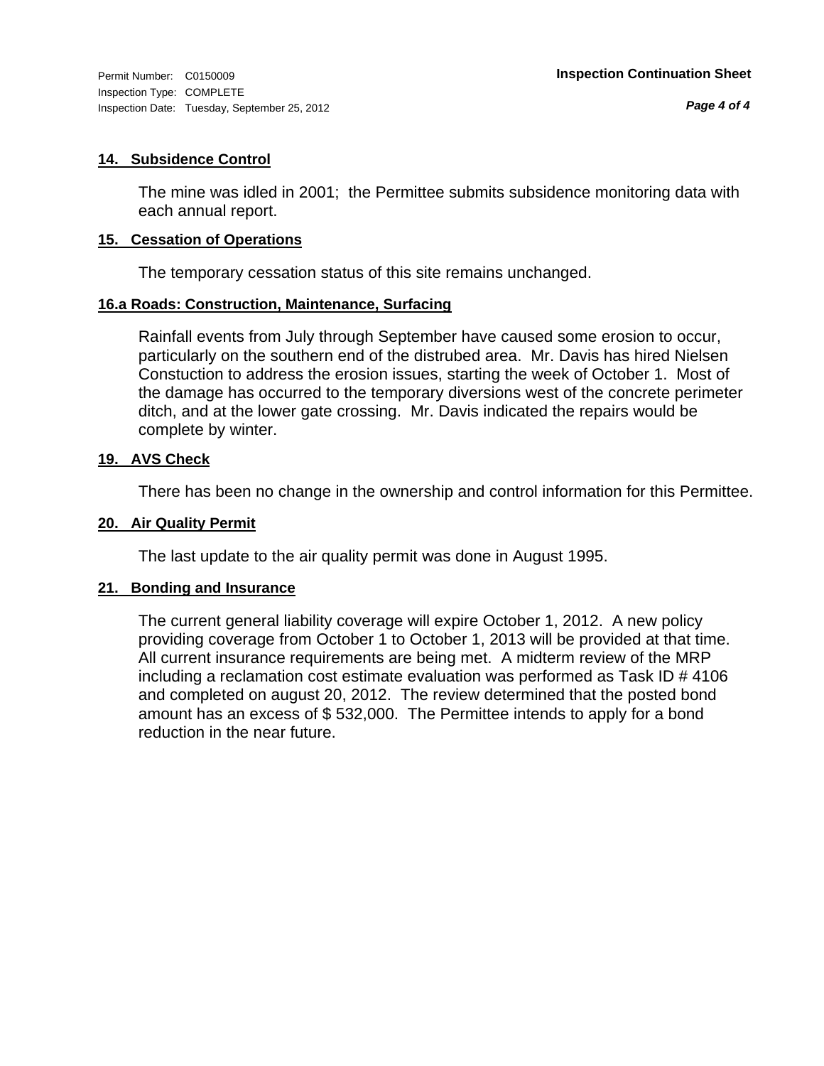### 14. Subsidence Control

The mine was idled in 2001; the Permittee submits subsidence monitoring data with each annual report.

### 15. Cessation of Operations

The temporary cessation status of this site remains unchanged.

### 16.a Roads: Construction, Maintenance, Surfacing

Rainfall events from July through September have caused some erosion to occur, particularly on the southern end of the distrubed area. Mr. Davis has hired Nielsen Constuction to address the erosion issues, starting the week of October 1. Most of the damage has occurred to the temporary diversions west of the concrete perimeter ditch, and at the lower gate crossing. Mr. Davis indicated the repairs would be complete by winter.

### 19. AVS Check

There has been no change in the ownership and control information for this Permittee.

### 20. Air Quality Permit

The last update to the air quality permit was done in August 1995.

### 21. Bonding and Insurance

The current general liability coverage will expire October 1, 2012. A new policy providing coverage from October 1 to October 1, 2013 will be provided at that time. All current insurance requirements are being met. A midterm review of the MRP including a reclamation cost estimate evaluation was performed as Task ID # 4106 and completed on august 20, 2012. The review determined that the posted bond amount has an excess of $ 532,000. The Permittee intends to apply for a bond reduction in the near future.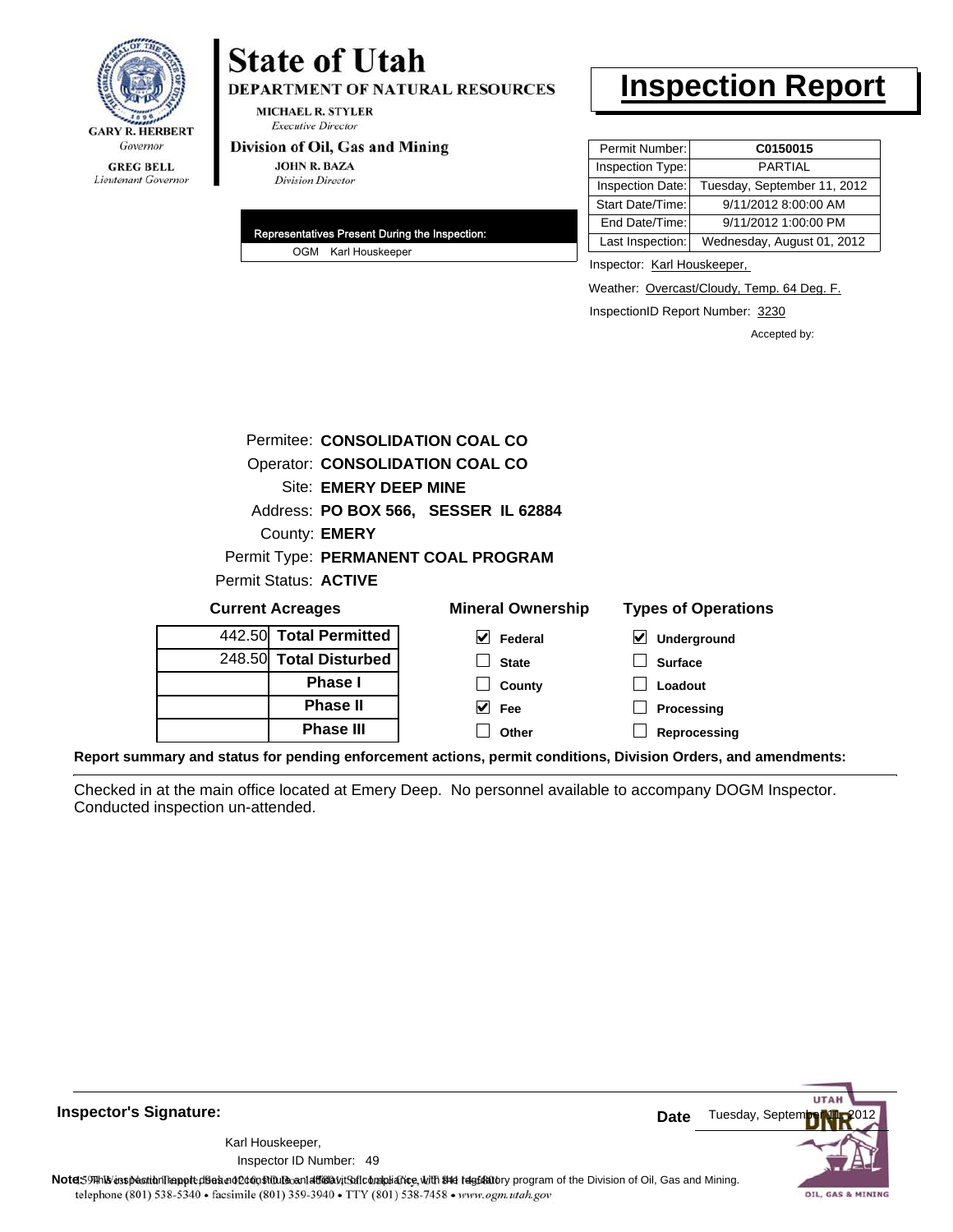# State of Utah

**DEPARTMENT OF NATURAL RESOURCES**

MICHAEL R. STYLER
*Executive Director*

**Division of Oil, Gas and Mining**

JOHN R. BAZA
*Division Director*

GARY R. HERBERT
*Governor*

GREG BELL
*Lieutenant Governor*

# Inspection Report

| | |
|---|---|
| Permit Number: | **C0150015** |
| Inspection Type: | PARTIAL |
| Inspection Date: | Tuesday, September 11, 2012 |
| Start Date/Time: | 9/11/2012 8:00:00 AM |
| End Date/Time: | 9/11/2012 1:00:00 PM |
| Last Inspection: | Wednesday, August 01, 2012 |

**Representatives Present During the Inspection:**

OGM Karl Houskeeper

Inspector: Karl Houskeeper,

Weather: Overcast/Cloudy, Temp. 64 Deg. F.

InspectionID Report Number: 3230

Accepted by:

Permitee: **CONSOLIDATION COAL CO**
Operator: **CONSOLIDATION COAL CO**
Site: **EMERY DEEP MINE**
Address: **PO BOX 566, SESSER IL 62884**
County: **EMERY**
Permit Type: **PERMANENT COAL PROGRAM**
Permit Status: **ACTIVE**

**Current Acreages**

| | |
|---|---|
| 442.50 | **Total Permitted** |
| 248.50 | **Total Disturbed** |
| | **Phase I** |
| | **Phase II** |
| | **Phase III** |

**Mineral Ownership**

- [x] Federal
- [ ] State
- [ ] County
- [x] Fee
- [ ] Other

**Types of Operations**

- [x] Underground
- [ ] Surface
- [ ] Loadout
- [ ] Processing
- [ ] Reprocessing

**Report summary and status for pending enforcement actions, permit conditions, Division Orders, and amendments:**

Checked in at the main office located at Emery Deep. No personnel available to accompany DOGM Inspector. Conducted inspection un-attended.

**Inspector's Signature:**

Karl Houskeeper,
Inspector ID Number: 49

**Date** Tuesday, September 11, 2012

**Note:** This inspection report does not constitute an affidavit of compliance with the regulatory program of the Division of Oil, Gas and Mining.

telephone (801) 538-5340 • facsimile (801) 359-3940 • TTY (801) 538-7458 • www.ogm.utah.gov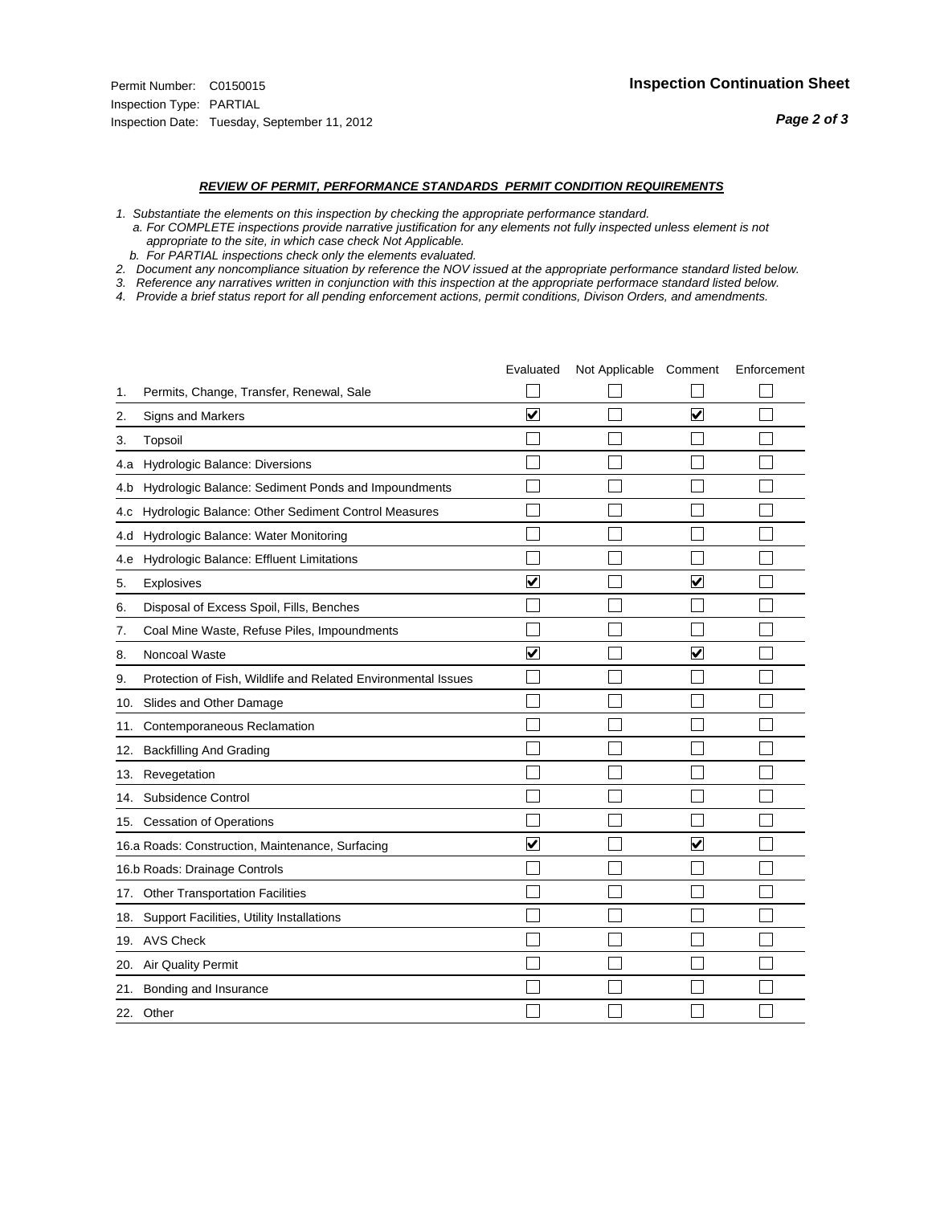Permit Number: C0150015
Inspection Type: PARTIAL
Inspection Date: Tuesday, September 11, 2012

**Inspection Continuation Sheet**

***Page 2 of 3***

### ***REVIEW OF PERMIT, PERFORMANCE STANDARDS PERMIT CONDITION REQUIREMENTS***

*1. Substantiate the elements on this inspection by checking the appropriate performance standard.*
*a. For COMPLETE inspections provide narrative justification for any elements not fully inspected unless element is not appropriate to the site, in which case check Not Applicable.*
*b. For PARTIAL inspections check only the elements evaluated.*
*2. Document any noncompliance situation by reference the NOV issued at the appropriate performance standard listed below.*
*3. Reference any narratives written in conjunction with this inspection at the appropriate performace standard listed below.*
*4. Provide a brief status report for all pending enforcement actions, permit conditions, Divison Orders, and amendments.*

| | Evaluated | Not Applicable | Comment | Enforcement |
|---|---|---|---|---|
| 1. Permits, Change, Transfer, Renewal, Sale | ☐ | ☐ | ☐ | ☐ |
| 2. Signs and Markers | ☑ | ☐ | ☑ | ☐ |
| 3. Topsoil | ☐ | ☐ | ☐ | ☐ |
| 4.a Hydrologic Balance: Diversions | ☐ | ☐ | ☐ | ☐ |
| 4.b Hydrologic Balance: Sediment Ponds and Impoundments | ☐ | ☐ | ☐ | ☐ |
| 4.c Hydrologic Balance: Other Sediment Control Measures | ☐ | ☐ | ☐ | ☐ |
| 4.d Hydrologic Balance: Water Monitoring | ☐ | ☐ | ☐ | ☐ |
| 4.e Hydrologic Balance: Effluent Limitations | ☐ | ☐ | ☐ | ☐ |
| 5. Explosives | ☑ | ☐ | ☑ | ☐ |
| 6. Disposal of Excess Spoil, Fills, Benches | ☐ | ☐ | ☐ | ☐ |
| 7. Coal Mine Waste, Refuse Piles, Impoundments | ☐ | ☐ | ☐ | ☐ |
| 8. Noncoal Waste | ☑ | ☐ | ☑ | ☐ |
| 9. Protection of Fish, Wildlife and Related Environmental Issues | ☐ | ☐ | ☐ | ☐ |
| 10. Slides and Other Damage | ☐ | ☐ | ☐ | ☐ |
| 11. Contemporaneous Reclamation | ☐ | ☐ | ☐ | ☐ |
| 12. Backfilling And Grading | ☐ | ☐ | ☐ | ☐ |
| 13. Revegetation | ☐ | ☐ | ☐ | ☐ |
| 14. Subsidence Control | ☐ | ☐ | ☐ | ☐ |
| 15. Cessation of Operations | ☐ | ☐ | ☐ | ☐ |
| 16.a Roads: Construction, Maintenance, Surfacing | ☑ | ☐ | ☑ | ☐ |
| 16.b Roads: Drainage Controls | ☐ | ☐ | ☐ | ☐ |
| 17. Other Transportation Facilities | ☐ | ☐ | ☐ | ☐ |
| 18. Support Facilities, Utility Installations | ☐ | ☐ | ☐ | ☐ |
| 19. AVS Check | ☐ | ☐ | ☐ | ☐ |
| 20. Air Quality Permit | ☐ | ☐ | ☐ | ☐ |
| 21. Bonding and Insurance | ☐ | ☐ | ☐ | ☐ |
| 22. Other | ☐ | ☐ | ☐ | ☐ |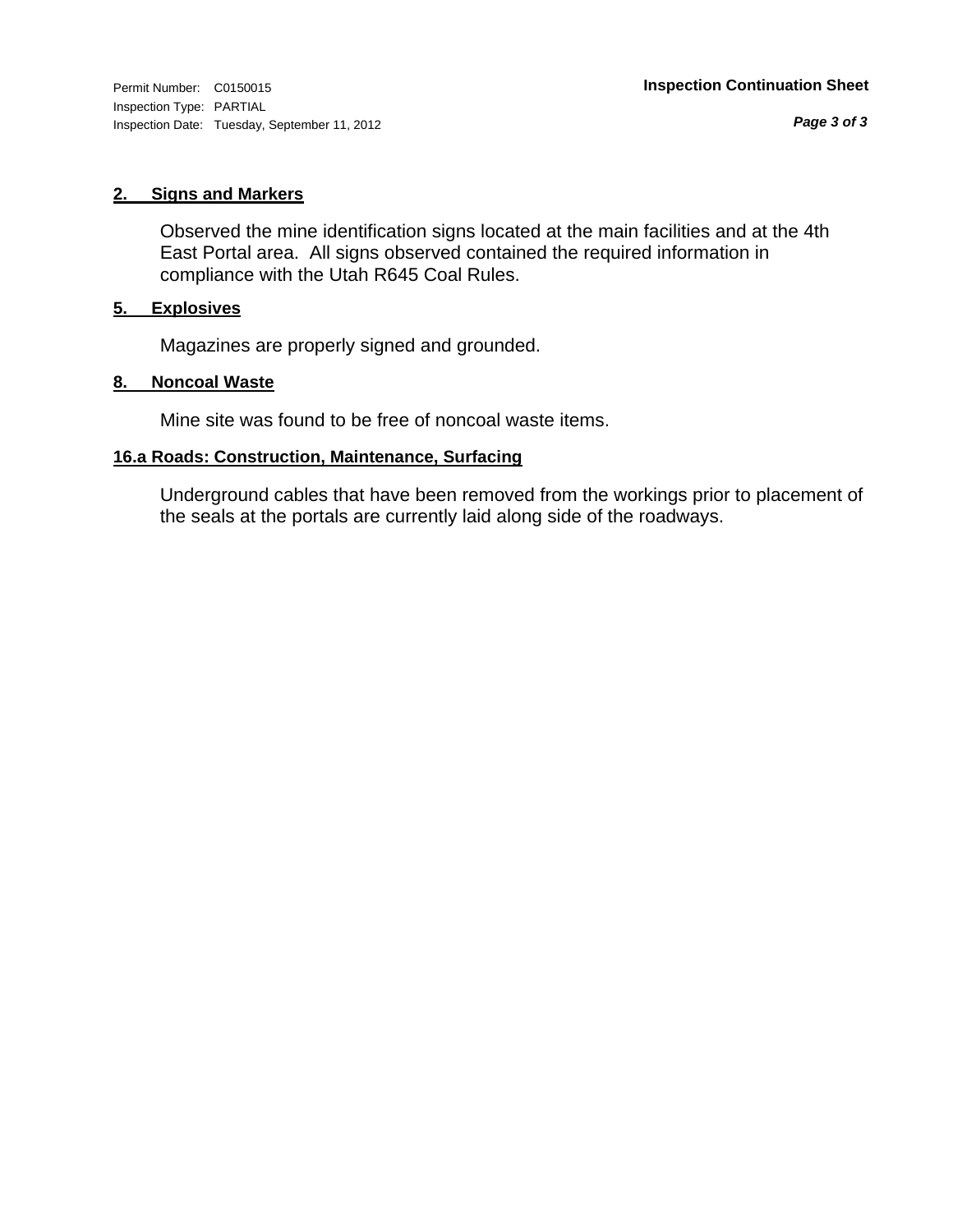**2. Signs and Markers**

Observed the mine identification signs located at the main facilities and at the 4th East Portal area. All signs observed contained the required information in compliance with the Utah R645 Coal Rules.

**5. Explosives**

Magazines are properly signed and grounded.

**8. Noncoal Waste**

Mine site was found to be free of noncoal waste items.

**16.a Roads: Construction, Maintenance, Surfacing**

Underground cables that have been removed from the workings prior to placement of the seals at the portals are currently laid along side of the roadways.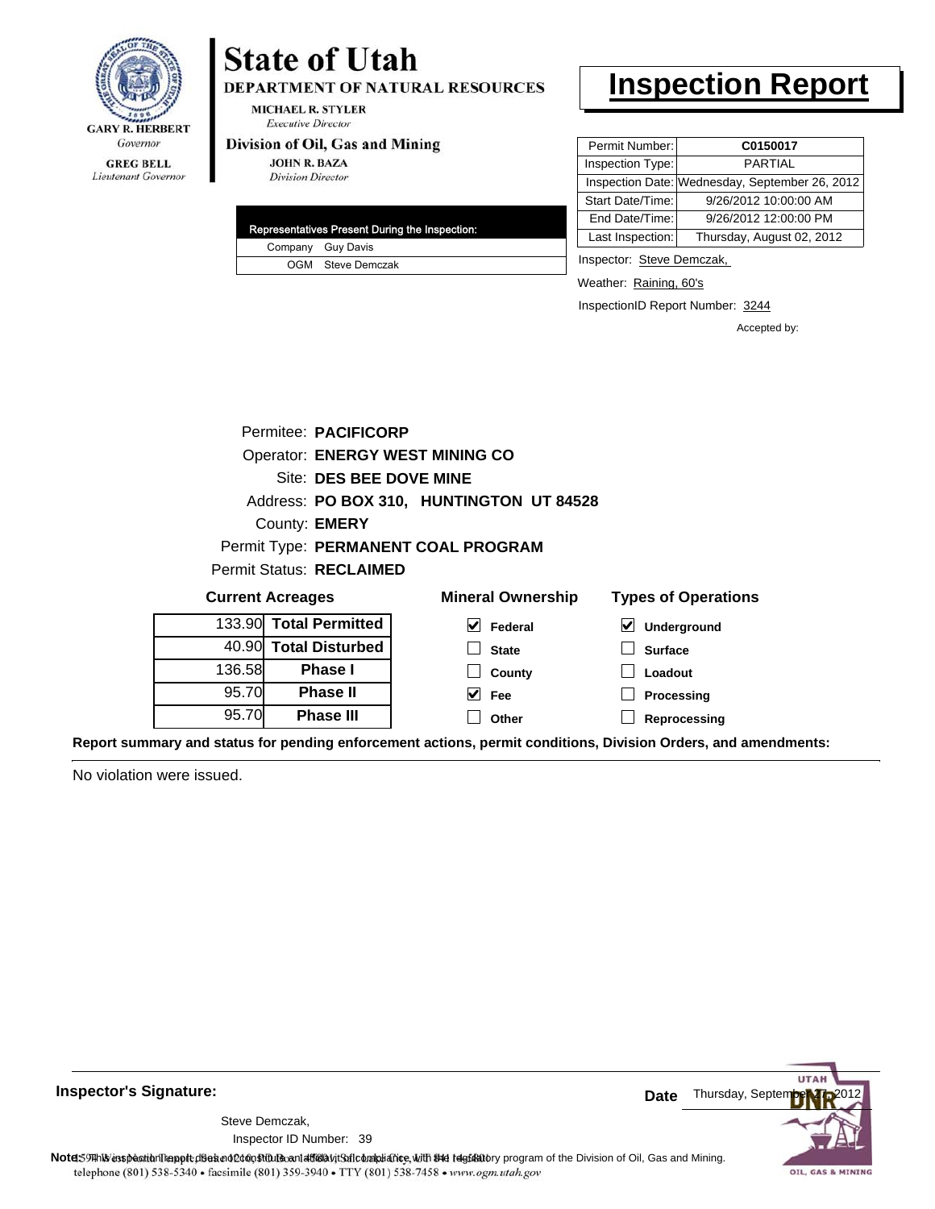GARY R. HERBERT
*Governor*

GREG BELL
*Lieutenant Governor*

# State of Utah

**DEPARTMENT OF NATURAL RESOURCES**

MICHAEL R. STYLER
*Executive Director*

**Division of Oil, Gas and Mining**

JOHN R. BAZA
*Division Director*

# Inspection Report

| Permit Number: | C0150017 |
|---|---|
| Inspection Type: | PARTIAL |
| Inspection Date: | Wednesday, September 26, 2012 |
| Start Date/Time: | 9/26/2012 10:00:00 AM |
| End Date/Time: | 9/26/2012 12:00:00 PM |
| Last Inspection: | Thursday, August 02, 2012 |

| Representatives Present During the Inspection: | |
|---|---|
| Company | Guy Davis |
| OGM | Steve Demczak |

Inspector: Steve Demczak,

Weather: Raining, 60's

InspectionID Report Number: 3244

Accepted by:

Permitee: **PACIFICORP**
Operator: **ENERGY WEST MINING CO**
Site: **DES BEE DOVE MINE**
Address: **PO BOX 310, HUNTINGTON UT 84528**
County: **EMERY**
Permit Type: **PERMANENT COAL PROGRAM**
Permit Status: **RECLAIMED**

**Current Acreages**

| | |
|---|---|
| 133.90 | **Total Permitted** |
| 40.90 | **Total Disturbed** |
| 136.58 | **Phase I** |
| 95.70 | **Phase II** |
| 95.70 | **Phase III** |

**Mineral Ownership**

- [x] Federal
- [ ] State
- [ ] County
- [x] Fee
- [ ] Other

**Types of Operations**

- [x] Underground
- [ ] Surface
- [ ] Loadout
- [ ] Processing
- [ ] Reprocessing

**Report summary and status for pending enforcement actions, permit conditions, Division Orders, and amendments:**

No violation were issued.

**Inspector's Signature:**

Steve Demczak,
Inspector ID Number: 39

**Date** Thursday, September 27, 2012

**Note:** This inspection report does not constitute an affidavit of compliance with the regulatory program of the Division of Oil, Gas and Mining.
telephone (801) 538-5340 • facsimile (801) 359-3940 • TTY (801) 538-7458 • www.ogm.utah.gov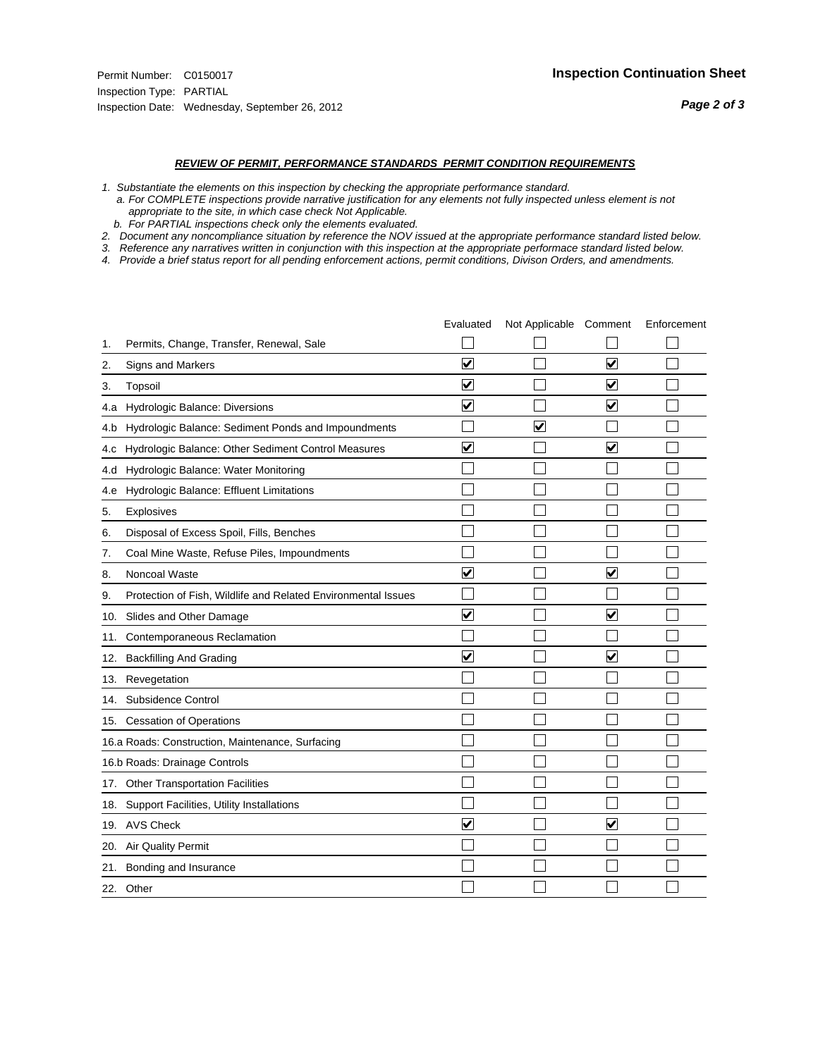Permit Number: C0150017
Inspection Type: PARTIAL
Inspection Date: Wednesday, September 26, 2012

**Inspection Continuation Sheet**

***REVIEW OF PERMIT, PERFORMANCE STANDARDS PERMIT CONDITION REQUIREMENTS***

*1. Substantiate the elements on this inspection by checking the appropriate performance standard.*
*a. For COMPLETE inspections provide narrative justification for any elements not fully inspected unless element is not appropriate to the site, in which case check Not Applicable.*
*b. For PARTIAL inspections check only the elements evaluated.*
*2. Document any noncompliance situation by reference the NOV issued at the appropriate performance standard listed below.*
*3. Reference any narratives written in conjunction with this inspection at the appropriate performace standard listed below.*
*4. Provide a brief status report for all pending enforcement actions, permit conditions, Divison Orders, and amendments.*

| | Evaluated | Not Applicable | Comment | Enforcement |
|---|---|---|---|---|
| 1. Permits, Change, Transfer, Renewal, Sale | ☐ | ☐ | ☐ | ☐ |
| 2. Signs and Markers | ☑ | ☐ | ☑ | ☐ |
| 3. Topsoil | ☑ | ☐ | ☑ | ☐ |
| 4.a Hydrologic Balance: Diversions | ☑ | ☐ | ☑ | ☐ |
| 4.b Hydrologic Balance: Sediment Ponds and Impoundments | ☐ | ☑ | ☐ | ☐ |
| 4.c Hydrologic Balance: Other Sediment Control Measures | ☑ | ☐ | ☑ | ☐ |
| 4.d Hydrologic Balance: Water Monitoring | ☐ | ☐ | ☐ | ☐ |
| 4.e Hydrologic Balance: Effluent Limitations | ☐ | ☐ | ☐ | ☐ |
| 5. Explosives | ☐ | ☐ | ☐ | ☐ |
| 6. Disposal of Excess Spoil, Fills, Benches | ☐ | ☐ | ☐ | ☐ |
| 7. Coal Mine Waste, Refuse Piles, Impoundments | ☐ | ☐ | ☐ | ☐ |
| 8. Noncoal Waste | ☑ | ☐ | ☑ | ☐ |
| 9. Protection of Fish, Wildlife and Related Environmental Issues | ☐ | ☐ | ☐ | ☐ |
| 10. Slides and Other Damage | ☑ | ☐ | ☑ | ☐ |
| 11. Contemporaneous Reclamation | ☐ | ☐ | ☐ | ☐ |
| 12. Backfilling And Grading | ☑ | ☐ | ☑ | ☐ |
| 13. Revegetation | ☐ | ☐ | ☐ | ☐ |
| 14. Subsidence Control | ☐ | ☐ | ☐ | ☐ |
| 15. Cessation of Operations | ☐ | ☐ | ☐ | ☐ |
| 16.a Roads: Construction, Maintenance, Surfacing | ☐ | ☐ | ☐ | ☐ |
| 16.b Roads: Drainage Controls | ☐ | ☐ | ☐ | ☐ |
| 17. Other Transportation Facilities | ☐ | ☐ | ☐ | ☐ |
| 18. Support Facilities, Utility Installations | ☐ | ☐ | ☐ | ☐ |
| 19. AVS Check | ☑ | ☐ | ☑ | ☐ |
| 20. Air Quality Permit | ☐ | ☐ | ☐ | ☐ |
| 21. Bonding and Insurance | ☐ | ☐ | ☐ | ☐ |
| 22. Other | ☐ | ☐ | ☐ | ☐ |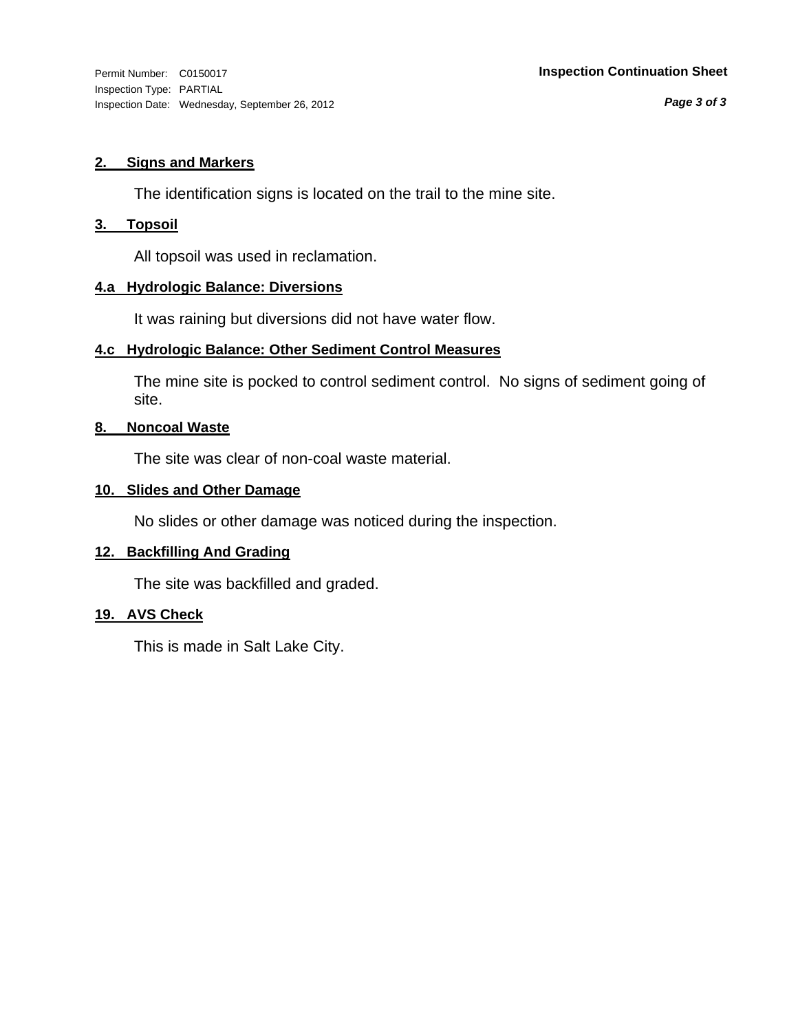Permit Number: C0150017
Inspection Type: PARTIAL
Inspection Date: Wednesday, September 26, 2012

**Inspection Continuation Sheet**

### 2. Signs and Markers

The identification signs is located on the trail to the mine site.

### 3. Topsoil

All topsoil was used in reclamation.

### 4.a Hydrologic Balance: Diversions

It was raining but diversions did not have water flow.

### 4.c Hydrologic Balance: Other Sediment Control Measures

The mine site is pocked to control sediment control. No signs of sediment going of site.

### 8. Noncoal Waste

The site was clear of non-coal waste material.

### 10. Slides and Other Damage

No slides or other damage was noticed during the inspection.

### 12. Backfilling And Grading

The site was backfilled and graded.

### 19. AVS Check

This is made in Salt Lake City.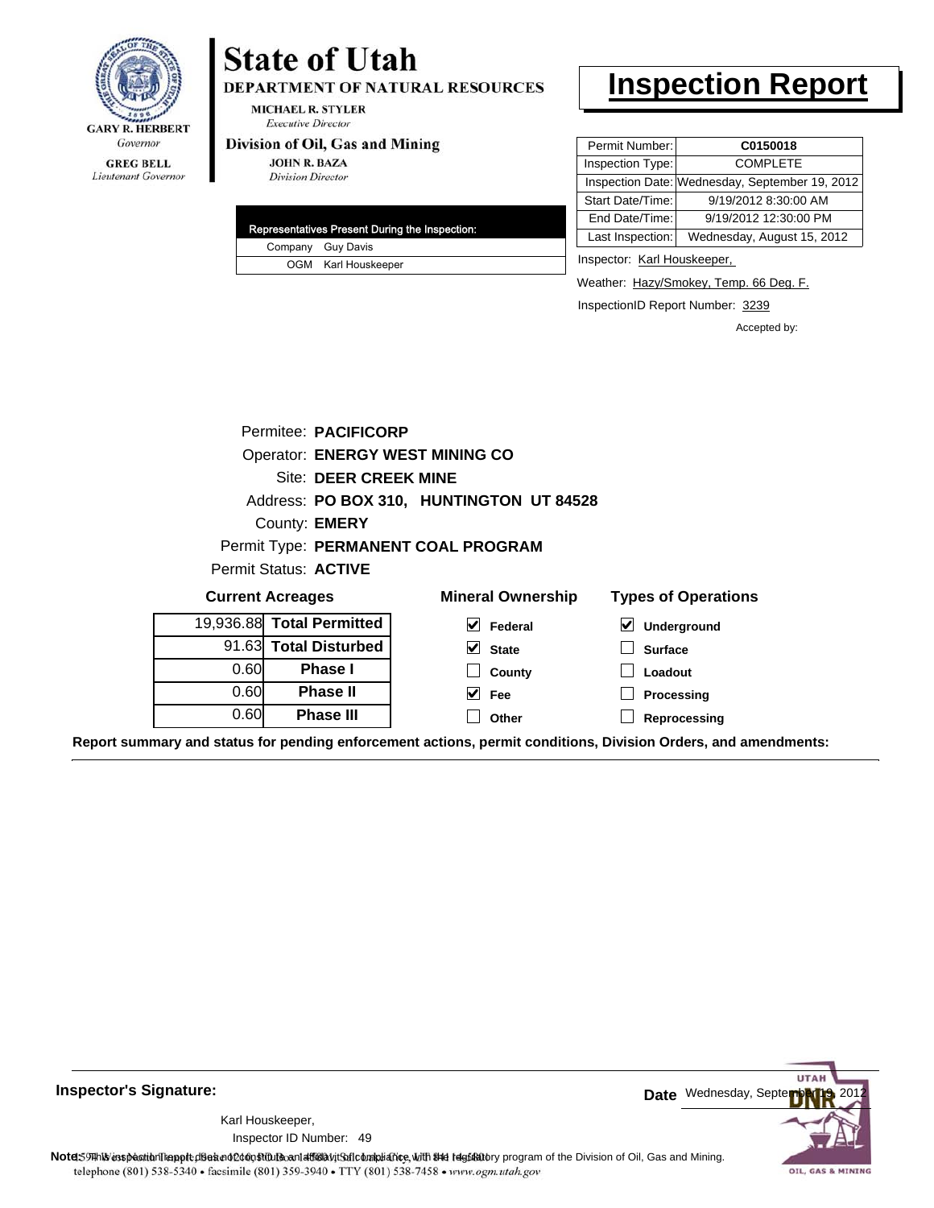**GARY R. HERBERT**
*Governor*

**GREG BELL**
*Lieutenant Governor*

# State of Utah

**DEPARTMENT OF NATURAL RESOURCES**

**MICHAEL R. STYLER**
*Executive Director*

**Division of Oil, Gas and Mining**

**JOHN R. BAZA**
*Division Director*

# Inspection Report

| Representatives Present During the Inspection: | |
|---|---|
| Company | Guy Davis |
| OGM | Karl Houskeeper |

| | |
|---|---|
| Permit Number: | **C0150018** |
| Inspection Type: | COMPLETE |
| Inspection Date: | Wednesday, September 19, 2012 |
| Start Date/Time: | 9/19/2012 8:30:00 AM |
| End Date/Time: | 9/19/2012 12:30:00 PM |
| Last Inspection: | Wednesday, August 15, 2012 |

Inspector: Karl Houskeeper,

Weather: Hazy/Smokey, Temp. 66 Deg. F.

InspectionID Report Number: 3239

Accepted by:

Permitee: **PACIFICORP**
Operator: **ENERGY WEST MINING CO**
Site: **DEER CREEK MINE**
Address: **PO BOX 310, HUNTINGTON UT 84528**
County: **EMERY**
Permit Type: **PERMANENT COAL PROGRAM**
Permit Status: **ACTIVE**

**Current Acreages**

| | |
|---|---|
| 19,936.88 | **Total Permitted** |
| 91.63 | **Total Disturbed** |
| 0.60 | **Phase I** |
| 0.60 | **Phase II** |
| 0.60 | **Phase III** |

**Mineral Ownership**

- [x] Federal
- [x] State
- [ ] County
- [x] Fee
- [ ] Other

**Types of Operations**

- [x] Underground
- [ ] Surface
- [ ] Loadout
- [ ] Processing
- [ ] Reprocessing

**Report summary and status for pending enforcement actions, permit conditions, Division Orders, and amendments:**

---

**Inspector's Signature:**

Karl Houskeeper,
Inspector ID Number: 49

**Date** Wednesday, September 19, 2012

**Note:** This inspection report does not constitute an affidavit of compliance with the regulatory program of the Division of Oil, Gas and Mining.

1594 West North Temple, Suite 1210, PO Box 145801, Salt Lake City, UT 84114-5801
telephone (801) 538-5340 • facsimile (801) 359-3940 • TTY (801) 538-7458 • *www.ogm.utah.gov*

UTAH DNR OIL, GAS & MINING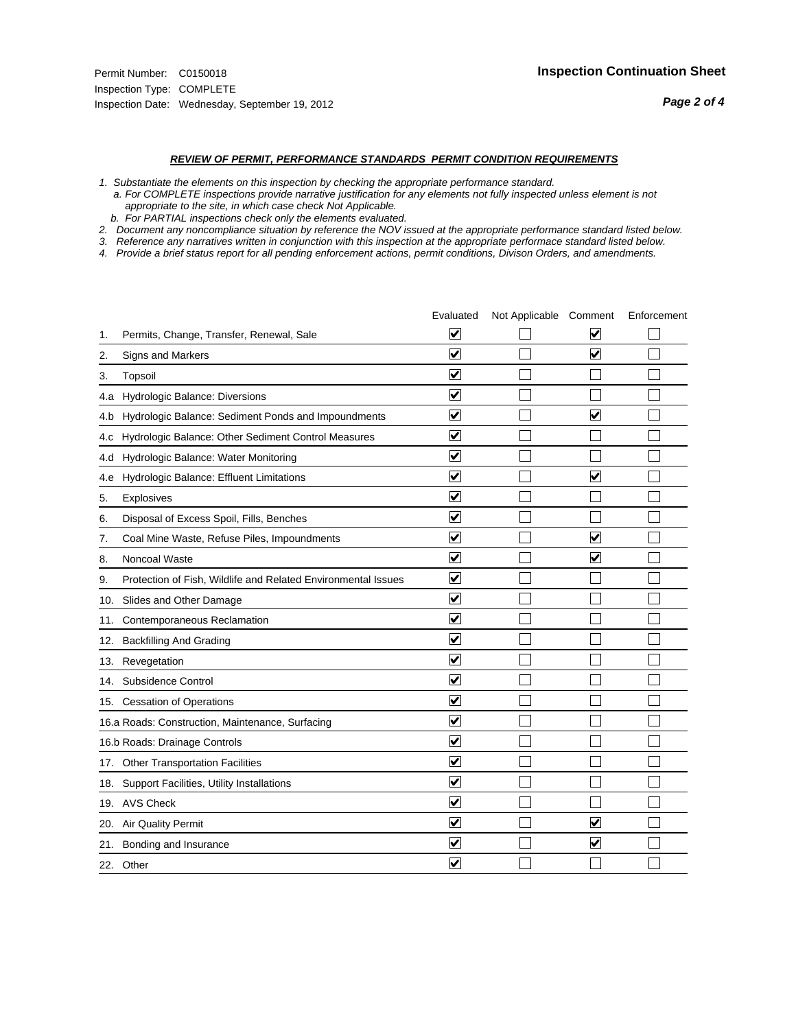Permit Number: C0150018
Inspection Type: COMPLETE
Inspection Date: Wednesday, September 19, 2012

**Inspection Continuation Sheet**

***REVIEW OF PERMIT, PERFORMANCE STANDARDS PERMIT CONDITION REQUIREMENTS***

*1. Substantiate the elements on this inspection by checking the appropriate performance standard.*
*a. For COMPLETE inspections provide narrative justification for any elements not fully inspected unless element is not appropriate to the site, in which case check Not Applicable.*
*b. For PARTIAL inspections check only the elements evaluated.*
*2. Document any noncompliance situation by reference the NOV issued at the appropriate performance standard listed below.*
*3. Reference any narratives written in conjunction with this inspection at the appropriate performace standard listed below.*
*4. Provide a brief status report for all pending enforcement actions, permit conditions, Divison Orders, and amendments.*

| | Evaluated | Not Applicable | Comment | Enforcement |
|---|---|---|---|---|
| 1. Permits, Change, Transfer, Renewal, Sale | ☑ | ☐ | ☑ | ☐ |
| 2. Signs and Markers | ☑ | ☐ | ☑ | ☐ |
| 3. Topsoil | ☑ | ☐ | ☐ | ☐ |
| 4.a Hydrologic Balance: Diversions | ☑ | ☐ | ☐ | ☐ |
| 4.b Hydrologic Balance: Sediment Ponds and Impoundments | ☑ | ☐ | ☑ | ☐ |
| 4.c Hydrologic Balance: Other Sediment Control Measures | ☑ | ☐ | ☐ | ☐ |
| 4.d Hydrologic Balance: Water Monitoring | ☑ | ☐ | ☐ | ☐ |
| 4.e Hydrologic Balance: Effluent Limitations | ☑ | ☐ | ☑ | ☐ |
| 5. Explosives | ☑ | ☐ | ☐ | ☐ |
| 6. Disposal of Excess Spoil, Fills, Benches | ☑ | ☐ | ☐ | ☐ |
| 7. Coal Mine Waste, Refuse Piles, Impoundments | ☑ | ☐ | ☑ | ☐ |
| 8. Noncoal Waste | ☑ | ☐ | ☑ | ☐ |
| 9. Protection of Fish, Wildlife and Related Environmental Issues | ☑ | ☐ | ☐ | ☐ |
| 10. Slides and Other Damage | ☑ | ☐ | ☐ | ☐ |
| 11. Contemporaneous Reclamation | ☑ | ☐ | ☐ | ☐ |
| 12. Backfilling And Grading | ☑ | ☐ | ☐ | ☐ |
| 13. Revegetation | ☑ | ☐ | ☐ | ☐ |
| 14. Subsidence Control | ☑ | ☐ | ☐ | ☐ |
| 15. Cessation of Operations | ☑ | ☐ | ☐ | ☐ |
| 16.a Roads: Construction, Maintenance, Surfacing | ☑ | ☐ | ☐ | ☐ |
| 16.b Roads: Drainage Controls | ☑ | ☐ | ☐ | ☐ |
| 17. Other Transportation Facilities | ☑ | ☐ | ☐ | ☐ |
| 18. Support Facilities, Utility Installations | ☑ | ☐ | ☐ | ☐ |
| 19. AVS Check | ☑ | ☐ | ☐ | ☐ |
| 20. Air Quality Permit | ☑ | ☐ | ☑ | ☐ |
| 21. Bonding and Insurance | ☑ | ☐ | ☑ | ☐ |
| 22. Other | ☑ | ☐ | ☐ | ☐ |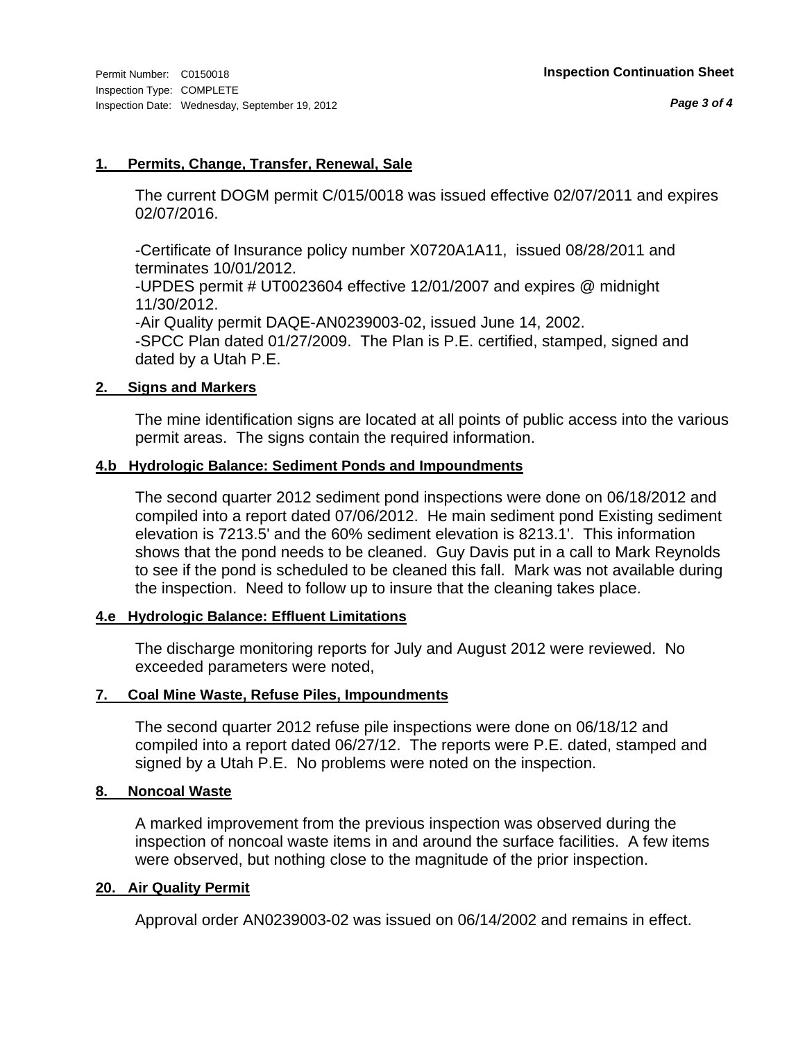Permit Number: C0150018
Inspection Type: COMPLETE
Inspection Date: Wednesday, September 19, 2012

**Inspection Continuation Sheet**

## 1. Permits, Change, Transfer, Renewal, Sale

The current DOGM permit C/015/0018 was issued effective 02/07/2011 and expires 02/07/2016.

-Certificate of Insurance policy number X0720A1A11, issued 08/28/2011 and terminates 10/01/2012.
-UPDES permit # UT0023604 effective 12/01/2007 and expires @ midnight 11/30/2012.
-Air Quality permit DAQE-AN0239003-02, issued June 14, 2002.
-SPCC Plan dated 01/27/2009. The Plan is P.E. certified, stamped, signed and dated by a Utah P.E.

## 2. Signs and Markers

The mine identification signs are located at all points of public access into the various permit areas. The signs contain the required information.

## 4.b Hydrologic Balance: Sediment Ponds and Impoundments

The second quarter 2012 sediment pond inspections were done on 06/18/2012 and compiled into a report dated 07/06/2012. He main sediment pond Existing sediment elevation is 7213.5' and the 60% sediment elevation is 8213.1'. This information shows that the pond needs to be cleaned. Guy Davis put in a call to Mark Reynolds to see if the pond is scheduled to be cleaned this fall. Mark was not available during the inspection. Need to follow up to insure that the cleaning takes place.

## 4.e Hydrologic Balance: Effluent Limitations

The discharge monitoring reports for July and August 2012 were reviewed. No exceeded parameters were noted,

## 7. Coal Mine Waste, Refuse Piles, Impoundments

The second quarter 2012 refuse pile inspections were done on 06/18/12 and compiled into a report dated 06/27/12. The reports were P.E. dated, stamped and signed by a Utah P.E. No problems were noted on the inspection.

## 8. Noncoal Waste

A marked improvement from the previous inspection was observed during the inspection of noncoal waste items in and around the surface facilities. A few items were observed, but nothing close to the magnitude of the prior inspection.

## 20. Air Quality Permit

Approval order AN0239003-02 was issued on 06/14/2002 and remains in effect.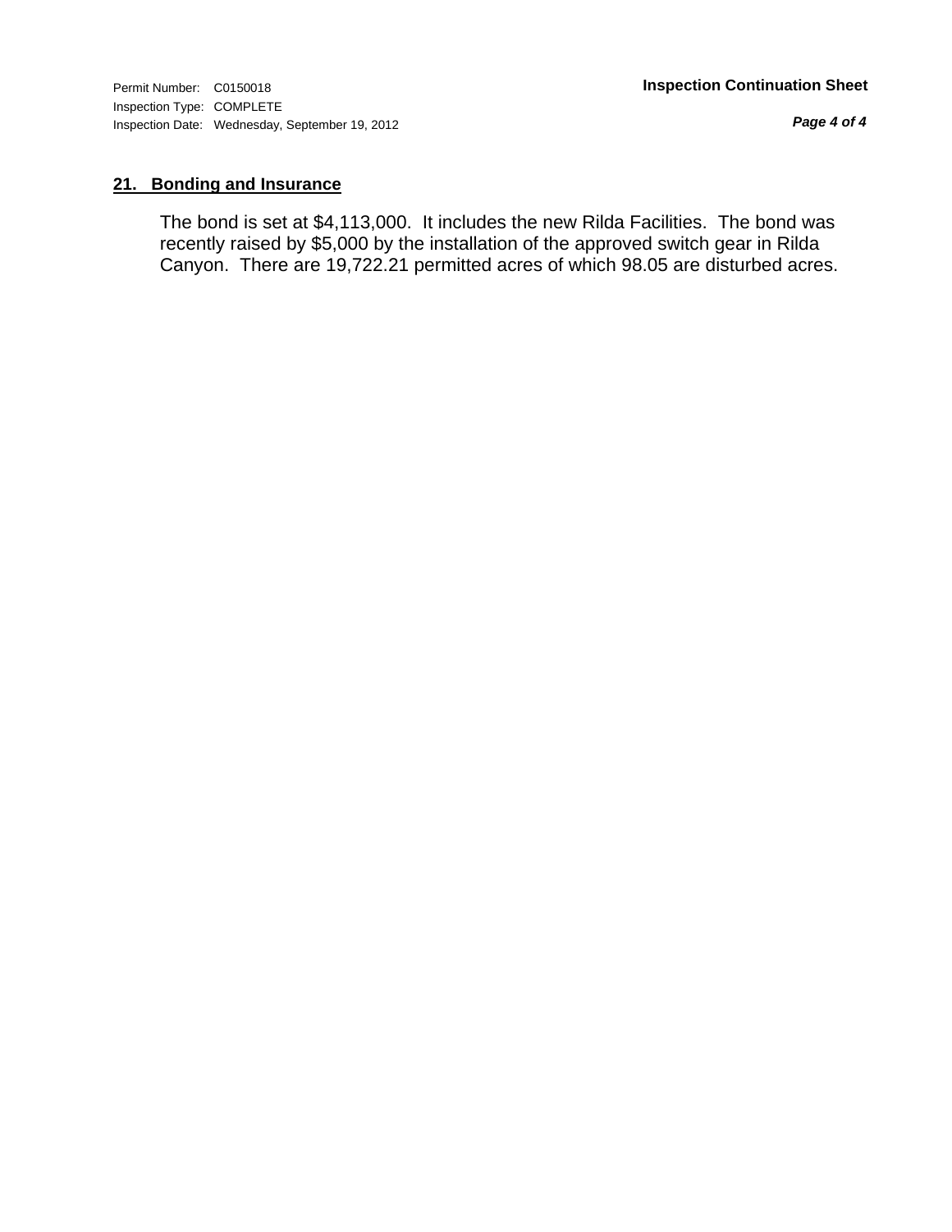## 21. Bonding and Insurance

The bond is set at $4,113,000. It includes the new Rilda Facilities. The bond was recently raised by $5,000 by the installation of the approved switch gear in Rilda Canyon. There are 19,722.21 permitted acres of which 98.05 are disturbed acres.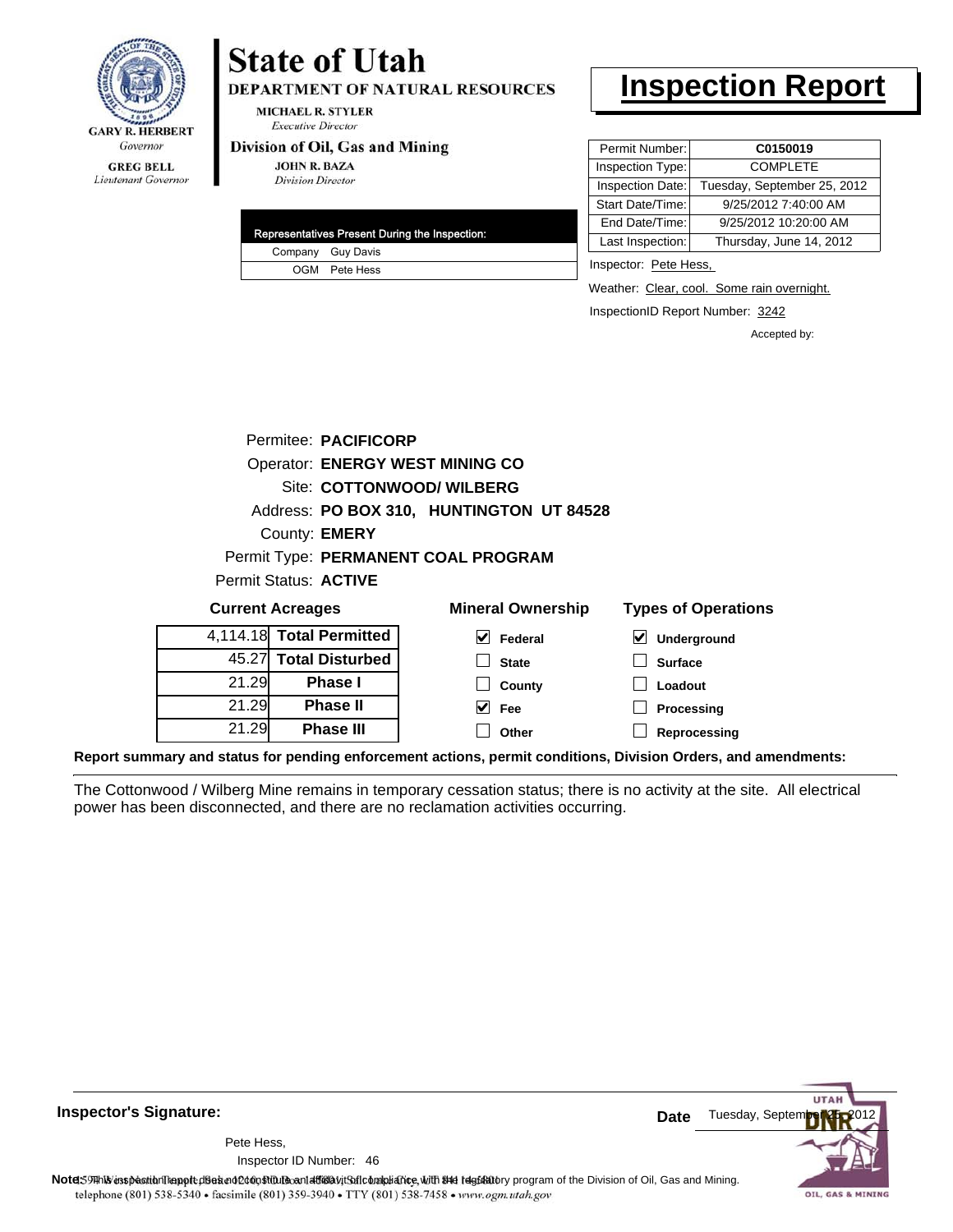**GARY R. HERBERT**
*Governor*

**GREG BELL**
*Lieutenant Governor*

# State of Utah

**DEPARTMENT OF NATURAL RESOURCES**

**MICHAEL R. STYLER**
*Executive Director*

**Division of Oil, Gas and Mining**

**JOHN R. BAZA**
*Division Director*

# Inspection Report

| Permit Number: | **C0150019** |
|---|---|
| Inspection Type: | COMPLETE |
| Inspection Date: | Tuesday, September 25, 2012 |
| Start Date/Time: | 9/25/2012 7:40:00 AM |
| End Date/Time: | 9/25/2012 10:20:00 AM |
| Last Inspection: | Thursday, June 14, 2012 |

| Representatives Present During the Inspection: | |
|---|---|
| Company | Guy Davis |
| OGM | Pete Hess |

Inspector: Pete Hess,

Weather: Clear, cool. Some rain overnight.

InspectionID Report Number: 3242

Accepted by:

Permitee: **PACIFICORP**
Operator: **ENERGY WEST MINING CO**
Site: **COTTONWOOD/ WILBERG**
Address: **PO BOX 310, HUNTINGTON UT 84528**
County: **EMERY**
Permit Type: **PERMANENT COAL PROGRAM**
Permit Status: **ACTIVE**

**Current Acreages**

| | |
|---|---|
| 4,114.18 | **Total Permitted** |
| 45.27 | **Total Disturbed** |
| 21.29 | **Phase I** |
| 21.29 | **Phase II** |
| 21.29 | **Phase III** |

**Mineral Ownership**

- [x] Federal
- [ ] State
- [ ] County
- [x] Fee
- [ ] Other

**Types of Operations**

- [x] Underground
- [ ] Surface
- [ ] Loadout
- [ ] Processing
- [ ] Reprocessing

**Report summary and status for pending enforcement actions, permit conditions, Division Orders, and amendments:**

The Cottonwood / Wilberg Mine remains in temporary cessation status; there is no activity at the site. All electrical power has been disconnected, and there are no reclamation activities occurring.

**Inspector's Signature:**

Pete Hess,
Inspector ID Number: 46

**Date** Tuesday, September 25, 2012

**Note:** This inspection report does not constitute an affidavit of compliance with the regulatory program of the Division of Oil, Gas and Mining.

telephone (801) 538-5340 • facsimile (801) 359-3940 • TTY (801) 538-7458 • www.ogm.utah.gov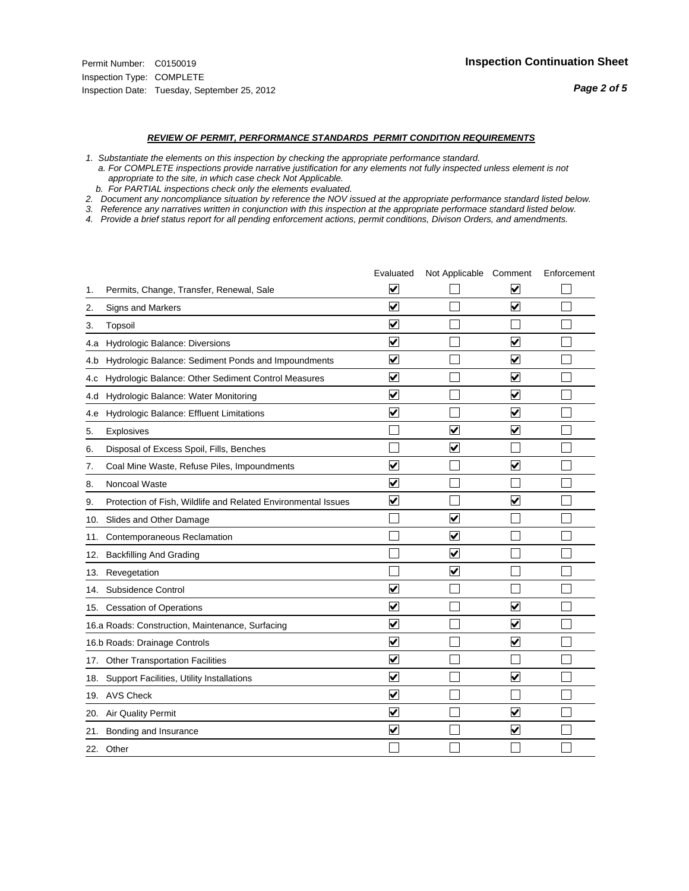Permit Number: C0150019
Inspection Type: COMPLETE
Inspection Date: Tuesday, September 25, 2012

## Inspection Continuation Sheet

### *REVIEW OF PERMIT, PERFORMANCE STANDARDS PERMIT CONDITION REQUIREMENTS*

*1. Substantiate the elements on this inspection by checking the appropriate performance standard.*
*a. For COMPLETE inspections provide narrative justification for any elements not fully inspected unless element is not appropriate to the site, in which case check Not Applicable.*
*b. For PARTIAL inspections check only the elements evaluated.*
*2. Document any noncompliance situation by reference the NOV issued at the appropriate performance standard listed below.*
*3. Reference any narratives written in conjunction with this inspection at the appropriate performace standard listed below.*
*4. Provide a brief status report for all pending enforcement actions, permit conditions, Divison Orders, and amendments.*

| | Evaluated | Not Applicable | Comment | Enforcement |
|---|---|---|---|---|
| 1. Permits, Change, Transfer, Renewal, Sale | ☑ | ☐ | ☑ | ☐ |
| 2. Signs and Markers | ☑ | ☐ | ☑ | ☐ |
| 3. Topsoil | ☑ | ☐ | ☐ | ☐ |
| 4.a Hydrologic Balance: Diversions | ☑ | ☐ | ☑ | ☐ |
| 4.b Hydrologic Balance: Sediment Ponds and Impoundments | ☑ | ☐ | ☑ | ☐ |
| 4.c Hydrologic Balance: Other Sediment Control Measures | ☑ | ☐ | ☑ | ☐ |
| 4.d Hydrologic Balance: Water Monitoring | ☑ | ☐ | ☑ | ☐ |
| 4.e Hydrologic Balance: Effluent Limitations | ☑ | ☐ | ☑ | ☐ |
| 5. Explosives | ☐ | ☑ | ☑ | ☐ |
| 6. Disposal of Excess Spoil, Fills, Benches | ☐ | ☑ | ☐ | ☐ |
| 7. Coal Mine Waste, Refuse Piles, Impoundments | ☑ | ☐ | ☑ | ☐ |
| 8. Noncoal Waste | ☑ | ☐ | ☐ | ☐ |
| 9. Protection of Fish, Wildlife and Related Environmental Issues | ☑ | ☐ | ☑ | ☐ |
| 10. Slides and Other Damage | ☐ | ☑ | ☐ | ☐ |
| 11. Contemporaneous Reclamation | ☐ | ☑ | ☐ | ☐ |
| 12. Backfilling And Grading | ☐ | ☑ | ☐ | ☐ |
| 13. Revegetation | ☐ | ☑ | ☐ | ☐ |
| 14. Subsidence Control | ☑ | ☐ | ☐ | ☐ |
| 15. Cessation of Operations | ☑ | ☐ | ☑ | ☐ |
| 16.a Roads: Construction, Maintenance, Surfacing | ☑ | ☐ | ☑ | ☐ |
| 16.b Roads: Drainage Controls | ☑ | ☐ | ☑ | ☐ |
| 17. Other Transportation Facilities | ☑ | ☐ | ☐ | ☐ |
| 18. Support Facilities, Utility Installations | ☑ | ☐ | ☑ | ☐ |
| 19. AVS Check | ☑ | ☐ | ☐ | ☐ |
| 20. Air Quality Permit | ☑ | ☐ | ☑ | ☐ |
| 21. Bonding and Insurance | ☑ | ☐ | ☑ | ☐ |
| 22. Other | ☐ | ☐ | ☐ | ☐ |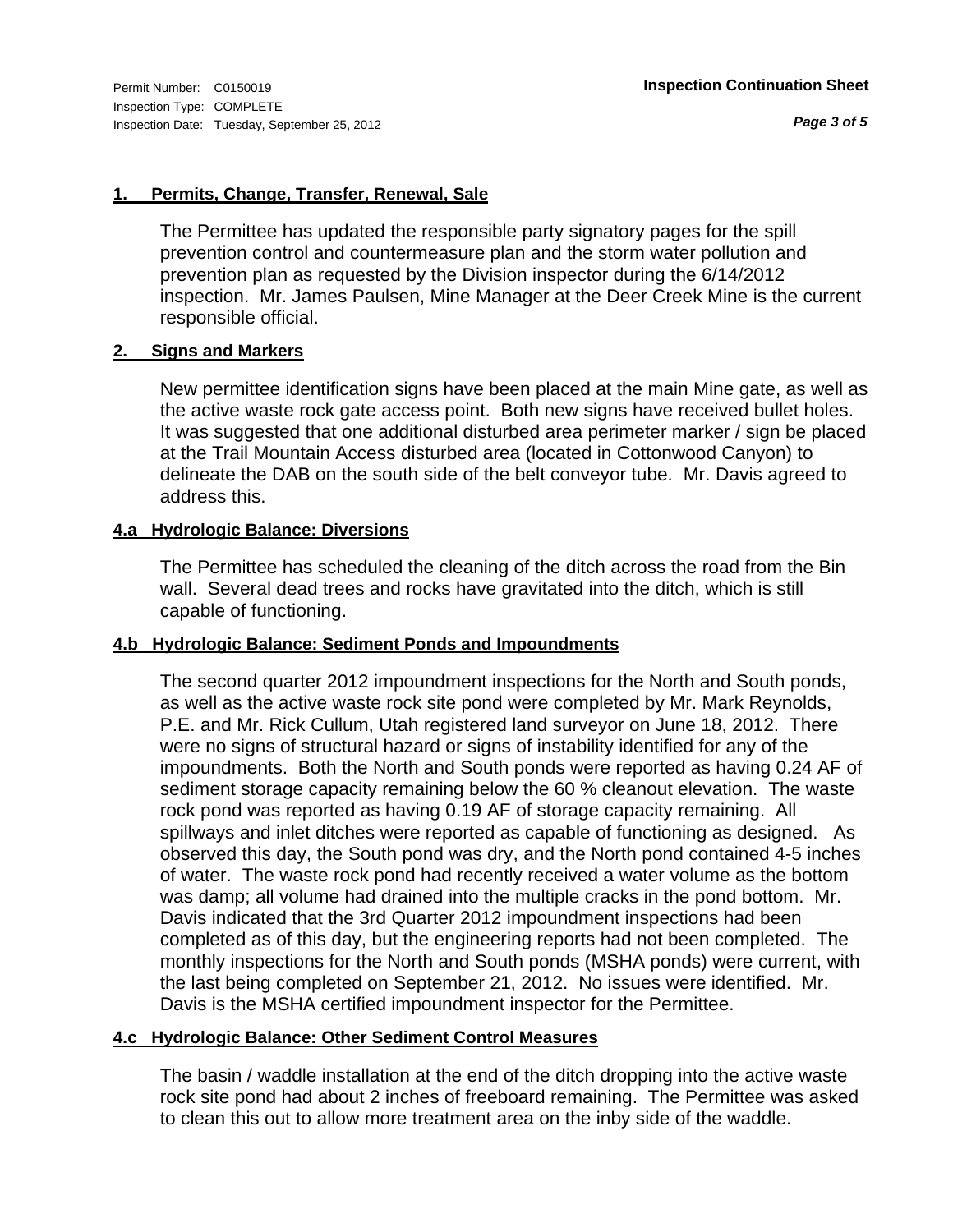Permit Number: C0150019
Inspection Type: COMPLETE
Inspection Date: Tuesday, September 25, 2012

**Inspection Continuation Sheet**

### 1. Permits, Change, Transfer, Renewal, Sale

The Permittee has updated the responsible party signatory pages for the spill prevention control and countermeasure plan and the storm water pollution and prevention plan as requested by the Division inspector during the 6/14/2012 inspection. Mr. James Paulsen, Mine Manager at the Deer Creek Mine is the current responsible official.

### 2. Signs and Markers

New permittee identification signs have been placed at the main Mine gate, as well as the active waste rock gate access point. Both new signs have received bullet holes. It was suggested that one additional disturbed area perimeter marker / sign be placed at the Trail Mountain Access disturbed area (located in Cottonwood Canyon) to delineate the DAB on the south side of the belt conveyor tube. Mr. Davis agreed to address this.

### 4.a Hydrologic Balance: Diversions

The Permittee has scheduled the cleaning of the ditch across the road from the Bin wall. Several dead trees and rocks have gravitated into the ditch, which is still capable of functioning.

### 4.b Hydrologic Balance: Sediment Ponds and Impoundments

The second quarter 2012 impoundment inspections for the North and South ponds, as well as the active waste rock site pond were completed by Mr. Mark Reynolds, P.E. and Mr. Rick Cullum, Utah registered land surveyor on June 18, 2012. There were no signs of structural hazard or signs of instability identified for any of the impoundments. Both the North and South ponds were reported as having 0.24 AF of sediment storage capacity remaining below the 60 % cleanout elevation. The waste rock pond was reported as having 0.19 AF of storage capacity remaining. All spillways and inlet ditches were reported as capable of functioning as designed. As observed this day, the South pond was dry, and the North pond contained 4-5 inches of water. The waste rock pond had recently received a water volume as the bottom was damp; all volume had drained into the multiple cracks in the pond bottom. Mr. Davis indicated that the 3rd Quarter 2012 impoundment inspections had been completed as of this day, but the engineering reports had not been completed. The monthly inspections for the North and South ponds (MSHA ponds) were current, with the last being completed on September 21, 2012. No issues were identified. Mr. Davis is the MSHA certified impoundment inspector for the Permittee.

### 4.c Hydrologic Balance: Other Sediment Control Measures

The basin / waddle installation at the end of the ditch dropping into the active waste rock site pond had about 2 inches of freeboard remaining. The Permittee was asked to clean this out to allow more treatment area on the inby side of the waddle.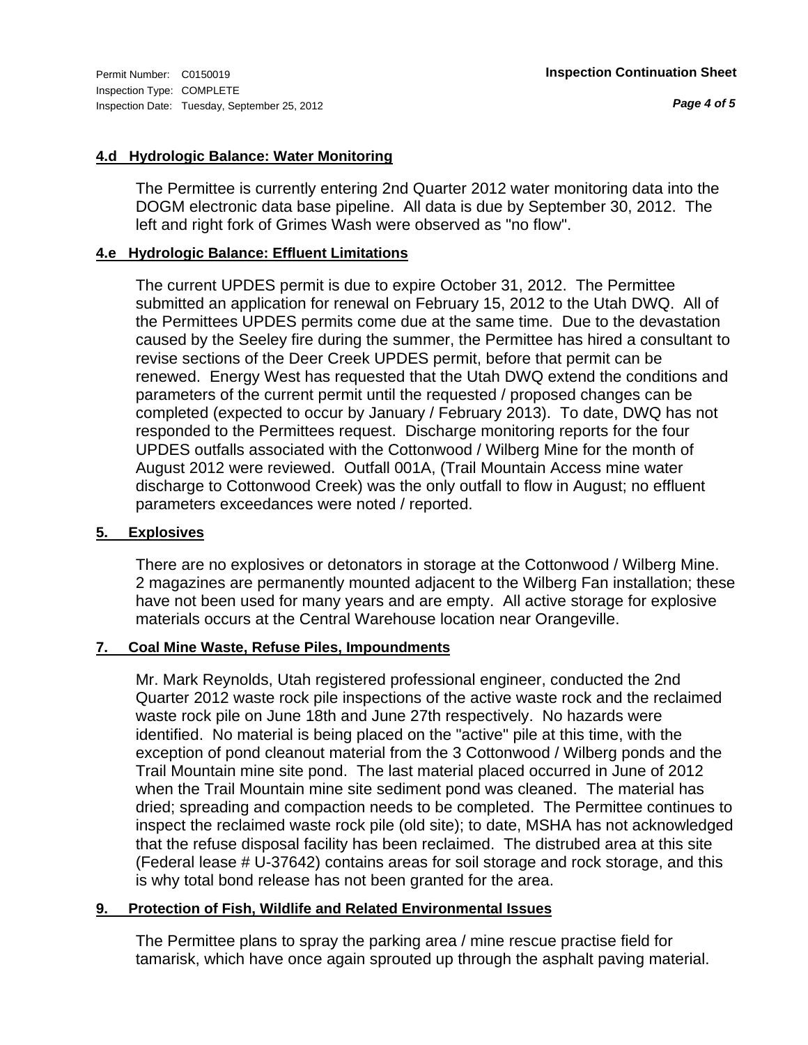Permit Number: C0150019
Inspection Type: COMPLETE
Inspection Date: Tuesday, September 25, 2012

**Inspection Continuation Sheet**

### 4.d Hydrologic Balance: Water Monitoring

The Permittee is currently entering 2nd Quarter 2012 water monitoring data into the DOGM electronic data base pipeline. All data is due by September 30, 2012. The left and right fork of Grimes Wash were observed as "no flow".

### 4.e Hydrologic Balance: Effluent Limitations

The current UPDES permit is due to expire October 31, 2012. The Permittee submitted an application for renewal on February 15, 2012 to the Utah DWQ. All of the Permittees UPDES permits come due at the same time. Due to the devastation caused by the Seeley fire during the summer, the Permittee has hired a consultant to revise sections of the Deer Creek UPDES permit, before that permit can be renewed. Energy West has requested that the Utah DWQ extend the conditions and parameters of the current permit until the requested / proposed changes can be completed (expected to occur by January / February 2013). To date, DWQ has not responded to the Permittees request. Discharge monitoring reports for the four UPDES outfalls associated with the Cottonwood / Wilberg Mine for the month of August 2012 were reviewed. Outfall 001A, (Trail Mountain Access mine water discharge to Cottonwood Creek) was the only outfall to flow in August; no effluent parameters exceedances were noted / reported.

### 5. Explosives

There are no explosives or detonators in storage at the Cottonwood / Wilberg Mine. 2 magazines are permanently mounted adjacent to the Wilberg Fan installation; these have not been used for many years and are empty. All active storage for explosive materials occurs at the Central Warehouse location near Orangeville.

### 7. Coal Mine Waste, Refuse Piles, Impoundments

Mr. Mark Reynolds, Utah registered professional engineer, conducted the 2nd Quarter 2012 waste rock pile inspections of the active waste rock and the reclaimed waste rock pile on June 18th and June 27th respectively. No hazards were identified. No material is being placed on the "active" pile at this time, with the exception of pond cleanout material from the 3 Cottonwood / Wilberg ponds and the Trail Mountain mine site pond. The last material placed occurred in June of 2012 when the Trail Mountain mine site sediment pond was cleaned. The material has dried; spreading and compaction needs to be completed. The Permittee continues to inspect the reclaimed waste rock pile (old site); to date, MSHA has not acknowledged that the refuse disposal facility has been reclaimed. The distrubed area at this site (Federal lease # U-37642) contains areas for soil storage and rock storage, and this is why total bond release has not been granted for the area.

### 9. Protection of Fish, Wildlife and Related Environmental Issues

The Permittee plans to spray the parking area / mine rescue practise field for tamarisk, which have once again sprouted up through the asphalt paving material.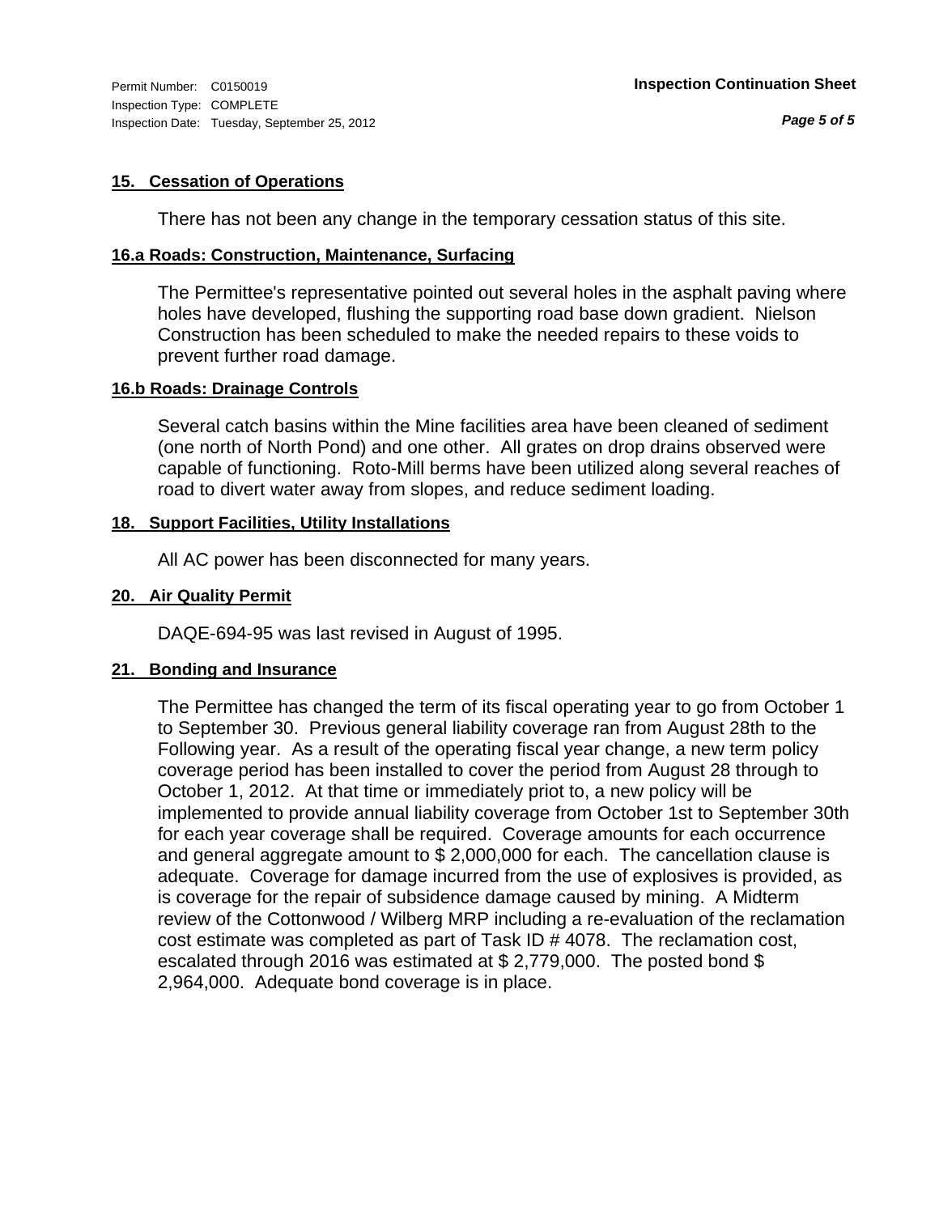### 15. Cessation of Operations

There has not been any change in the temporary cessation status of this site.

### 16.a Roads: Construction, Maintenance, Surfacing

The Permittee's representative pointed out several holes in the asphalt paving where holes have developed, flushing the supporting road base down gradient. Nielson Construction has been scheduled to make the needed repairs to these voids to prevent further road damage.

### 16.b Roads: Drainage Controls

Several catch basins within the Mine facilities area have been cleaned of sediment (one north of North Pond) and one other. All grates on drop drains observed were capable of functioning. Roto-Mill berms have been utilized along several reaches of road to divert water away from slopes, and reduce sediment loading.

### 18. Support Facilities, Utility Installations

All AC power has been disconnected for many years.

### 20. Air Quality Permit

DAQE-694-95 was last revised in August of 1995.

### 21. Bonding and Insurance

The Permittee has changed the term of its fiscal operating year to go from October 1 to September 30. Previous general liability coverage ran from August 28th to the Following year. As a result of the operating fiscal year change, a new term policy coverage period has been installed to cover the period from August 28 through to October 1, 2012. At that time or immediately priot to, a new policy will be implemented to provide annual liability coverage from October 1st to September 30th for each year coverage shall be required. Coverage amounts for each occurrence and general aggregate amount to $ 2,000,000 for each. The cancellation clause is adequate. Coverage for damage incurred from the use of explosives is provided, as is coverage for the repair of subsidence damage caused by mining. A Midterm review of the Cottonwood / Wilberg MRP including a re-evaluation of the reclamation cost estimate was completed as part of Task ID # 4078. The reclamation cost, escalated through 2016 was estimated at $ 2,779,000. The posted bond $ 2,964,000. Adequate bond coverage is in place.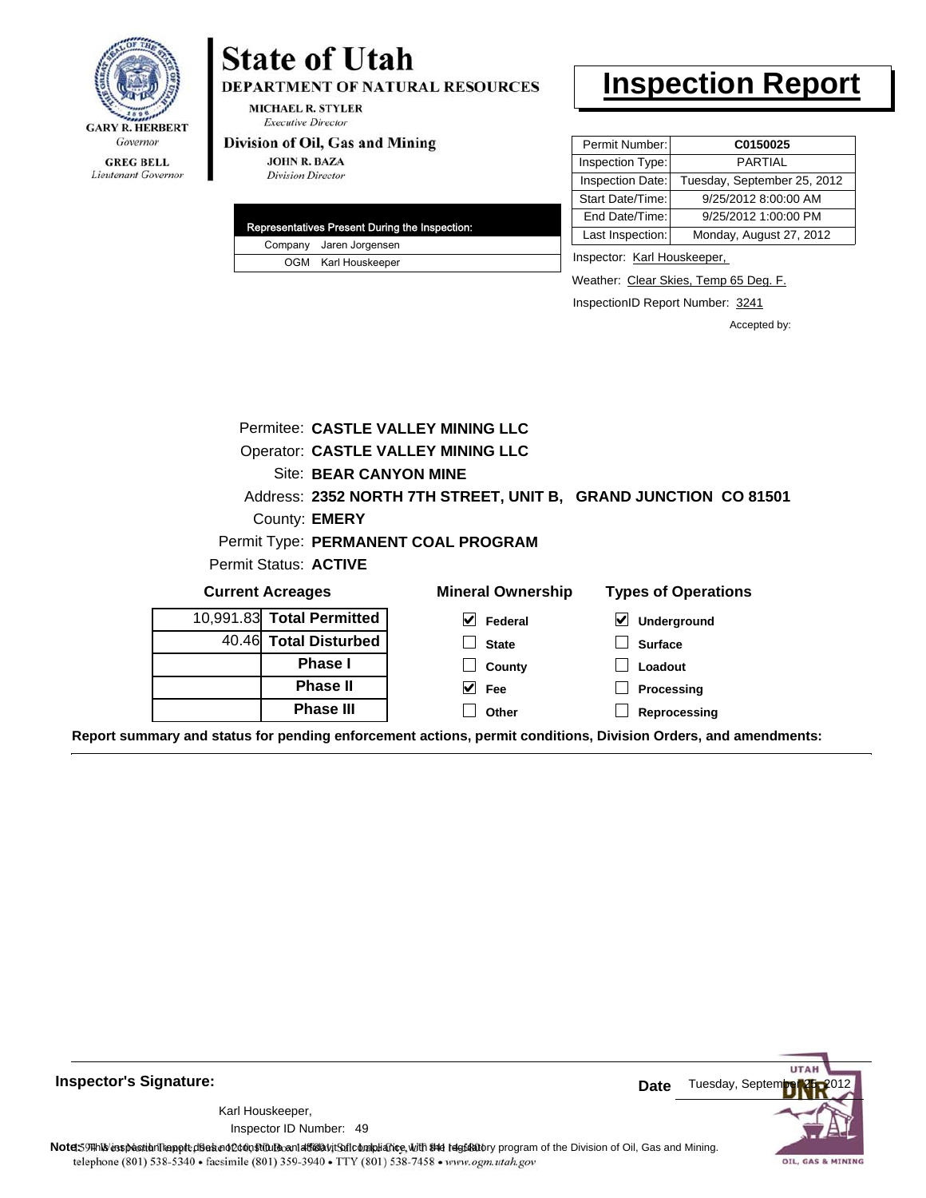**State of Utah**
**DEPARTMENT OF NATURAL RESOURCES**

GARY R. HERBERT
*Governor*

GREG BELL
*Lieutenant Governor*

MICHAEL R. STYLER
*Executive Director*

**Division of Oil, Gas and Mining**

JOHN R. BAZA
*Division Director*

# Inspection Report

| | |
|---|---|
| Permit Number: | **C0150025** |
| Inspection Type: | PARTIAL |
| Inspection Date: | Tuesday, September 25, 2012 |
| Start Date/Time: | 9/25/2012 8:00:00 AM |
| End Date/Time: | 9/25/2012 1:00:00 PM |
| Last Inspection: | Monday, August 27, 2012 |

| Representatives Present During the Inspection: | |
|---|---|
| Company | Jaren Jorgensen |
| OGM | Karl Houskeeper |

Inspector: Karl Houskeeper,

Weather: Clear Skies, Temp 65 Deg. F.

InspectionID Report Number: 3241

Accepted by:

Permitee: **CASTLE VALLEY MINING LLC**
Operator: **CASTLE VALLEY MINING LLC**
Site: **BEAR CANYON MINE**
Address: **2352 NORTH 7TH STREET, UNIT B, GRAND JUNCTION CO 81501**
County: **EMERY**
Permit Type: **PERMANENT COAL PROGRAM**
Permit Status: **ACTIVE**

**Current Acreages**

| | |
|---|---|
| 10,991.83 | **Total Permitted** |
| 40.46 | **Total Disturbed** |
| | **Phase I** |
| | **Phase II** |
| | **Phase III** |

**Mineral Ownership**

- [x] Federal
- [ ] State
- [ ] County
- [x] Fee
- [ ] Other

**Types of Operations**

- [x] Underground
- [ ] Surface
- [ ] Loadout
- [ ] Processing
- [ ] Reprocessing

**Report summary and status for pending enforcement actions, permit conditions, Division Orders, and amendments:**

**Inspector's Signature:**

Karl Houskeeper,
Inspector ID Number: 49

**Date** Tuesday, September 25, 2012

**Note:** This inspection report does not constitute an affidavit of compliance with the regulatory program of the Division of Oil, Gas and Mining.

telephone (801) 538-5340 • facsimile (801) 359-3940 • TTY (801) 538-7458 • www.ogm.utah.gov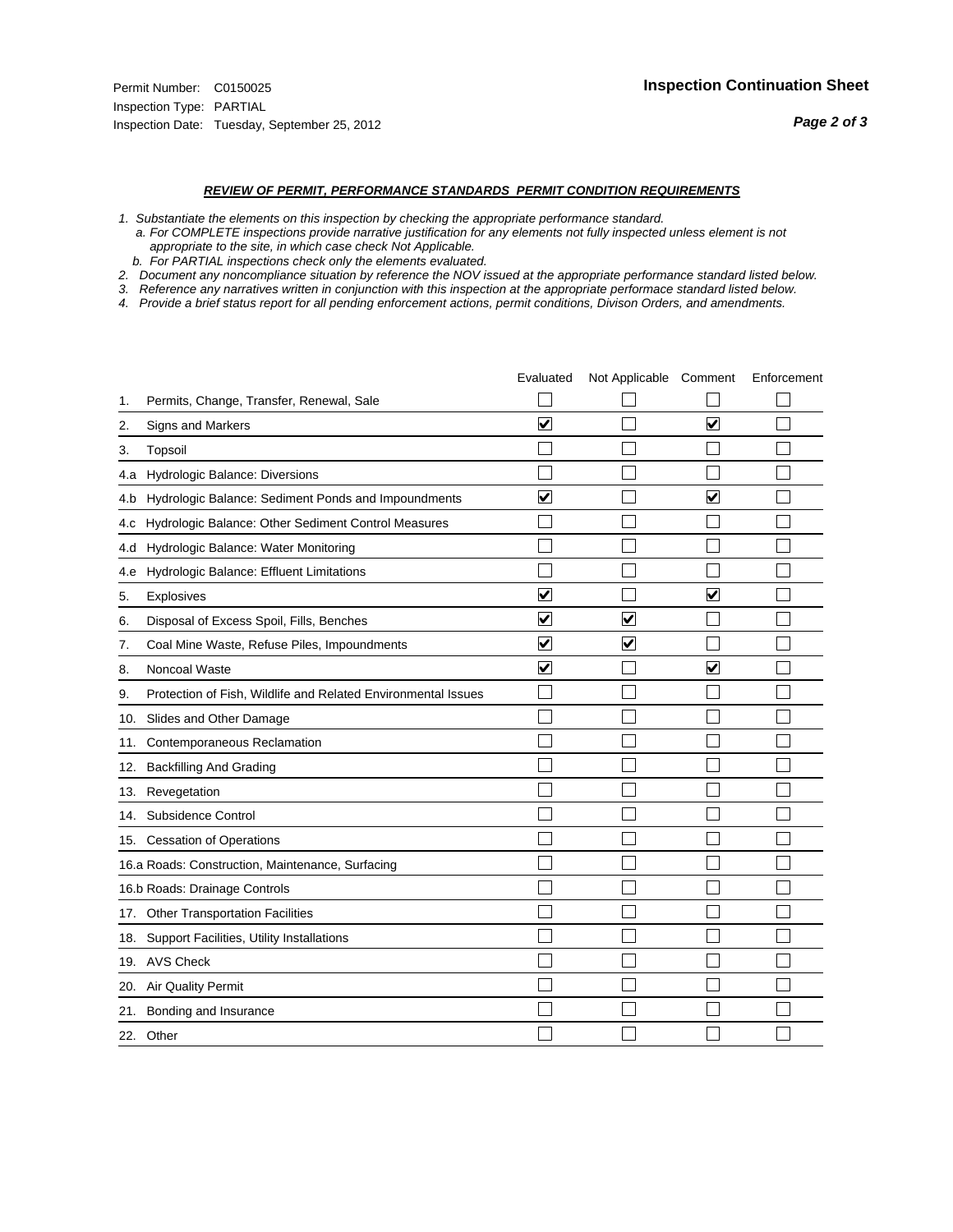Permit Number: C0150025
Inspection Type: PARTIAL
Inspection Date: Tuesday, September 25, 2012

## Inspection Continuation Sheet

***REVIEW OF PERMIT, PERFORMANCE STANDARDS PERMIT CONDITION REQUIREMENTS***

*1. Substantiate the elements on this inspection by checking the appropriate performance standard.*
*a. For COMPLETE inspections provide narrative justification for any elements not fully inspected unless element is not appropriate to the site, in which case check Not Applicable.*
*b. For PARTIAL inspections check only the elements evaluated.*
*2. Document any noncompliance situation by reference the NOV issued at the appropriate performance standard listed below.*
*3. Reference any narratives written in conjunction with this inspection at the appropriate performace standard listed below.*
*4. Provide a brief status report for all pending enforcement actions, permit conditions, Divison Orders, and amendments.*

| | | Evaluated | Not Applicable | Comment | Enforcement |
|---|---|---|---|---|---|
| 1. | Permits, Change, Transfer, Renewal, Sale | ☐ | ☐ | ☐ | ☐ |
| 2. | Signs and Markers | ☑ | ☐ | ☑ | ☐ |
| 3. | Topsoil | ☐ | ☐ | ☐ | ☐ |
| 4.a | Hydrologic Balance: Diversions | ☐ | ☐ | ☐ | ☐ |
| 4.b | Hydrologic Balance: Sediment Ponds and Impoundments | ☑ | ☐ | ☑ | ☐ |
| 4.c | Hydrologic Balance: Other Sediment Control Measures | ☐ | ☐ | ☐ | ☐ |
| 4.d | Hydrologic Balance: Water Monitoring | ☐ | ☐ | ☐ | ☐ |
| 4.e | Hydrologic Balance: Effluent Limitations | ☐ | ☐ | ☐ | ☐ |
| 5. | Explosives | ☑ | ☐ | ☑ | ☐ |
| 6. | Disposal of Excess Spoil, Fills, Benches | ☑ | ☑ | ☐ | ☐ |
| 7. | Coal Mine Waste, Refuse Piles, Impoundments | ☑ | ☑ | ☐ | ☐ |
| 8. | Noncoal Waste | ☑ | ☐ | ☑ | ☐ |
| 9. | Protection of Fish, Wildlife and Related Environmental Issues | ☐ | ☐ | ☐ | ☐ |
| 10. | Slides and Other Damage | ☐ | ☐ | ☐ | ☐ |
| 11. | Contemporaneous Reclamation | ☐ | ☐ | ☐ | ☐ |
| 12. | Backfilling And Grading | ☐ | ☐ | ☐ | ☐ |
| 13. | Revegetation | ☐ | ☐ | ☐ | ☐ |
| 14. | Subsidence Control | ☐ | ☐ | ☐ | ☐ |
| 15. | Cessation of Operations | ☐ | ☐ | ☐ | ☐ |
| 16.a | Roads: Construction, Maintenance, Surfacing | ☐ | ☐ | ☐ | ☐ |
| 16.b | Roads: Drainage Controls | ☐ | ☐ | ☐ | ☐ |
| 17. | Other Transportation Facilities | ☐ | ☐ | ☐ | ☐ |
| 18. | Support Facilities, Utility Installations | ☐ | ☐ | ☐ | ☐ |
| 19. | AVS Check | ☐ | ☐ | ☐ | ☐ |
| 20. | Air Quality Permit | ☐ | ☐ | ☐ | ☐ |
| 21. | Bonding and Insurance | ☐ | ☐ | ☐ | ☐ |
| 22. | Other | ☐ | ☐ | ☐ | ☐ |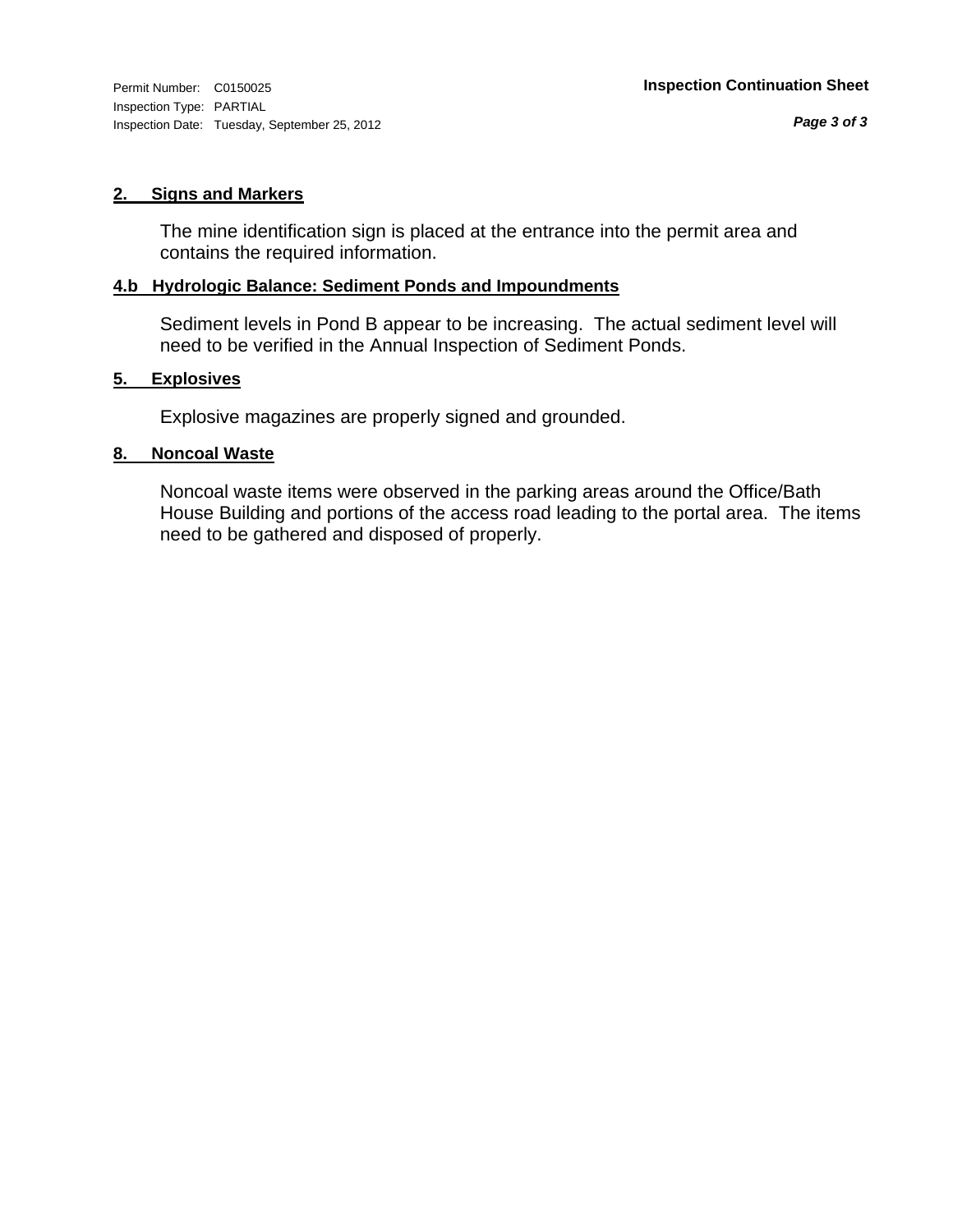Permit Number: C0150025
Inspection Type: PARTIAL
Inspection Date: Tuesday, September 25, 2012

**Inspection Continuation Sheet**

## 2. Signs and Markers

The mine identification sign is placed at the entrance into the permit area and contains the required information.

## 4.b Hydrologic Balance: Sediment Ponds and Impoundments

Sediment levels in Pond B appear to be increasing. The actual sediment level will need to be verified in the Annual Inspection of Sediment Ponds.

## 5. Explosives

Explosive magazines are properly signed and grounded.

## 8. Noncoal Waste

Noncoal waste items were observed in the parking areas around the Office/Bath House Building and portions of the access road leading to the portal area. The items need to be gathered and disposed of properly.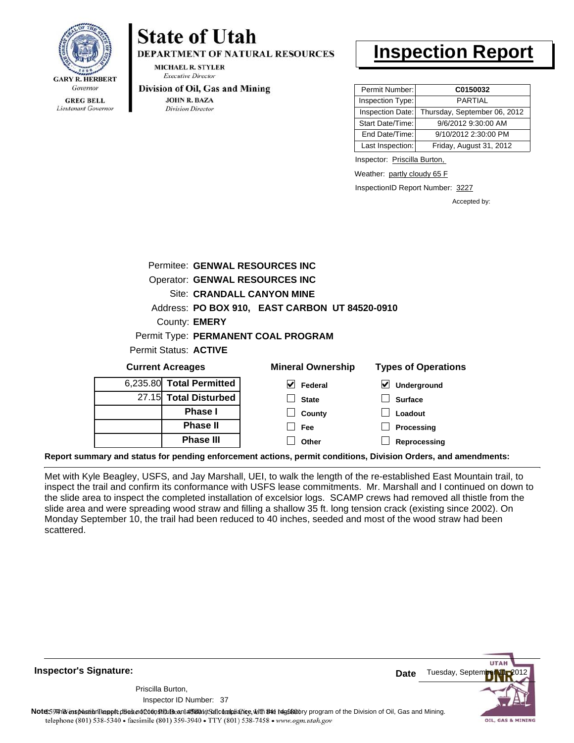GARY R. HERBERT
*Governor*

GREG BELL
*Lieutenant Governor*

# State of Utah

**DEPARTMENT OF NATURAL RESOURCES**

MICHAEL R. STYLER
*Executive Director*

**Division of Oil, Gas and Mining**

JOHN R. BAZA
*Division Director*

# Inspection Report

| | |
|---|---|
| Permit Number: | **C0150032** |
| Inspection Type: | PARTIAL |
| Inspection Date: | Thursday, September 06, 2012 |
| Start Date/Time: | 9/6/2012 9:30:00 AM |
| End Date/Time: | 9/10/2012 2:30:00 PM |
| Last Inspection: | Friday, August 31, 2012 |

Inspector: Priscilla Burton,

Weather: partly cloudy 65 F

InspectionID Report Number: 3227

Accepted by:

Permitee: **GENWAL RESOURCES INC**
Operator: **GENWAL RESOURCES INC**
Site: **CRANDALL CANYON MINE**
Address: **PO BOX 910, EAST CARBON UT 84520-0910**
County: **EMERY**
Permit Type: **PERMANENT COAL PROGRAM**
Permit Status: **ACTIVE**

**Current Acreages**

| | |
|---|---|
| 6,235.80 | **Total Permitted** |
| 27.15 | **Total Disturbed** |
| | **Phase I** |
| | **Phase II** |
| | **Phase III** |

**Mineral Ownership**

- [x] Federal
- [ ] State
- [ ] County
- [ ] Fee
- [ ] Other

**Types of Operations**

- [x] Underground
- [ ] Surface
- [ ] Loadout
- [ ] Processing
- [ ] Reprocessing

**Report summary and status for pending enforcement actions, permit conditions, Division Orders, and amendments:**

Met with Kyle Beagley, USFS, and Jay Marshall, UEI, to walk the length of the re-established East Mountain trail, to inspect the trail and confirm its conformance with USFS lease commitments. Mr. Marshall and I continued on down to the slide area to inspect the completed installation of excelsior logs. SCAMP crews had removed all thistle from the slide area and were spreading wood straw and filling a shallow 35 ft. long tension crack (existing since 2002). On Monday September 10, the trail had been reduced to 40 inches, seeded and most of the wood straw had been scattered.

**Inspector's Signature:**

Priscilla Burton,
Inspector ID Number: 37

**Date** Tuesday, September 11, 2012

**Note:** This inspection report does not constitute an affidavit of compliance with the regulatory program of the Division of Oil, Gas and Mining.

telephone (801) 538-5340 • facsimile (801) 359-3940 • TTY (801) 538-7458 • www.ogm.utah.gov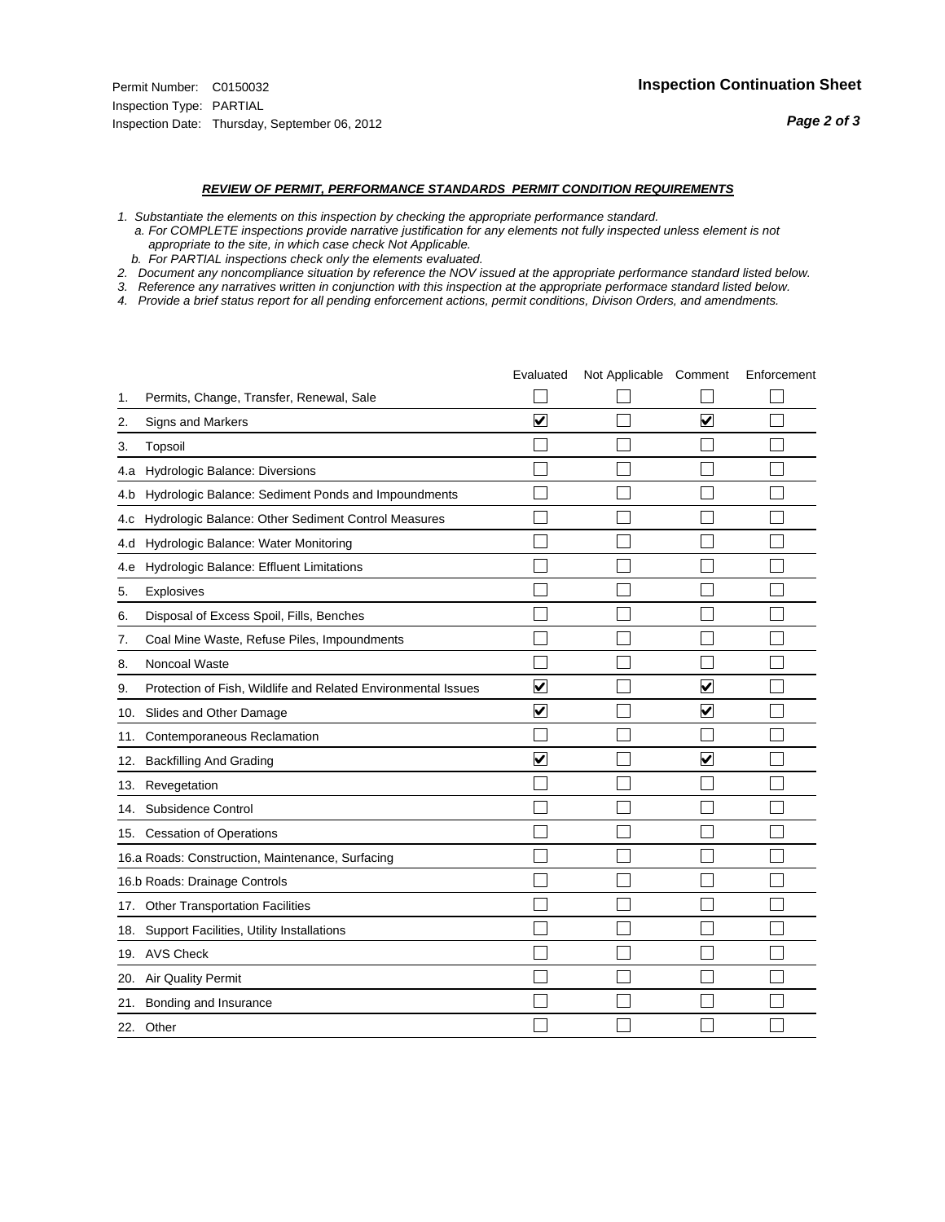Permit Number: C0150032
Inspection Type: PARTIAL
Inspection Date: Thursday, September 06, 2012

## Inspection Continuation Sheet

### *REVIEW OF PERMIT, PERFORMANCE STANDARDS PERMIT CONDITION REQUIREMENTS*

*1. Substantiate the elements on this inspection by checking the appropriate performance standard.*
*a. For COMPLETE inspections provide narrative justification for any elements not fully inspected unless element is not appropriate to the site, in which case check Not Applicable.*
*b. For PARTIAL inspections check only the elements evaluated.*
*2. Document any noncompliance situation by reference the NOV issued at the appropriate performance standard listed below.*
*3. Reference any narratives written in conjunction with this inspection at the appropriate performace standard listed below.*
*4. Provide a brief status report for all pending enforcement actions, permit conditions, Divison Orders, and amendments.*

| | Evaluated | Not Applicable | Comment | Enforcement |
|---|---|---|---|---|
| 1. Permits, Change, Transfer, Renewal, Sale | ☐ | ☐ | ☐ | ☐ |
| 2. Signs and Markers | ☑ | ☐ | ☑ | ☐ |
| 3. Topsoil | ☐ | ☐ | ☐ | ☐ |
| 4.a Hydrologic Balance: Diversions | ☐ | ☐ | ☐ | ☐ |
| 4.b Hydrologic Balance: Sediment Ponds and Impoundments | ☐ | ☐ | ☐ | ☐ |
| 4.c Hydrologic Balance: Other Sediment Control Measures | ☐ | ☐ | ☐ | ☐ |
| 4.d Hydrologic Balance: Water Monitoring | ☐ | ☐ | ☐ | ☐ |
| 4.e Hydrologic Balance: Effluent Limitations | ☐ | ☐ | ☐ | ☐ |
| 5. Explosives | ☐ | ☐ | ☐ | ☐ |
| 6. Disposal of Excess Spoil, Fills, Benches | ☐ | ☐ | ☐ | ☐ |
| 7. Coal Mine Waste, Refuse Piles, Impoundments | ☐ | ☐ | ☐ | ☐ |
| 8. Noncoal Waste | ☐ | ☐ | ☐ | ☐ |
| 9. Protection of Fish, Wildlife and Related Environmental Issues | ☑ | ☐ | ☑ | ☐ |
| 10. Slides and Other Damage | ☑ | ☐ | ☑ | ☐ |
| 11. Contemporaneous Reclamation | ☐ | ☐ | ☐ | ☐ |
| 12. Backfilling And Grading | ☑ | ☐ | ☑ | ☐ |
| 13. Revegetation | ☐ | ☐ | ☐ | ☐ |
| 14. Subsidence Control | ☐ | ☐ | ☐ | ☐ |
| 15. Cessation of Operations | ☐ | ☐ | ☐ | ☐ |
| 16.a Roads: Construction, Maintenance, Surfacing | ☐ | ☐ | ☐ | ☐ |
| 16.b Roads: Drainage Controls | ☐ | ☐ | ☐ | ☐ |
| 17. Other Transportation Facilities | ☐ | ☐ | ☐ | ☐ |
| 18. Support Facilities, Utility Installations | ☐ | ☐ | ☐ | ☐ |
| 19. AVS Check | ☐ | ☐ | ☐ | ☐ |
| 20. Air Quality Permit | ☐ | ☐ | ☐ | ☐ |
| 21. Bonding and Insurance | ☐ | ☐ | ☐ | ☐ |
| 22. Other | ☐ | ☐ | ☐ | ☐ |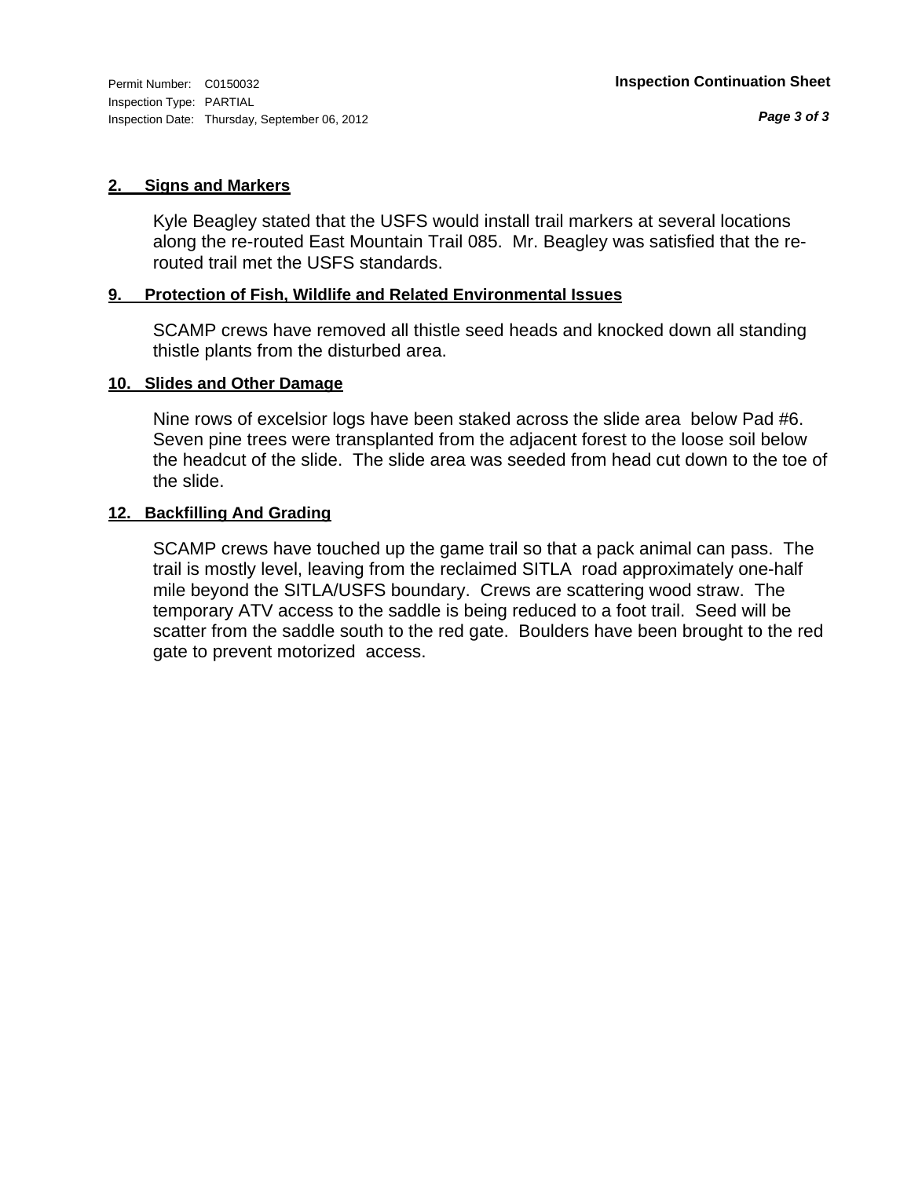Permit Number: C0150032
Inspection Type: PARTIAL
Inspection Date: Thursday, September 06, 2012

**Inspection Continuation Sheet**

**2. Signs and Markers**

Kyle Beagley stated that the USFS would install trail markers at several locations along the re-routed East Mountain Trail 085. Mr. Beagley was satisfied that the re-routed trail met the USFS standards.

**9. Protection of Fish, Wildlife and Related Environmental Issues**

SCAMP crews have removed all thistle seed heads and knocked down all standing thistle plants from the disturbed area.

**10. Slides and Other Damage**

Nine rows of excelsior logs have been staked across the slide area below Pad #6. Seven pine trees were transplanted from the adjacent forest to the loose soil below the headcut of the slide. The slide area was seeded from head cut down to the toe of the slide.

**12. Backfilling And Grading**

SCAMP crews have touched up the game trail so that a pack animal can pass. The trail is mostly level, leaving from the reclaimed SITLA road approximately one-half mile beyond the SITLA/USFS boundary. Crews are scattering wood straw. The temporary ATV access to the saddle is being reduced to a foot trail. Seed will be scatter from the saddle south to the red gate. Boulders have been brought to the red gate to prevent motorized access.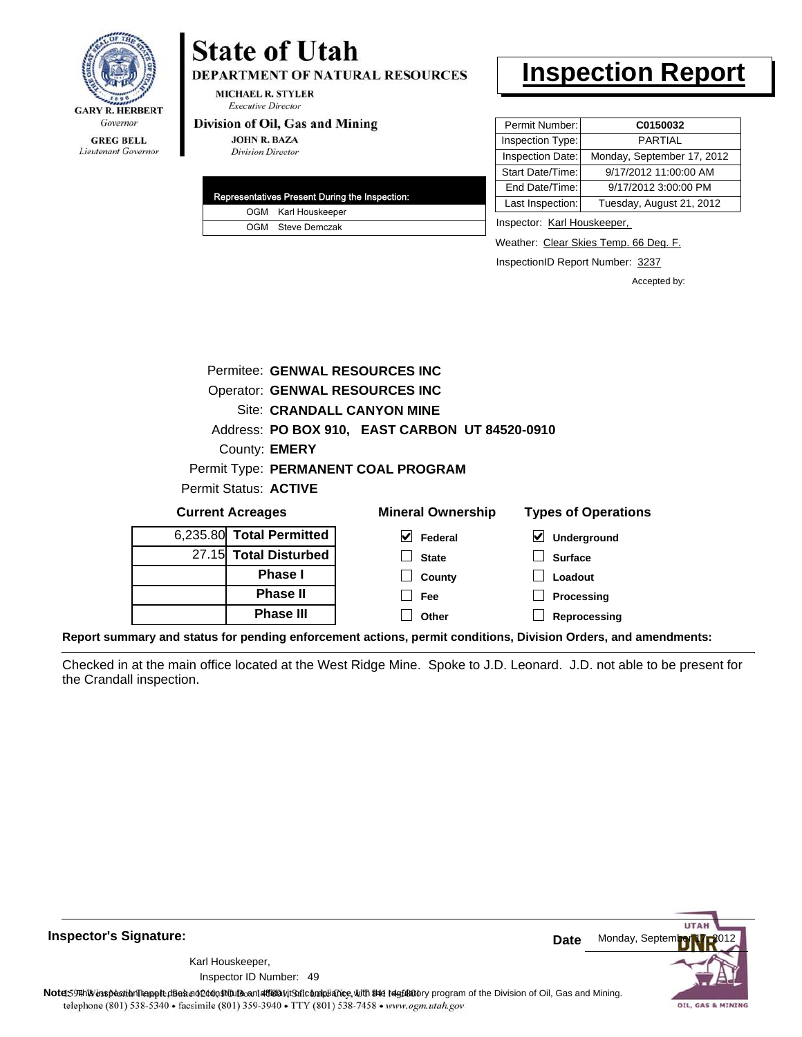GARY R. HERBERT
*Governor*

GREG BELL
*Lieutenant Governor*

# State of Utah

**DEPARTMENT OF NATURAL RESOURCES**

MICHAEL R. STYLER
*Executive Director*

**Division of Oil, Gas and Mining**

JOHN R. BAZA
*Division Director*

# Inspection Report

| | |
|---|---|
| Permit Number: | **C0150032** |
| Inspection Type: | PARTIAL |
| Inspection Date: | Monday, September 17, 2012 |
| Start Date/Time: | 9/17/2012 11:00:00 AM |
| End Date/Time: | 9/17/2012 3:00:00 PM |
| Last Inspection: | Tuesday, August 21, 2012 |

| Representatives Present During the Inspection: | |
|---|---|
| OGM | Karl Houskeeper |
| OGM | Steve Demczak |

Inspector: Karl Houskeeper,

Weather: Clear Skies Temp. 66 Deg. F.

InspectionID Report Number: 3237

Accepted by:

Permitee: **GENWAL RESOURCES INC**
Operator: **GENWAL RESOURCES INC**
Site: **CRANDALL CANYON MINE**
Address: **PO BOX 910, EAST CARBON UT 84520-0910**
County: **EMERY**
Permit Type: **PERMANENT COAL PROGRAM**
Permit Status: **ACTIVE**

**Current Acreages**

| | |
|---|---|
| 6,235.80 | **Total Permitted** |
| 27.15 | **Total Disturbed** |
| | **Phase I** |
| | **Phase II** |
| | **Phase III** |

**Mineral Ownership**

- [x] Federal
- [ ] State
- [ ] County
- [ ] Fee
- [ ] Other

**Types of Operations**

- [x] Underground
- [ ] Surface
- [ ] Loadout
- [ ] Processing
- [ ] Reprocessing

**Report summary and status for pending enforcement actions, permit conditions, Division Orders, and amendments:**

Checked in at the main office located at the West Ridge Mine. Spoke to J.D. Leonard. J.D. not able to be present for the Crandall inspection.

**Inspector's Signature:**

Karl Houskeeper,
Inspector ID Number: 49

**Date** Monday, September 17, 2012

**Note:** This inspection report does not constitute an affidavit of compliance with the regulatory program of the Division of Oil, Gas and Mining.
telephone (801) 538-5340 • facsimile (801) 359-3940 • TTY (801) 538-7458 • www.ogm.utah.gov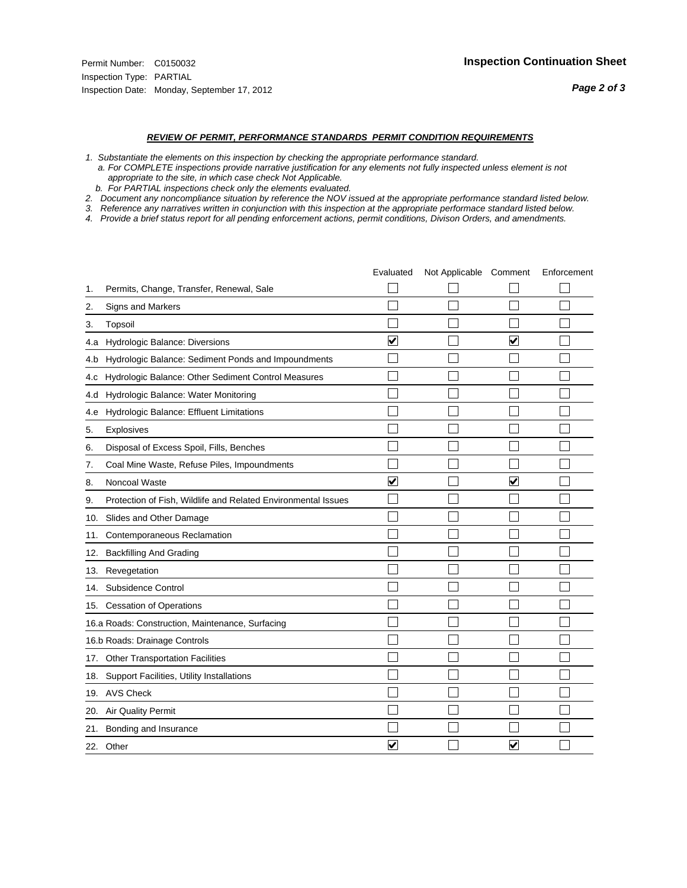Permit Number: C0150032
Inspection Type: PARTIAL
Inspection Date: Monday, September 17, 2012

**Inspection Continuation Sheet**

***REVIEW OF PERMIT, PERFORMANCE STANDARDS PERMIT CONDITION REQUIREMENTS***

*1. Substantiate the elements on this inspection by checking the appropriate performance standard.*
*a. For COMPLETE inspections provide narrative justification for any elements not fully inspected unless element is not appropriate to the site, in which case check Not Applicable.*
*b. For PARTIAL inspections check only the elements evaluated.*
*2. Document any noncompliance situation by reference the NOV issued at the appropriate performance standard listed below.*
*3. Reference any narratives written in conjunction with this inspection at the appropriate performace standard listed below.*
*4. Provide a brief status report for all pending enforcement actions, permit conditions, Divison Orders, and amendments.*

| | | Evaluated | Not Applicable | Comment | Enforcement |
|---|---|---|---|---|---|
| 1. | Permits, Change, Transfer, Renewal, Sale | ☐ | ☐ | ☐ | ☐ |
| 2. | Signs and Markers | ☐ | ☐ | ☐ | ☐ |
| 3. | Topsoil | ☐ | ☐ | ☐ | ☐ |
| 4.a | Hydrologic Balance: Diversions | ☑ | ☐ | ☑ | ☐ |
| 4.b | Hydrologic Balance: Sediment Ponds and Impoundments | ☐ | ☐ | ☐ | ☐ |
| 4.c | Hydrologic Balance: Other Sediment Control Measures | ☐ | ☐ | ☐ | ☐ |
| 4.d | Hydrologic Balance: Water Monitoring | ☐ | ☐ | ☐ | ☐ |
| 4.e | Hydrologic Balance: Effluent Limitations | ☐ | ☐ | ☐ | ☐ |
| 5. | Explosives | ☐ | ☐ | ☐ | ☐ |
| 6. | Disposal of Excess Spoil, Fills, Benches | ☐ | ☐ | ☐ | ☐ |
| 7. | Coal Mine Waste, Refuse Piles, Impoundments | ☐ | ☐ | ☐ | ☐ |
| 8. | Noncoal Waste | ☑ | ☐ | ☑ | ☐ |
| 9. | Protection of Fish, Wildlife and Related Environmental Issues | ☐ | ☐ | ☐ | ☐ |
| 10. | Slides and Other Damage | ☐ | ☐ | ☐ | ☐ |
| 11. | Contemporaneous Reclamation | ☐ | ☐ | ☐ | ☐ |
| 12. | Backfilling And Grading | ☐ | ☐ | ☐ | ☐ |
| 13. | Revegetation | ☐ | ☐ | ☐ | ☐ |
| 14. | Subsidence Control | ☐ | ☐ | ☐ | ☐ |
| 15. | Cessation of Operations | ☐ | ☐ | ☐ | ☐ |
| 16.a | Roads: Construction, Maintenance, Surfacing | ☐ | ☐ | ☐ | ☐ |
| 16.b | Roads: Drainage Controls | ☐ | ☐ | ☐ | ☐ |
| 17. | Other Transportation Facilities | ☐ | ☐ | ☐ | ☐ |
| 18. | Support Facilities, Utility Installations | ☐ | ☐ | ☐ | ☐ |
| 19. | AVS Check | ☐ | ☐ | ☐ | ☐ |
| 20. | Air Quality Permit | ☐ | ☐ | ☐ | ☐ |
| 21. | Bonding and Insurance | ☐ | ☐ | ☐ | ☐ |
| 22. | Other | ☑ | ☐ | ☑ | ☐ |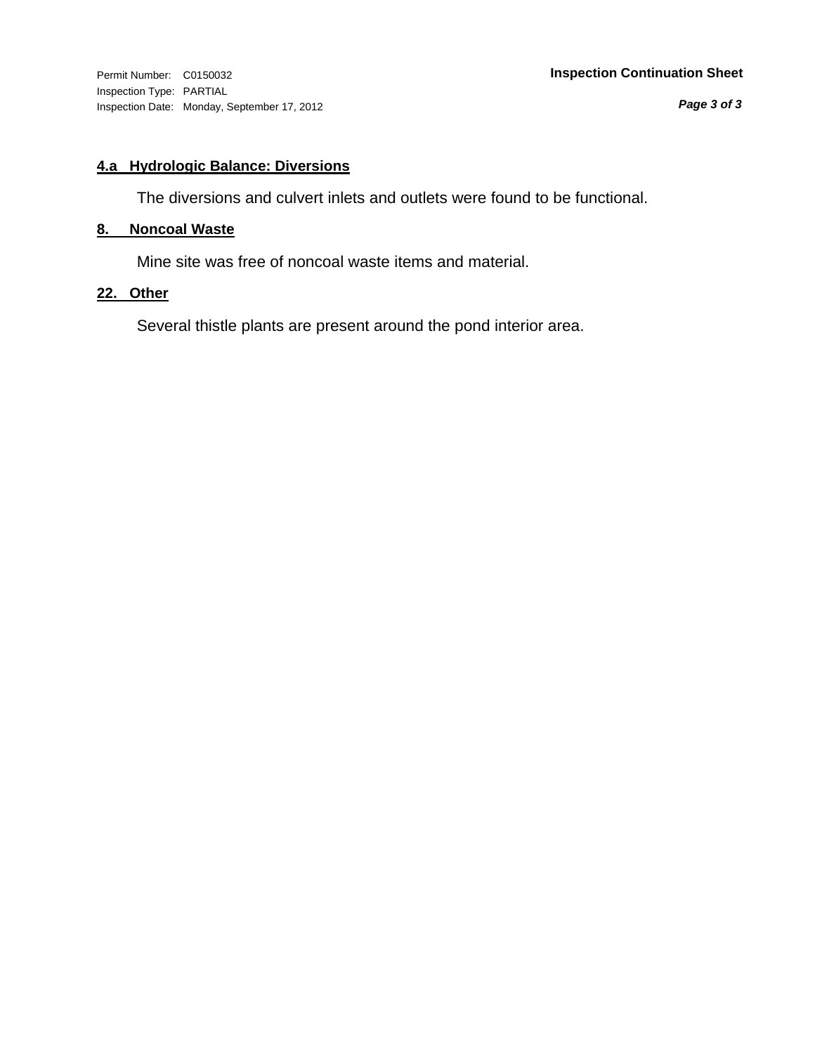Permit Number: C0150032
Inspection Type: PARTIAL
Inspection Date: Monday, September 17, 2012

**Inspection Continuation Sheet**

### 4.a Hydrologic Balance: Diversions

The diversions and culvert inlets and outlets were found to be functional.

### 8. Noncoal Waste

Mine site was free of noncoal waste items and material.

### 22. Other

Several thistle plants are present around the pond interior area.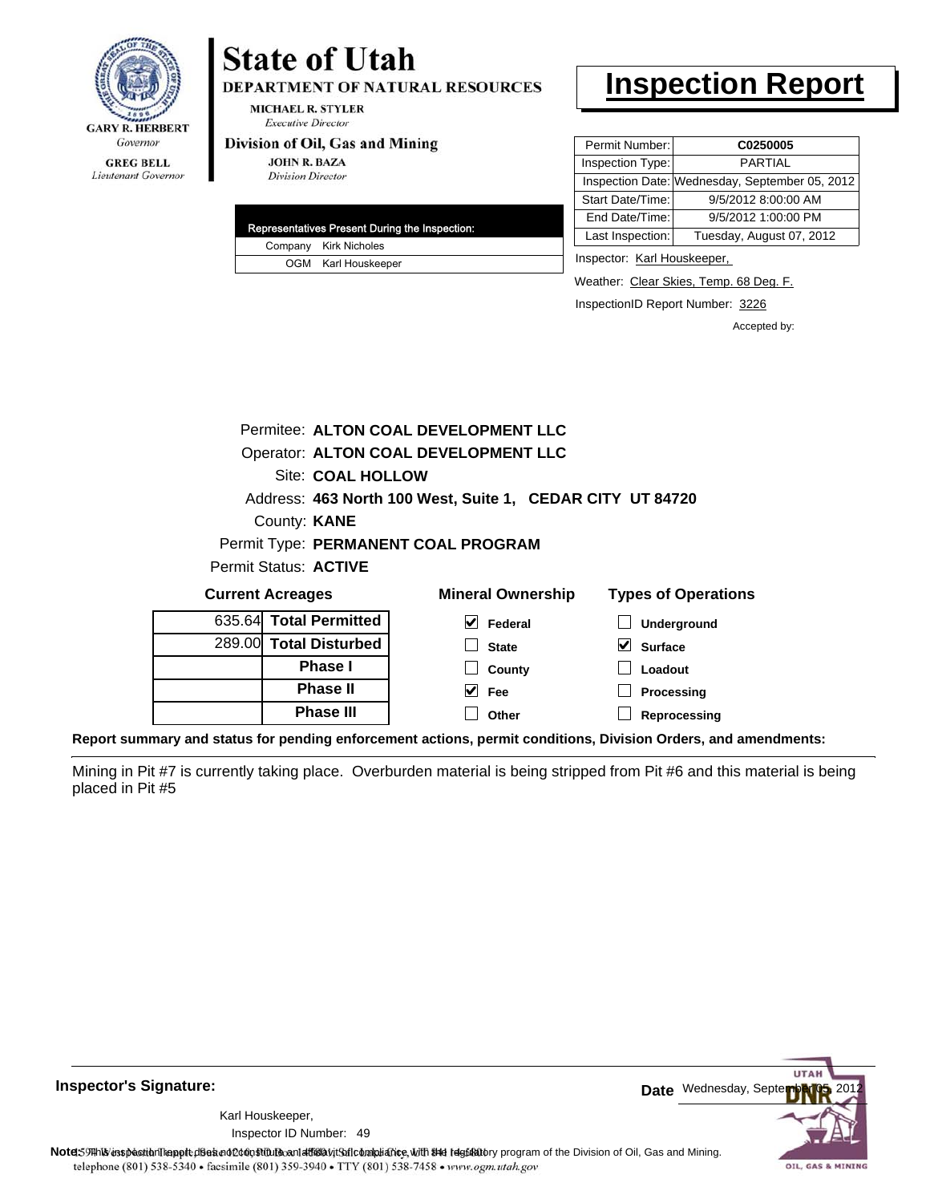**GARY R. HERBERT**
*Governor*

**GREG BELL**
*Lieutenant Governor*

# State of Utah

**DEPARTMENT OF NATURAL RESOURCES**

**MICHAEL R. STYLER**
*Executive Director*

**Division of Oil, Gas and Mining**

**JOHN R. BAZA**
*Division Director*

# Inspection Report

| Permit Number: | C0250005 |
|---|---|
| Inspection Type: | PARTIAL |
| Inspection Date: | Wednesday, September 05, 2012 |
| Start Date/Time: | 9/5/2012 8:00:00 AM |
| End Date/Time: | 9/5/2012 1:00:00 PM |
| Last Inspection: | Tuesday, August 07, 2012 |

| Representatives Present During the Inspection: | |
|---|---|
| Company | Kirk Nicholes |
| OGM | Karl Houskeeper |

Inspector: Karl Houskeeper,

Weather: Clear Skies, Temp. 68 Deg. F.

InspectionID Report Number: 3226

Accepted by:

Permitee: **ALTON COAL DEVELOPMENT LLC**
Operator: **ALTON COAL DEVELOPMENT LLC**
Site: **COAL HOLLOW**
Address: **463 North 100 West, Suite 1, CEDAR CITY UT 84720**
County: **KANE**
Permit Type: **PERMANENT COAL PROGRAM**
Permit Status: **ACTIVE**

**Current Acreages**

| | |
|---|---|
| 635.64 | **Total Permitted** |
| 289.00 | **Total Disturbed** |
| | **Phase I** |
| | **Phase II** |
| | **Phase III** |

**Mineral Ownership**

- [x] Federal
- [ ] State
- [ ] County
- [x] Fee
- [ ] Other

**Types of Operations**

- [ ] Underground
- [x] Surface
- [ ] Loadout
- [ ] Processing
- [ ] Reprocessing

**Report summary and status for pending enforcement actions, permit conditions, Division Orders, and amendments:**

Mining in Pit #7 is currently taking place. Overburden material is being stripped from Pit #6 and this material is being placed in Pit #5

**Inspector's Signature:**

Karl Houskeeper,
Inspector ID Number: 49

**Date** Wednesday, September 05, 2012

**Note:** This inspection report does not constitute an affidavit of compliance with the regulatory program of the Division of Oil, Gas and Mining.
telephone (801) 538-5340 • facsimile (801) 359-3940 • TTY (801) 538-7458 • www.ogm.utah.gov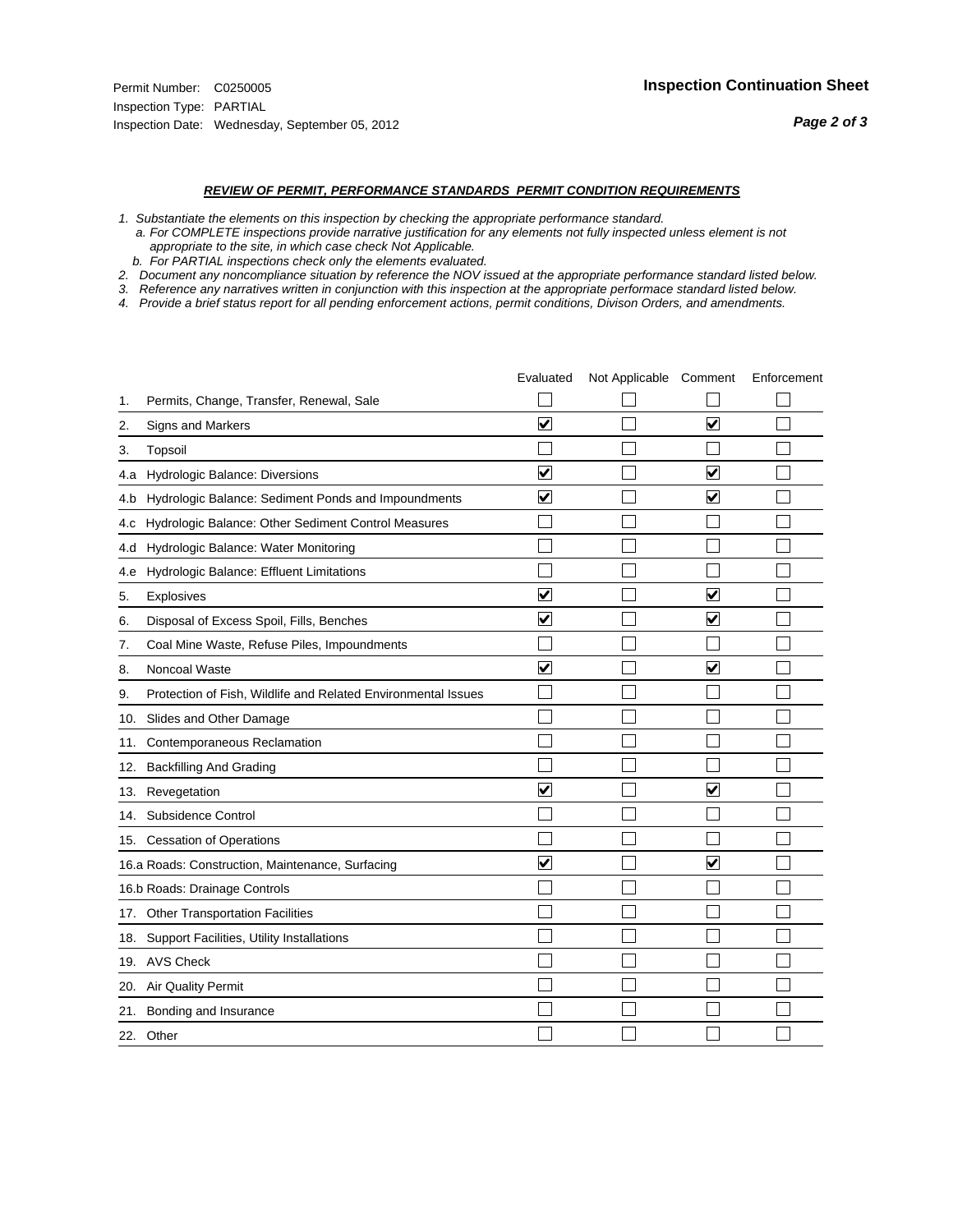Permit Number: C0250005
Inspection Type: PARTIAL
Inspection Date: Wednesday, September 05, 2012

**Inspection Continuation Sheet**

***REVIEW OF PERMIT, PERFORMANCE STANDARDS PERMIT CONDITION REQUIREMENTS***

*1. Substantiate the elements on this inspection by checking the appropriate performance standard.*
*a. For COMPLETE inspections provide narrative justification for any elements not fully inspected unless element is not appropriate to the site, in which case check Not Applicable.*
*b. For PARTIAL inspections check only the elements evaluated.*
*2. Document any noncompliance situation by reference the NOV issued at the appropriate performance standard listed below.*
*3. Reference any narratives written in conjunction with this inspection at the appropriate performace standard listed below.*
*4. Provide a brief status report for all pending enforcement actions, permit conditions, Divison Orders, and amendments.*

| | | Evaluated | Not Applicable | Comment | Enforcement |
|---|---|---|---|---|---|
| 1. | Permits, Change, Transfer, Renewal, Sale | ☐ | ☐ | ☐ | ☐ |
| 2. | Signs and Markers | ☑ | ☐ | ☑ | ☐ |
| 3. | Topsoil | ☐ | ☐ | ☐ | ☐ |
| 4.a | Hydrologic Balance: Diversions | ☑ | ☐ | ☑ | ☐ |
| 4.b | Hydrologic Balance: Sediment Ponds and Impoundments | ☑ | ☐ | ☑ | ☐ |
| 4.c | Hydrologic Balance: Other Sediment Control Measures | ☐ | ☐ | ☐ | ☐ |
| 4.d | Hydrologic Balance: Water Monitoring | ☐ | ☐ | ☐ | ☐ |
| 4.e | Hydrologic Balance: Effluent Limitations | ☐ | ☐ | ☐ | ☐ |
| 5. | Explosives | ☑ | ☐ | ☑ | ☐ |
| 6. | Disposal of Excess Spoil, Fills, Benches | ☑ | ☐ | ☑ | ☐ |
| 7. | Coal Mine Waste, Refuse Piles, Impoundments | ☐ | ☐ | ☐ | ☐ |
| 8. | Noncoal Waste | ☑ | ☐ | ☑ | ☐ |
| 9. | Protection of Fish, Wildlife and Related Environmental Issues | ☐ | ☐ | ☐ | ☐ |
| 10. | Slides and Other Damage | ☐ | ☐ | ☐ | ☐ |
| 11. | Contemporaneous Reclamation | ☐ | ☐ | ☐ | ☐ |
| 12. | Backfilling And Grading | ☐ | ☐ | ☐ | ☐ |
| 13. | Revegetation | ☑ | ☐ | ☑ | ☐ |
| 14. | Subsidence Control | ☐ | ☐ | ☐ | ☐ |
| 15. | Cessation of Operations | ☐ | ☐ | ☐ | ☐ |
| 16.a | Roads: Construction, Maintenance, Surfacing | ☑ | ☐ | ☑ | ☐ |
| 16.b | Roads: Drainage Controls | ☐ | ☐ | ☐ | ☐ |
| 17. | Other Transportation Facilities | ☐ | ☐ | ☐ | ☐ |
| 18. | Support Facilities, Utility Installations | ☐ | ☐ | ☐ | ☐ |
| 19. | AVS Check | ☐ | ☐ | ☐ | ☐ |
| 20. | Air Quality Permit | ☐ | ☐ | ☐ | ☐ |
| 21. | Bonding and Insurance | ☐ | ☐ | ☐ | ☐ |
| 22. | Other | ☐ | ☐ | ☐ | ☐ |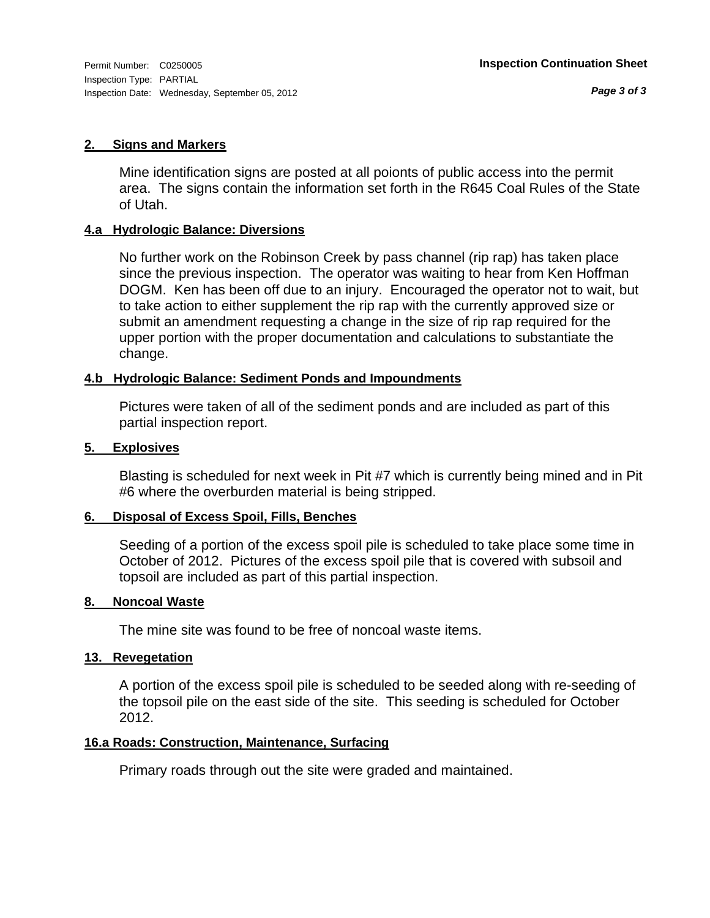Permit Number: C0250005
Inspection Type: PARTIAL
Inspection Date: Wednesday, September 05, 2012

**Inspection Continuation Sheet**

## 2. Signs and Markers

Mine identification signs are posted at all poionts of public access into the permit area. The signs contain the information set forth in the R645 Coal Rules of the State of Utah.

## 4.a Hydrologic Balance: Diversions

No further work on the Robinson Creek by pass channel (rip rap) has taken place since the previous inspection. The operator was waiting to hear from Ken Hoffman DOGM. Ken has been off due to an injury. Encouraged the operator not to wait, but to take action to either supplement the rip rap with the currently approved size or submit an amendment requesting a change in the size of rip rap required for the upper portion with the proper documentation and calculations to substantiate the change.

## 4.b Hydrologic Balance: Sediment Ponds and Impoundments

Pictures were taken of all of the sediment ponds and are included as part of this partial inspection report.

## 5. Explosives

Blasting is scheduled for next week in Pit #7 which is currently being mined and in Pit #6 where the overburden material is being stripped.

## 6. Disposal of Excess Spoil, Fills, Benches

Seeding of a portion of the excess spoil pile is scheduled to take place some time in October of 2012. Pictures of the excess spoil pile that is covered with subsoil and topsoil are included as part of this partial inspection.

## 8. Noncoal Waste

The mine site was found to be free of noncoal waste items.

## 13. Revegetation

A portion of the excess spoil pile is scheduled to be seeded along with re-seeding of the topsoil pile on the east side of the site. This seeding is scheduled for October 2012.

## 16.a Roads: Construction, Maintenance, Surfacing

Primary roads through out the site were graded and maintained.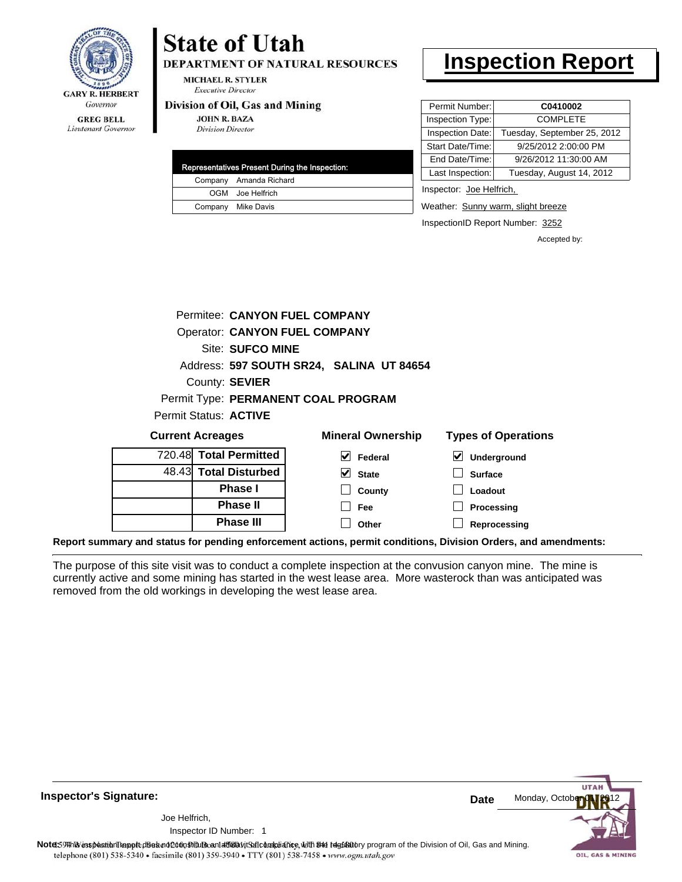**GARY R. HERBERT**
*Governor*

**GREG BELL**
*Lieutenant Governor*

# State of Utah

**DEPARTMENT OF NATURAL RESOURCES**

**MICHAEL R. STYLER**
*Executive Director*

**Division of Oil, Gas and Mining**

**JOHN R. BAZA**
*Division Director*

# Inspection Report

| Permit Number: | **C0410002** |
| --- | --- |
| Inspection Type: | COMPLETE |
| Inspection Date: | Tuesday, September 25, 2012 |
| Start Date/Time: | 9/25/2012 2:00:00 PM |
| End Date/Time: | 9/26/2012 11:30:00 AM |
| Last Inspection: | Tuesday, August 14, 2012 |

| Representatives Present During the Inspection: | |
| --- | --- |
| Company | Amanda Richard |
| OGM | Joe Helfrich |
| Company | Mike Davis |

Inspector: Joe Helfrich,

Weather: Sunny warm, slight breeze

InspectionID Report Number: 3252

Accepted by:

Permitee: **CANYON FUEL COMPANY**
Operator: **CANYON FUEL COMPANY**
Site: **SUFCO MINE**
Address: **597 SOUTH SR24, SALINA UT 84654**
County: **SEVIER**
Permit Type: **PERMANENT COAL PROGRAM**
Permit Status: **ACTIVE**

**Current Acreages**

| | |
| --- | --- |
| 720.48 | **Total Permitted** |
| 48.43 | **Total Disturbed** |
| | **Phase I** |
| | **Phase II** |
| | **Phase III** |

**Mineral Ownership**

- [x] Federal
- [x] State
- [ ] County
- [ ] Fee
- [ ] Other

**Types of Operations**

- [x] Underground
- [ ] Surface
- [ ] Loadout
- [ ] Processing
- [ ] Reprocessing

**Report summary and status for pending enforcement actions, permit conditions, Division Orders, and amendments:**

The purpose of this site visit was to conduct a complete inspection at the convusion canyon mine. The mine is currently active and some mining has started in the west lease area. More wasterock than was anticipated was removed from the old workings in developing the west lease area.

**Inspector's Signature:**

Joe Helfrich,
Inspector ID Number: 1

**Date** Monday, October 01, 2012

**Note:** This inspection report does not constitute an affidavit of compliance with the regulatory program of the Division of Oil, Gas and Mining.

telephone (801) 538-5340 • facsimile (801) 359-3940 • TTY (801) 538-7458 • www.ogm.utah.gov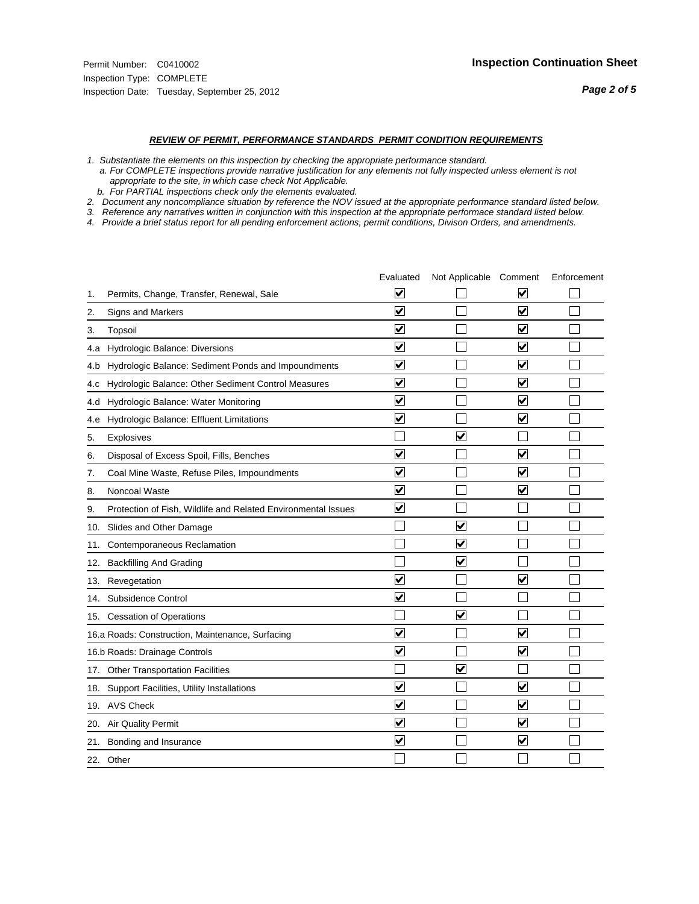Permit Number: C0410002
Inspection Type: COMPLETE
Inspection Date: Tuesday, September 25, 2012

**Inspection Continuation Sheet**

## *REVIEW OF PERMIT, PERFORMANCE STANDARDS PERMIT CONDITION REQUIREMENTS*

*1. Substantiate the elements on this inspection by checking the appropriate performance standard.*
*a. For COMPLETE inspections provide narrative justification for any elements not fully inspected unless element is not appropriate to the site, in which case check Not Applicable.*
*b. For PARTIAL inspections check only the elements evaluated.*
*2. Document any noncompliance situation by reference the NOV issued at the appropriate performance standard listed below.*
*3. Reference any narratives written in conjunction with this inspection at the appropriate performace standard listed below.*
*4. Provide a brief status report for all pending enforcement actions, permit conditions, Divison Orders, and amendments.*

| | Evaluated | Not Applicable | Comment | Enforcement |
|---|---|---|---|---|
| 1. Permits, Change, Transfer, Renewal, Sale | ☑ | ☐ | ☑ | ☐ |
| 2. Signs and Markers | ☑ | ☐ | ☑ | ☐ |
| 3. Topsoil | ☑ | ☐ | ☑ | ☐ |
| 4.a Hydrologic Balance: Diversions | ☑ | ☐ | ☑ | ☐ |
| 4.b Hydrologic Balance: Sediment Ponds and Impoundments | ☑ | ☐ | ☑ | ☐ |
| 4.c Hydrologic Balance: Other Sediment Control Measures | ☑ | ☐ | ☑ | ☐ |
| 4.d Hydrologic Balance: Water Monitoring | ☑ | ☐ | ☑ | ☐ |
| 4.e Hydrologic Balance: Effluent Limitations | ☑ | ☐ | ☑ | ☐ |
| 5. Explosives | ☐ | ☑ | ☐ | ☐ |
| 6. Disposal of Excess Spoil, Fills, Benches | ☑ | ☐ | ☑ | ☐ |
| 7. Coal Mine Waste, Refuse Piles, Impoundments | ☑ | ☐ | ☑ | ☐ |
| 8. Noncoal Waste | ☑ | ☐ | ☑ | ☐ |
| 9. Protection of Fish, Wildlife and Related Environmental Issues | ☑ | ☐ | ☐ | ☐ |
| 10. Slides and Other Damage | ☐ | ☑ | ☐ | ☐ |
| 11. Contemporaneous Reclamation | ☐ | ☑ | ☐ | ☐ |
| 12. Backfilling And Grading | ☐ | ☑ | ☐ | ☐ |
| 13. Revegetation | ☑ | ☐ | ☑ | ☐ |
| 14. Subsidence Control | ☑ | ☐ | ☐ | ☐ |
| 15. Cessation of Operations | ☐ | ☑ | ☐ | ☐ |
| 16.a Roads: Construction, Maintenance, Surfacing | ☑ | ☐ | ☑ | ☐ |
| 16.b Roads: Drainage Controls | ☑ | ☐ | ☑ | ☐ |
| 17. Other Transportation Facilities | ☐ | ☑ | ☐ | ☐ |
| 18. Support Facilities, Utility Installations | ☑ | ☐ | ☑ | ☐ |
| 19. AVS Check | ☑ | ☐ | ☑ | ☐ |
| 20. Air Quality Permit | ☑ | ☐ | ☑ | ☐ |
| 21. Bonding and Insurance | ☑ | ☐ | ☑ | ☐ |
| 22. Other | ☐ | ☐ | ☐ | ☐ |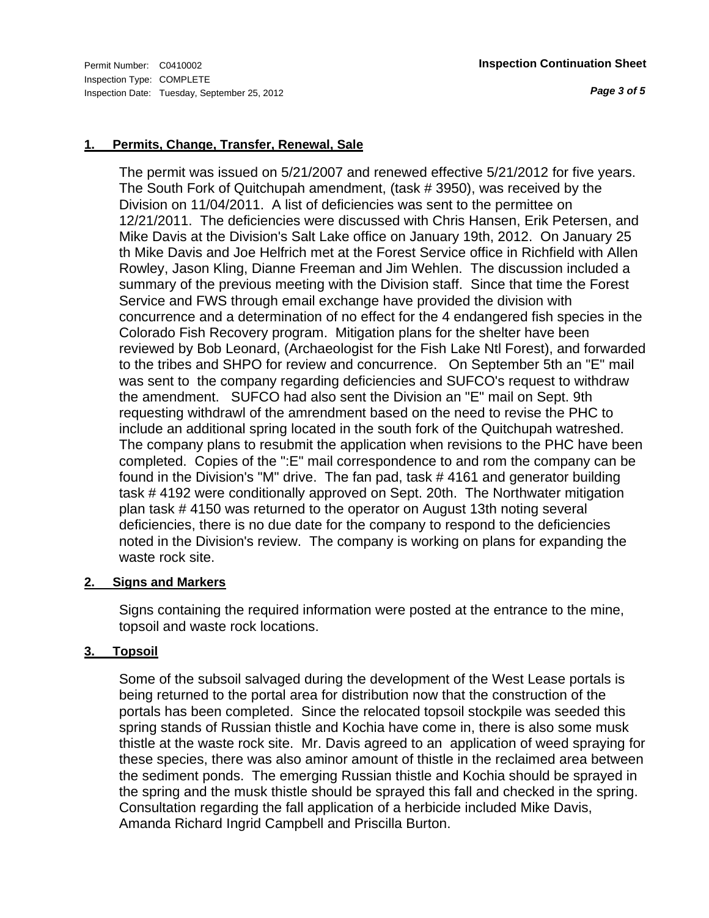## 1. Permits, Change, Transfer, Renewal, Sale

The permit was issued on 5/21/2007 and renewed effective 5/21/2012 for five years. The South Fork of Quitchupah amendment, (task # 3950), was received by the Division on 11/04/2011. A list of deficiencies was sent to the permittee on 12/21/2011. The deficiencies were discussed with Chris Hansen, Erik Petersen, and Mike Davis at the Division's Salt Lake office on January 19th, 2012. On January 25 th Mike Davis and Joe Helfrich met at the Forest Service office in Richfield with Allen Rowley, Jason Kling, Dianne Freeman and Jim Wehlen. The discussion included a summary of the previous meeting with the Division staff. Since that time the Forest Service and FWS through email exchange have provided the division with concurrence and a determination of no effect for the 4 endangered fish species in the Colorado Fish Recovery program. Mitigation plans for the shelter have been reviewed by Bob Leonard, (Archaeologist for the Fish Lake Ntl Forest), and forwarded to the tribes and SHPO for review and concurrence. On September 5th an "E" mail was sent to the company regarding deficiencies and SUFCO's request to withdraw the amendment. SUFCO had also sent the Division an "E" mail on Sept. 9th requesting withdrawl of the amrendment based on the need to revise the PHC to include an additional spring located in the south fork of the Quitchupah watreshed. The company plans to resubmit the application when revisions to the PHC have been completed. Copies of the ":E" mail correspondence to and rom the company can be found in the Division's "M" drive. The fan pad, task # 4161 and generator building task # 4192 were conditionally approved on Sept. 20th. The Northwater mitigation plan task # 4150 was returned to the operator on August 13th noting several deficiencies, there is no due date for the company to respond to the deficiencies noted in the Division's review. The company is working on plans for expanding the waste rock site.

## 2. Signs and Markers

Signs containing the required information were posted at the entrance to the mine, topsoil and waste rock locations.

## 3. Topsoil

Some of the subsoil salvaged during the development of the West Lease portals is being returned to the portal area for distribution now that the construction of the portals has been completed. Since the relocated topsoil stockpile was seeded this spring stands of Russian thistle and Kochia have come in, there is also some musk thistle at the waste rock site. Mr. Davis agreed to an application of weed spraying for these species, there was also aminor amount of thistle in the reclaimed area between the sediment ponds. The emerging Russian thistle and Kochia should be sprayed in the spring and the musk thistle should be sprayed this fall and checked in the spring. Consultation regarding the fall application of a herbicide included Mike Davis, Amanda Richard Ingrid Campbell and Priscilla Burton.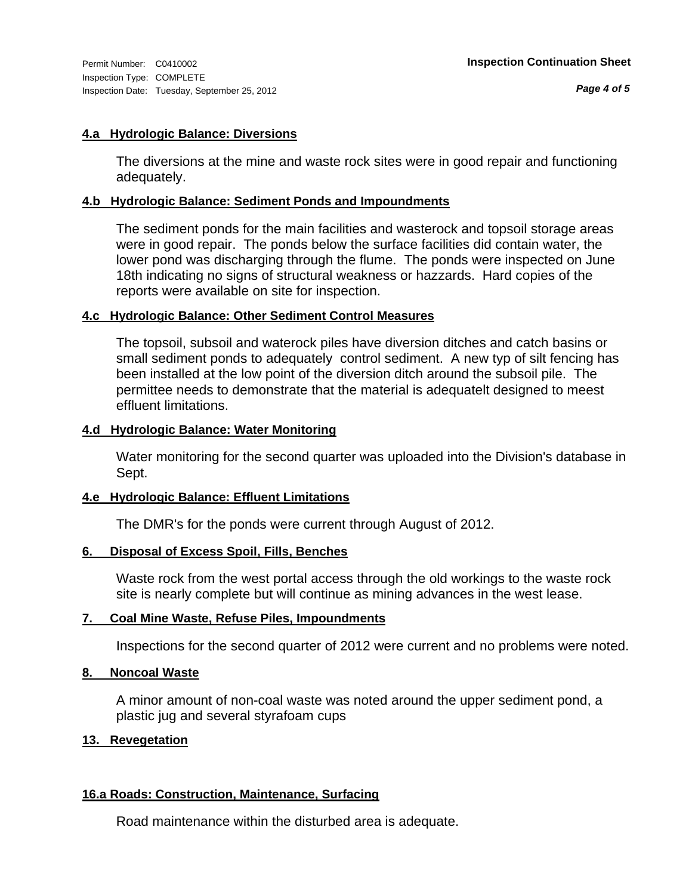Permit Number: C0410002
Inspection Type: COMPLETE
Inspection Date: Tuesday, September 25, 2012

**Inspection Continuation Sheet**

### 4.a Hydrologic Balance: Diversions

The diversions at the mine and waste rock sites were in good repair and functioning adequately.

### 4.b Hydrologic Balance: Sediment Ponds and Impoundments

The sediment ponds for the main facilities and wasterock and topsoil storage areas were in good repair. The ponds below the surface facilities did contain water, the lower pond was discharging through the flume. The ponds were inspected on June 18th indicating no signs of structural weakness or hazzards. Hard copies of the reports were available on site for inspection.

### 4.c Hydrologic Balance: Other Sediment Control Measures

The topsoil, subsoil and waterock piles have diversion ditches and catch basins or small sediment ponds to adequately control sediment. A new typ of silt fencing has been installed at the low point of the diversion ditch around the subsoil pile. The permittee needs to demonstrate that the material is adequatelt designed to meest effluent limitations.

### 4.d Hydrologic Balance: Water Monitoring

Water monitoring for the second quarter was uploaded into the Division's database in Sept.

### 4.e Hydrologic Balance: Effluent Limitations

The DMR's for the ponds were current through August of 2012.

### 6. Disposal of Excess Spoil, Fills, Benches

Waste rock from the west portal access through the old workings to the waste rock site is nearly complete but will continue as mining advances in the west lease.

### 7. Coal Mine Waste, Refuse Piles, Impoundments

Inspections for the second quarter of 2012 were current and no problems were noted.

### 8. Noncoal Waste

A minor amount of non-coal waste was noted around the upper sediment pond, a plastic jug and several styrafoam cups

### 13. Revegetation

### 16.a Roads: Construction, Maintenance, Surfacing

Road maintenance within the disturbed area is adequate.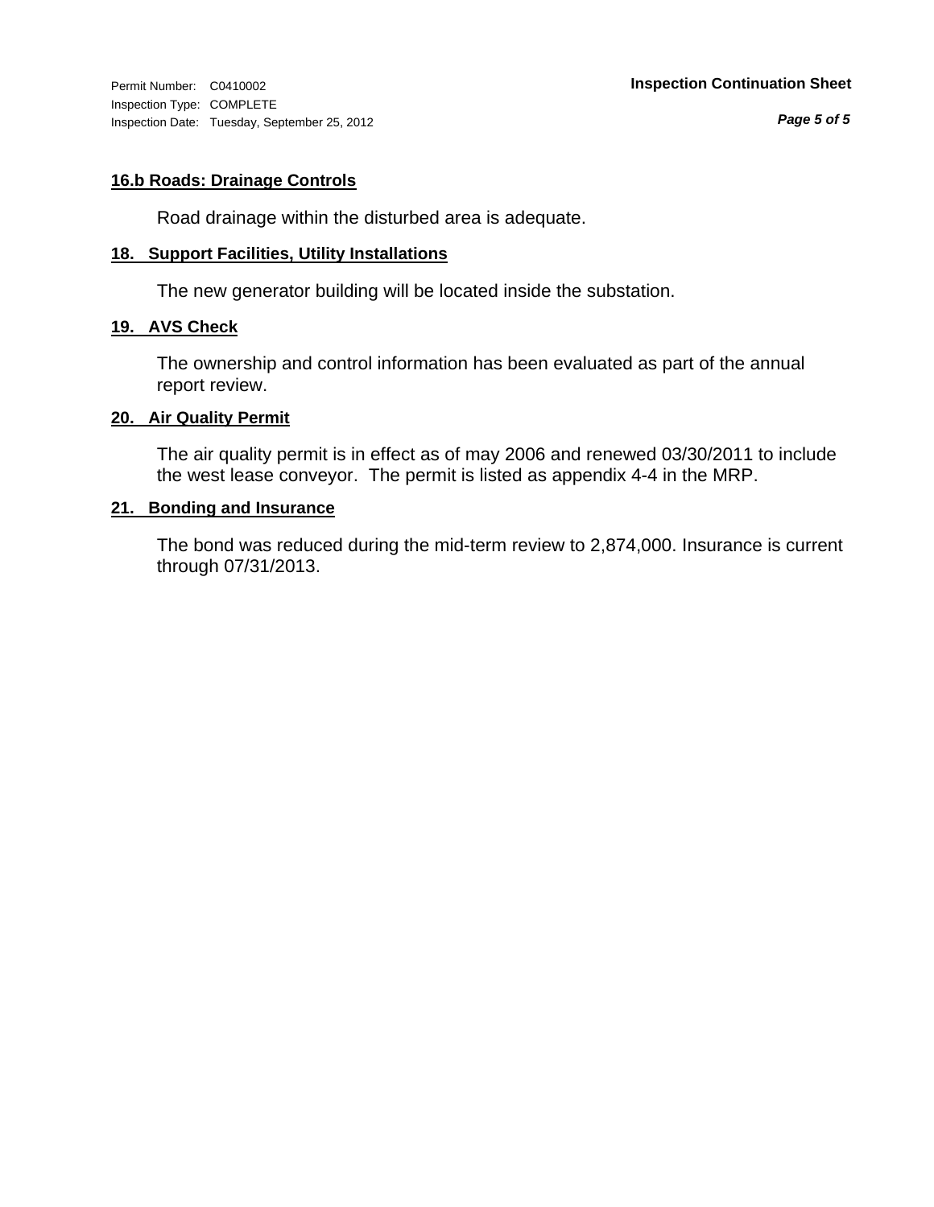### 16.b Roads: Drainage Controls

Road drainage within the disturbed area is adequate.

### 18. Support Facilities, Utility Installations

The new generator building will be located inside the substation.

### 19. AVS Check

The ownership and control information has been evaluated as part of the annual report review.

### 20. Air Quality Permit

The air quality permit is in effect as of may 2006 and renewed 03/30/2011 to include the west lease conveyor. The permit is listed as appendix 4-4 in the MRP.

### 21. Bonding and Insurance

The bond was reduced during the mid-term review to 2,874,000. Insurance is current through 07/31/2013.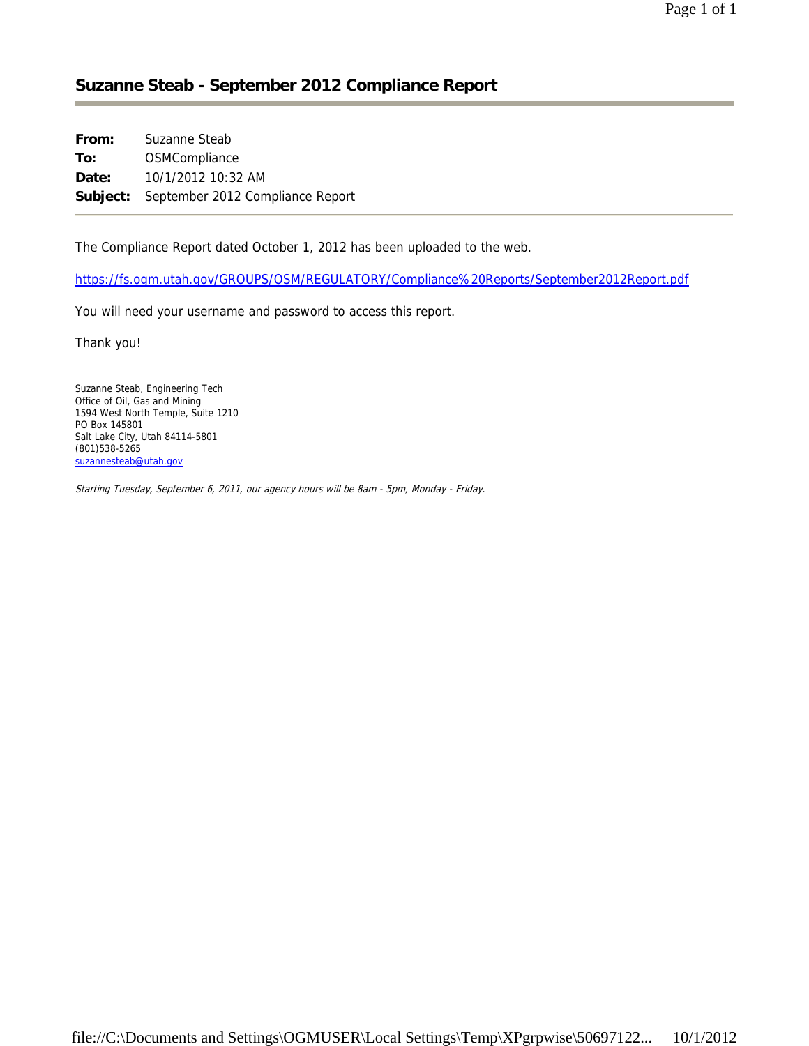## Suzanne Steab - September 2012 Compliance Report

| | |
|---|---|
| **From:** | Suzanne Steab |
| **To:** | OSMCompliance |
| **Date:** | 10/1/2012 10:32 AM |
| **Subject:** | September 2012 Compliance Report |

The Compliance Report dated October 1, 2012 has been uploaded to the web.

https://fs.ogm.utah.gov/GROUPS/OSM/REGULATORY/Compliance%20Reports/September2012Report.pdf

You will need your username and password to access this report.

Thank you!

Suzanne Steab, Engineering Tech
Office of Oil, Gas and Mining
1594 West North Temple, Suite 1210
PO Box 145801
Salt Lake City, Utah 84114-5801
(801)538-5265
suzannesteab@utah.gov

*Starting Tuesday, September 6, 2011, our agency hours will be 8am - 5pm, Monday - Friday.*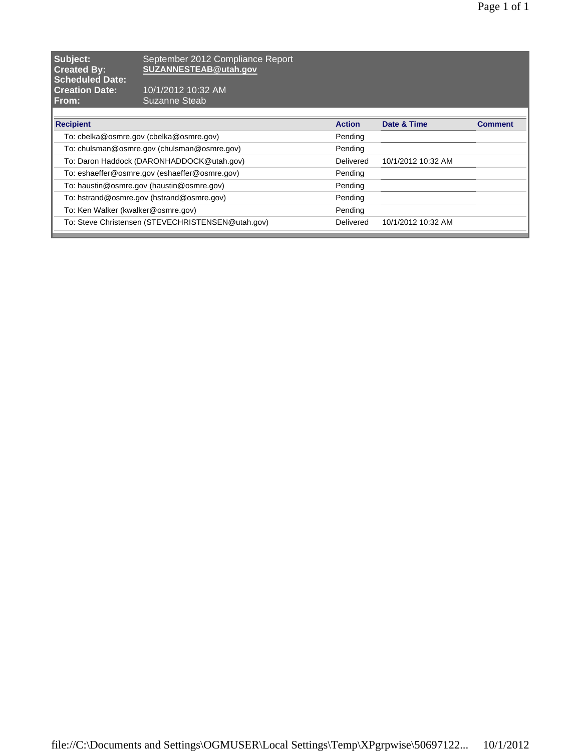| | |
|---|---|
| **Subject:** | September 2012 Compliance Report |
| **Created By:** | **SUZANNESTEAB@utah.gov** |
| **Scheduled Date:** | |
| **Creation Date:** | 10/1/2012 10:32 AM |
| **From:** | Suzanne Steab |

| Recipient | Action | Date & Time | Comment |
|---|---|---|---|
| To: cbelka@osmre.gov (cbelka@osmre.gov) | Pending | | |
| To: chulsman@osmre.gov (chulsman@osmre.gov) | Pending | | |
| To: Daron Haddock (DARONHADDOCK@utah.gov) | Delivered | 10/1/2012 10:32 AM | |
| To: eshaeffer@osmre.gov (eshaeffer@osmre.gov) | Pending | | |
| To: haustin@osmre.gov (haustin@osmre.gov) | Pending | | |
| To: hstrand@osmre.gov (hstrand@osmre.gov) | Pending | | |
| To: Ken Walker (kwalker@osmre.gov) | Pending | | |
| To: Steve Christensen (STEVECHRISTENSEN@utah.gov) | Delivered | 10/1/2012 10:32 AM | |